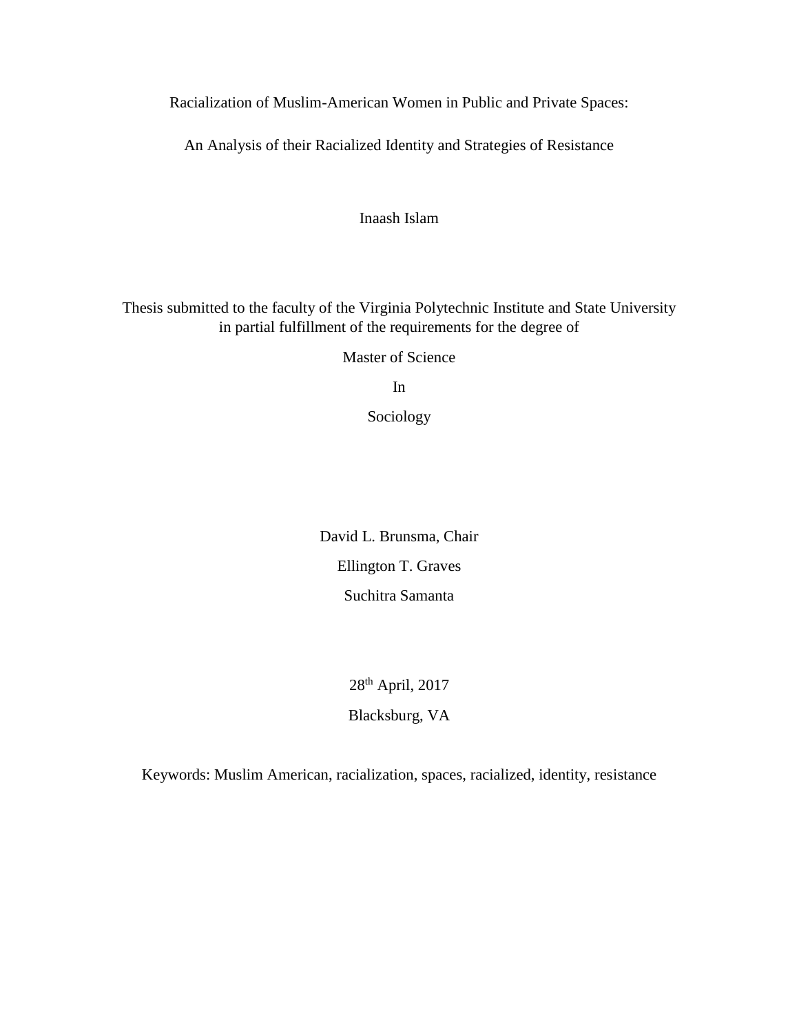# Racialization of Muslim-American Women in Public and Private Spaces:

## An Analysis of their Racialized Identity and Strategies of Resistance

Inaash Islam

Thesis submitted to the faculty of the Virginia Polytechnic Institute and State University in partial fulfillment of the requirements for the degree of

Master of Science

In

Sociology

David L. Brunsma, Chair

Ellington T. Graves

Suchitra Samanta

28th April, 2017

Blacksburg, VA

Keywords: Muslim American, racialization, spaces, racialized, identity, resistance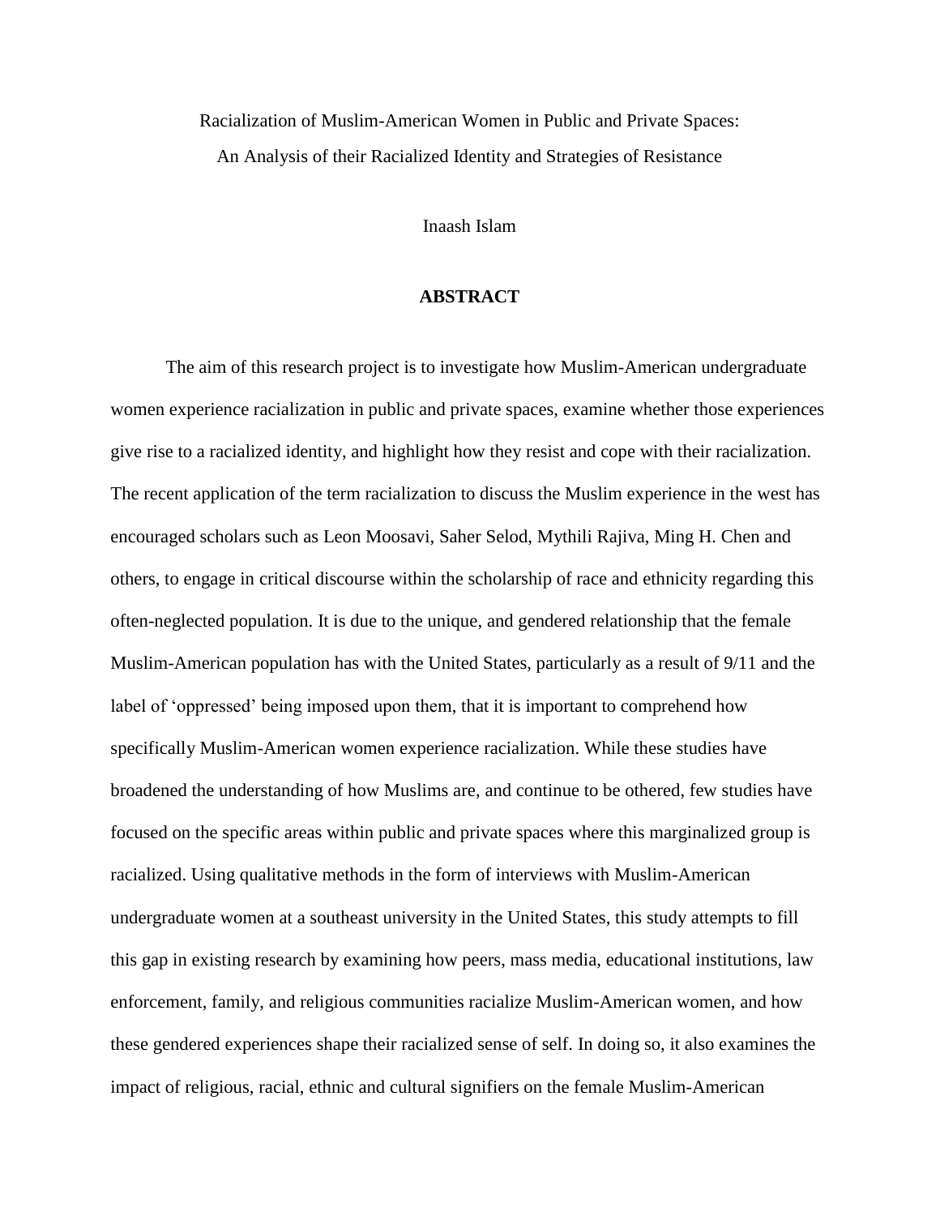Racialization of Muslim-American Women in Public and Private Spaces:
An Analysis of their Racialized Identity and Strategies of Resistance

Inaash Islam

## ABSTRACT

The aim of this research project is to investigate how Muslim-American undergraduate women experience racialization in public and private spaces, examine whether those experiences give rise to a racialized identity, and highlight how they resist and cope with their racialization. The recent application of the term racialization to discuss the Muslim experience in the west has encouraged scholars such as Leon Moosavi, Saher Selod, Mythili Rajiva, Ming H. Chen and others, to engage in critical discourse within the scholarship of race and ethnicity regarding this often-neglected population. It is due to the unique, and gendered relationship that the female Muslim-American population has with the United States, particularly as a result of 9/11 and the label of 'oppressed' being imposed upon them, that it is important to comprehend how specifically Muslim-American women experience racialization. While these studies have broadened the understanding of how Muslims are, and continue to be othered, few studies have focused on the specific areas within public and private spaces where this marginalized group is racialized. Using qualitative methods in the form of interviews with Muslim-American undergraduate women at a southeast university in the United States, this study attempts to fill this gap in existing research by examining how peers, mass media, educational institutions, law enforcement, family, and religious communities racialize Muslim-American women, and how these gendered experiences shape their racialized sense of self. In doing so, it also examines the impact of religious, racial, ethnic and cultural signifiers on the female Muslim-American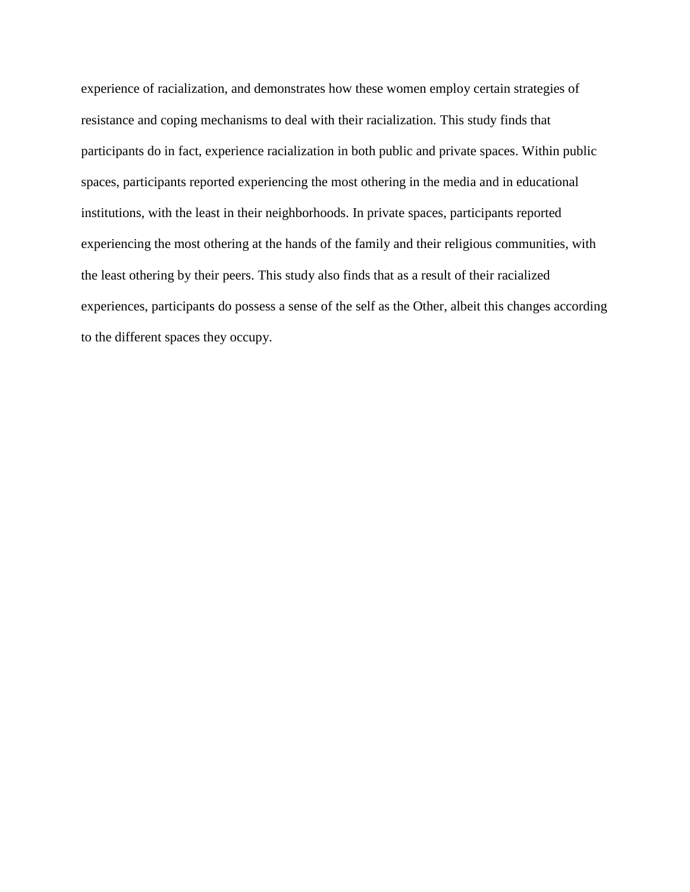experience of racialization, and demonstrates how these women employ certain strategies of resistance and coping mechanisms to deal with their racialization. This study finds that participants do in fact, experience racialization in both public and private spaces. Within public spaces, participants reported experiencing the most othering in the media and in educational institutions, with the least in their neighborhoods. In private spaces, participants reported experiencing the most othering at the hands of the family and their religious communities, with the least othering by their peers. This study also finds that as a result of their racialized experiences, participants do possess a sense of the self as the Other, albeit this changes according to the different spaces they occupy.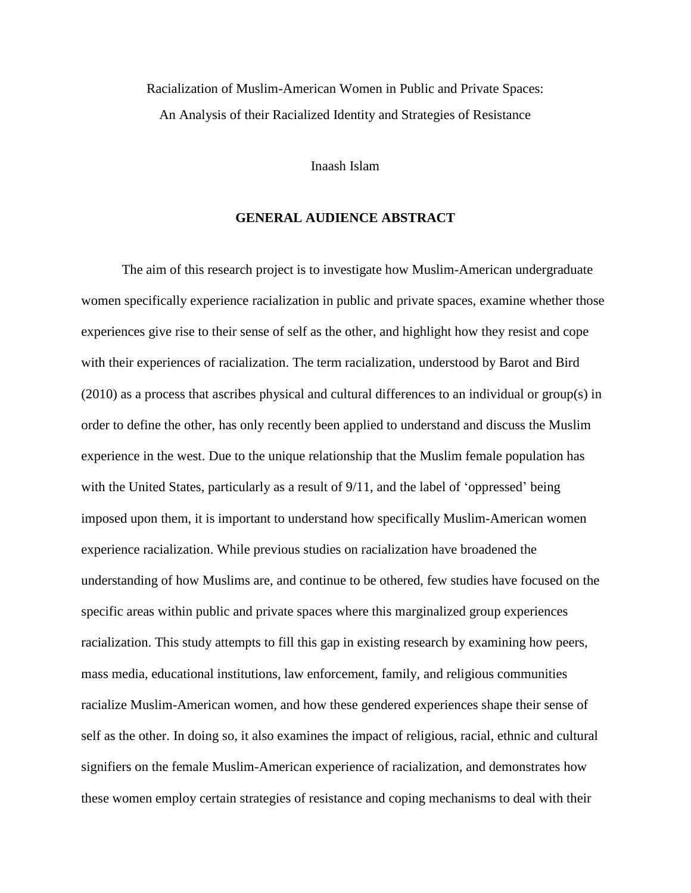Racialization of Muslim-American Women in Public and Private Spaces:
An Analysis of their Racialized Identity and Strategies of Resistance

Inaash Islam

## GENERAL AUDIENCE ABSTRACT

The aim of this research project is to investigate how Muslim-American undergraduate women specifically experience racialization in public and private spaces, examine whether those experiences give rise to their sense of self as the other, and highlight how they resist and cope with their experiences of racialization. The term racialization, understood by Barot and Bird (2010) as a process that ascribes physical and cultural differences to an individual or group(s) in order to define the other, has only recently been applied to understand and discuss the Muslim experience in the west. Due to the unique relationship that the Muslim female population has with the United States, particularly as a result of 9/11, and the label of 'oppressed' being imposed upon them, it is important to understand how specifically Muslim-American women experience racialization. While previous studies on racialization have broadened the understanding of how Muslims are, and continue to be othered, few studies have focused on the specific areas within public and private spaces where this marginalized group experiences racialization. This study attempts to fill this gap in existing research by examining how peers, mass media, educational institutions, law enforcement, family, and religious communities racialize Muslim-American women, and how these gendered experiences shape their sense of self as the other. In doing so, it also examines the impact of religious, racial, ethnic and cultural signifiers on the female Muslim-American experience of racialization, and demonstrates how these women employ certain strategies of resistance and coping mechanisms to deal with their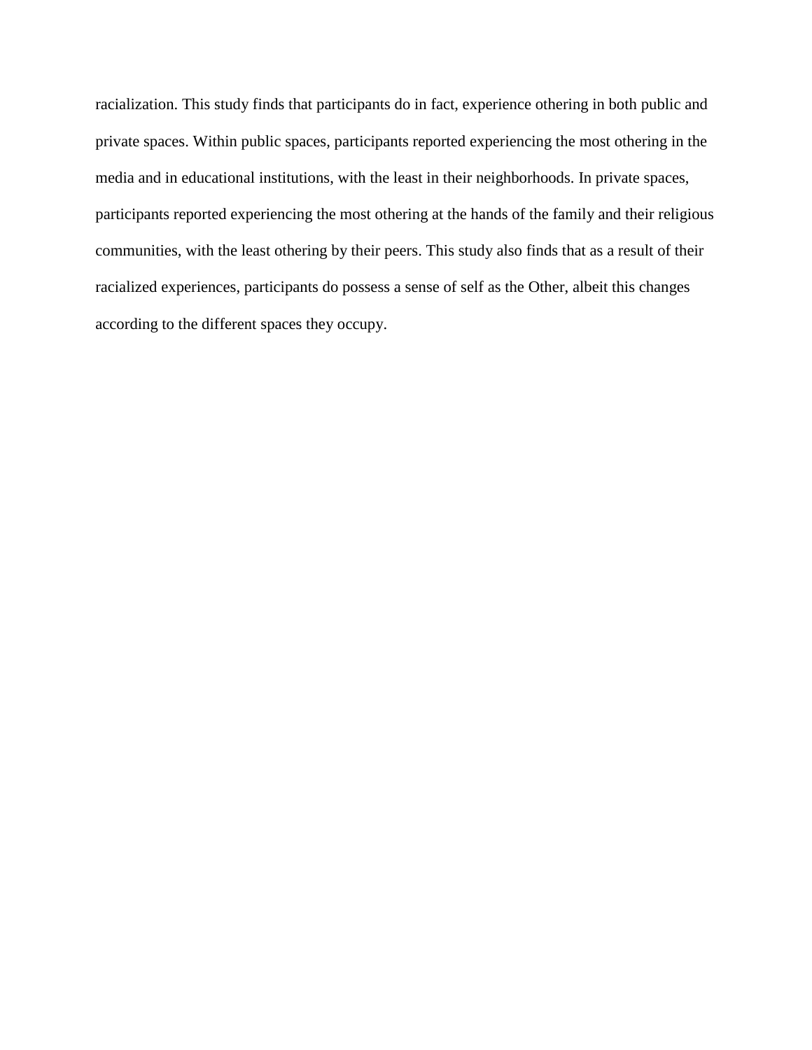racialization. This study finds that participants do in fact, experience othering in both public and private spaces. Within public spaces, participants reported experiencing the most othering in the media and in educational institutions, with the least in their neighborhoods. In private spaces, participants reported experiencing the most othering at the hands of the family and their religious communities, with the least othering by their peers. This study also finds that as a result of their racialized experiences, participants do possess a sense of self as the Other, albeit this changes according to the different spaces they occupy.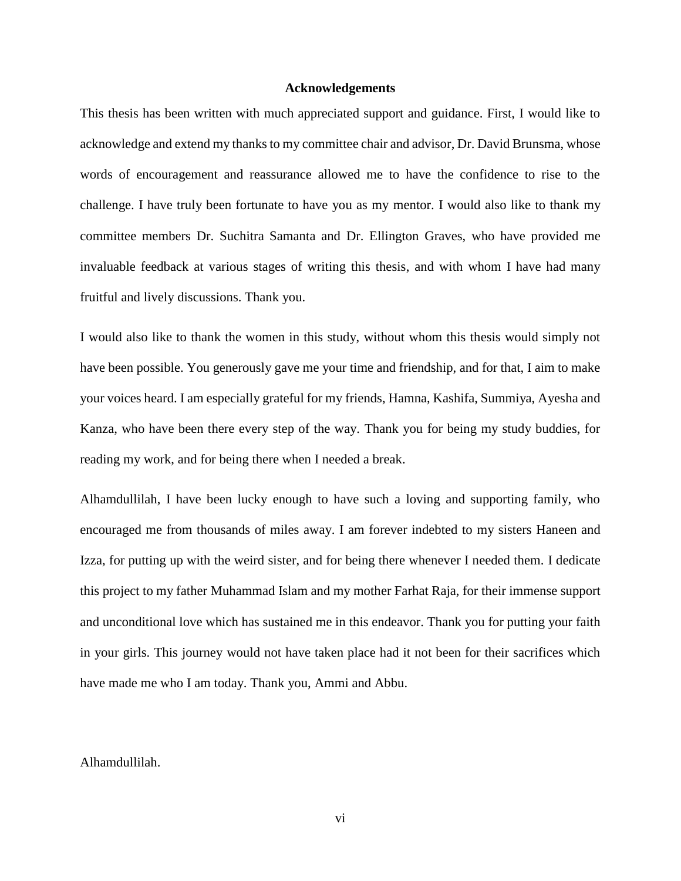# Acknowledgements

This thesis has been written with much appreciated support and guidance. First, I would like to acknowledge and extend my thanks to my committee chair and advisor, Dr. David Brunsma, whose words of encouragement and reassurance allowed me to have the confidence to rise to the challenge. I have truly been fortunate to have you as my mentor. I would also like to thank my committee members Dr. Suchitra Samanta and Dr. Ellington Graves, who have provided me invaluable feedback at various stages of writing this thesis, and with whom I have had many fruitful and lively discussions. Thank you.

I would also like to thank the women in this study, without whom this thesis would simply not have been possible. You generously gave me your time and friendship, and for that, I aim to make your voices heard. I am especially grateful for my friends, Hamna, Kashifa, Summiya, Ayesha and Kanza, who have been there every step of the way. Thank you for being my study buddies, for reading my work, and for being there when I needed a break.

Alhamdullilah, I have been lucky enough to have such a loving and supporting family, who encouraged me from thousands of miles away. I am forever indebted to my sisters Haneen and Izza, for putting up with the weird sister, and for being there whenever I needed them. I dedicate this project to my father Muhammad Islam and my mother Farhat Raja, for their immense support and unconditional love which has sustained me in this endeavor. Thank you for putting your faith in your girls. This journey would not have taken place had it not been for their sacrifices which have made me who I am today. Thank you, Ammi and Abbu.

Alhamdullilah.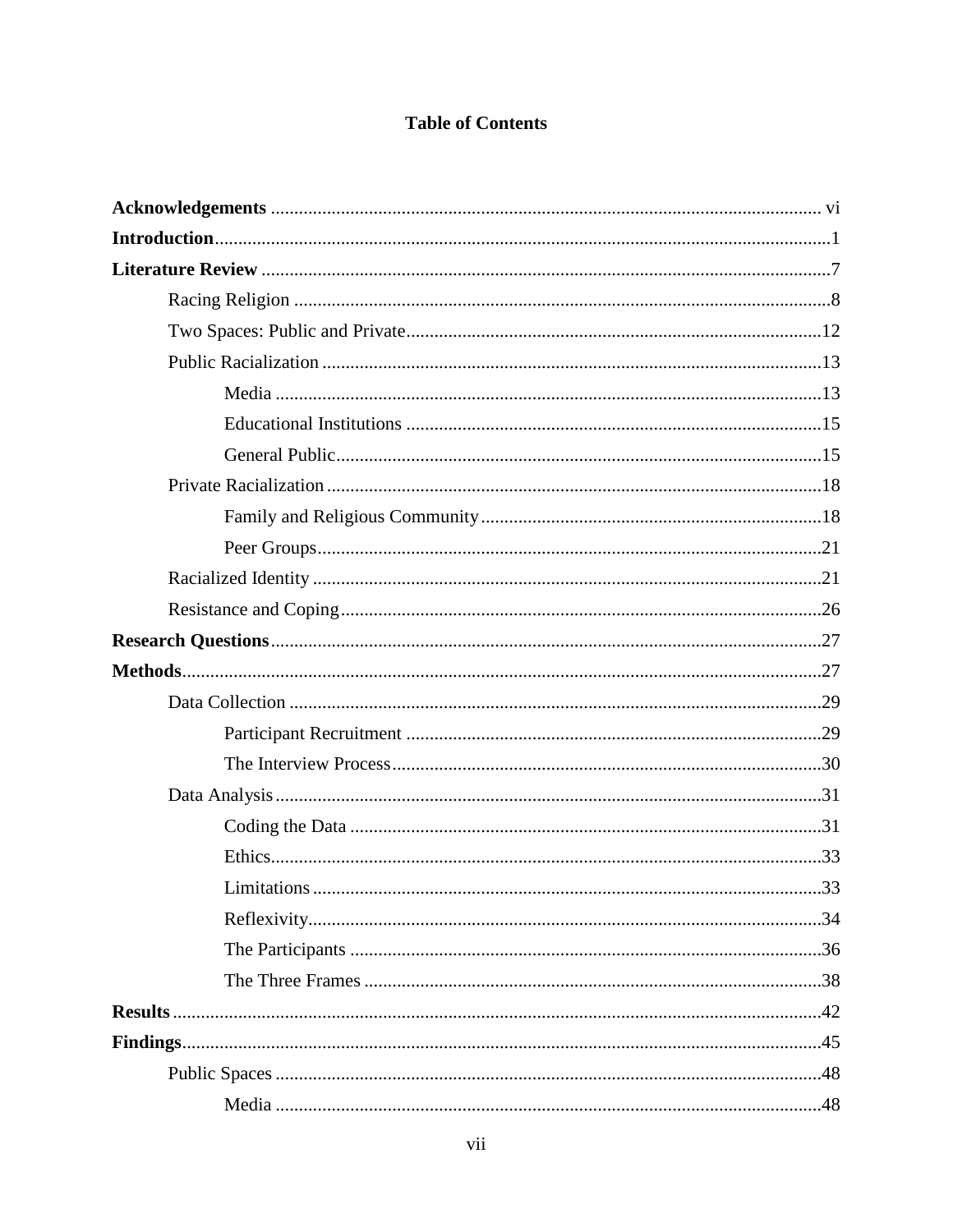# Table of Contents

**Acknowledgements** ..... vi

**Introduction** ..... 1

**Literature Review** ..... 7

- Racing Religion ..... 8
- Two Spaces: Public and Private ..... 12
- Public Racialization ..... 13
  - Media ..... 13
  - Educational Institutions ..... 15
  - General Public ..... 15
- Private Racialization ..... 18
  - Family and Religious Community ..... 18
  - Peer Groups ..... 21
- Racialized Identity ..... 21
- Resistance and Coping ..... 26

**Research Questions** ..... 27

**Methods** ..... 27

- Data Collection ..... 29
  - Participant Recruitment ..... 29
  - The Interview Process ..... 30
- Data Analysis ..... 31
  - Coding the Data ..... 31
  - Ethics ..... 33
  - Limitations ..... 33
  - Reflexivity ..... 34
  - The Participants ..... 36
  - The Three Frames ..... 38

**Results** ..... 42

**Findings** ..... 45

- Public Spaces ..... 48
  - Media ..... 48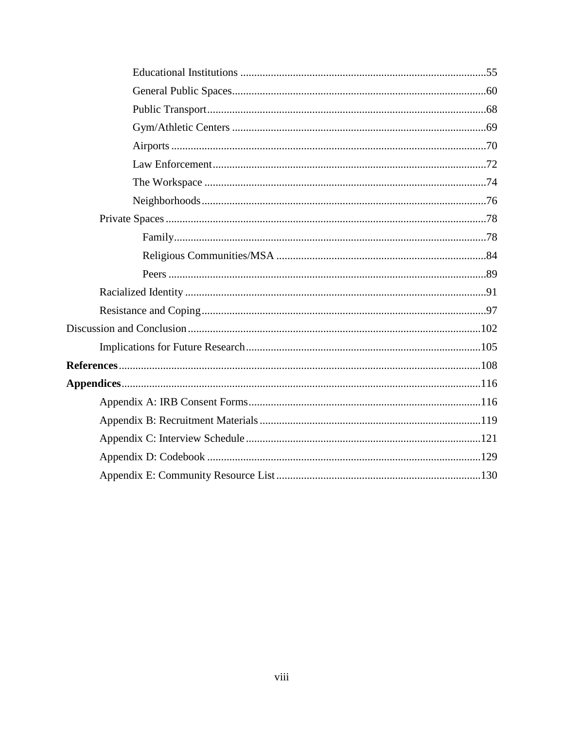Educational Institutions ........................................................................................55

General Public Spaces...........................................................................................60

Public Transport....................................................................................................68

Gym/Athletic Centers ...........................................................................................69

Airports .................................................................................................................70

Law Enforcement..................................................................................................72

The Workspace .....................................................................................................74

Neighborhoods......................................................................................................76

Private Spaces ...................................................................................................................78

Family...............................................................................................................78

Religious Communities/MSA ...........................................................................84

Peers .................................................................................................................89

Racialized Identity ............................................................................................................91

Resistance and Coping......................................................................................................97

Discussion and Conclusion.........................................................................................................102

Implications for Future Research....................................................................................105

**References**.................................................................................................................................108

**Appendices**................................................................................................................................116

Appendix A: IRB Consent Forms...................................................................................116

Appendix B: Recruitment Materials ...............................................................................119

Appendix C: Interview Schedule ....................................................................................121

Appendix D: Codebook ..................................................................................................129

Appendix E: Community Resource List .........................................................................130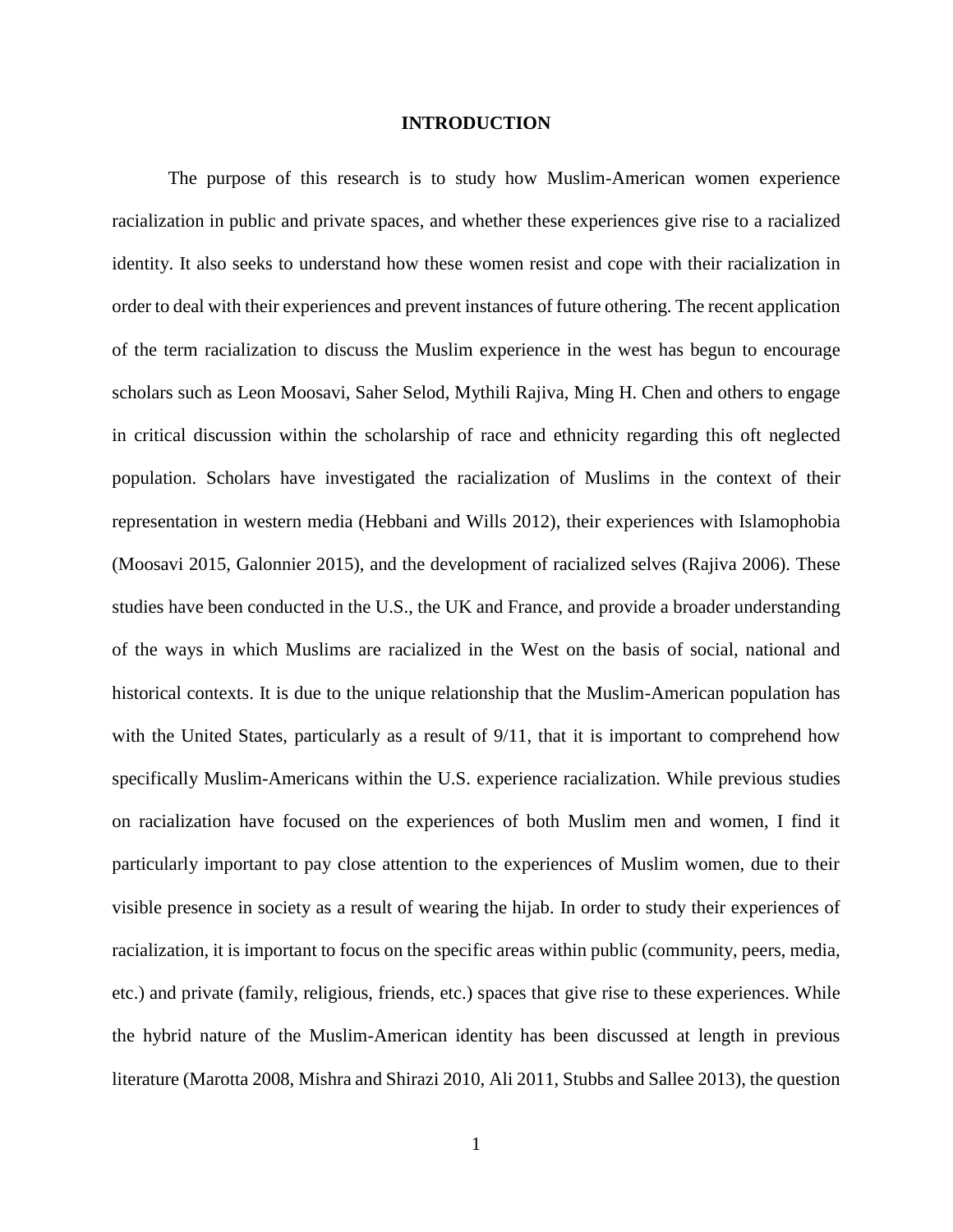# INTRODUCTION

The purpose of this research is to study how Muslim-American women experience racialization in public and private spaces, and whether these experiences give rise to a racialized identity. It also seeks to understand how these women resist and cope with their racialization in order to deal with their experiences and prevent instances of future othering. The recent application of the term racialization to discuss the Muslim experience in the west has begun to encourage scholars such as Leon Moosavi, Saher Selod, Mythili Rajiva, Ming H. Chen and others to engage in critical discussion within the scholarship of race and ethnicity regarding this oft neglected population. Scholars have investigated the racialization of Muslims in the context of their representation in western media (Hebbani and Wills 2012), their experiences with Islamophobia (Moosavi 2015, Galonnier 2015), and the development of racialized selves (Rajiva 2006). These studies have been conducted in the U.S., the UK and France, and provide a broader understanding of the ways in which Muslims are racialized in the West on the basis of social, national and historical contexts. It is due to the unique relationship that the Muslim-American population has with the United States, particularly as a result of 9/11, that it is important to comprehend how specifically Muslim-Americans within the U.S. experience racialization. While previous studies on racialization have focused on the experiences of both Muslim men and women, I find it particularly important to pay close attention to the experiences of Muslim women, due to their visible presence in society as a result of wearing the hijab. In order to study their experiences of racialization, it is important to focus on the specific areas within public (community, peers, media, etc.) and private (family, religious, friends, etc.) spaces that give rise to these experiences. While the hybrid nature of the Muslim-American identity has been discussed at length in previous literature (Marotta 2008, Mishra and Shirazi 2010, Ali 2011, Stubbs and Sallee 2013), the question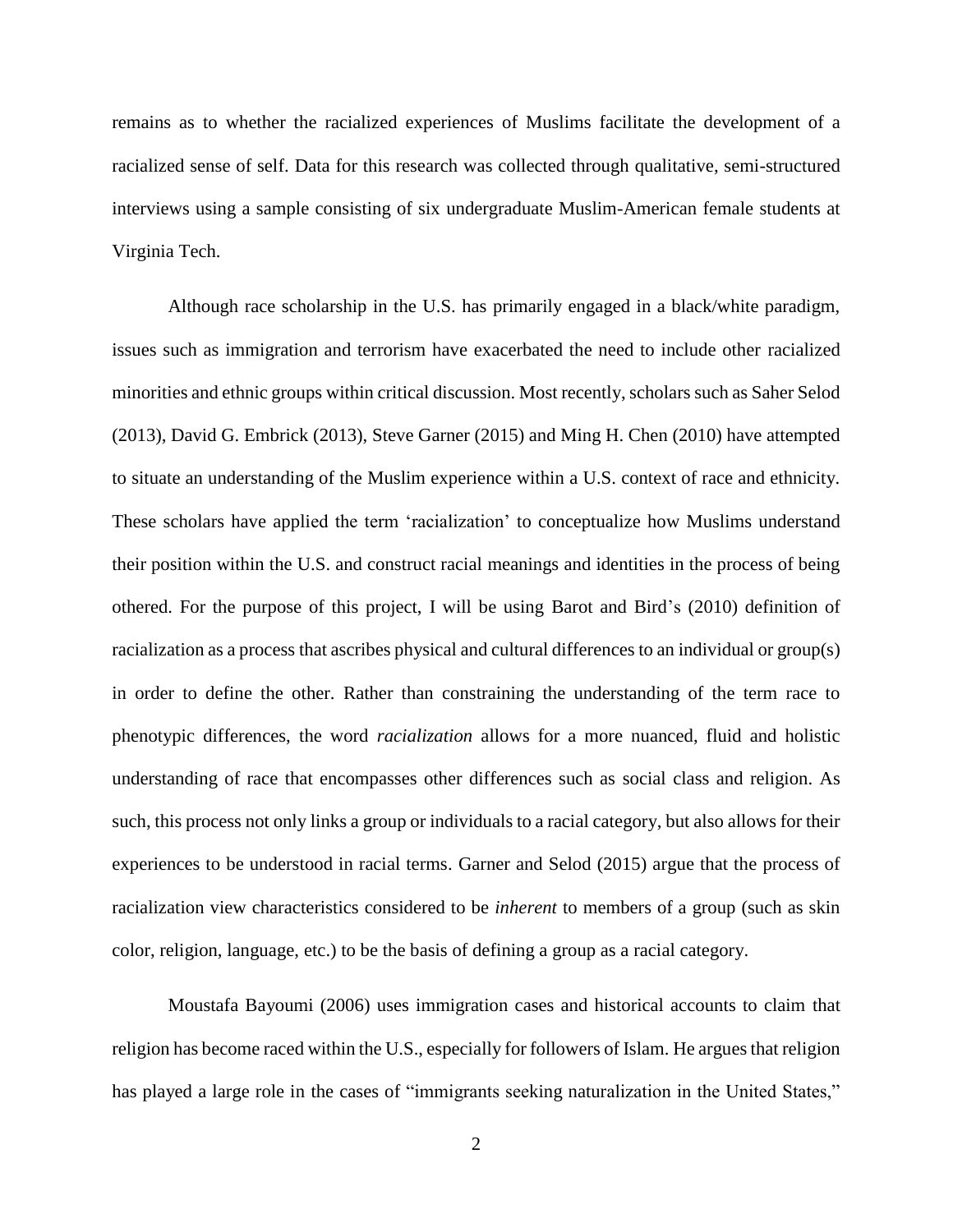remains as to whether the racialized experiences of Muslims facilitate the development of a racialized sense of self. Data for this research was collected through qualitative, semi-structured interviews using a sample consisting of six undergraduate Muslim-American female students at Virginia Tech.

Although race scholarship in the U.S. has primarily engaged in a black/white paradigm, issues such as immigration and terrorism have exacerbated the need to include other racialized minorities and ethnic groups within critical discussion. Most recently, scholars such as Saher Selod (2013), David G. Embrick (2013), Steve Garner (2015) and Ming H. Chen (2010) have attempted to situate an understanding of the Muslim experience within a U.S. context of race and ethnicity. These scholars have applied the term 'racialization' to conceptualize how Muslims understand their position within the U.S. and construct racial meanings and identities in the process of being othered. For the purpose of this project, I will be using Barot and Bird's (2010) definition of racialization as a process that ascribes physical and cultural differences to an individual or group(s) in order to define the other. Rather than constraining the understanding of the term race to phenotypic differences, the word *racialization* allows for a more nuanced, fluid and holistic understanding of race that encompasses other differences such as social class and religion. As such, this process not only links a group or individuals to a racial category, but also allows for their experiences to be understood in racial terms. Garner and Selod (2015) argue that the process of racialization view characteristics considered to be *inherent* to members of a group (such as skin color, religion, language, etc.) to be the basis of defining a group as a racial category.

Moustafa Bayoumi (2006) uses immigration cases and historical accounts to claim that religion has become raced within the U.S., especially for followers of Islam. He argues that religion has played a large role in the cases of "immigrants seeking naturalization in the United States,"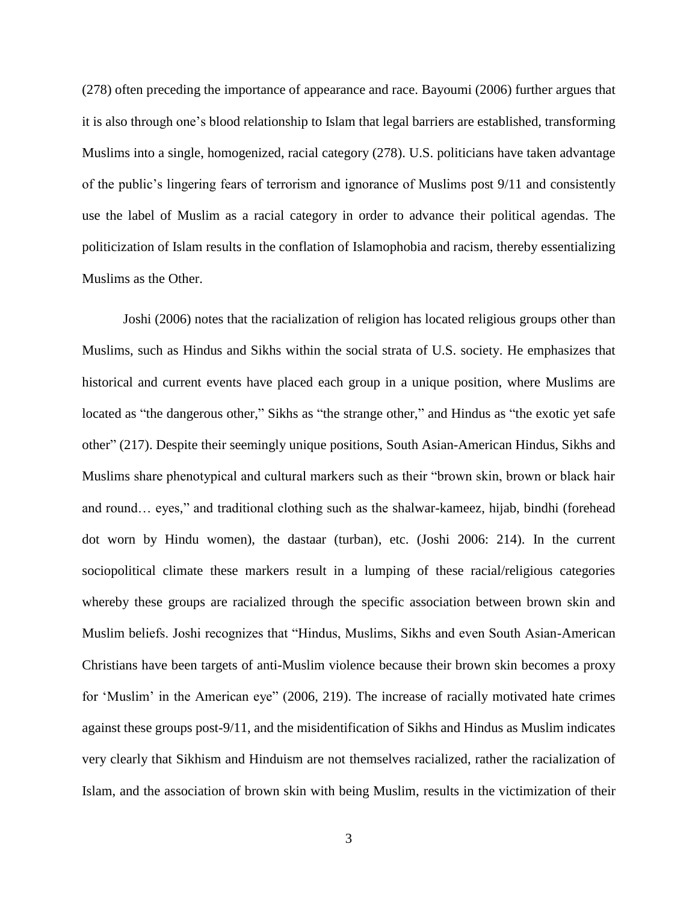(278) often preceding the importance of appearance and race. Bayoumi (2006) further argues that it is also through one's blood relationship to Islam that legal barriers are established, transforming Muslims into a single, homogenized, racial category (278). U.S. politicians have taken advantage of the public's lingering fears of terrorism and ignorance of Muslims post 9/11 and consistently use the label of Muslim as a racial category in order to advance their political agendas. The politicization of Islam results in the conflation of Islamophobia and racism, thereby essentializing Muslims as the Other.

Joshi (2006) notes that the racialization of religion has located religious groups other than Muslims, such as Hindus and Sikhs within the social strata of U.S. society. He emphasizes that historical and current events have placed each group in a unique position, where Muslims are located as "the dangerous other," Sikhs as "the strange other," and Hindus as "the exotic yet safe other" (217). Despite their seemingly unique positions, South Asian-American Hindus, Sikhs and Muslims share phenotypical and cultural markers such as their "brown skin, brown or black hair and round… eyes," and traditional clothing such as the shalwar-kameez, hijab, bindhi (forehead dot worn by Hindu women), the dastaar (turban), etc. (Joshi 2006: 214). In the current sociopolitical climate these markers result in a lumping of these racial/religious categories whereby these groups are racialized through the specific association between brown skin and Muslim beliefs. Joshi recognizes that "Hindus, Muslims, Sikhs and even South Asian-American Christians have been targets of anti-Muslim violence because their brown skin becomes a proxy for 'Muslim' in the American eye" (2006, 219). The increase of racially motivated hate crimes against these groups post-9/11, and the misidentification of Sikhs and Hindus as Muslim indicates very clearly that Sikhism and Hinduism are not themselves racialized, rather the racialization of Islam, and the association of brown skin with being Muslim, results in the victimization of their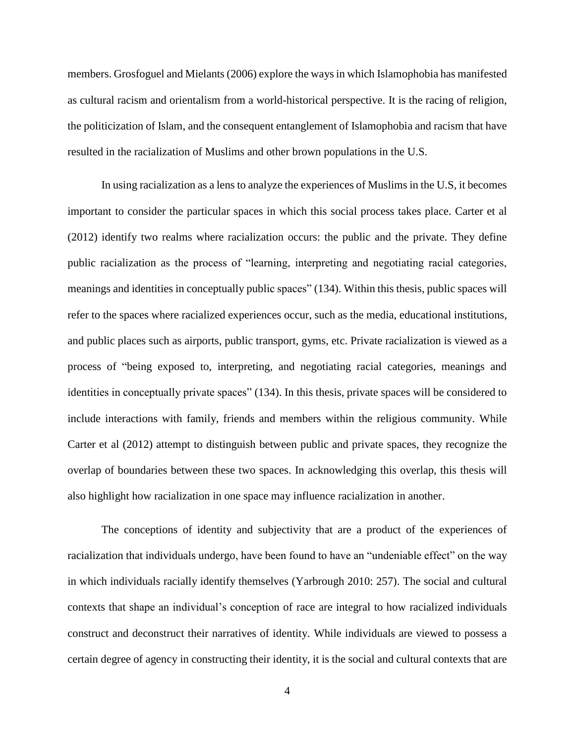members. Grosfoguel and Mielants (2006) explore the ways in which Islamophobia has manifested as cultural racism and orientalism from a world-historical perspective. It is the racing of religion, the politicization of Islam, and the consequent entanglement of Islamophobia and racism that have resulted in the racialization of Muslims and other brown populations in the U.S.

In using racialization as a lens to analyze the experiences of Muslims in the U.S, it becomes important to consider the particular spaces in which this social process takes place. Carter et al (2012) identify two realms where racialization occurs: the public and the private. They define public racialization as the process of "learning, interpreting and negotiating racial categories, meanings and identities in conceptually public spaces" (134). Within this thesis, public spaces will refer to the spaces where racialized experiences occur, such as the media, educational institutions, and public places such as airports, public transport, gyms, etc. Private racialization is viewed as a process of "being exposed to, interpreting, and negotiating racial categories, meanings and identities in conceptually private spaces" (134). In this thesis, private spaces will be considered to include interactions with family, friends and members within the religious community. While Carter et al (2012) attempt to distinguish between public and private spaces, they recognize the overlap of boundaries between these two spaces. In acknowledging this overlap, this thesis will also highlight how racialization in one space may influence racialization in another.

The conceptions of identity and subjectivity that are a product of the experiences of racialization that individuals undergo, have been found to have an "undeniable effect" on the way in which individuals racially identify themselves (Yarbrough 2010: 257). The social and cultural contexts that shape an individual's conception of race are integral to how racialized individuals construct and deconstruct their narratives of identity. While individuals are viewed to possess a certain degree of agency in constructing their identity, it is the social and cultural contexts that are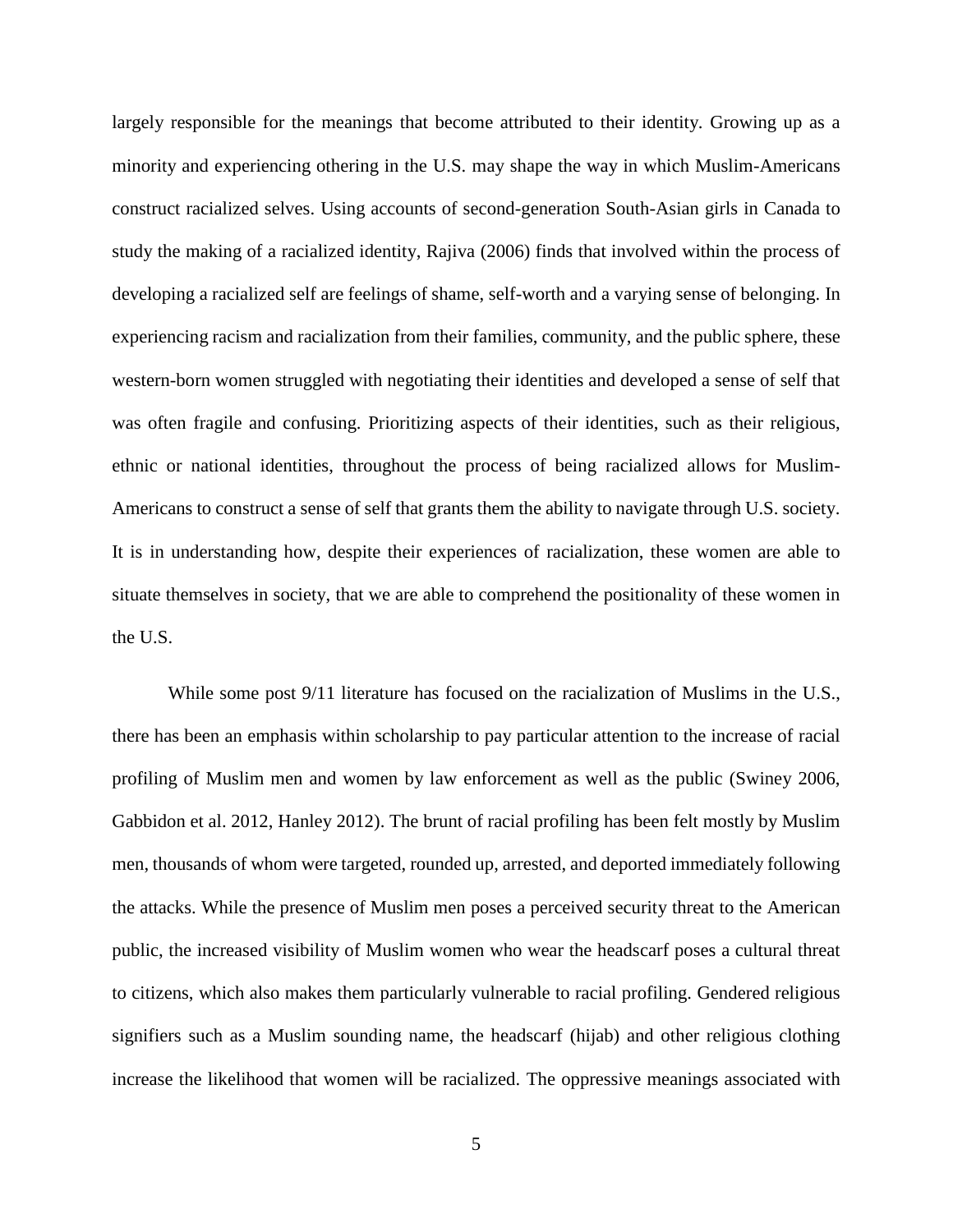largely responsible for the meanings that become attributed to their identity. Growing up as a minority and experiencing othering in the U.S. may shape the way in which Muslim-Americans construct racialized selves. Using accounts of second-generation South-Asian girls in Canada to study the making of a racialized identity, Rajiva (2006) finds that involved within the process of developing a racialized self are feelings of shame, self-worth and a varying sense of belonging. In experiencing racism and racialization from their families, community, and the public sphere, these western-born women struggled with negotiating their identities and developed a sense of self that was often fragile and confusing. Prioritizing aspects of their identities, such as their religious, ethnic or national identities, throughout the process of being racialized allows for Muslim-Americans to construct a sense of self that grants them the ability to navigate through U.S. society. It is in understanding how, despite their experiences of racialization, these women are able to situate themselves in society, that we are able to comprehend the positionality of these women in the U.S.

While some post 9/11 literature has focused on the racialization of Muslims in the U.S., there has been an emphasis within scholarship to pay particular attention to the increase of racial profiling of Muslim men and women by law enforcement as well as the public (Swiney 2006, Gabbidon et al. 2012, Hanley 2012). The brunt of racial profiling has been felt mostly by Muslim men, thousands of whom were targeted, rounded up, arrested, and deported immediately following the attacks. While the presence of Muslim men poses a perceived security threat to the American public, the increased visibility of Muslim women who wear the headscarf poses a cultural threat to citizens, which also makes them particularly vulnerable to racial profiling. Gendered religious signifiers such as a Muslim sounding name, the headscarf (hijab) and other religious clothing increase the likelihood that women will be racialized. The oppressive meanings associated with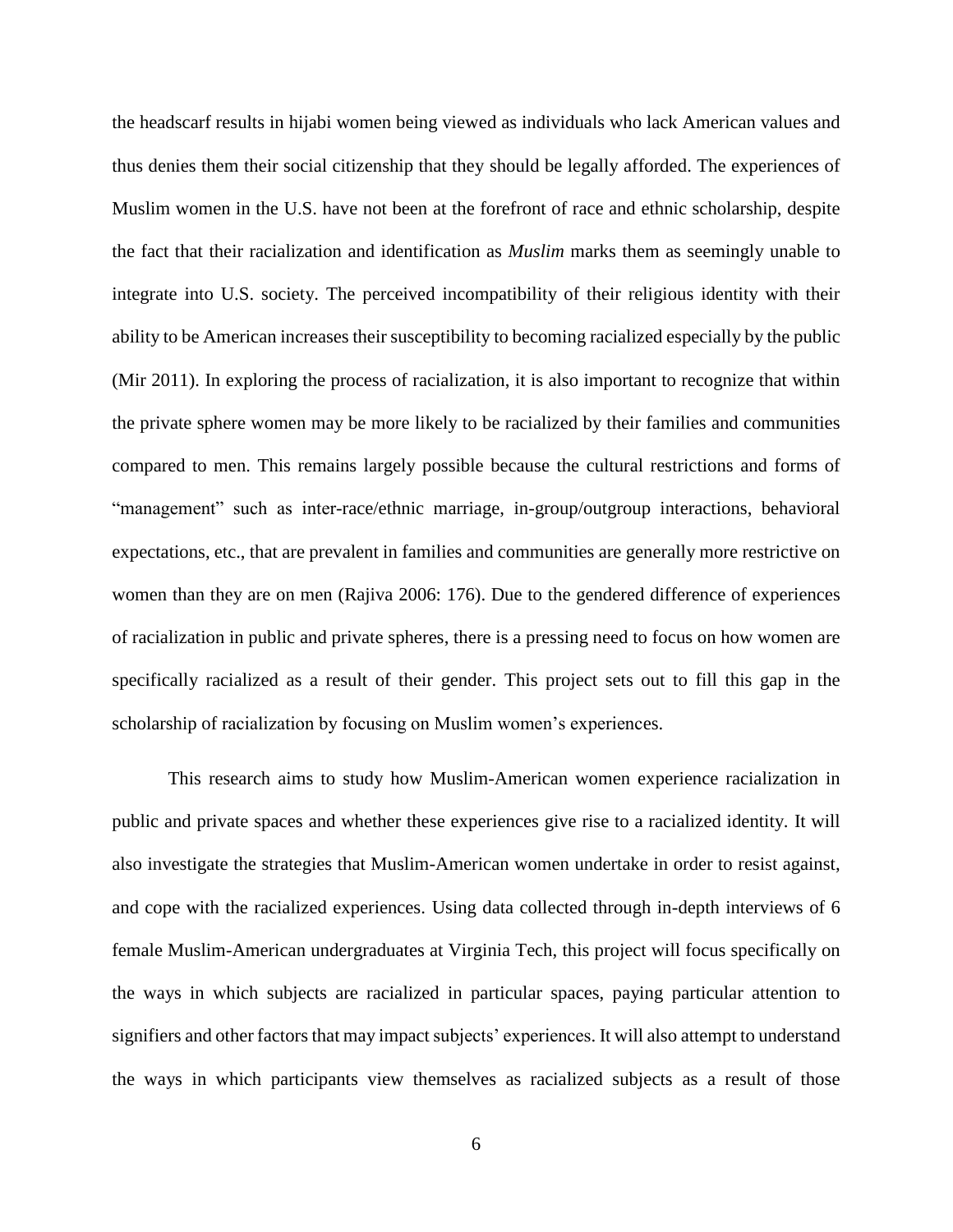the headscarf results in hijabi women being viewed as individuals who lack American values and thus denies them their social citizenship that they should be legally afforded. The experiences of Muslim women in the U.S. have not been at the forefront of race and ethnic scholarship, despite the fact that their racialization and identification as *Muslim* marks them as seemingly unable to integrate into U.S. society. The perceived incompatibility of their religious identity with their ability to be American increases their susceptibility to becoming racialized especially by the public (Mir 2011). In exploring the process of racialization, it is also important to recognize that within the private sphere women may be more likely to be racialized by their families and communities compared to men. This remains largely possible because the cultural restrictions and forms of "management" such as inter-race/ethnic marriage, in-group/outgroup interactions, behavioral expectations, etc., that are prevalent in families and communities are generally more restrictive on women than they are on men (Rajiva 2006: 176). Due to the gendered difference of experiences of racialization in public and private spheres, there is a pressing need to focus on how women are specifically racialized as a result of their gender. This project sets out to fill this gap in the scholarship of racialization by focusing on Muslim women's experiences.

This research aims to study how Muslim-American women experience racialization in public and private spaces and whether these experiences give rise to a racialized identity. It will also investigate the strategies that Muslim-American women undertake in order to resist against, and cope with the racialized experiences. Using data collected through in-depth interviews of 6 female Muslim-American undergraduates at Virginia Tech, this project will focus specifically on the ways in which subjects are racialized in particular spaces, paying particular attention to signifiers and other factors that may impact subjects' experiences. It will also attempt to understand the ways in which participants view themselves as racialized subjects as a result of those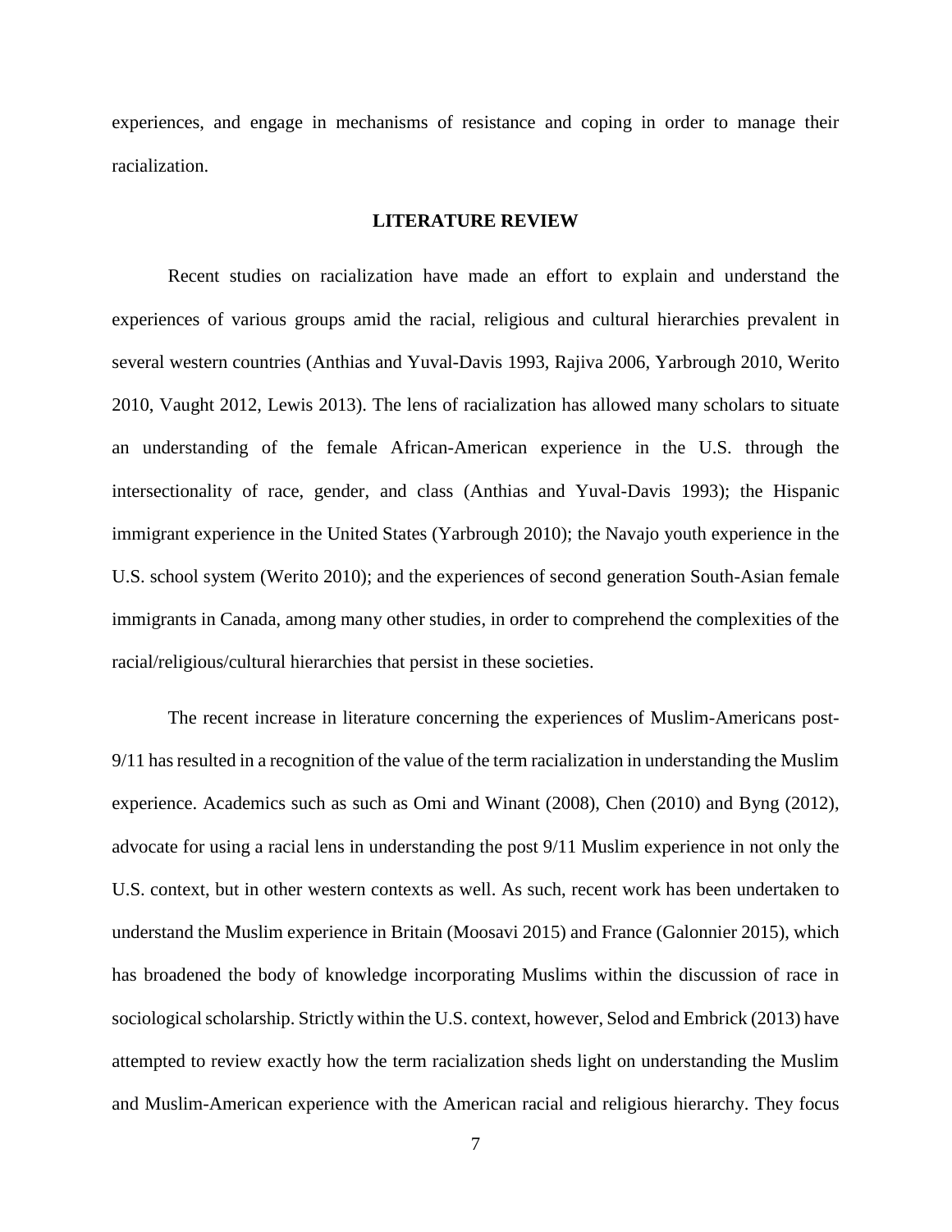experiences, and engage in mechanisms of resistance and coping in order to manage their racialization.

## LITERATURE REVIEW

Recent studies on racialization have made an effort to explain and understand the experiences of various groups amid the racial, religious and cultural hierarchies prevalent in several western countries (Anthias and Yuval-Davis 1993, Rajiva 2006, Yarbrough 2010, Werito 2010, Vaught 2012, Lewis 2013). The lens of racialization has allowed many scholars to situate an understanding of the female African-American experience in the U.S. through the intersectionality of race, gender, and class (Anthias and Yuval-Davis 1993); the Hispanic immigrant experience in the United States (Yarbrough 2010); the Navajo youth experience in the U.S. school system (Werito 2010); and the experiences of second generation South-Asian female immigrants in Canada, among many other studies, in order to comprehend the complexities of the racial/religious/cultural hierarchies that persist in these societies.

The recent increase in literature concerning the experiences of Muslim-Americans post-9/11 has resulted in a recognition of the value of the term racialization in understanding the Muslim experience. Academics such as such as Omi and Winant (2008), Chen (2010) and Byng (2012), advocate for using a racial lens in understanding the post 9/11 Muslim experience in not only the U.S. context, but in other western contexts as well. As such, recent work has been undertaken to understand the Muslim experience in Britain (Moosavi 2015) and France (Galonnier 2015), which has broadened the body of knowledge incorporating Muslims within the discussion of race in sociological scholarship. Strictly within the U.S. context, however, Selod and Embrick (2013) have attempted to review exactly how the term racialization sheds light on understanding the Muslim and Muslim-American experience with the American racial and religious hierarchy. They focus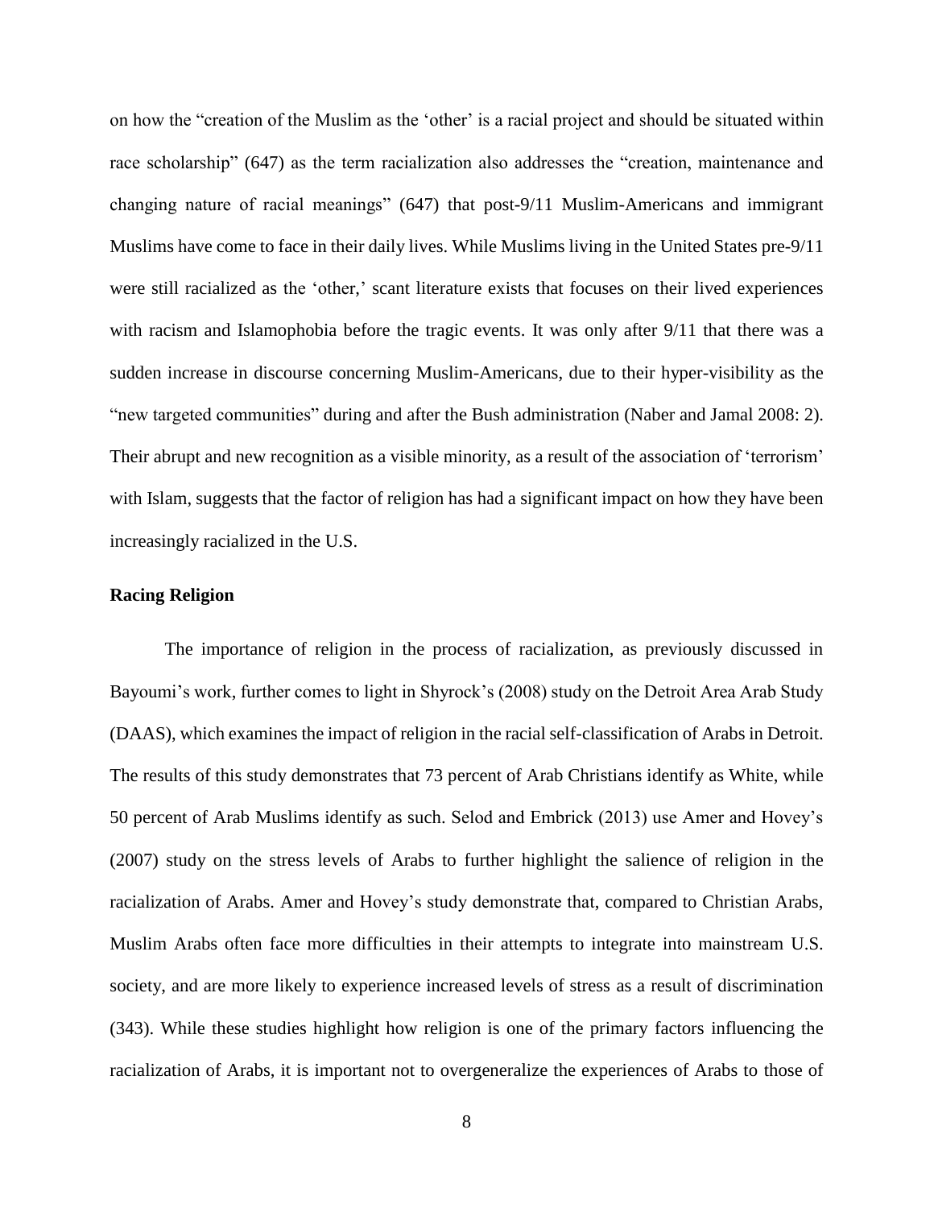on how the "creation of the Muslim as the 'other' is a racial project and should be situated within race scholarship" (647) as the term racialization also addresses the "creation, maintenance and changing nature of racial meanings" (647) that post-9/11 Muslim-Americans and immigrant Muslims have come to face in their daily lives. While Muslims living in the United States pre-9/11 were still racialized as the 'other,' scant literature exists that focuses on their lived experiences with racism and Islamophobia before the tragic events. It was only after 9/11 that there was a sudden increase in discourse concerning Muslim-Americans, due to their hyper-visibility as the "new targeted communities" during and after the Bush administration (Naber and Jamal 2008: 2). Their abrupt and new recognition as a visible minority, as a result of the association of 'terrorism' with Islam, suggests that the factor of religion has had a significant impact on how they have been increasingly racialized in the U.S.

**Racing Religion**

The importance of religion in the process of racialization, as previously discussed in Bayoumi's work, further comes to light in Shyrock's (2008) study on the Detroit Area Arab Study (DAAS), which examines the impact of religion in the racial self-classification of Arabs in Detroit. The results of this study demonstrates that 73 percent of Arab Christians identify as White, while 50 percent of Arab Muslims identify as such. Selod and Embrick (2013) use Amer and Hovey's (2007) study on the stress levels of Arabs to further highlight the salience of religion in the racialization of Arabs. Amer and Hovey's study demonstrate that, compared to Christian Arabs, Muslim Arabs often face more difficulties in their attempts to integrate into mainstream U.S. society, and are more likely to experience increased levels of stress as a result of discrimination (343). While these studies highlight how religion is one of the primary factors influencing the racialization of Arabs, it is important not to overgeneralize the experiences of Arabs to those of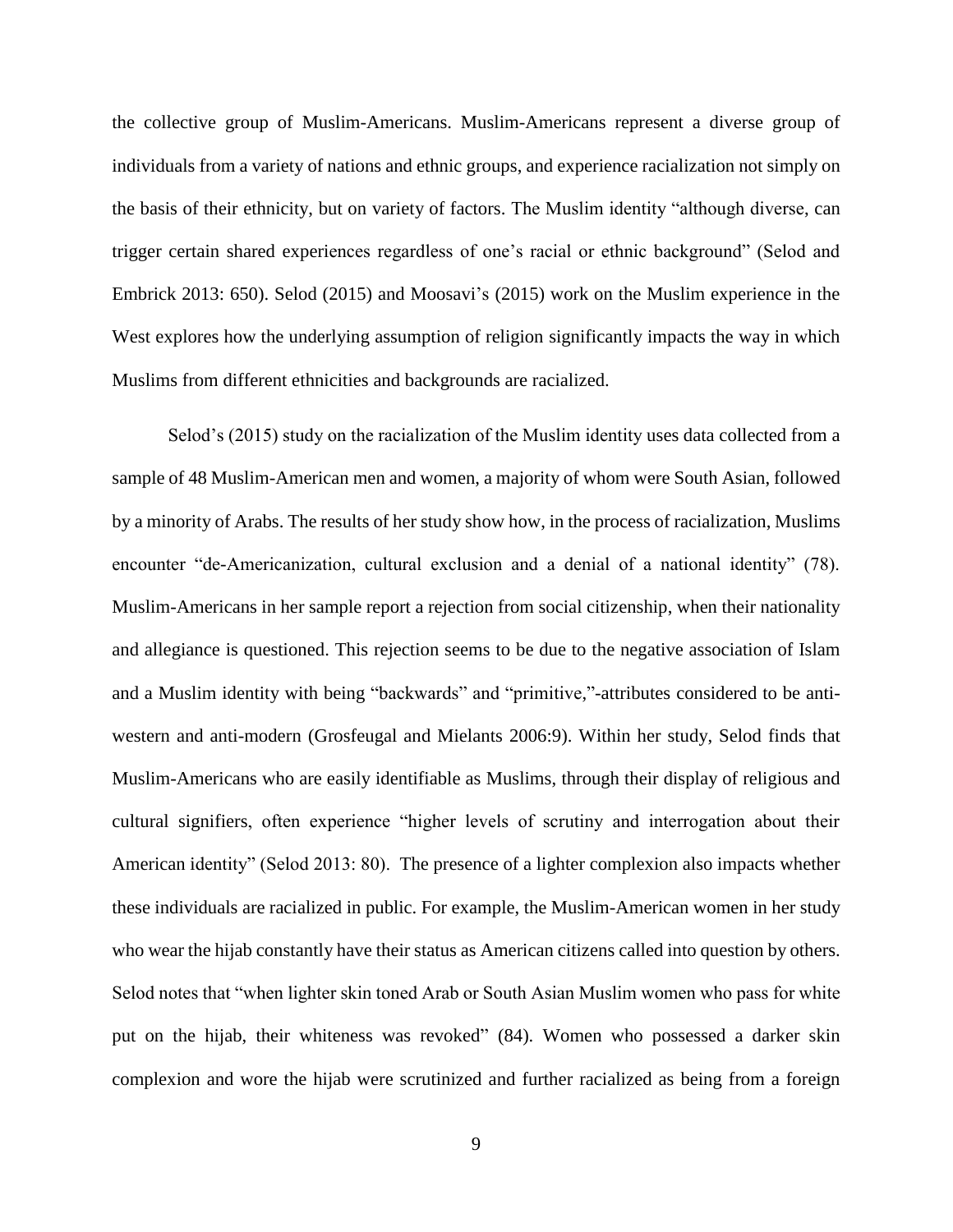the collective group of Muslim-Americans. Muslim-Americans represent a diverse group of individuals from a variety of nations and ethnic groups, and experience racialization not simply on the basis of their ethnicity, but on variety of factors. The Muslim identity "although diverse, can trigger certain shared experiences regardless of one's racial or ethnic background" (Selod and Embrick 2013: 650). Selod (2015) and Moosavi's (2015) work on the Muslim experience in the West explores how the underlying assumption of religion significantly impacts the way in which Muslims from different ethnicities and backgrounds are racialized.

Selod's (2015) study on the racialization of the Muslim identity uses data collected from a sample of 48 Muslim-American men and women, a majority of whom were South Asian, followed by a minority of Arabs. The results of her study show how, in the process of racialization, Muslims encounter "de-Americanization, cultural exclusion and a denial of a national identity" (78). Muslim-Americans in her sample report a rejection from social citizenship, when their nationality and allegiance is questioned. This rejection seems to be due to the negative association of Islam and a Muslim identity with being "backwards" and "primitive,"-attributes considered to be anti-western and anti-modern (Grosfeugal and Mielants 2006:9). Within her study, Selod finds that Muslim-Americans who are easily identifiable as Muslims, through their display of religious and cultural signifiers, often experience "higher levels of scrutiny and interrogation about their American identity" (Selod 2013: 80). The presence of a lighter complexion also impacts whether these individuals are racialized in public. For example, the Muslim-American women in her study who wear the hijab constantly have their status as American citizens called into question by others. Selod notes that "when lighter skin toned Arab or South Asian Muslim women who pass for white put on the hijab, their whiteness was revoked" (84). Women who possessed a darker skin complexion and wore the hijab were scrutinized and further racialized as being from a foreign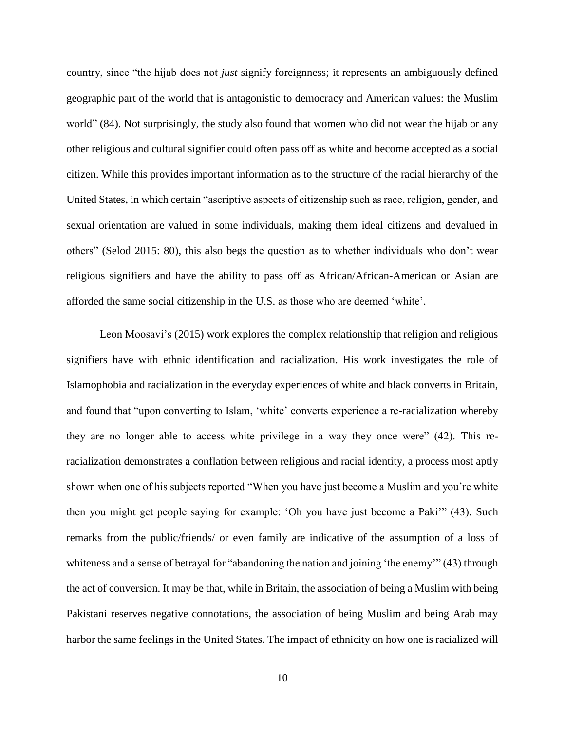country, since "the hijab does not *just* signify foreignness; it represents an ambiguously defined geographic part of the world that is antagonistic to democracy and American values: the Muslim world" (84). Not surprisingly, the study also found that women who did not wear the hijab or any other religious and cultural signifier could often pass off as white and become accepted as a social citizen. While this provides important information as to the structure of the racial hierarchy of the United States, in which certain "ascriptive aspects of citizenship such as race, religion, gender, and sexual orientation are valued in some individuals, making them ideal citizens and devalued in others" (Selod 2015: 80), this also begs the question as to whether individuals who don't wear religious signifiers and have the ability to pass off as African/African-American or Asian are afforded the same social citizenship in the U.S. as those who are deemed 'white'.

Leon Moosavi's (2015) work explores the complex relationship that religion and religious signifiers have with ethnic identification and racialization. His work investigates the role of Islamophobia and racialization in the everyday experiences of white and black converts in Britain, and found that "upon converting to Islam, 'white' converts experience a re-racialization whereby they are no longer able to access white privilege in a way they once were" (42). This re-racialization demonstrates a conflation between religious and racial identity, a process most aptly shown when one of his subjects reported "When you have just become a Muslim and you're white then you might get people saying for example: 'Oh you have just become a Paki'" (43). Such remarks from the public/friends/ or even family are indicative of the assumption of a loss of whiteness and a sense of betrayal for "abandoning the nation and joining 'the enemy'" (43) through the act of conversion. It may be that, while in Britain, the association of being a Muslim with being Pakistani reserves negative connotations, the association of being Muslim and being Arab may harbor the same feelings in the United States. The impact of ethnicity on how one is racialized will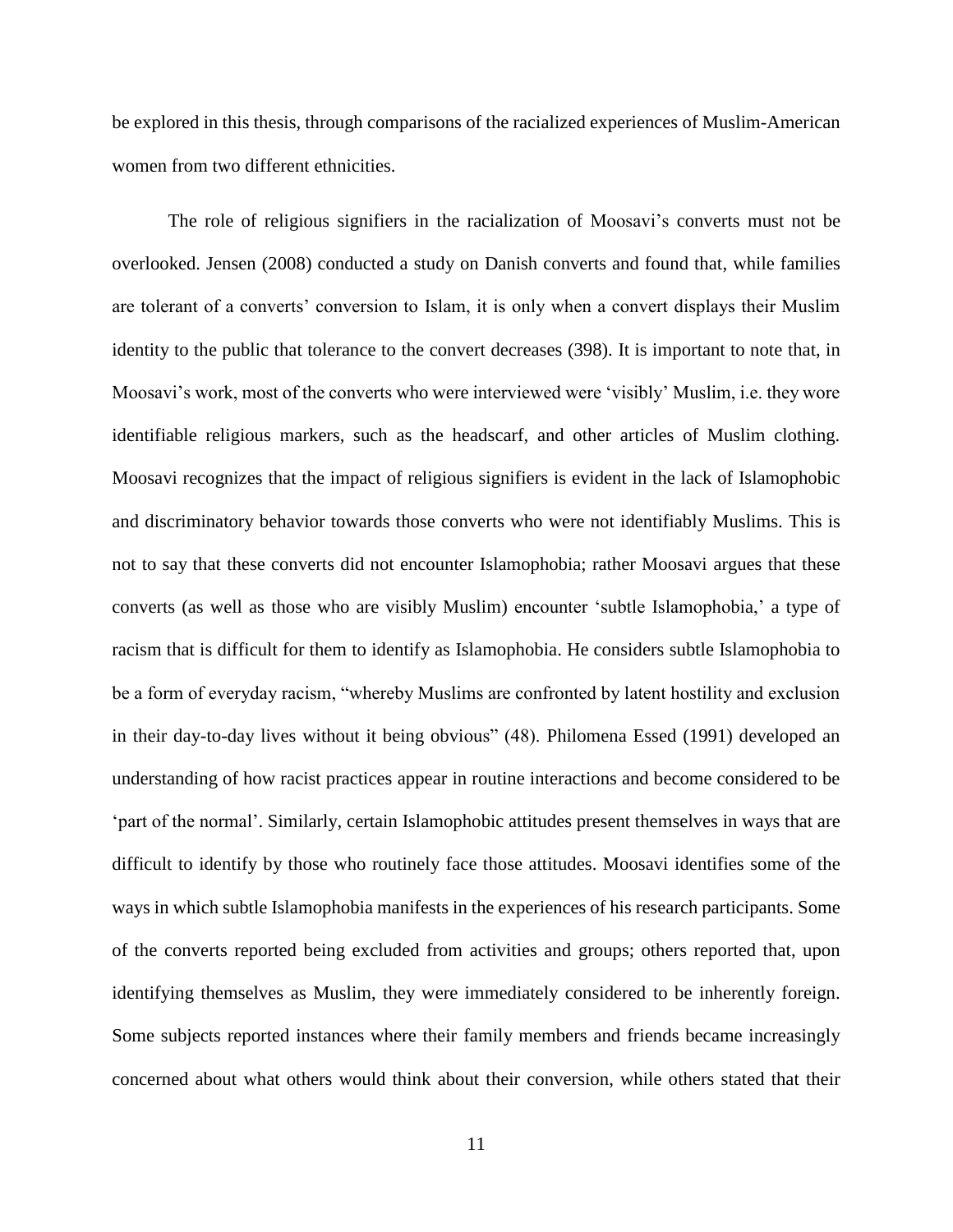be explored in this thesis, through comparisons of the racialized experiences of Muslim-American women from two different ethnicities.

The role of religious signifiers in the racialization of Moosavi's converts must not be overlooked. Jensen (2008) conducted a study on Danish converts and found that, while families are tolerant of a converts' conversion to Islam, it is only when a convert displays their Muslim identity to the public that tolerance to the convert decreases (398). It is important to note that, in Moosavi's work, most of the converts who were interviewed were 'visibly' Muslim, i.e. they wore identifiable religious markers, such as the headscarf, and other articles of Muslim clothing. Moosavi recognizes that the impact of religious signifiers is evident in the lack of Islamophobic and discriminatory behavior towards those converts who were not identifiably Muslims. This is not to say that these converts did not encounter Islamophobia; rather Moosavi argues that these converts (as well as those who are visibly Muslim) encounter 'subtle Islamophobia,' a type of racism that is difficult for them to identify as Islamophobia. He considers subtle Islamophobia to be a form of everyday racism, "whereby Muslims are confronted by latent hostility and exclusion in their day-to-day lives without it being obvious" (48). Philomena Essed (1991) developed an understanding of how racist practices appear in routine interactions and become considered to be 'part of the normal'. Similarly, certain Islamophobic attitudes present themselves in ways that are difficult to identify by those who routinely face those attitudes. Moosavi identifies some of the ways in which subtle Islamophobia manifests in the experiences of his research participants. Some of the converts reported being excluded from activities and groups; others reported that, upon identifying themselves as Muslim, they were immediately considered to be inherently foreign. Some subjects reported instances where their family members and friends became increasingly concerned about what others would think about their conversion, while others stated that their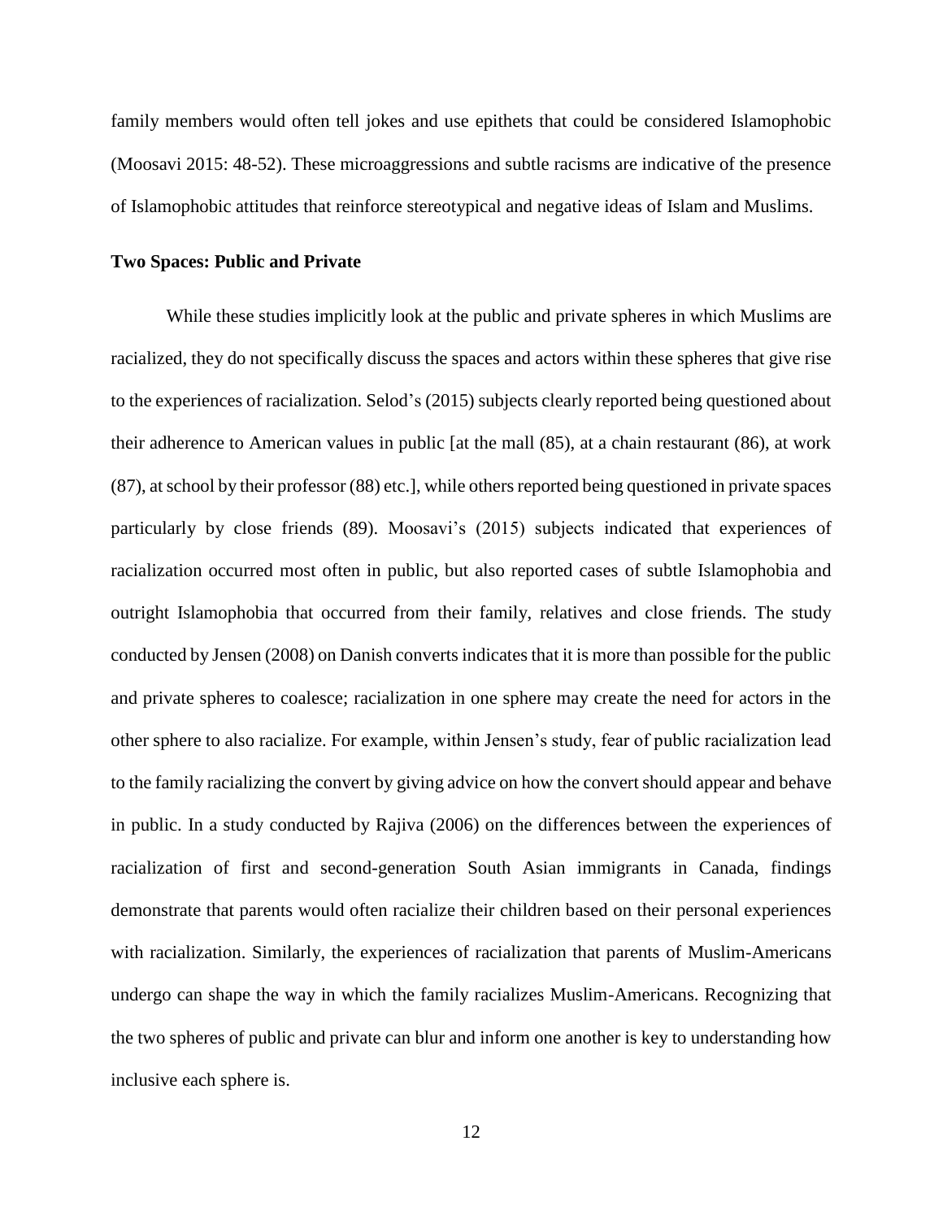family members would often tell jokes and use epithets that could be considered Islamophobic (Moosavi 2015: 48-52). These microaggressions and subtle racisms are indicative of the presence of Islamophobic attitudes that reinforce stereotypical and negative ideas of Islam and Muslims.

### Two Spaces: Public and Private

While these studies implicitly look at the public and private spheres in which Muslims are racialized, they do not specifically discuss the spaces and actors within these spheres that give rise to the experiences of racialization. Selod's (2015) subjects clearly reported being questioned about their adherence to American values in public [at the mall (85), at a chain restaurant (86), at work (87), at school by their professor (88) etc.], while others reported being questioned in private spaces particularly by close friends (89). Moosavi's (2015) subjects indicated that experiences of racialization occurred most often in public, but also reported cases of subtle Islamophobia and outright Islamophobia that occurred from their family, relatives and close friends. The study conducted by Jensen (2008) on Danish converts indicates that it is more than possible for the public and private spheres to coalesce; racialization in one sphere may create the need for actors in the other sphere to also racialize. For example, within Jensen's study, fear of public racialization lead to the family racializing the convert by giving advice on how the convert should appear and behave in public. In a study conducted by Rajiva (2006) on the differences between the experiences of racialization of first and second-generation South Asian immigrants in Canada, findings demonstrate that parents would often racialize their children based on their personal experiences with racialization. Similarly, the experiences of racialization that parents of Muslim-Americans undergo can shape the way in which the family racializes Muslim-Americans. Recognizing that the two spheres of public and private can blur and inform one another is key to understanding how inclusive each sphere is.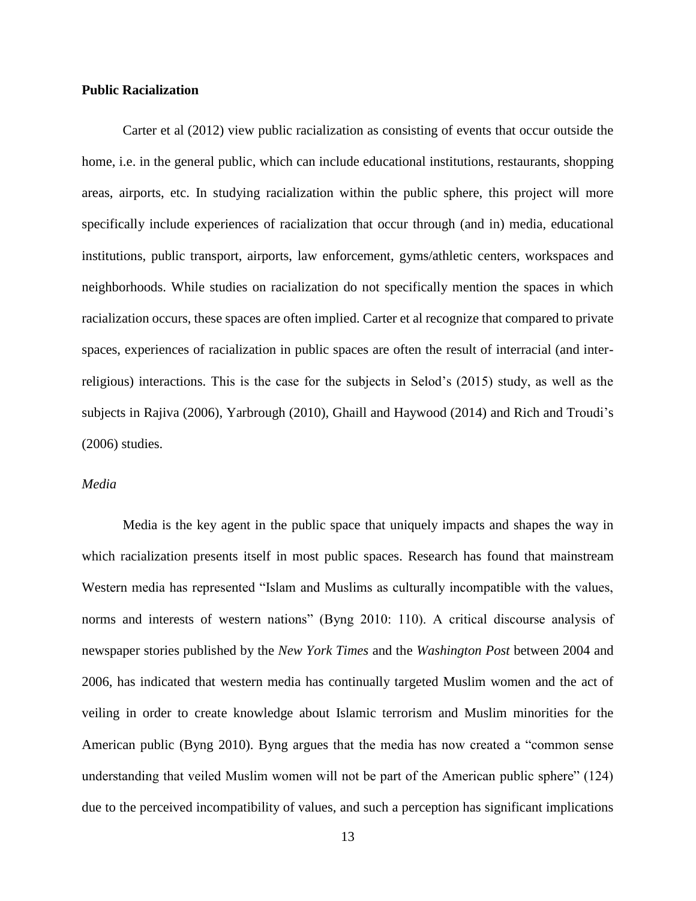**Public Racialization**

Carter et al (2012) view public racialization as consisting of events that occur outside the home, i.e. in the general public, which can include educational institutions, restaurants, shopping areas, airports, etc. In studying racialization within the public sphere, this project will more specifically include experiences of racialization that occur through (and in) media, educational institutions, public transport, airports, law enforcement, gyms/athletic centers, workspaces and neighborhoods. While studies on racialization do not specifically mention the spaces in which racialization occurs, these spaces are often implied. Carter et al recognize that compared to private spaces, experiences of racialization in public spaces are often the result of interracial (and inter-religious) interactions. This is the case for the subjects in Selod's (2015) study, as well as the subjects in Rajiva (2006), Yarbrough (2010), Ghaill and Haywood (2014) and Rich and Troudi's (2006) studies.

*Media*

Media is the key agent in the public space that uniquely impacts and shapes the way in which racialization presents itself in most public spaces. Research has found that mainstream Western media has represented "Islam and Muslims as culturally incompatible with the values, norms and interests of western nations" (Byng 2010: 110). A critical discourse analysis of newspaper stories published by the *New York Times* and the *Washington Post* between 2004 and 2006, has indicated that western media has continually targeted Muslim women and the act of veiling in order to create knowledge about Islamic terrorism and Muslim minorities for the American public (Byng 2010). Byng argues that the media has now created a "common sense understanding that veiled Muslim women will not be part of the American public sphere" (124) due to the perceived incompatibility of values, and such a perception has significant implications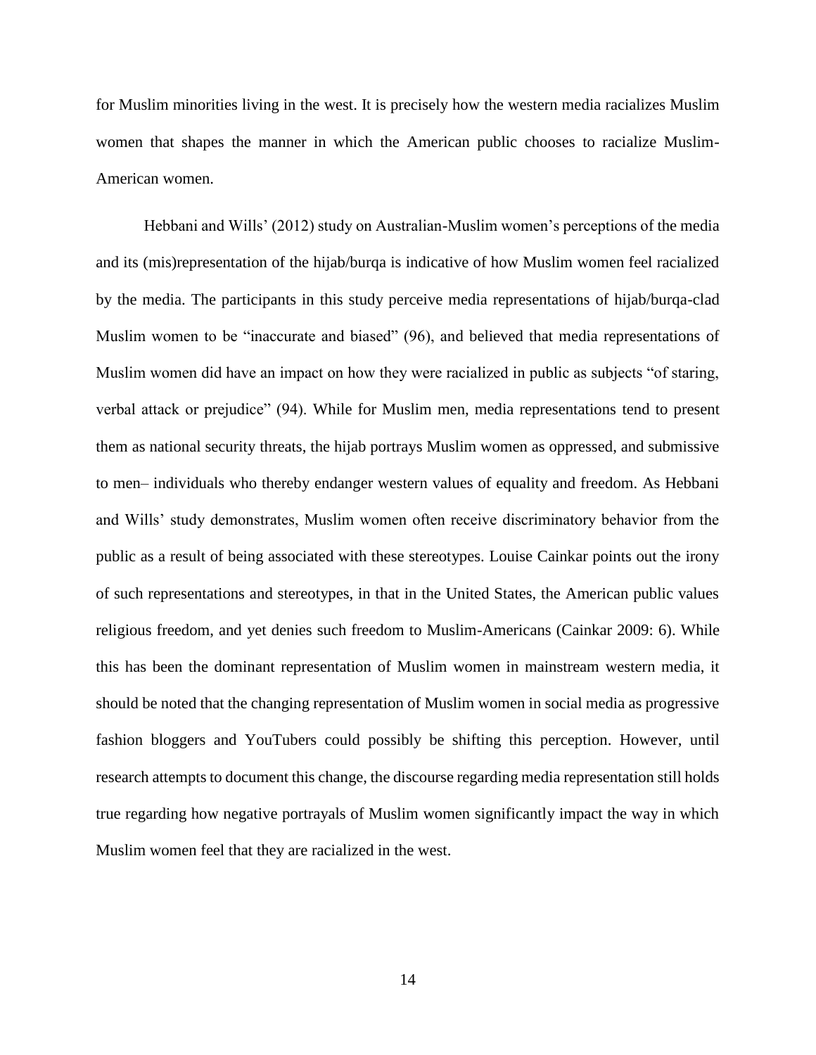for Muslim minorities living in the west. It is precisely how the western media racializes Muslim women that shapes the manner in which the American public chooses to racialize Muslim-American women.

Hebbani and Wills' (2012) study on Australian-Muslim women's perceptions of the media and its (mis)representation of the hijab/burqa is indicative of how Muslim women feel racialized by the media. The participants in this study perceive media representations of hijab/burqa-clad Muslim women to be "inaccurate and biased" (96), and believed that media representations of Muslim women did have an impact on how they were racialized in public as subjects "of staring, verbal attack or prejudice" (94). While for Muslim men, media representations tend to present them as national security threats, the hijab portrays Muslim women as oppressed, and submissive to men– individuals who thereby endanger western values of equality and freedom. As Hebbani and Wills' study demonstrates, Muslim women often receive discriminatory behavior from the public as a result of being associated with these stereotypes. Louise Cainkar points out the irony of such representations and stereotypes, in that in the United States, the American public values religious freedom, and yet denies such freedom to Muslim-Americans (Cainkar 2009: 6). While this has been the dominant representation of Muslim women in mainstream western media, it should be noted that the changing representation of Muslim women in social media as progressive fashion bloggers and YouTubers could possibly be shifting this perception. However, until research attempts to document this change, the discourse regarding media representation still holds true regarding how negative portrayals of Muslim women significantly impact the way in which Muslim women feel that they are racialized in the west.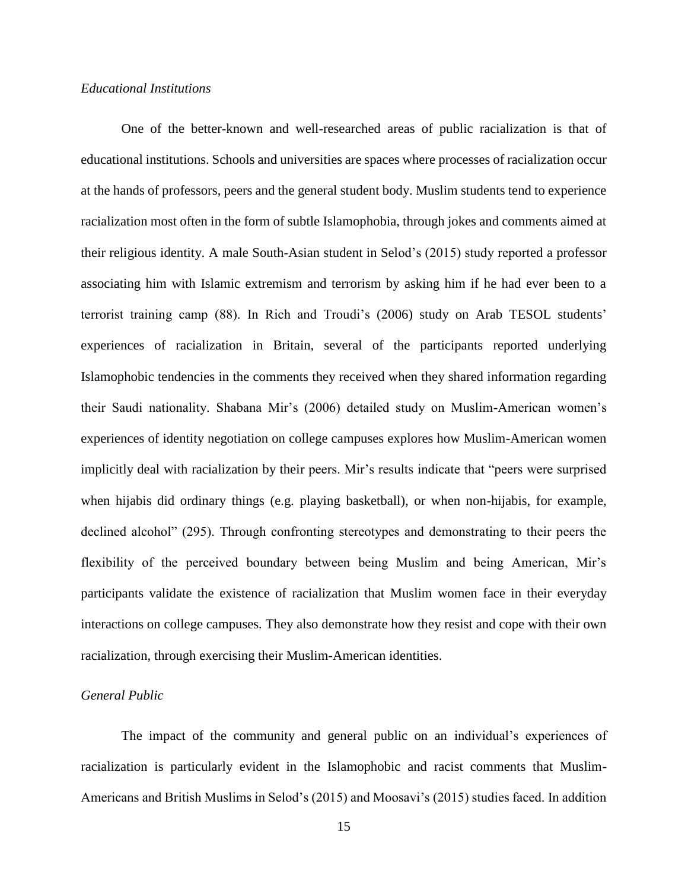*Educational Institutions*

One of the better-known and well-researched areas of public racialization is that of educational institutions. Schools and universities are spaces where processes of racialization occur at the hands of professors, peers and the general student body. Muslim students tend to experience racialization most often in the form of subtle Islamophobia, through jokes and comments aimed at their religious identity. A male South-Asian student in Selod's (2015) study reported a professor associating him with Islamic extremism and terrorism by asking him if he had ever been to a terrorist training camp (88). In Rich and Troudi's (2006) study on Arab TESOL students' experiences of racialization in Britain, several of the participants reported underlying Islamophobic tendencies in the comments they received when they shared information regarding their Saudi nationality. Shabana Mir's (2006) detailed study on Muslim-American women's experiences of identity negotiation on college campuses explores how Muslim-American women implicitly deal with racialization by their peers. Mir's results indicate that "peers were surprised when hijabis did ordinary things (e.g. playing basketball), or when non-hijabis, for example, declined alcohol" (295). Through confronting stereotypes and demonstrating to their peers the flexibility of the perceived boundary between being Muslim and being American, Mir's participants validate the existence of racialization that Muslim women face in their everyday interactions on college campuses. They also demonstrate how they resist and cope with their own racialization, through exercising their Muslim-American identities.

*General Public*

The impact of the community and general public on an individual's experiences of racialization is particularly evident in the Islamophobic and racist comments that Muslim-Americans and British Muslims in Selod's (2015) and Moosavi's (2015) studies faced. In addition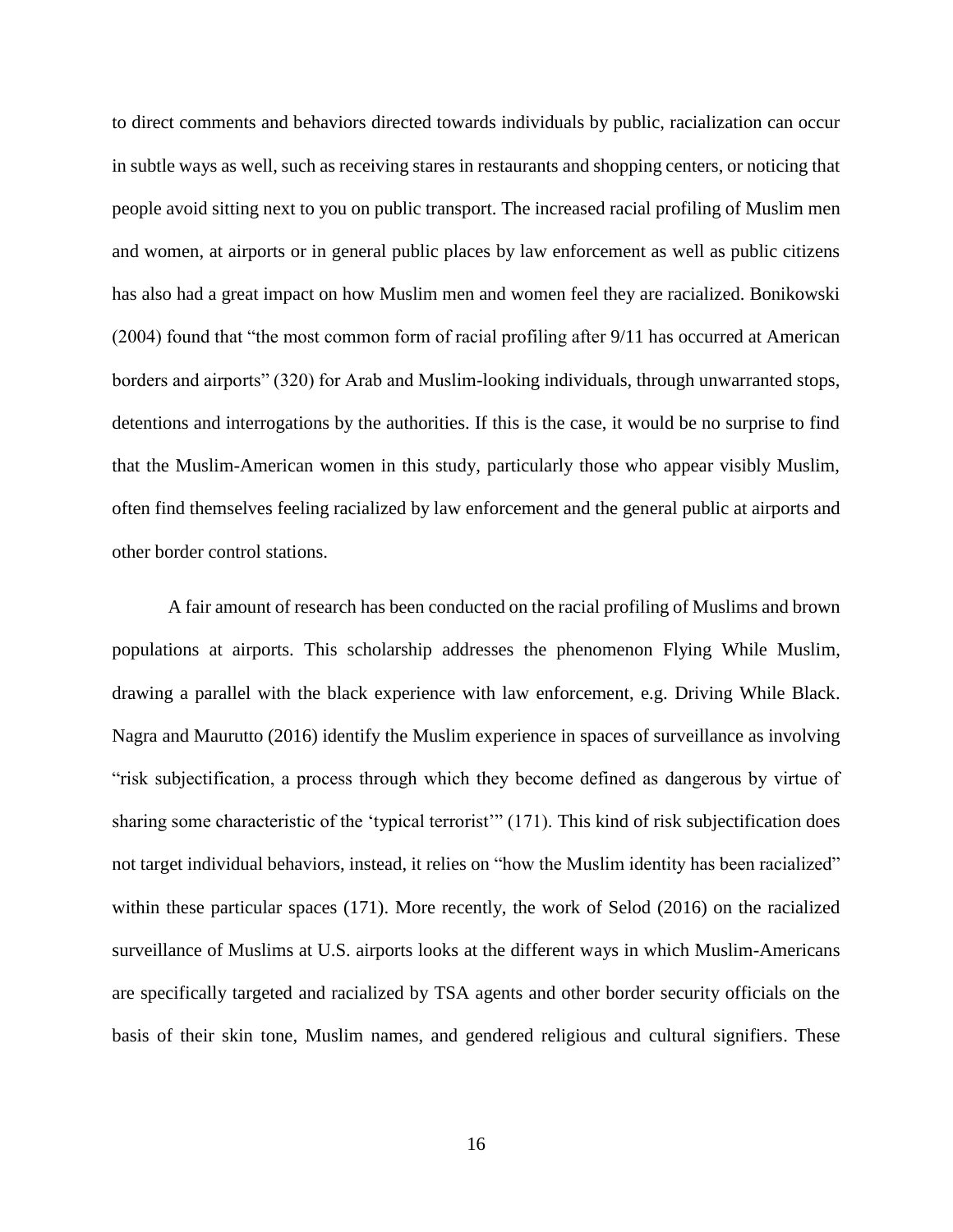to direct comments and behaviors directed towards individuals by public, racialization can occur in subtle ways as well, such as receiving stares in restaurants and shopping centers, or noticing that people avoid sitting next to you on public transport. The increased racial profiling of Muslim men and women, at airports or in general public places by law enforcement as well as public citizens has also had a great impact on how Muslim men and women feel they are racialized. Bonikowski (2004) found that "the most common form of racial profiling after 9/11 has occurred at American borders and airports" (320) for Arab and Muslim-looking individuals, through unwarranted stops, detentions and interrogations by the authorities. If this is the case, it would be no surprise to find that the Muslim-American women in this study, particularly those who appear visibly Muslim, often find themselves feeling racialized by law enforcement and the general public at airports and other border control stations.

A fair amount of research has been conducted on the racial profiling of Muslims and brown populations at airports. This scholarship addresses the phenomenon Flying While Muslim, drawing a parallel with the black experience with law enforcement, e.g. Driving While Black. Nagra and Maurutto (2016) identify the Muslim experience in spaces of surveillance as involving "risk subjectification, a process through which they become defined as dangerous by virtue of sharing some characteristic of the 'typical terrorist'" (171). This kind of risk subjectification does not target individual behaviors, instead, it relies on "how the Muslim identity has been racialized" within these particular spaces (171). More recently, the work of Selod (2016) on the racialized surveillance of Muslims at U.S. airports looks at the different ways in which Muslim-Americans are specifically targeted and racialized by TSA agents and other border security officials on the basis of their skin tone, Muslim names, and gendered religious and cultural signifiers. These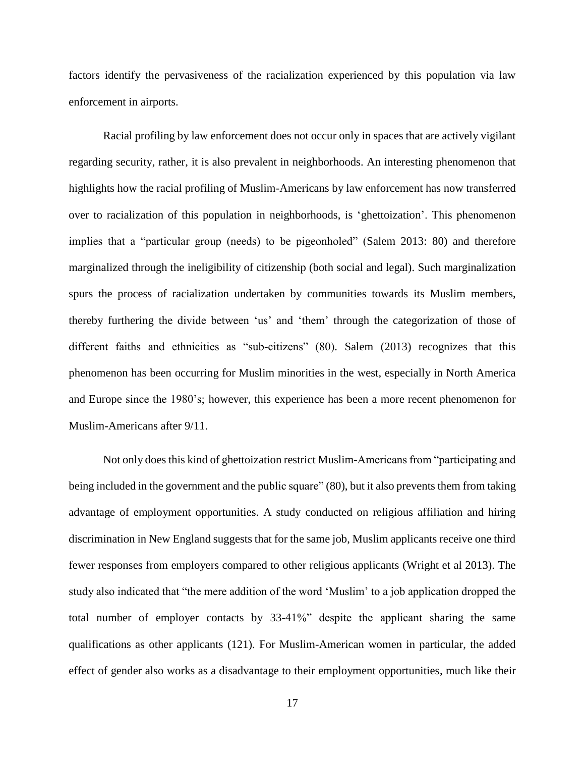factors identify the pervasiveness of the racialization experienced by this population via law enforcement in airports.

Racial profiling by law enforcement does not occur only in spaces that are actively vigilant regarding security, rather, it is also prevalent in neighborhoods. An interesting phenomenon that highlights how the racial profiling of Muslim-Americans by law enforcement has now transferred over to racialization of this population in neighborhoods, is 'ghettoization'. This phenomenon implies that a "particular group (needs) to be pigeonholed" (Salem 2013: 80) and therefore marginalized through the ineligibility of citizenship (both social and legal). Such marginalization spurs the process of racialization undertaken by communities towards its Muslim members, thereby furthering the divide between 'us' and 'them' through the categorization of those of different faiths and ethnicities as "sub-citizens" (80). Salem (2013) recognizes that this phenomenon has been occurring for Muslim minorities in the west, especially in North America and Europe since the 1980's; however, this experience has been a more recent phenomenon for Muslim-Americans after 9/11.

Not only does this kind of ghettoization restrict Muslim-Americans from "participating and being included in the government and the public square" (80), but it also prevents them from taking advantage of employment opportunities. A study conducted on religious affiliation and hiring discrimination in New England suggests that for the same job, Muslim applicants receive one third fewer responses from employers compared to other religious applicants (Wright et al 2013). The study also indicated that "the mere addition of the word 'Muslim' to a job application dropped the total number of employer contacts by 33-41%" despite the applicant sharing the same qualifications as other applicants (121). For Muslim-American women in particular, the added effect of gender also works as a disadvantage to their employment opportunities, much like their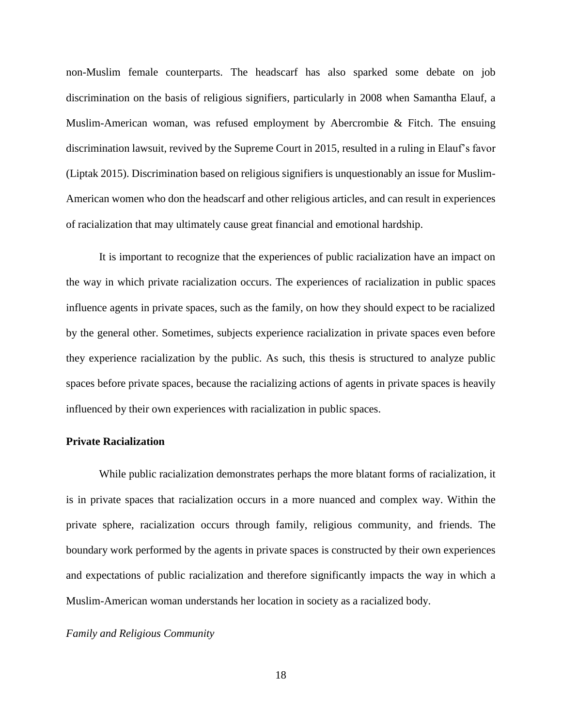non-Muslim female counterparts. The headscarf has also sparked some debate on job discrimination on the basis of religious signifiers, particularly in 2008 when Samantha Elauf, a Muslim-American woman, was refused employment by Abercrombie & Fitch. The ensuing discrimination lawsuit, revived by the Supreme Court in 2015, resulted in a ruling in Elauf's favor (Liptak 2015). Discrimination based on religious signifiers is unquestionably an issue for Muslim-American women who don the headscarf and other religious articles, and can result in experiences of racialization that may ultimately cause great financial and emotional hardship.

It is important to recognize that the experiences of public racialization have an impact on the way in which private racialization occurs. The experiences of racialization in public spaces influence agents in private spaces, such as the family, on how they should expect to be racialized by the general other. Sometimes, subjects experience racialization in private spaces even before they experience racialization by the public. As such, this thesis is structured to analyze public spaces before private spaces, because the racializing actions of agents in private spaces is heavily influenced by their own experiences with racialization in public spaces.

**Private Racialization**

While public racialization demonstrates perhaps the more blatant forms of racialization, it is in private spaces that racialization occurs in a more nuanced and complex way. Within the private sphere, racialization occurs through family, religious community, and friends. The boundary work performed by the agents in private spaces is constructed by their own experiences and expectations of public racialization and therefore significantly impacts the way in which a Muslim-American woman understands her location in society as a racialized body.

*Family and Religious Community*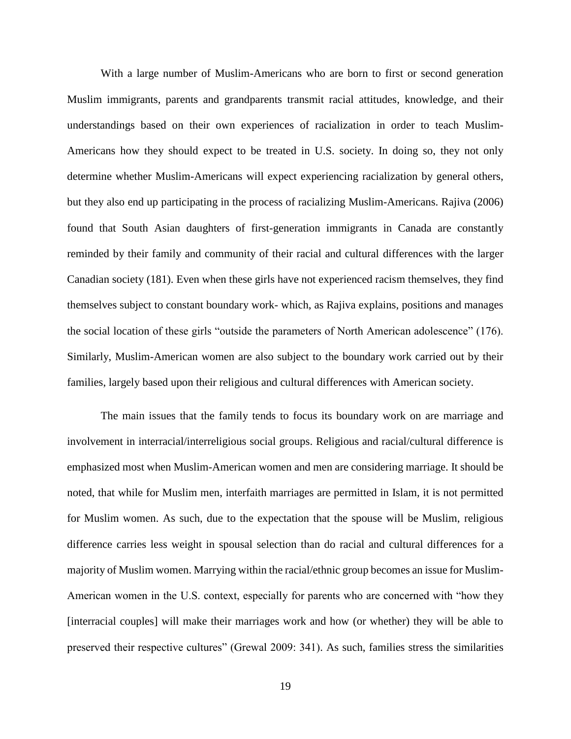With a large number of Muslim-Americans who are born to first or second generation Muslim immigrants, parents and grandparents transmit racial attitudes, knowledge, and their understandings based on their own experiences of racialization in order to teach Muslim-Americans how they should expect to be treated in U.S. society. In doing so, they not only determine whether Muslim-Americans will expect experiencing racialization by general others, but they also end up participating in the process of racializing Muslim-Americans. Rajiva (2006) found that South Asian daughters of first-generation immigrants in Canada are constantly reminded by their family and community of their racial and cultural differences with the larger Canadian society (181). Even when these girls have not experienced racism themselves, they find themselves subject to constant boundary work- which, as Rajiva explains, positions and manages the social location of these girls "outside the parameters of North American adolescence" (176). Similarly, Muslim-American women are also subject to the boundary work carried out by their families, largely based upon their religious and cultural differences with American society.

The main issues that the family tends to focus its boundary work on are marriage and involvement in interracial/interreligious social groups. Religious and racial/cultural difference is emphasized most when Muslim-American women and men are considering marriage. It should be noted, that while for Muslim men, interfaith marriages are permitted in Islam, it is not permitted for Muslim women. As such, due to the expectation that the spouse will be Muslim, religious difference carries less weight in spousal selection than do racial and cultural differences for a majority of Muslim women. Marrying within the racial/ethnic group becomes an issue for Muslim-American women in the U.S. context, especially for parents who are concerned with "how they [interracial couples] will make their marriages work and how (or whether) they will be able to preserved their respective cultures" (Grewal 2009: 341). As such, families stress the similarities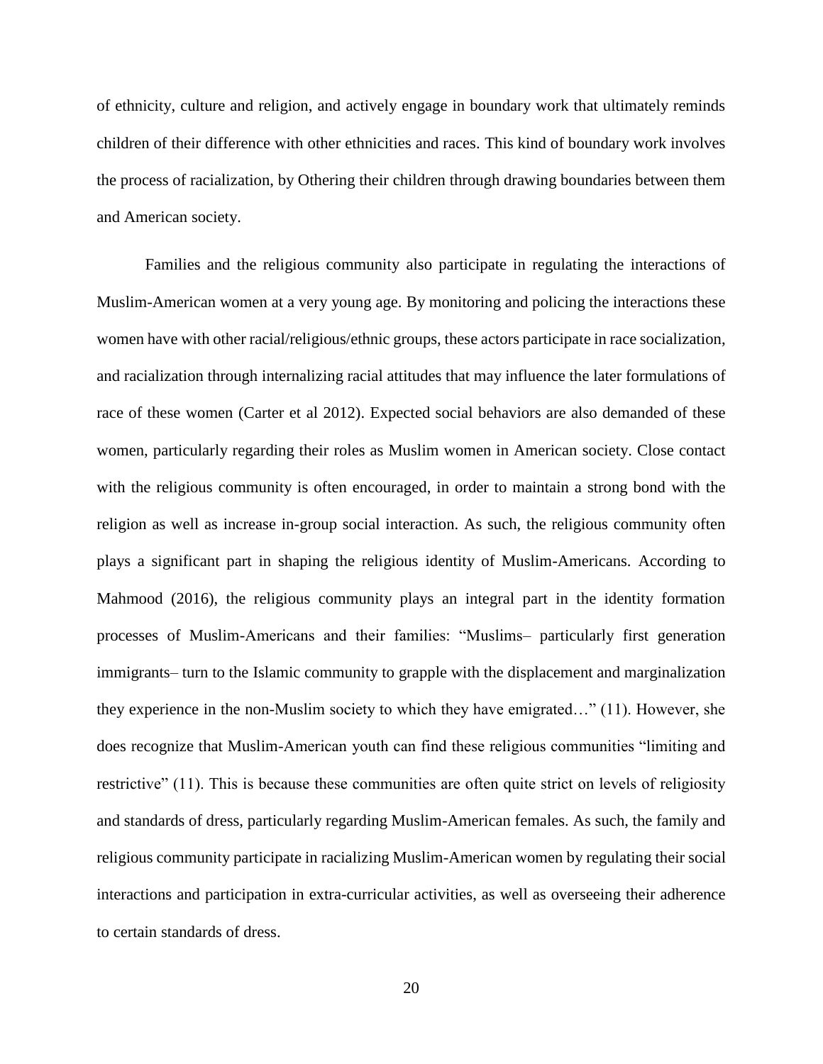of ethnicity, culture and religion, and actively engage in boundary work that ultimately reminds children of their difference with other ethnicities and races. This kind of boundary work involves the process of racialization, by Othering their children through drawing boundaries between them and American society.

Families and the religious community also participate in regulating the interactions of Muslim-American women at a very young age. By monitoring and policing the interactions these women have with other racial/religious/ethnic groups, these actors participate in race socialization, and racialization through internalizing racial attitudes that may influence the later formulations of race of these women (Carter et al 2012). Expected social behaviors are also demanded of these women, particularly regarding their roles as Muslim women in American society. Close contact with the religious community is often encouraged, in order to maintain a strong bond with the religion as well as increase in-group social interaction. As such, the religious community often plays a significant part in shaping the religious identity of Muslim-Americans. According to Mahmood (2016), the religious community plays an integral part in the identity formation processes of Muslim-Americans and their families: "Muslims– particularly first generation immigrants– turn to the Islamic community to grapple with the displacement and marginalization they experience in the non-Muslim society to which they have emigrated…" (11). However, she does recognize that Muslim-American youth can find these religious communities "limiting and restrictive" (11). This is because these communities are often quite strict on levels of religiosity and standards of dress, particularly regarding Muslim-American females. As such, the family and religious community participate in racializing Muslim-American women by regulating their social interactions and participation in extra-curricular activities, as well as overseeing their adherence to certain standards of dress.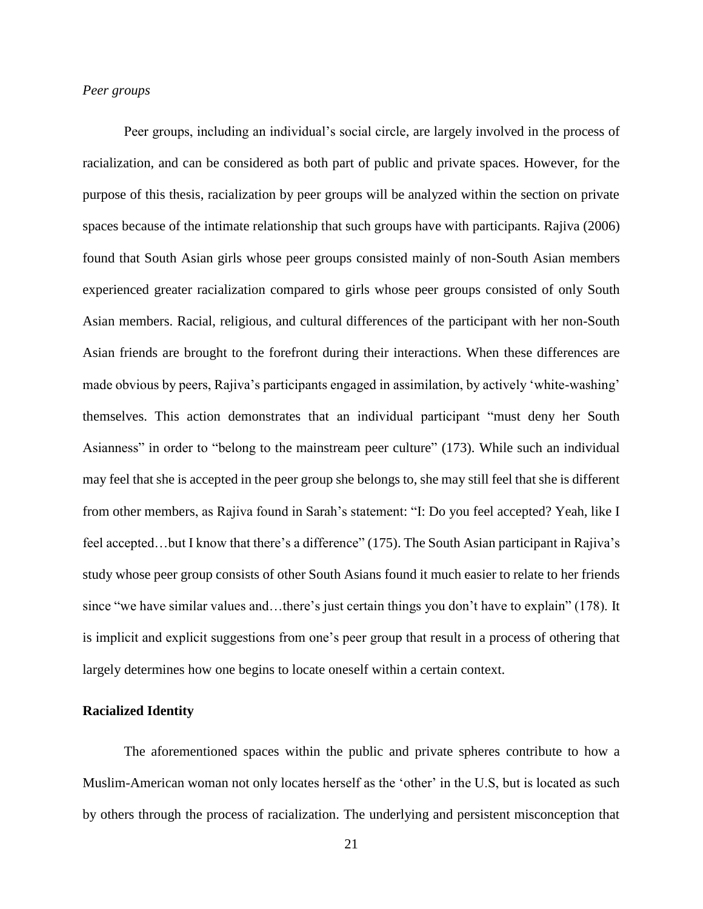*Peer groups*

Peer groups, including an individual's social circle, are largely involved in the process of racialization, and can be considered as both part of public and private spaces. However, for the purpose of this thesis, racialization by peer groups will be analyzed within the section on private spaces because of the intimate relationship that such groups have with participants. Rajiva (2006) found that South Asian girls whose peer groups consisted mainly of non-South Asian members experienced greater racialization compared to girls whose peer groups consisted of only South Asian members. Racial, religious, and cultural differences of the participant with her non-South Asian friends are brought to the forefront during their interactions. When these differences are made obvious by peers, Rajiva's participants engaged in assimilation, by actively 'white-washing' themselves. This action demonstrates that an individual participant "must deny her South Asianness" in order to "belong to the mainstream peer culture" (173). While such an individual may feel that she is accepted in the peer group she belongs to, she may still feel that she is different from other members, as Rajiva found in Sarah's statement: "I: Do you feel accepted? Yeah, like I feel accepted…but I know that there's a difference" (175). The South Asian participant in Rajiva's study whose peer group consists of other South Asians found it much easier to relate to her friends since "we have similar values and…there's just certain things you don't have to explain" (178). It is implicit and explicit suggestions from one's peer group that result in a process of othering that largely determines how one begins to locate oneself within a certain context.

**Racialized Identity**

The aforementioned spaces within the public and private spheres contribute to how a Muslim-American woman not only locates herself as the 'other' in the U.S, but is located as such by others through the process of racialization. The underlying and persistent misconception that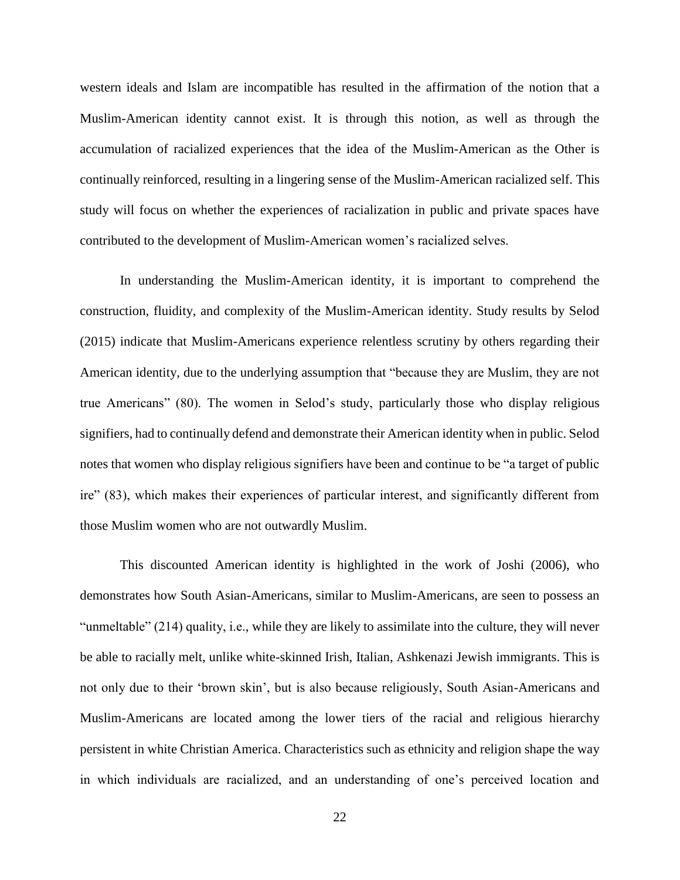western ideals and Islam are incompatible has resulted in the affirmation of the notion that a Muslim-American identity cannot exist. It is through this notion, as well as through the accumulation of racialized experiences that the idea of the Muslim-American as the Other is continually reinforced, resulting in a lingering sense of the Muslim-American racialized self. This study will focus on whether the experiences of racialization in public and private spaces have contributed to the development of Muslim-American women's racialized selves.

In understanding the Muslim-American identity, it is important to comprehend the construction, fluidity, and complexity of the Muslim-American identity. Study results by Selod (2015) indicate that Muslim-Americans experience relentless scrutiny by others regarding their American identity, due to the underlying assumption that "because they are Muslim, they are not true Americans" (80). The women in Selod's study, particularly those who display religious signifiers, had to continually defend and demonstrate their American identity when in public. Selod notes that women who display religious signifiers have been and continue to be "a target of public ire" (83), which makes their experiences of particular interest, and significantly different from those Muslim women who are not outwardly Muslim.

This discounted American identity is highlighted in the work of Joshi (2006), who demonstrates how South Asian-Americans, similar to Muslim-Americans, are seen to possess an "unmeltable" (214) quality, i.e., while they are likely to assimilate into the culture, they will never be able to racially melt, unlike white-skinned Irish, Italian, Ashkenazi Jewish immigrants. This is not only due to their 'brown skin', but is also because religiously, South Asian-Americans and Muslim-Americans are located among the lower tiers of the racial and religious hierarchy persistent in white Christian America. Characteristics such as ethnicity and religion shape the way in which individuals are racialized, and an understanding of one's perceived location and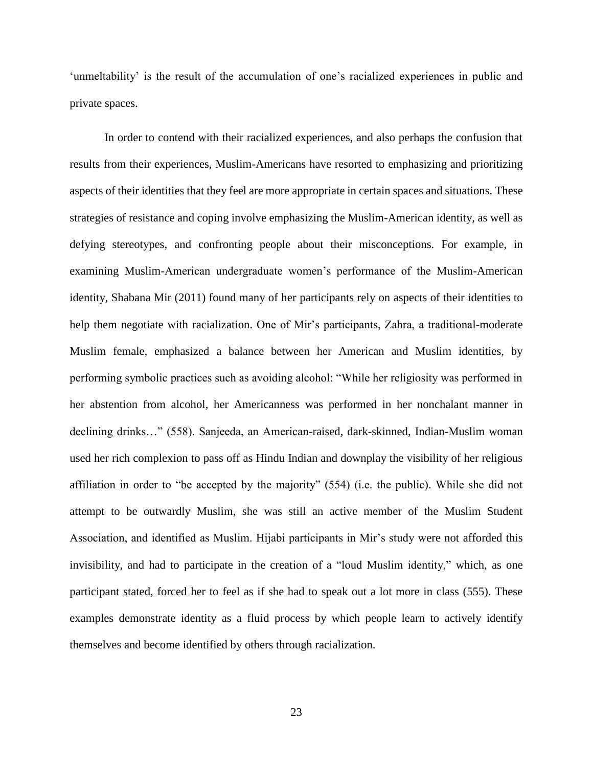'unmeltability' is the result of the accumulation of one's racialized experiences in public and private spaces.

In order to contend with their racialized experiences, and also perhaps the confusion that results from their experiences, Muslim-Americans have resorted to emphasizing and prioritizing aspects of their identities that they feel are more appropriate in certain spaces and situations. These strategies of resistance and coping involve emphasizing the Muslim-American identity, as well as defying stereotypes, and confronting people about their misconceptions. For example, in examining Muslim-American undergraduate women's performance of the Muslim-American identity, Shabana Mir (2011) found many of her participants rely on aspects of their identities to help them negotiate with racialization. One of Mir's participants, Zahra, a traditional-moderate Muslim female, emphasized a balance between her American and Muslim identities, by performing symbolic practices such as avoiding alcohol: "While her religiosity was performed in her abstention from alcohol, her Americanness was performed in her nonchalant manner in declining drinks…" (558). Sanjeeda, an American-raised, dark-skinned, Indian-Muslim woman used her rich complexion to pass off as Hindu Indian and downplay the visibility of her religious affiliation in order to "be accepted by the majority" (554) (i.e. the public). While she did not attempt to be outwardly Muslim, she was still an active member of the Muslim Student Association, and identified as Muslim. Hijabi participants in Mir's study were not afforded this invisibility, and had to participate in the creation of a "loud Muslim identity," which, as one participant stated, forced her to feel as if she had to speak out a lot more in class (555). These examples demonstrate identity as a fluid process by which people learn to actively identify themselves and become identified by others through racialization.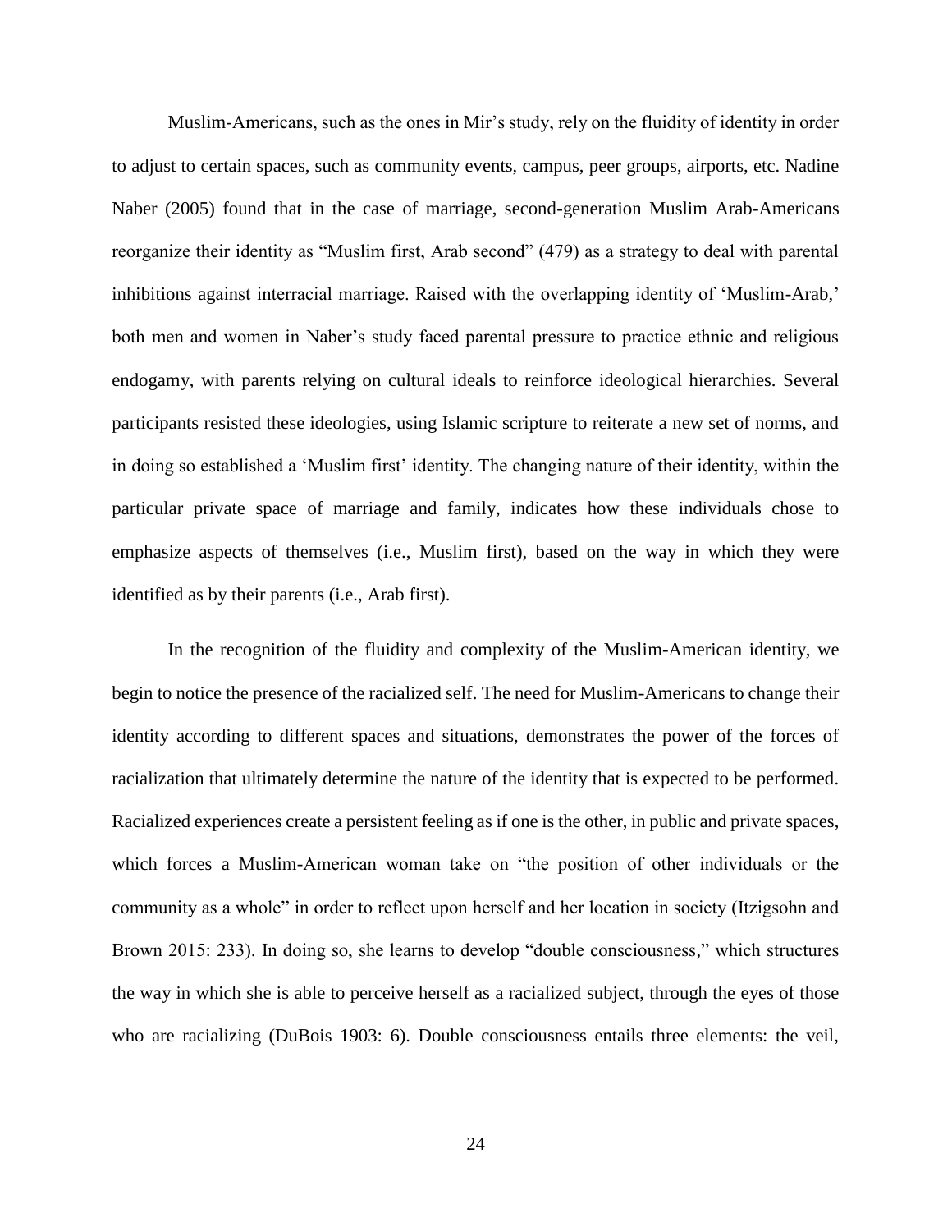Muslim-Americans, such as the ones in Mir's study, rely on the fluidity of identity in order to adjust to certain spaces, such as community events, campus, peer groups, airports, etc. Nadine Naber (2005) found that in the case of marriage, second-generation Muslim Arab-Americans reorganize their identity as "Muslim first, Arab second" (479) as a strategy to deal with parental inhibitions against interracial marriage. Raised with the overlapping identity of 'Muslim-Arab,' both men and women in Naber's study faced parental pressure to practice ethnic and religious endogamy, with parents relying on cultural ideals to reinforce ideological hierarchies. Several participants resisted these ideologies, using Islamic scripture to reiterate a new set of norms, and in doing so established a 'Muslim first' identity. The changing nature of their identity, within the particular private space of marriage and family, indicates how these individuals chose to emphasize aspects of themselves (i.e., Muslim first), based on the way in which they were identified as by their parents (i.e., Arab first).

In the recognition of the fluidity and complexity of the Muslim-American identity, we begin to notice the presence of the racialized self. The need for Muslim-Americans to change their identity according to different spaces and situations, demonstrates the power of the forces of racialization that ultimately determine the nature of the identity that is expected to be performed. Racialized experiences create a persistent feeling as if one is the other, in public and private spaces, which forces a Muslim-American woman take on "the position of other individuals or the community as a whole" in order to reflect upon herself and her location in society (Itzigsohn and Brown 2015: 233). In doing so, she learns to develop "double consciousness," which structures the way in which she is able to perceive herself as a racialized subject, through the eyes of those who are racializing (DuBois 1903: 6). Double consciousness entails three elements: the veil,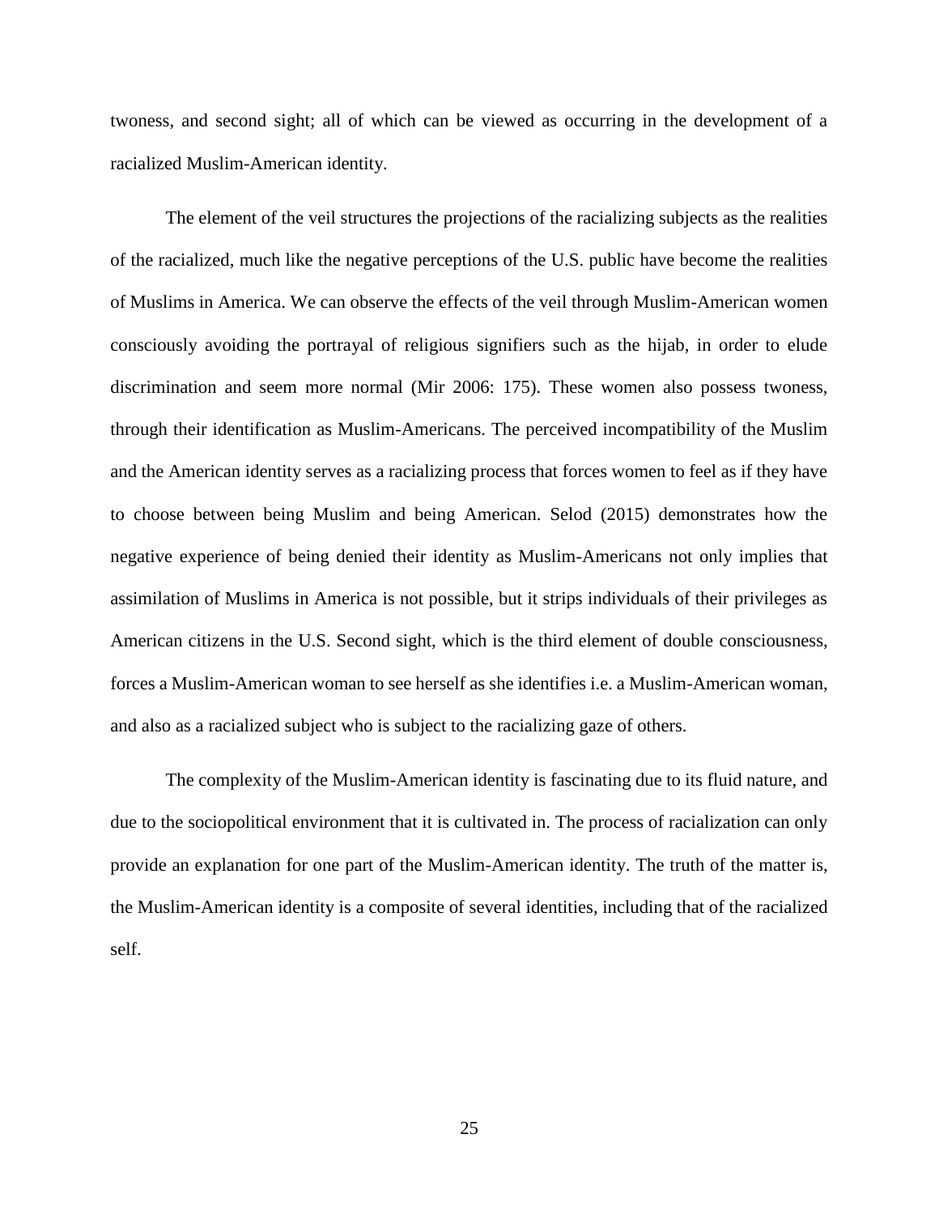twoness, and second sight; all of which can be viewed as occurring in the development of a racialized Muslim-American identity.

The element of the veil structures the projections of the racializing subjects as the realities of the racialized, much like the negative perceptions of the U.S. public have become the realities of Muslims in America. We can observe the effects of the veil through Muslim-American women consciously avoiding the portrayal of religious signifiers such as the hijab, in order to elude discrimination and seem more normal (Mir 2006: 175). These women also possess twoness, through their identification as Muslim-Americans. The perceived incompatibility of the Muslim and the American identity serves as a racializing process that forces women to feel as if they have to choose between being Muslim and being American. Selod (2015) demonstrates how the negative experience of being denied their identity as Muslim-Americans not only implies that assimilation of Muslims in America is not possible, but it strips individuals of their privileges as American citizens in the U.S. Second sight, which is the third element of double consciousness, forces a Muslim-American woman to see herself as she identifies i.e. a Muslim-American woman, and also as a racialized subject who is subject to the racializing gaze of others.

The complexity of the Muslim-American identity is fascinating due to its fluid nature, and due to the sociopolitical environment that it is cultivated in. The process of racialization can only provide an explanation for one part of the Muslim-American identity. The truth of the matter is, the Muslim-American identity is a composite of several identities, including that of the racialized self.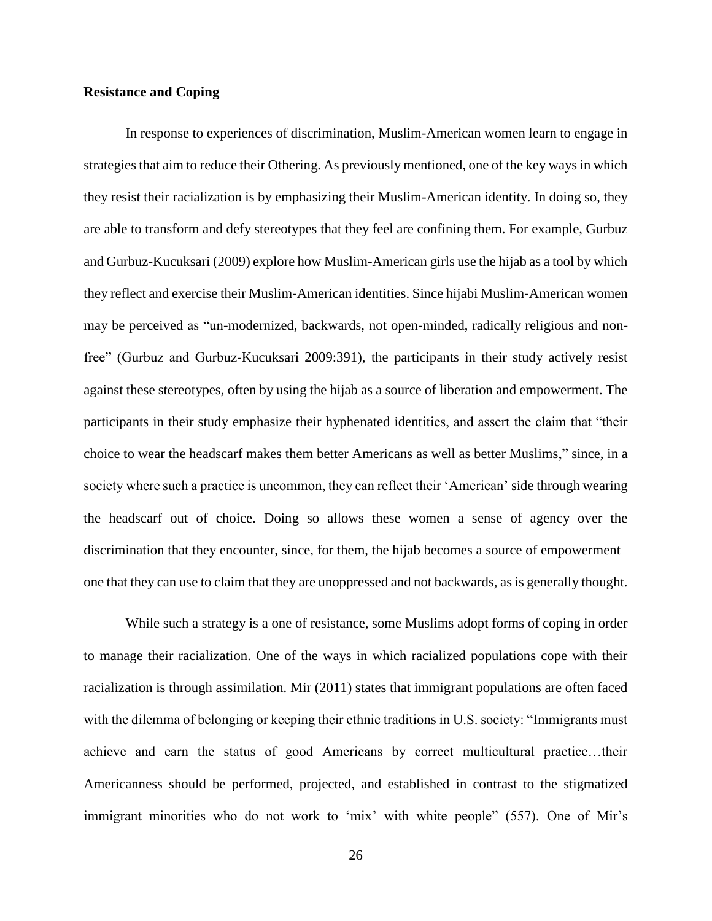**Resistance and Coping**

In response to experiences of discrimination, Muslim-American women learn to engage in strategies that aim to reduce their Othering. As previously mentioned, one of the key ways in which they resist their racialization is by emphasizing their Muslim-American identity. In doing so, they are able to transform and defy stereotypes that they feel are confining them. For example, Gurbuz and Gurbuz-Kucuksari (2009) explore how Muslim-American girls use the hijab as a tool by which they reflect and exercise their Muslim-American identities. Since hijabi Muslim-American women may be perceived as "un-modernized, backwards, not open-minded, radically religious and non-free" (Gurbuz and Gurbuz-Kucuksari 2009:391), the participants in their study actively resist against these stereotypes, often by using the hijab as a source of liberation and empowerment. The participants in their study emphasize their hyphenated identities, and assert the claim that "their choice to wear the headscarf makes them better Americans as well as better Muslims," since, in a society where such a practice is uncommon, they can reflect their 'American' side through wearing the headscarf out of choice. Doing so allows these women a sense of agency over the discrimination that they encounter, since, for them, the hijab becomes a source of empowerment– one that they can use to claim that they are unoppressed and not backwards, as is generally thought.

While such a strategy is a one of resistance, some Muslims adopt forms of coping in order to manage their racialization. One of the ways in which racialized populations cope with their racialization is through assimilation. Mir (2011) states that immigrant populations are often faced with the dilemma of belonging or keeping their ethnic traditions in U.S. society: "Immigrants must achieve and earn the status of good Americans by correct multicultural practice…their Americanness should be performed, projected, and established in contrast to the stigmatized immigrant minorities who do not work to 'mix' with white people" (557). One of Mir's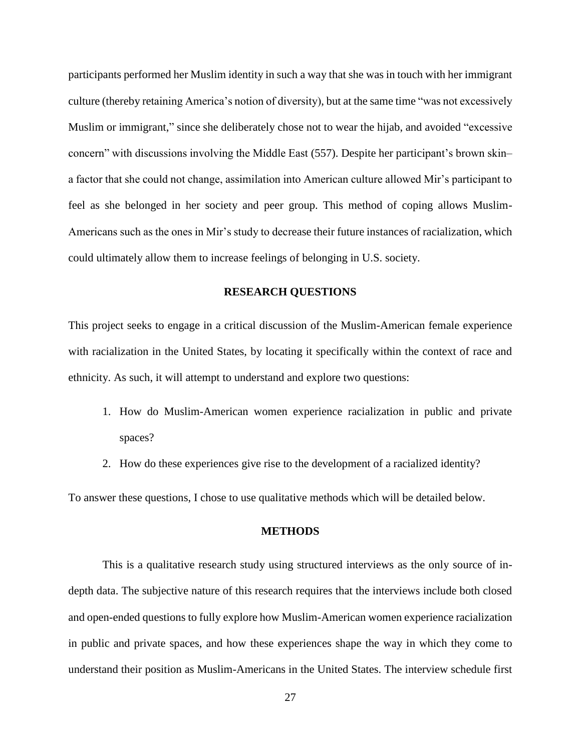participants performed her Muslim identity in such a way that she was in touch with her immigrant culture (thereby retaining America's notion of diversity), but at the same time "was not excessively Muslim or immigrant," since she deliberately chose not to wear the hijab, and avoided "excessive concern" with discussions involving the Middle East (557). Despite her participant's brown skin– a factor that she could not change, assimilation into American culture allowed Mir's participant to feel as she belonged in her society and peer group. This method of coping allows Muslim-Americans such as the ones in Mir's study to decrease their future instances of racialization, which could ultimately allow them to increase feelings of belonging in U.S. society.

## RESEARCH QUESTIONS

This project seeks to engage in a critical discussion of the Muslim-American female experience with racialization in the United States, by locating it specifically within the context of race and ethnicity. As such, it will attempt to understand and explore two questions:

1. How do Muslim-American women experience racialization in public and private spaces?
2. How do these experiences give rise to the development of a racialized identity?

To answer these questions, I chose to use qualitative methods which will be detailed below.

## METHODS

This is a qualitative research study using structured interviews as the only source of in-depth data. The subjective nature of this research requires that the interviews include both closed and open-ended questions to fully explore how Muslim-American women experience racialization in public and private spaces, and how these experiences shape the way in which they come to understand their position as Muslim-Americans in the United States. The interview schedule first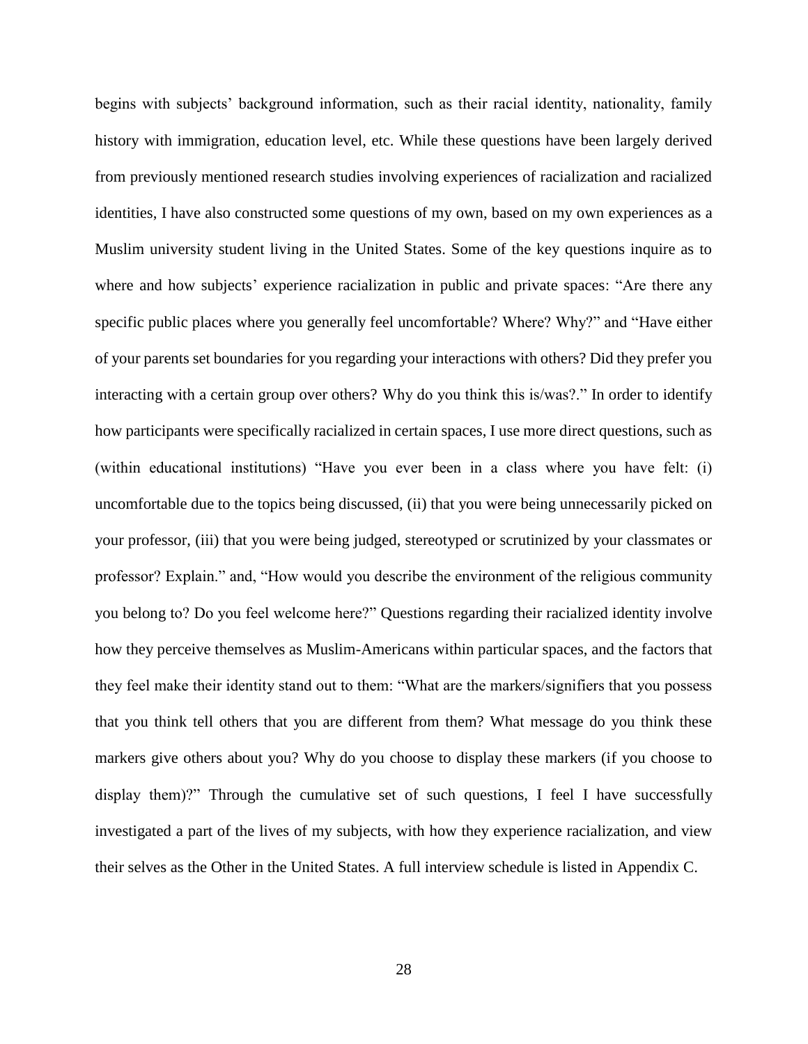begins with subjects' background information, such as their racial identity, nationality, family history with immigration, education level, etc. While these questions have been largely derived from previously mentioned research studies involving experiences of racialization and racialized identities, I have also constructed some questions of my own, based on my own experiences as a Muslim university student living in the United States. Some of the key questions inquire as to where and how subjects' experience racialization in public and private spaces: "Are there any specific public places where you generally feel uncomfortable? Where? Why?" and "Have either of your parents set boundaries for you regarding your interactions with others? Did they prefer you interacting with a certain group over others? Why do you think this is/was?." In order to identify how participants were specifically racialized in certain spaces, I use more direct questions, such as (within educational institutions) "Have you ever been in a class where you have felt: (i) uncomfortable due to the topics being discussed, (ii) that you were being unnecessarily picked on your professor, (iii) that you were being judged, stereotyped or scrutinized by your classmates or professor? Explain." and, "How would you describe the environment of the religious community you belong to? Do you feel welcome here?" Questions regarding their racialized identity involve how they perceive themselves as Muslim-Americans within particular spaces, and the factors that they feel make their identity stand out to them: "What are the markers/signifiers that you possess that you think tell others that you are different from them? What message do you think these markers give others about you? Why do you choose to display these markers (if you choose to display them)?" Through the cumulative set of such questions, I feel I have successfully investigated a part of the lives of my subjects, with how they experience racialization, and view their selves as the Other in the United States. A full interview schedule is listed in Appendix C.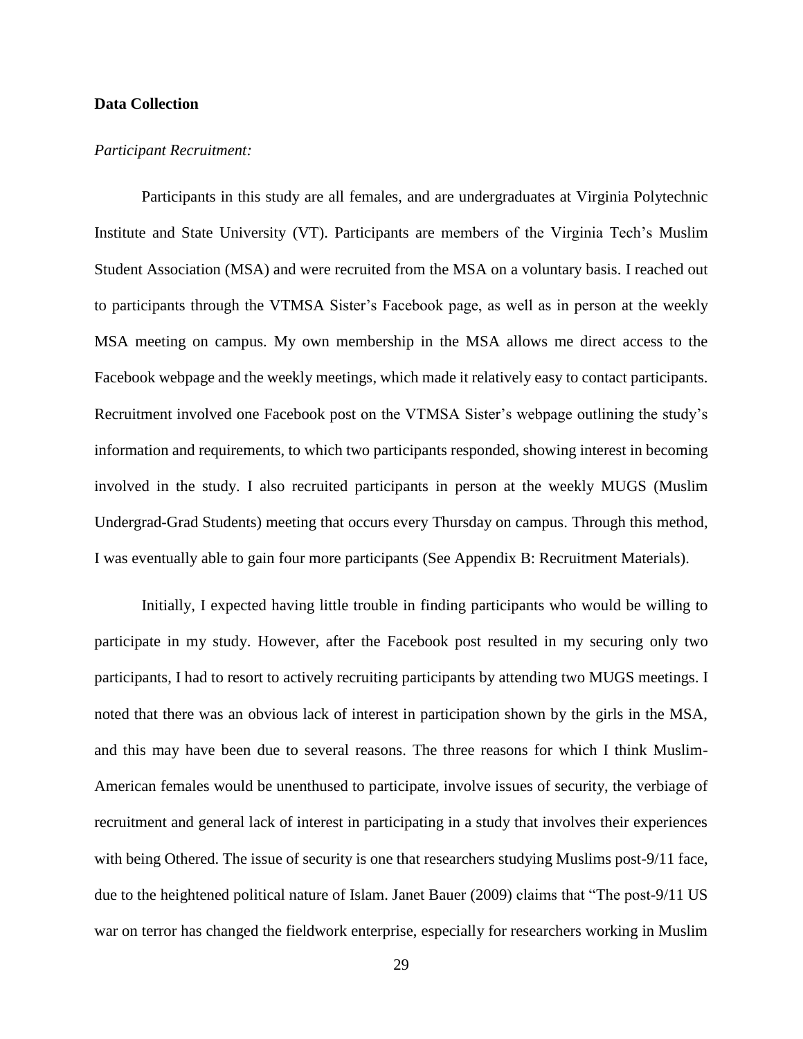**Data Collection**

*Participant Recruitment:*

Participants in this study are all females, and are undergraduates at Virginia Polytechnic Institute and State University (VT). Participants are members of the Virginia Tech's Muslim Student Association (MSA) and were recruited from the MSA on a voluntary basis. I reached out to participants through the VTMSA Sister's Facebook page, as well as in person at the weekly MSA meeting on campus. My own membership in the MSA allows me direct access to the Facebook webpage and the weekly meetings, which made it relatively easy to contact participants. Recruitment involved one Facebook post on the VTMSA Sister's webpage outlining the study's information and requirements, to which two participants responded, showing interest in becoming involved in the study. I also recruited participants in person at the weekly MUGS (Muslim Undergrad-Grad Students) meeting that occurs every Thursday on campus. Through this method, I was eventually able to gain four more participants (See Appendix B: Recruitment Materials).

Initially, I expected having little trouble in finding participants who would be willing to participate in my study. However, after the Facebook post resulted in my securing only two participants, I had to resort to actively recruiting participants by attending two MUGS meetings. I noted that there was an obvious lack of interest in participation shown by the girls in the MSA, and this may have been due to several reasons. The three reasons for which I think Muslim-American females would be unenthused to participate, involve issues of security, the verbiage of recruitment and general lack of interest in participating in a study that involves their experiences with being Othered. The issue of security is one that researchers studying Muslims post-9/11 face, due to the heightened political nature of Islam. Janet Bauer (2009) claims that "The post-9/11 US war on terror has changed the fieldwork enterprise, especially for researchers working in Muslim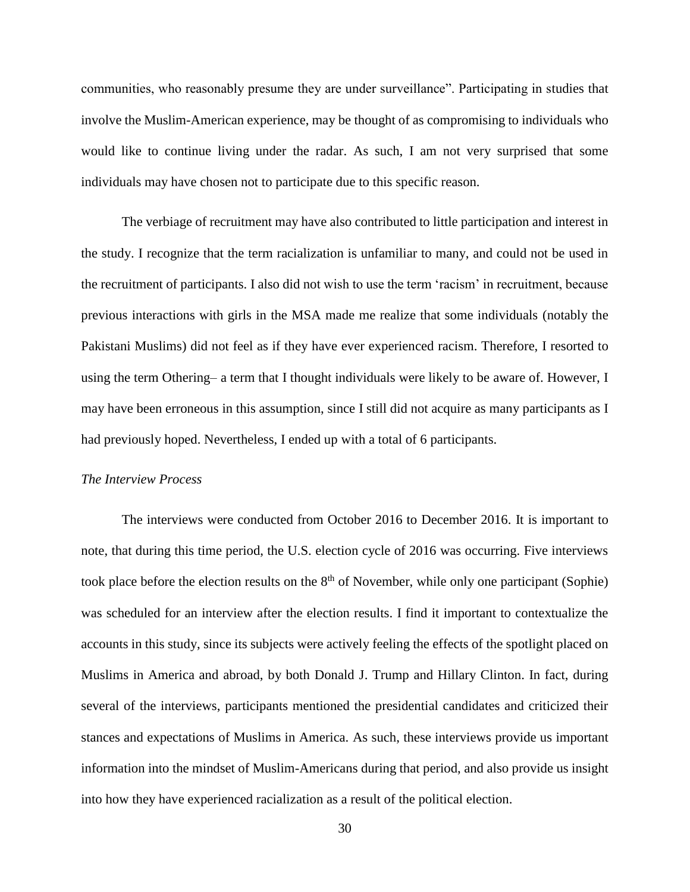communities, who reasonably presume they are under surveillance". Participating in studies that involve the Muslim-American experience, may be thought of as compromising to individuals who would like to continue living under the radar. As such, I am not very surprised that some individuals may have chosen not to participate due to this specific reason.

The verbiage of recruitment may have also contributed to little participation and interest in the study. I recognize that the term racialization is unfamiliar to many, and could not be used in the recruitment of participants. I also did not wish to use the term 'racism' in recruitment, because previous interactions with girls in the MSA made me realize that some individuals (notably the Pakistani Muslims) did not feel as if they have ever experienced racism. Therefore, I resorted to using the term Othering– a term that I thought individuals were likely to be aware of. However, I may have been erroneous in this assumption, since I still did not acquire as many participants as I had previously hoped. Nevertheless, I ended up with a total of 6 participants.

*The Interview Process*

The interviews were conducted from October 2016 to December 2016. It is important to note, that during this time period, the U.S. election cycle of 2016 was occurring. Five interviews took place before the election results on the 8th of November, while only one participant (Sophie) was scheduled for an interview after the election results. I find it important to contextualize the accounts in this study, since its subjects were actively feeling the effects of the spotlight placed on Muslims in America and abroad, by both Donald J. Trump and Hillary Clinton. In fact, during several of the interviews, participants mentioned the presidential candidates and criticized their stances and expectations of Muslims in America. As such, these interviews provide us important information into the mindset of Muslim-Americans during that period, and also provide us insight into how they have experienced racialization as a result of the political election.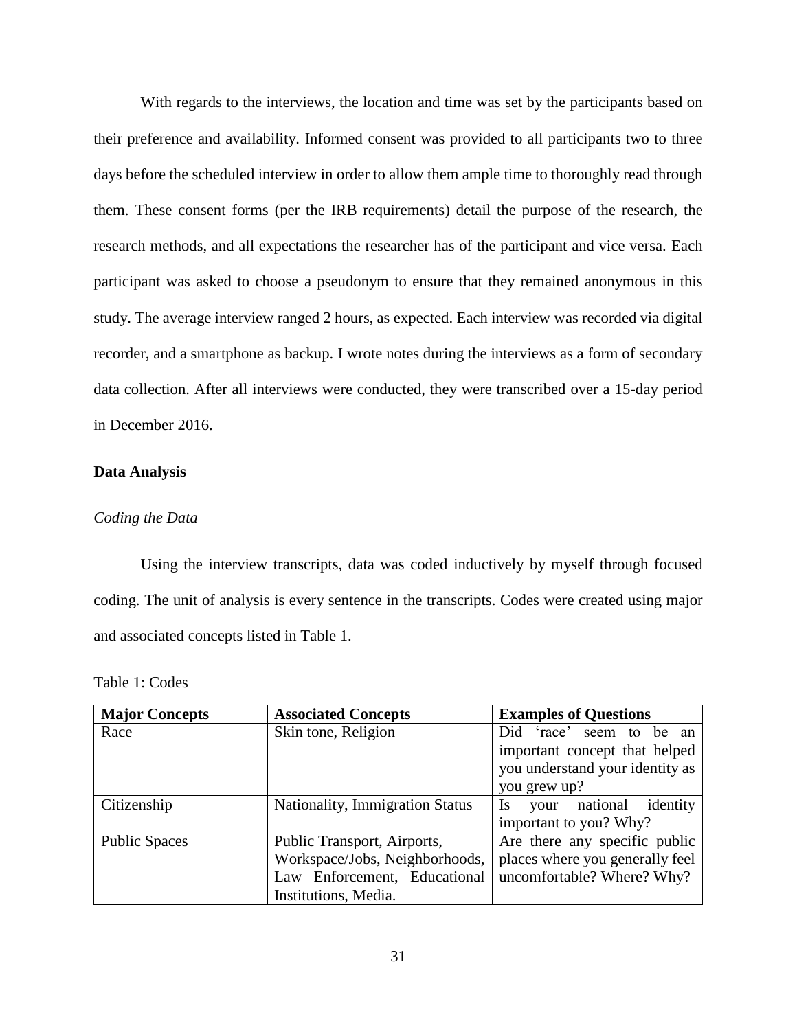With regards to the interviews, the location and time was set by the participants based on their preference and availability. Informed consent was provided to all participants two to three days before the scheduled interview in order to allow them ample time to thoroughly read through them. These consent forms (per the IRB requirements) detail the purpose of the research, the research methods, and all expectations the researcher has of the participant and vice versa. Each participant was asked to choose a pseudonym to ensure that they remained anonymous in this study. The average interview ranged 2 hours, as expected. Each interview was recorded via digital recorder, and a smartphone as backup. I wrote notes during the interviews as a form of secondary data collection. After all interviews were conducted, they were transcribed over a 15-day period in December 2016.

**Data Analysis**

*Coding the Data*

Using the interview transcripts, data was coded inductively by myself through focused coding. The unit of analysis is every sentence in the transcripts. Codes were created using major and associated concepts listed in Table 1.

Table 1: Codes

| **Major Concepts** | **Associated Concepts** | **Examples of Questions** |
|---|---|---|
| Race | Skin tone, Religion | Did 'race' seem to be an important concept that helped you understand your identity as you grew up? |
| Citizenship | Nationality, Immigration Status | Is your national identity important to you? Why? |
| Public Spaces | Public Transport, Airports, Workspace/Jobs, Neighborhoods, Law Enforcement, Educational Institutions, Media. | Are there any specific public places where you generally feel uncomfortable? Where? Why? |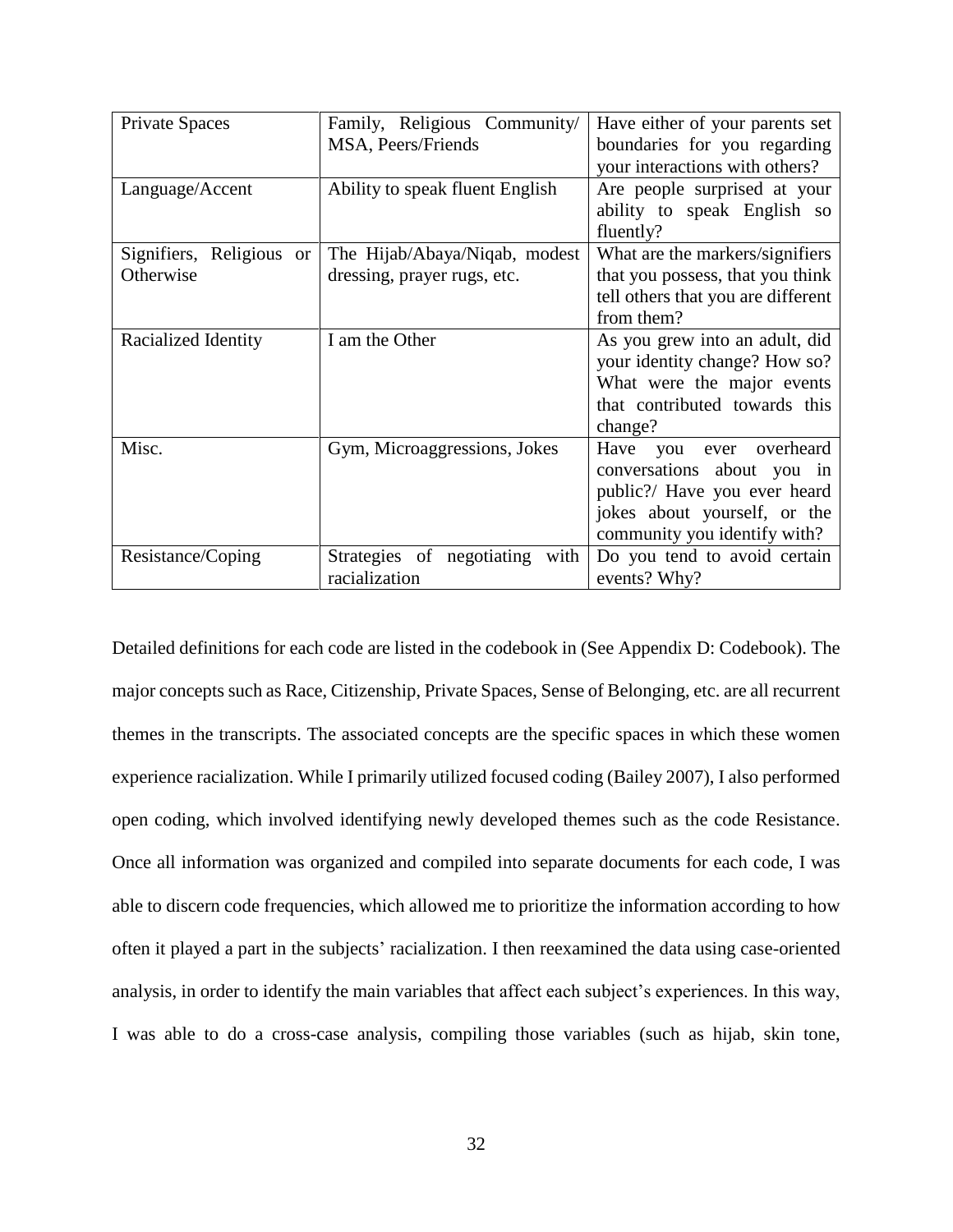| Private Spaces | Family, Religious Community/ MSA, Peers/Friends | Have either of your parents set boundaries for you regarding your interactions with others? |
|---|---|---|
| Language/Accent | Ability to speak fluent English | Are people surprised at your ability to speak English so fluently? |
| Signifiers, Religious or Otherwise | The Hijab/Abaya/Niqab, modest dressing, prayer rugs, etc. | What are the markers/signifiers that you possess, that you think tell others that you are different from them? |
| Racialized Identity | I am the Other | As you grew into an adult, did your identity change? How so? What were the major events that contributed towards this change? |
| Misc. | Gym, Microaggressions, Jokes | Have you ever overheard conversations about you in public?/ Have you ever heard jokes about yourself, or the community you identify with? |
| Resistance/Coping | Strategies of negotiating with racialization | Do you tend to avoid certain events? Why? |

Detailed definitions for each code are listed in the codebook in (See Appendix D: Codebook). The major concepts such as Race, Citizenship, Private Spaces, Sense of Belonging, etc. are all recurrent themes in the transcripts. The associated concepts are the specific spaces in which these women experience racialization. While I primarily utilized focused coding (Bailey 2007), I also performed open coding, which involved identifying newly developed themes such as the code Resistance. Once all information was organized and compiled into separate documents for each code, I was able to discern code frequencies, which allowed me to prioritize the information according to how often it played a part in the subjects' racialization. I then reexamined the data using case-oriented analysis, in order to identify the main variables that affect each subject's experiences. In this way, I was able to do a cross-case analysis, compiling those variables (such as hijab, skin tone,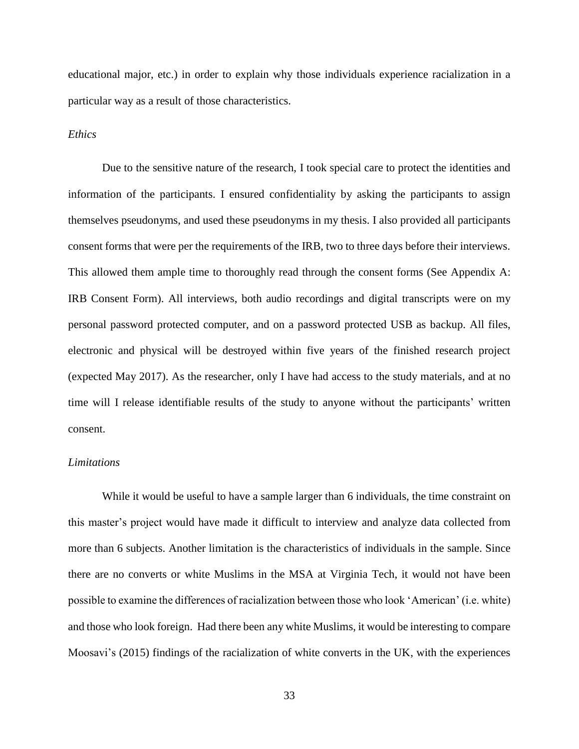educational major, etc.) in order to explain why those individuals experience racialization in a particular way as a result of those characteristics.

*Ethics*

Due to the sensitive nature of the research, I took special care to protect the identities and information of the participants. I ensured confidentiality by asking the participants to assign themselves pseudonyms, and used these pseudonyms in my thesis. I also provided all participants consent forms that were per the requirements of the IRB, two to three days before their interviews. This allowed them ample time to thoroughly read through the consent forms (See Appendix A: IRB Consent Form). All interviews, both audio recordings and digital transcripts were on my personal password protected computer, and on a password protected USB as backup. All files, electronic and physical will be destroyed within five years of the finished research project (expected May 2017). As the researcher, only I have had access to the study materials, and at no time will I release identifiable results of the study to anyone without the participants' written consent.

*Limitations*

While it would be useful to have a sample larger than 6 individuals, the time constraint on this master's project would have made it difficult to interview and analyze data collected from more than 6 subjects. Another limitation is the characteristics of individuals in the sample. Since there are no converts or white Muslims in the MSA at Virginia Tech, it would not have been possible to examine the differences of racialization between those who look 'American' (i.e. white) and those who look foreign. Had there been any white Muslims, it would be interesting to compare Moosavi's (2015) findings of the racialization of white converts in the UK, with the experiences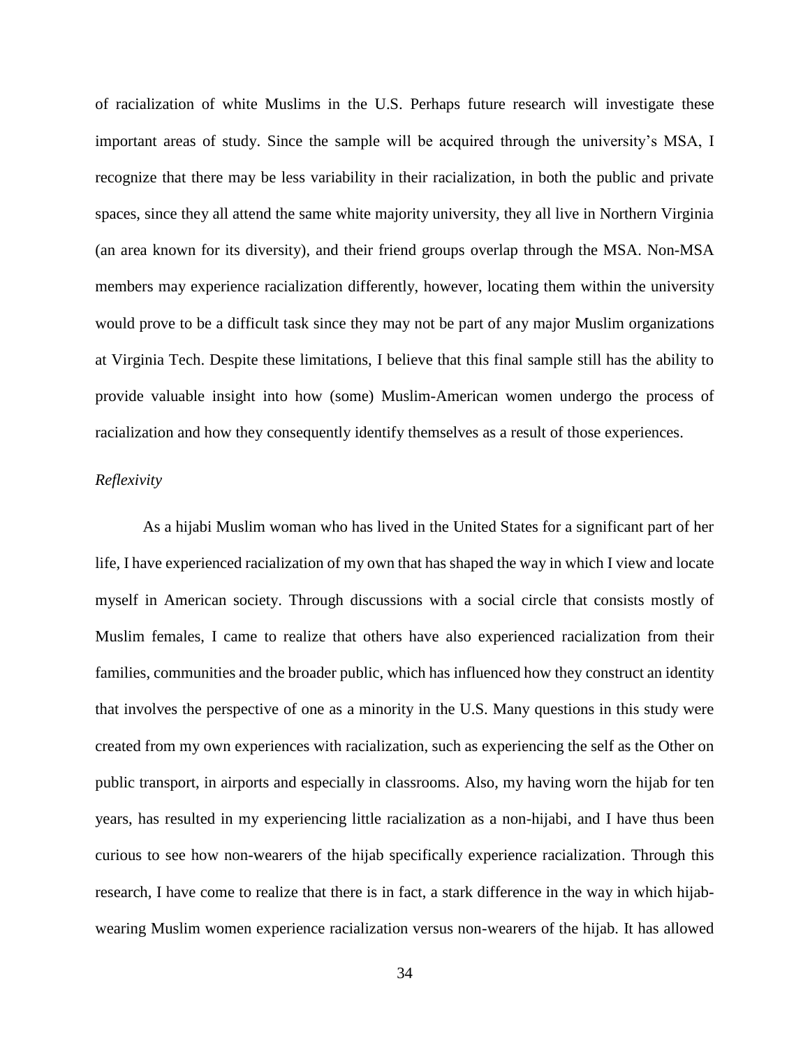of racialization of white Muslims in the U.S. Perhaps future research will investigate these important areas of study. Since the sample will be acquired through the university's MSA, I recognize that there may be less variability in their racialization, in both the public and private spaces, since they all attend the same white majority university, they all live in Northern Virginia (an area known for its diversity), and their friend groups overlap through the MSA. Non-MSA members may experience racialization differently, however, locating them within the university would prove to be a difficult task since they may not be part of any major Muslim organizations at Virginia Tech. Despite these limitations, I believe that this final sample still has the ability to provide valuable insight into how (some) Muslim-American women undergo the process of racialization and how they consequently identify themselves as a result of those experiences.

*Reflexivity*

As a hijabi Muslim woman who has lived in the United States for a significant part of her life, I have experienced racialization of my own that has shaped the way in which I view and locate myself in American society. Through discussions with a social circle that consists mostly of Muslim females, I came to realize that others have also experienced racialization from their families, communities and the broader public, which has influenced how they construct an identity that involves the perspective of one as a minority in the U.S. Many questions in this study were created from my own experiences with racialization, such as experiencing the self as the Other on public transport, in airports and especially in classrooms. Also, my having worn the hijab for ten years, has resulted in my experiencing little racialization as a non-hijabi, and I have thus been curious to see how non-wearers of the hijab specifically experience racialization. Through this research, I have come to realize that there is in fact, a stark difference in the way in which hijab-wearing Muslim women experience racialization versus non-wearers of the hijab. It has allowed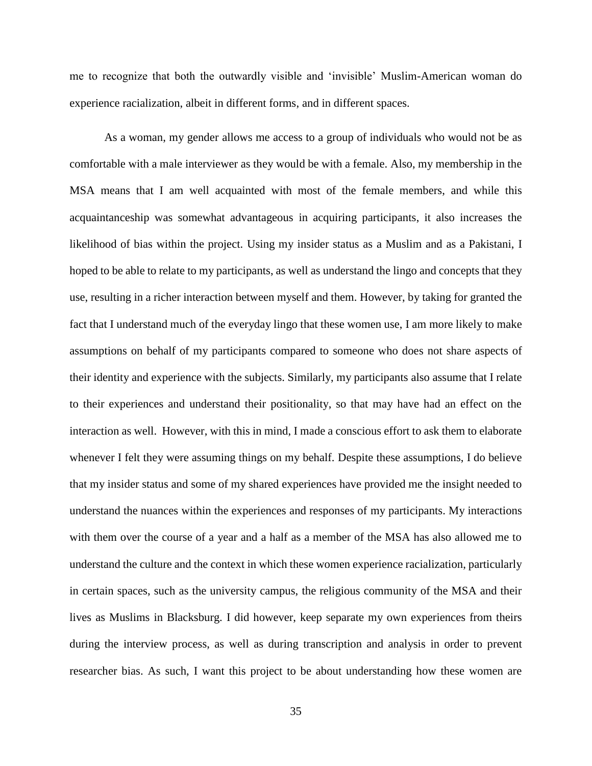me to recognize that both the outwardly visible and 'invisible' Muslim-American woman do experience racialization, albeit in different forms, and in different spaces.

As a woman, my gender allows me access to a group of individuals who would not be as comfortable with a male interviewer as they would be with a female. Also, my membership in the MSA means that I am well acquainted with most of the female members, and while this acquaintanceship was somewhat advantageous in acquiring participants, it also increases the likelihood of bias within the project. Using my insider status as a Muslim and as a Pakistani, I hoped to be able to relate to my participants, as well as understand the lingo and concepts that they use, resulting in a richer interaction between myself and them. However, by taking for granted the fact that I understand much of the everyday lingo that these women use, I am more likely to make assumptions on behalf of my participants compared to someone who does not share aspects of their identity and experience with the subjects. Similarly, my participants also assume that I relate to their experiences and understand their positionality, so that may have had an effect on the interaction as well. However, with this in mind, I made a conscious effort to ask them to elaborate whenever I felt they were assuming things on my behalf. Despite these assumptions, I do believe that my insider status and some of my shared experiences have provided me the insight needed to understand the nuances within the experiences and responses of my participants. My interactions with them over the course of a year and a half as a member of the MSA has also allowed me to understand the culture and the context in which these women experience racialization, particularly in certain spaces, such as the university campus, the religious community of the MSA and their lives as Muslims in Blacksburg. I did however, keep separate my own experiences from theirs during the interview process, as well as during transcription and analysis in order to prevent researcher bias. As such, I want this project to be about understanding how these women are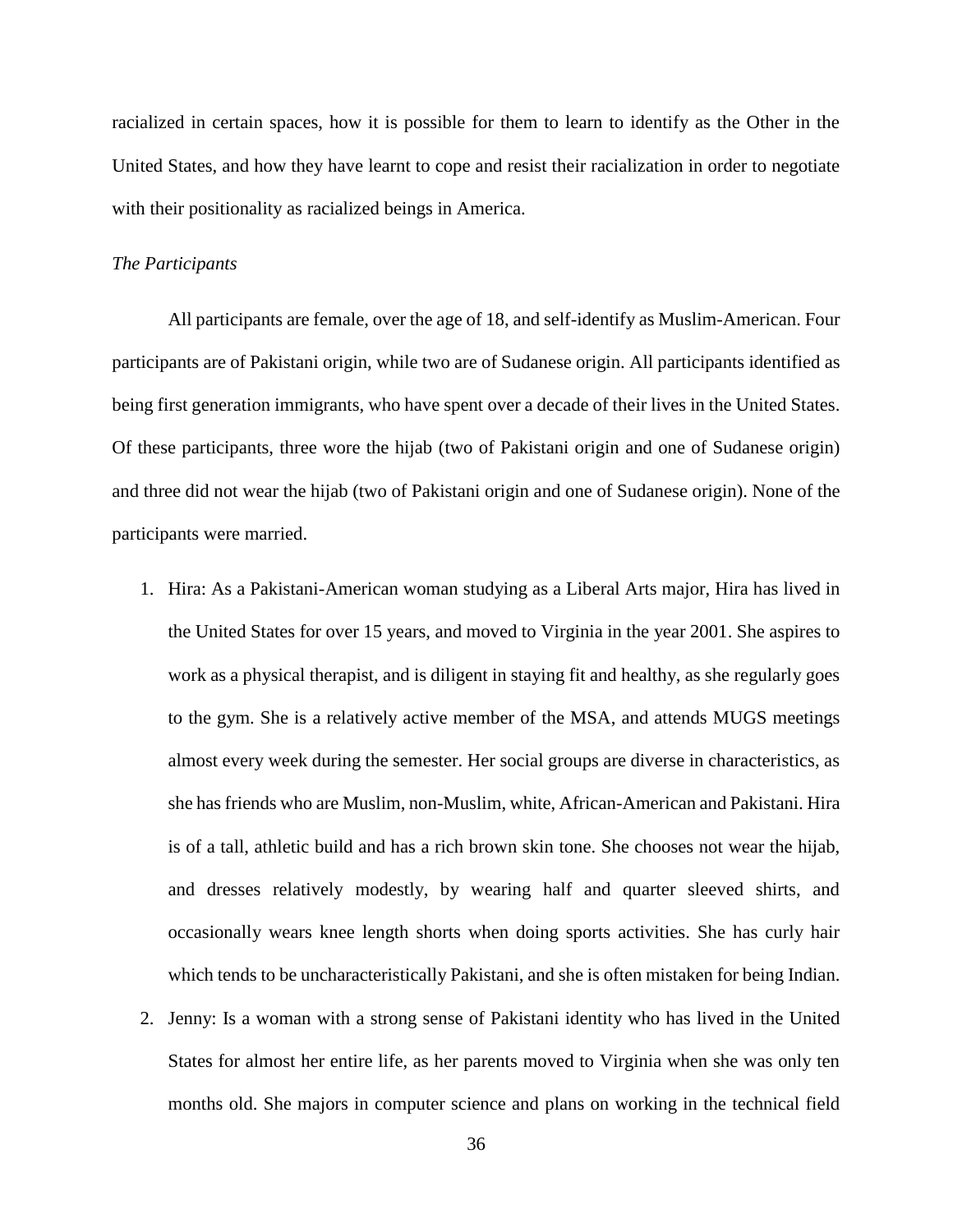racialized in certain spaces, how it is possible for them to learn to identify as the Other in the United States, and how they have learnt to cope and resist their racialization in order to negotiate with their positionality as racialized beings in America.

*The Participants*

All participants are female, over the age of 18, and self-identify as Muslim-American. Four participants are of Pakistani origin, while two are of Sudanese origin. All participants identified as being first generation immigrants, who have spent over a decade of their lives in the United States. Of these participants, three wore the hijab (two of Pakistani origin and one of Sudanese origin) and three did not wear the hijab (two of Pakistani origin and one of Sudanese origin). None of the participants were married.

1. Hira: As a Pakistani-American woman studying as a Liberal Arts major, Hira has lived in the United States for over 15 years, and moved to Virginia in the year 2001. She aspires to work as a physical therapist, and is diligent in staying fit and healthy, as she regularly goes to the gym. She is a relatively active member of the MSA, and attends MUGS meetings almost every week during the semester. Her social groups are diverse in characteristics, as she has friends who are Muslim, non-Muslim, white, African-American and Pakistani. Hira is of a tall, athletic build and has a rich brown skin tone. She chooses not wear the hijab, and dresses relatively modestly, by wearing half and quarter sleeved shirts, and occasionally wears knee length shorts when doing sports activities. She has curly hair which tends to be uncharacteristically Pakistani, and she is often mistaken for being Indian.
2. Jenny: Is a woman with a strong sense of Pakistani identity who has lived in the United States for almost her entire life, as her parents moved to Virginia when she was only ten months old. She majors in computer science and plans on working in the technical field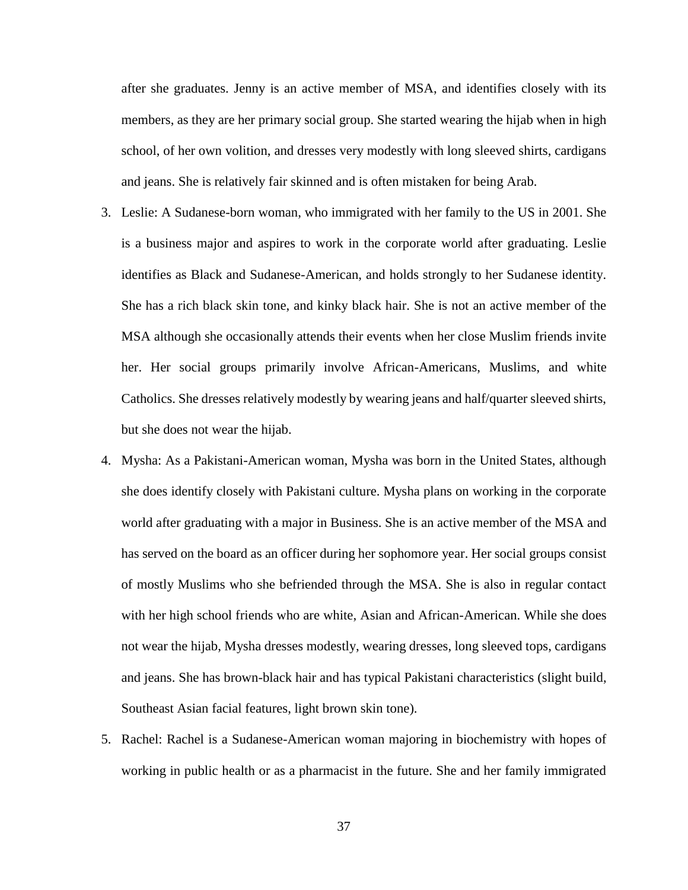after she graduates. Jenny is an active member of MSA, and identifies closely with its members, as they are her primary social group. She started wearing the hijab when in high school, of her own volition, and dresses very modestly with long sleeved shirts, cardigans and jeans. She is relatively fair skinned and is often mistaken for being Arab.

3. Leslie: A Sudanese-born woman, who immigrated with her family to the US in 2001. She is a business major and aspires to work in the corporate world after graduating. Leslie identifies as Black and Sudanese-American, and holds strongly to her Sudanese identity. She has a rich black skin tone, and kinky black hair. She is not an active member of the MSA although she occasionally attends their events when her close Muslim friends invite her. Her social groups primarily involve African-Americans, Muslims, and white Catholics. She dresses relatively modestly by wearing jeans and half/quarter sleeved shirts, but she does not wear the hijab.
4. Mysha: As a Pakistani-American woman, Mysha was born in the United States, although she does identify closely with Pakistani culture. Mysha plans on working in the corporate world after graduating with a major in Business. She is an active member of the MSA and has served on the board as an officer during her sophomore year. Her social groups consist of mostly Muslims who she befriended through the MSA. She is also in regular contact with her high school friends who are white, Asian and African-American. While she does not wear the hijab, Mysha dresses modestly, wearing dresses, long sleeved tops, cardigans and jeans. She has brown-black hair and has typical Pakistani characteristics (slight build, Southeast Asian facial features, light brown skin tone).
5. Rachel: Rachel is a Sudanese-American woman majoring in biochemistry with hopes of working in public health or as a pharmacist in the future. She and her family immigrated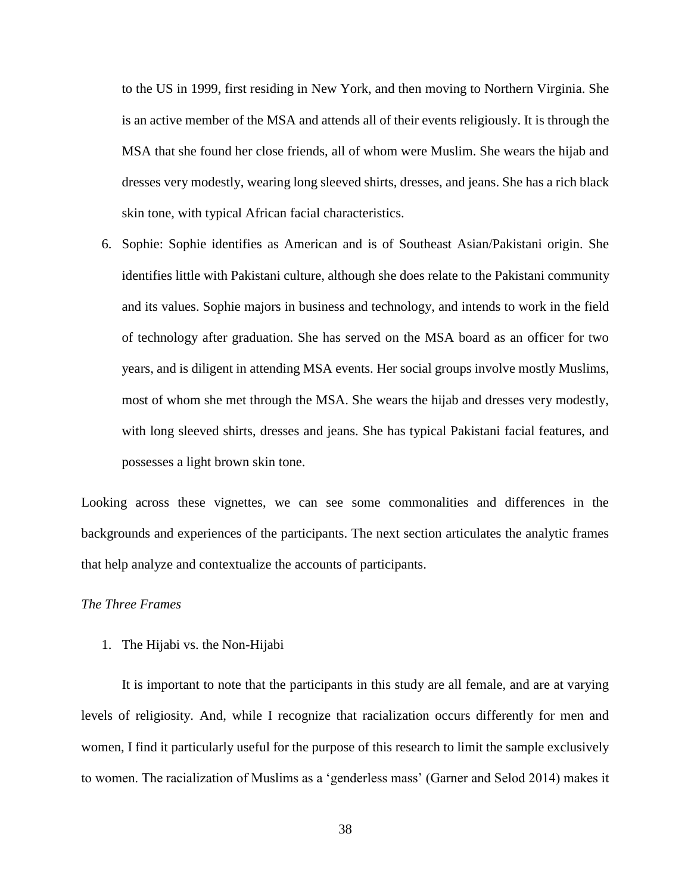to the US in 1999, first residing in New York, and then moving to Northern Virginia. She is an active member of the MSA and attends all of their events religiously. It is through the MSA that she found her close friends, all of whom were Muslim. She wears the hijab and dresses very modestly, wearing long sleeved shirts, dresses, and jeans. She has a rich black skin tone, with typical African facial characteristics.

6. Sophie: Sophie identifies as American and is of Southeast Asian/Pakistani origin. She identifies little with Pakistani culture, although she does relate to the Pakistani community and its values. Sophie majors in business and technology, and intends to work in the field of technology after graduation. She has served on the MSA board as an officer for two years, and is diligent in attending MSA events. Her social groups involve mostly Muslims, most of whom she met through the MSA. She wears the hijab and dresses very modestly, with long sleeved shirts, dresses and jeans. She has typical Pakistani facial features, and possesses a light brown skin tone.

Looking across these vignettes, we can see some commonalities and differences in the backgrounds and experiences of the participants. The next section articulates the analytic frames that help analyze and contextualize the accounts of participants.

*The Three Frames*

1. The Hijabi vs. the Non-Hijabi

It is important to note that the participants in this study are all female, and are at varying levels of religiosity. And, while I recognize that racialization occurs differently for men and women, I find it particularly useful for the purpose of this research to limit the sample exclusively to women. The racialization of Muslims as a 'genderless mass' (Garner and Selod 2014) makes it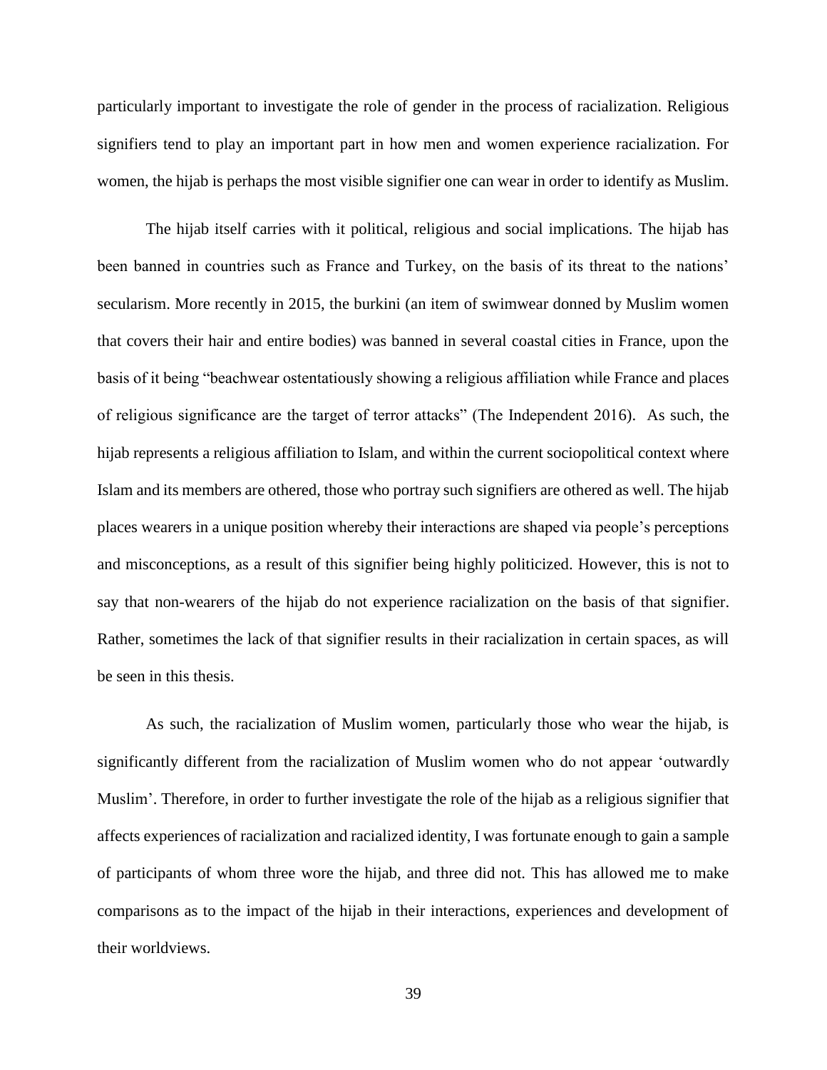particularly important to investigate the role of gender in the process of racialization. Religious signifiers tend to play an important part in how men and women experience racialization. For women, the hijab is perhaps the most visible signifier one can wear in order to identify as Muslim.

The hijab itself carries with it political, religious and social implications. The hijab has been banned in countries such as France and Turkey, on the basis of its threat to the nations' secularism. More recently in 2015, the burkini (an item of swimwear donned by Muslim women that covers their hair and entire bodies) was banned in several coastal cities in France, upon the basis of it being "beachwear ostentatiously showing a religious affiliation while France and places of religious significance are the target of terror attacks" (The Independent 2016). As such, the hijab represents a religious affiliation to Islam, and within the current sociopolitical context where Islam and its members are othered, those who portray such signifiers are othered as well. The hijab places wearers in a unique position whereby their interactions are shaped via people's perceptions and misconceptions, as a result of this signifier being highly politicized. However, this is not to say that non-wearers of the hijab do not experience racialization on the basis of that signifier. Rather, sometimes the lack of that signifier results in their racialization in certain spaces, as will be seen in this thesis.

As such, the racialization of Muslim women, particularly those who wear the hijab, is significantly different from the racialization of Muslim women who do not appear 'outwardly Muslim'. Therefore, in order to further investigate the role of the hijab as a religious signifier that affects experiences of racialization and racialized identity, I was fortunate enough to gain a sample of participants of whom three wore the hijab, and three did not. This has allowed me to make comparisons as to the impact of the hijab in their interactions, experiences and development of their worldviews.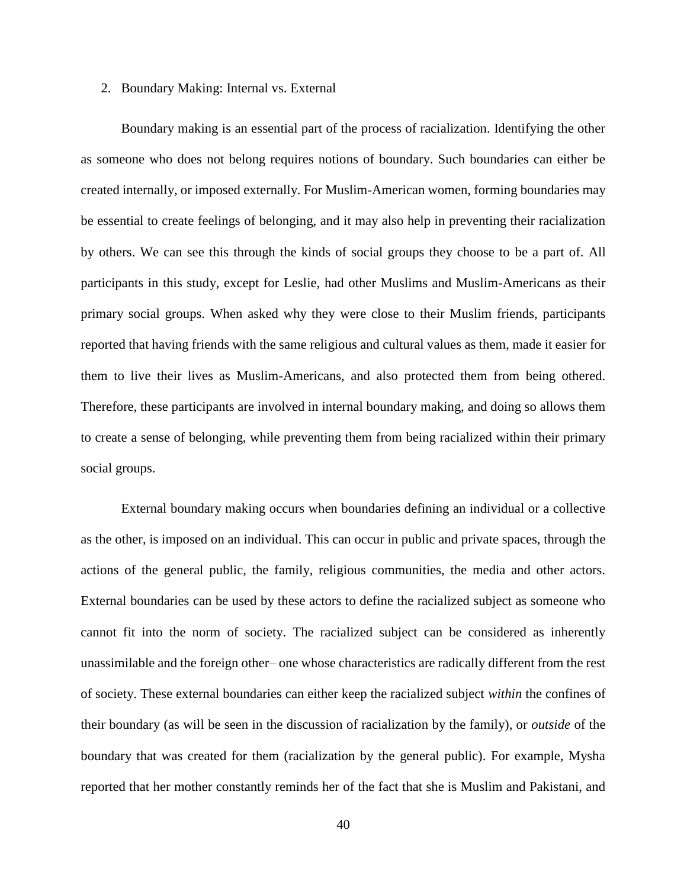2. Boundary Making: Internal vs. External

Boundary making is an essential part of the process of racialization. Identifying the other as someone who does not belong requires notions of boundary. Such boundaries can either be created internally, or imposed externally. For Muslim-American women, forming boundaries may be essential to create feelings of belonging, and it may also help in preventing their racialization by others. We can see this through the kinds of social groups they choose to be a part of. All participants in this study, except for Leslie, had other Muslims and Muslim-Americans as their primary social groups. When asked why they were close to their Muslim friends, participants reported that having friends with the same religious and cultural values as them, made it easier for them to live their lives as Muslim-Americans, and also protected them from being othered. Therefore, these participants are involved in internal boundary making, and doing so allows them to create a sense of belonging, while preventing them from being racialized within their primary social groups.

External boundary making occurs when boundaries defining an individual or a collective as the other, is imposed on an individual. This can occur in public and private spaces, through the actions of the general public, the family, religious communities, the media and other actors. External boundaries can be used by these actors to define the racialized subject as someone who cannot fit into the norm of society. The racialized subject can be considered as inherently unassimilable and the foreign other– one whose characteristics are radically different from the rest of society. These external boundaries can either keep the racialized subject *within* the confines of their boundary (as will be seen in the discussion of racialization by the family), or *outside* of the boundary that was created for them (racialization by the general public). For example, Mysha reported that her mother constantly reminds her of the fact that she is Muslim and Pakistani, and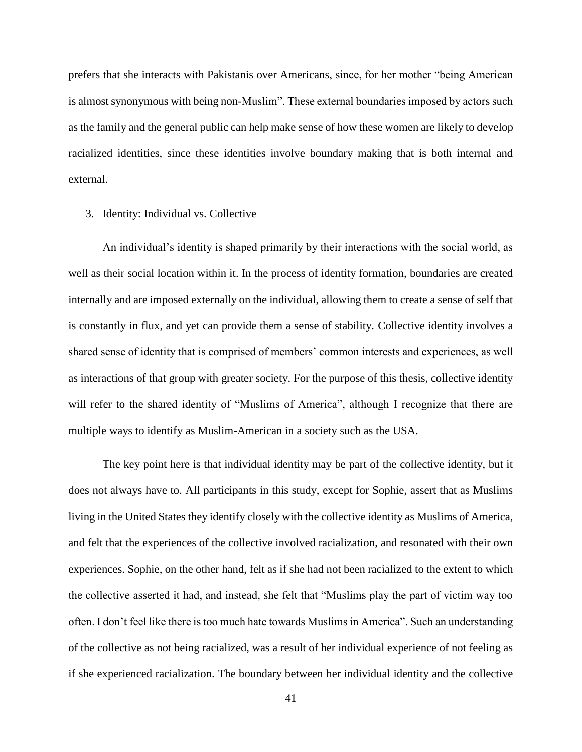prefers that she interacts with Pakistanis over Americans, since, for her mother "being American is almost synonymous with being non-Muslim". These external boundaries imposed by actors such as the family and the general public can help make sense of how these women are likely to develop racialized identities, since these identities involve boundary making that is both internal and external.

3. Identity: Individual vs. Collective

An individual's identity is shaped primarily by their interactions with the social world, as well as their social location within it. In the process of identity formation, boundaries are created internally and are imposed externally on the individual, allowing them to create a sense of self that is constantly in flux, and yet can provide them a sense of stability. Collective identity involves a shared sense of identity that is comprised of members' common interests and experiences, as well as interactions of that group with greater society. For the purpose of this thesis, collective identity will refer to the shared identity of "Muslims of America", although I recognize that there are multiple ways to identify as Muslim-American in a society such as the USA.

The key point here is that individual identity may be part of the collective identity, but it does not always have to. All participants in this study, except for Sophie, assert that as Muslims living in the United States they identify closely with the collective identity as Muslims of America, and felt that the experiences of the collective involved racialization, and resonated with their own experiences. Sophie, on the other hand, felt as if she had not been racialized to the extent to which the collective asserted it had, and instead, she felt that "Muslims play the part of victim way too often. I don't feel like there is too much hate towards Muslims in America". Such an understanding of the collective as not being racialized, was a result of her individual experience of not feeling as if she experienced racialization. The boundary between her individual identity and the collective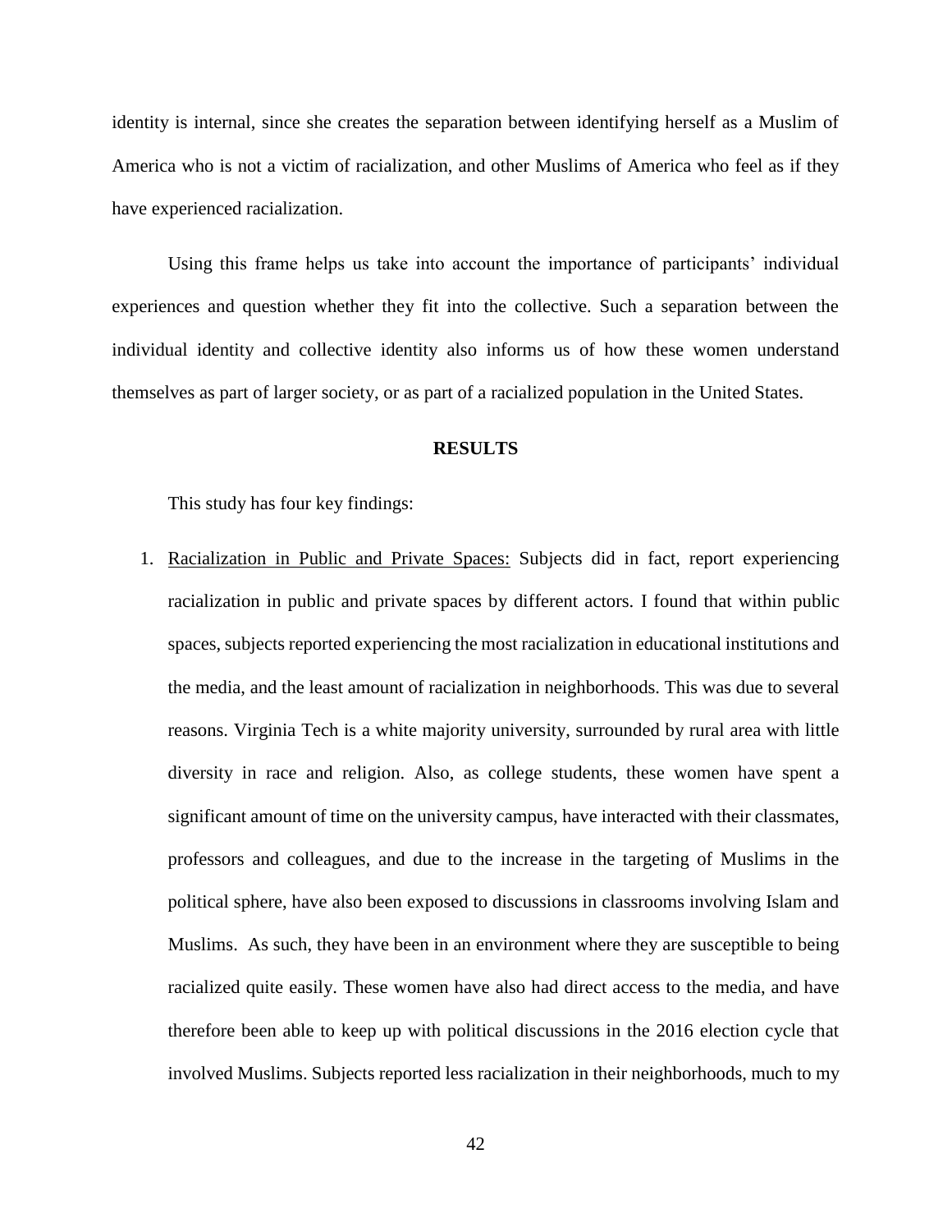identity is internal, since she creates the separation between identifying herself as a Muslim of America who is not a victim of racialization, and other Muslims of America who feel as if they have experienced racialization.

Using this frame helps us take into account the importance of participants' individual experiences and question whether they fit into the collective. Such a separation between the individual identity and collective identity also informs us of how these women understand themselves as part of larger society, or as part of a racialized population in the United States.

## RESULTS

This study has four key findings:

1. <u>Racialization in Public and Private Spaces:</u> Subjects did in fact, report experiencing racialization in public and private spaces by different actors. I found that within public spaces, subjects reported experiencing the most racialization in educational institutions and the media, and the least amount of racialization in neighborhoods. This was due to several reasons. Virginia Tech is a white majority university, surrounded by rural area with little diversity in race and religion. Also, as college students, these women have spent a significant amount of time on the university campus, have interacted with their classmates, professors and colleagues, and due to the increase in the targeting of Muslims in the political sphere, have also been exposed to discussions in classrooms involving Islam and Muslims. As such, they have been in an environment where they are susceptible to being racialized quite easily. These women have also had direct access to the media, and have therefore been able to keep up with political discussions in the 2016 election cycle that involved Muslims. Subjects reported less racialization in their neighborhoods, much to my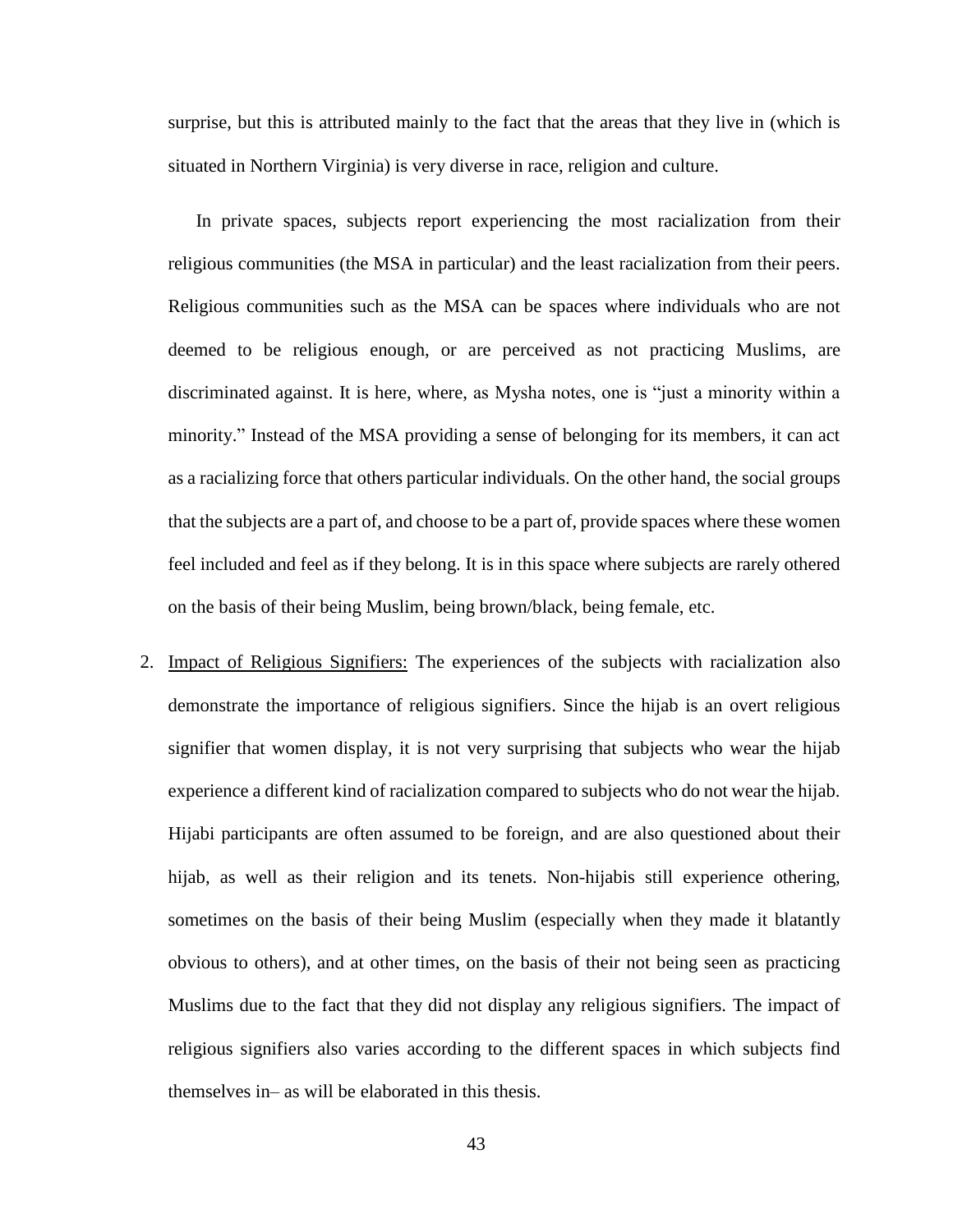surprise, but this is attributed mainly to the fact that the areas that they live in (which is situated in Northern Virginia) is very diverse in race, religion and culture.

In private spaces, subjects report experiencing the most racialization from their religious communities (the MSA in particular) and the least racialization from their peers. Religious communities such as the MSA can be spaces where individuals who are not deemed to be religious enough, or are perceived as not practicing Muslims, are discriminated against. It is here, where, as Mysha notes, one is "just a minority within a minority." Instead of the MSA providing a sense of belonging for its members, it can act as a racializing force that others particular individuals. On the other hand, the social groups that the subjects are a part of, and choose to be a part of, provide spaces where these women feel included and feel as if they belong. It is in this space where subjects are rarely othered on the basis of their being Muslim, being brown/black, being female, etc.

2. Impact of Religious Signifiers: The experiences of the subjects with racialization also demonstrate the importance of religious signifiers. Since the hijab is an overt religious signifier that women display, it is not very surprising that subjects who wear the hijab experience a different kind of racialization compared to subjects who do not wear the hijab. Hijabi participants are often assumed to be foreign, and are also questioned about their hijab, as well as their religion and its tenets. Non-hijabis still experience othering, sometimes on the basis of their being Muslim (especially when they made it blatantly obvious to others), and at other times, on the basis of their not being seen as practicing Muslims due to the fact that they did not display any religious signifiers. The impact of religious signifiers also varies according to the different spaces in which subjects find themselves in– as will be elaborated in this thesis.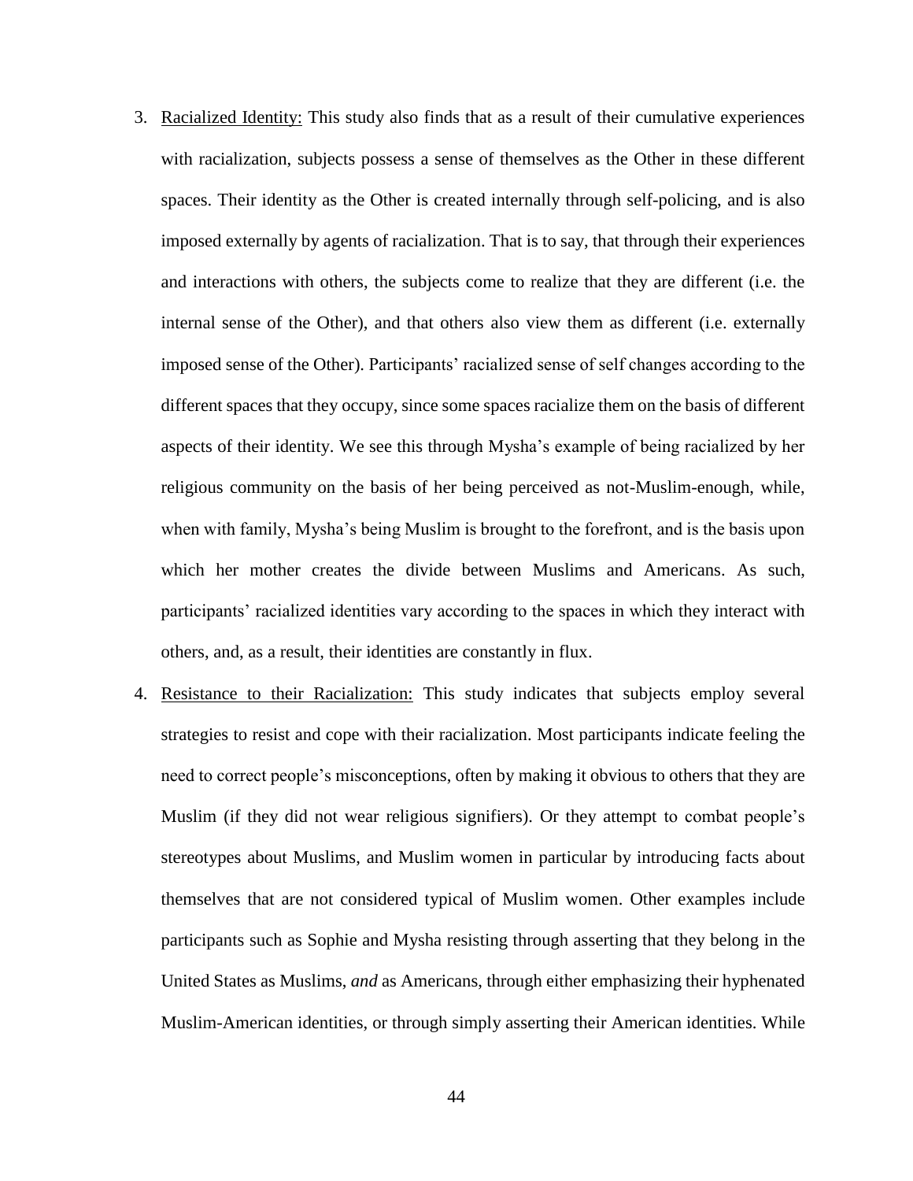3. <u>Racialized Identity:</u> This study also finds that as a result of their cumulative experiences with racialization, subjects possess a sense of themselves as the Other in these different spaces. Their identity as the Other is created internally through self-policing, and is also imposed externally by agents of racialization. That is to say, that through their experiences and interactions with others, the subjects come to realize that they are different (i.e. the internal sense of the Other), and that others also view them as different (i.e. externally imposed sense of the Other). Participants' racialized sense of self changes according to the different spaces that they occupy, since some spaces racialize them on the basis of different aspects of their identity. We see this through Mysha's example of being racialized by her religious community on the basis of her being perceived as not-Muslim-enough, while, when with family, Mysha's being Muslim is brought to the forefront, and is the basis upon which her mother creates the divide between Muslims and Americans. As such, participants' racialized identities vary according to the spaces in which they interact with others, and, as a result, their identities are constantly in flux.

4. <u>Resistance to their Racialization:</u> This study indicates that subjects employ several strategies to resist and cope with their racialization. Most participants indicate feeling the need to correct people's misconceptions, often by making it obvious to others that they are Muslim (if they did not wear religious signifiers). Or they attempt to combat people's stereotypes about Muslims, and Muslim women in particular by introducing facts about themselves that are not considered typical of Muslim women. Other examples include participants such as Sophie and Mysha resisting through asserting that they belong in the United States as Muslims, *and* as Americans, through either emphasizing their hyphenated Muslim-American identities, or through simply asserting their American identities. While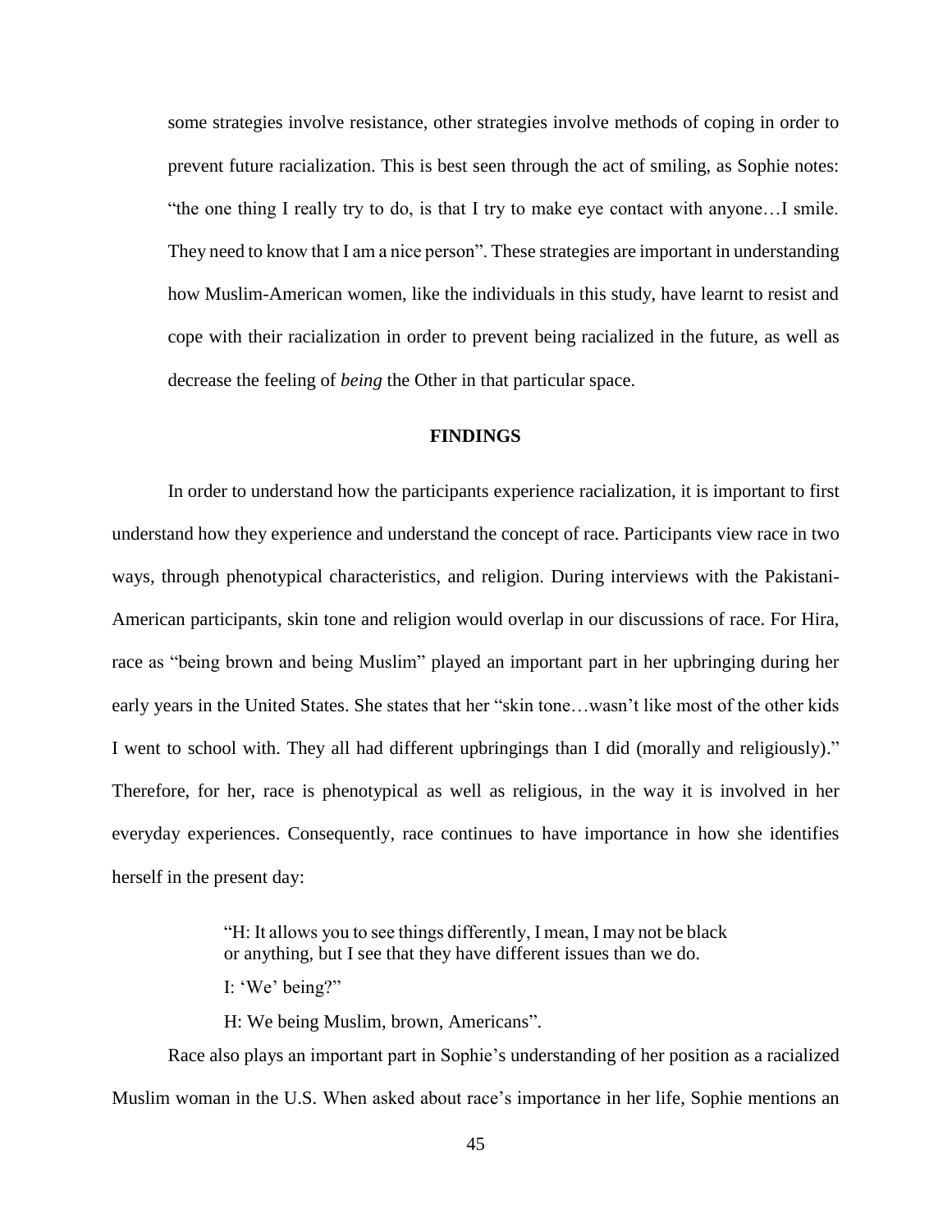some strategies involve resistance, other strategies involve methods of coping in order to prevent future racialization. This is best seen through the act of smiling, as Sophie notes: "the one thing I really try to do, is that I try to make eye contact with anyone…I smile. They need to know that I am a nice person". These strategies are important in understanding how Muslim-American women, like the individuals in this study, have learnt to resist and cope with their racialization in order to prevent being racialized in the future, as well as decrease the feeling of *being* the Other in that particular space.

## FINDINGS

In order to understand how the participants experience racialization, it is important to first understand how they experience and understand the concept of race. Participants view race in two ways, through phenotypical characteristics, and religion. During interviews with the Pakistani-American participants, skin tone and religion would overlap in our discussions of race. For Hira, race as "being brown and being Muslim" played an important part in her upbringing during her early years in the United States. She states that her "skin tone…wasn't like most of the other kids I went to school with. They all had different upbringings than I did (morally and religiously)." Therefore, for her, race is phenotypical as well as religious, in the way it is involved in her everyday experiences. Consequently, race continues to have importance in how she identifies herself in the present day:

> "H: It allows you to see things differently, I mean, I may not be black or anything, but I see that they have different issues than we do.
>
> I: 'We' being?"
>
> H: We being Muslim, brown, Americans".

Race also plays an important part in Sophie's understanding of her position as a racialized Muslim woman in the U.S. When asked about race's importance in her life, Sophie mentions an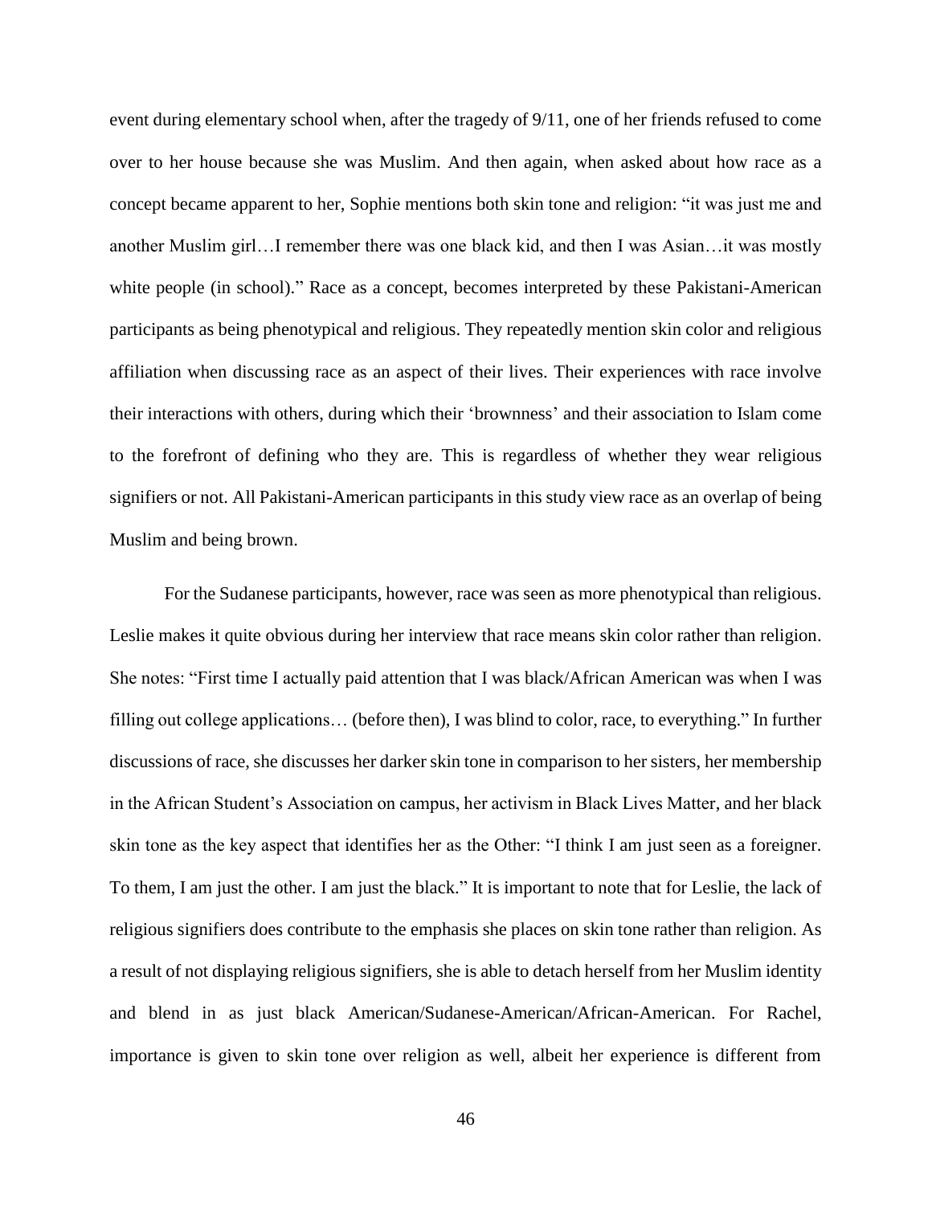event during elementary school when, after the tragedy of 9/11, one of her friends refused to come over to her house because she was Muslim. And then again, when asked about how race as a concept became apparent to her, Sophie mentions both skin tone and religion: "it was just me and another Muslim girl…I remember there was one black kid, and then I was Asian…it was mostly white people (in school)." Race as a concept, becomes interpreted by these Pakistani-American participants as being phenotypical and religious. They repeatedly mention skin color and religious affiliation when discussing race as an aspect of their lives. Their experiences with race involve their interactions with others, during which their 'brownness' and their association to Islam come to the forefront of defining who they are. This is regardless of whether they wear religious signifiers or not. All Pakistani-American participants in this study view race as an overlap of being Muslim and being brown.

For the Sudanese participants, however, race was seen as more phenotypical than religious. Leslie makes it quite obvious during her interview that race means skin color rather than religion. She notes: "First time I actually paid attention that I was black/African American was when I was filling out college applications… (before then), I was blind to color, race, to everything." In further discussions of race, she discusses her darker skin tone in comparison to her sisters, her membership in the African Student's Association on campus, her activism in Black Lives Matter, and her black skin tone as the key aspect that identifies her as the Other: "I think I am just seen as a foreigner. To them, I am just the other. I am just the black." It is important to note that for Leslie, the lack of religious signifiers does contribute to the emphasis she places on skin tone rather than religion. As a result of not displaying religious signifiers, she is able to detach herself from her Muslim identity and blend in as just black American/Sudanese-American/African-American. For Rachel, importance is given to skin tone over religion as well, albeit her experience is different from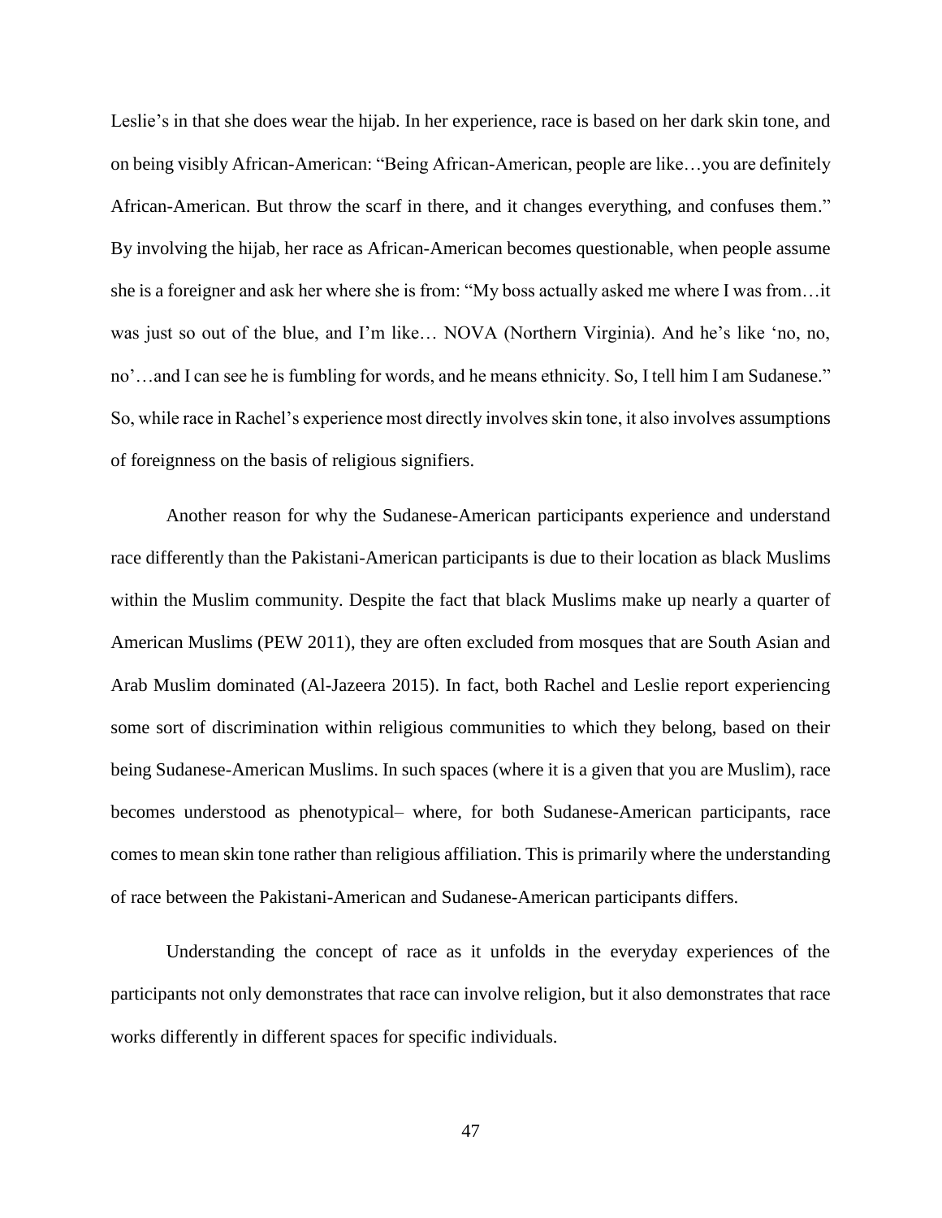Leslie's in that she does wear the hijab. In her experience, race is based on her dark skin tone, and on being visibly African-American: "Being African-American, people are like…you are definitely African-American. But throw the scarf in there, and it changes everything, and confuses them." By involving the hijab, her race as African-American becomes questionable, when people assume she is a foreigner and ask her where she is from: "My boss actually asked me where I was from…it was just so out of the blue, and I'm like… NOVA (Northern Virginia). And he's like 'no, no, no'…and I can see he is fumbling for words, and he means ethnicity. So, I tell him I am Sudanese." So, while race in Rachel's experience most directly involves skin tone, it also involves assumptions of foreignness on the basis of religious signifiers.

Another reason for why the Sudanese-American participants experience and understand race differently than the Pakistani-American participants is due to their location as black Muslims within the Muslim community. Despite the fact that black Muslims make up nearly a quarter of American Muslims (PEW 2011), they are often excluded from mosques that are South Asian and Arab Muslim dominated (Al-Jazeera 2015). In fact, both Rachel and Leslie report experiencing some sort of discrimination within religious communities to which they belong, based on their being Sudanese-American Muslims. In such spaces (where it is a given that you are Muslim), race becomes understood as phenotypical– where, for both Sudanese-American participants, race comes to mean skin tone rather than religious affiliation. This is primarily where the understanding of race between the Pakistani-American and Sudanese-American participants differs.

Understanding the concept of race as it unfolds in the everyday experiences of the participants not only demonstrates that race can involve religion, but it also demonstrates that race works differently in different spaces for specific individuals.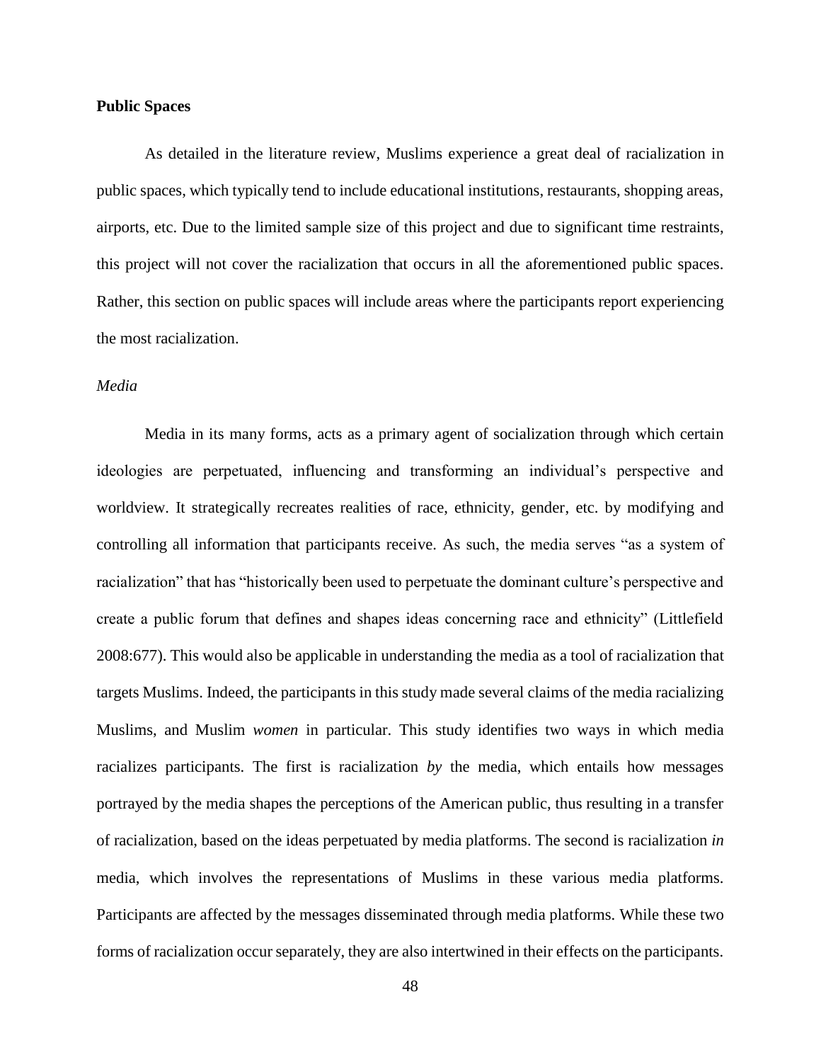### Public Spaces

As detailed in the literature review, Muslims experience a great deal of racialization in public spaces, which typically tend to include educational institutions, restaurants, shopping areas, airports, etc. Due to the limited sample size of this project and due to significant time restraints, this project will not cover the racialization that occurs in all the aforementioned public spaces. Rather, this section on public spaces will include areas where the participants report experiencing the most racialization.

#### *Media*

Media in its many forms, acts as a primary agent of socialization through which certain ideologies are perpetuated, influencing and transforming an individual's perspective and worldview. It strategically recreates realities of race, ethnicity, gender, etc. by modifying and controlling all information that participants receive. As such, the media serves "as a system of racialization" that has "historically been used to perpetuate the dominant culture's perspective and create a public forum that defines and shapes ideas concerning race and ethnicity" (Littlefield 2008:677). This would also be applicable in understanding the media as a tool of racialization that targets Muslims. Indeed, the participants in this study made several claims of the media racializing Muslims, and Muslim *women* in particular. This study identifies two ways in which media racializes participants. The first is racialization *by* the media, which entails how messages portrayed by the media shapes the perceptions of the American public, thus resulting in a transfer of racialization, based on the ideas perpetuated by media platforms. The second is racialization *in* media, which involves the representations of Muslims in these various media platforms. Participants are affected by the messages disseminated through media platforms. While these two forms of racialization occur separately, they are also intertwined in their effects on the participants.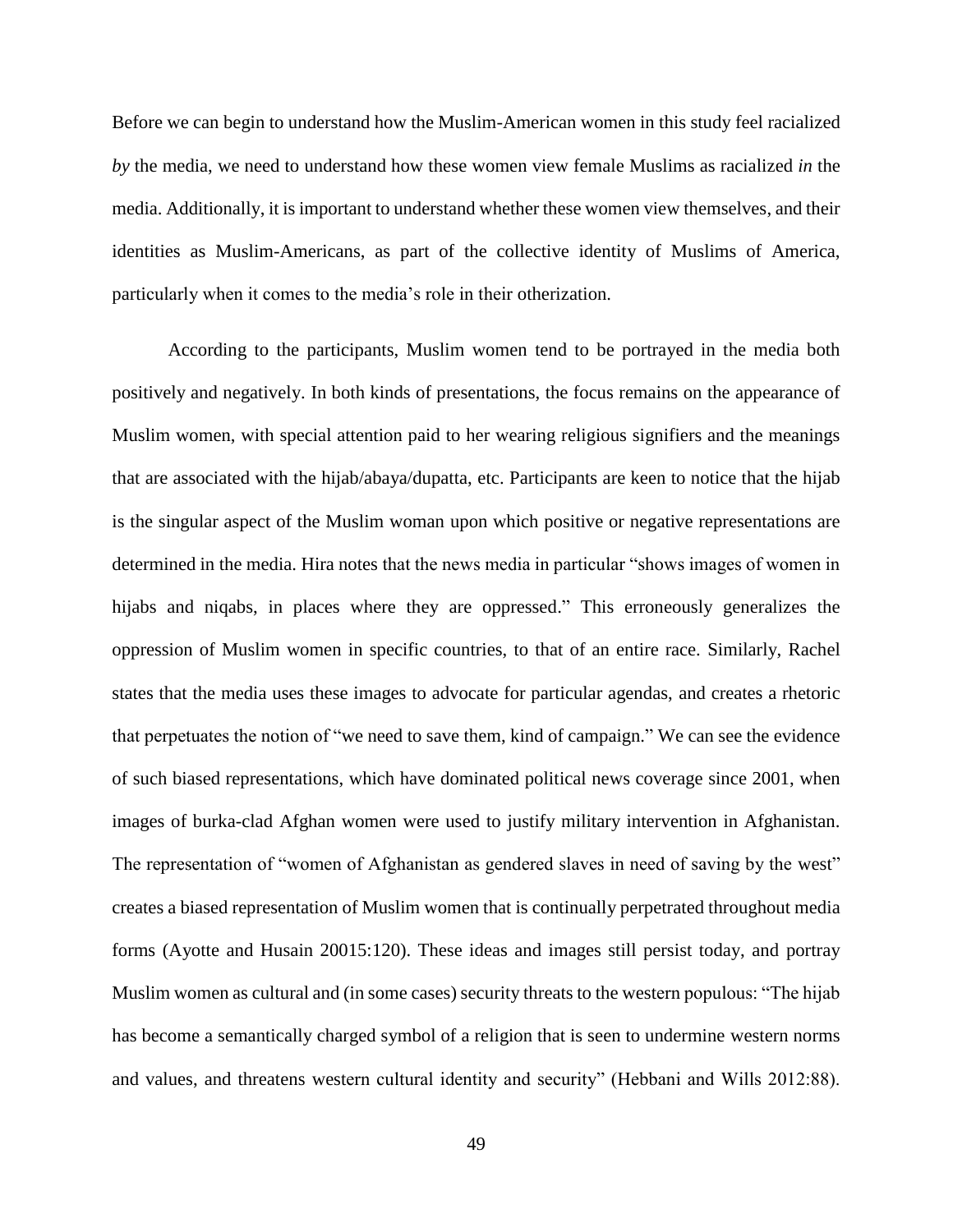Before we can begin to understand how the Muslim-American women in this study feel racialized *by* the media, we need to understand how these women view female Muslims as racialized *in* the media. Additionally, it is important to understand whether these women view themselves, and their identities as Muslim-Americans, as part of the collective identity of Muslims of America, particularly when it comes to the media's role in their otherization.

According to the participants, Muslim women tend to be portrayed in the media both positively and negatively. In both kinds of presentations, the focus remains on the appearance of Muslim women, with special attention paid to her wearing religious signifiers and the meanings that are associated with the hijab/abaya/dupatta, etc. Participants are keen to notice that the hijab is the singular aspect of the Muslim woman upon which positive or negative representations are determined in the media. Hira notes that the news media in particular "shows images of women in hijabs and niqabs, in places where they are oppressed." This erroneously generalizes the oppression of Muslim women in specific countries, to that of an entire race. Similarly, Rachel states that the media uses these images to advocate for particular agendas, and creates a rhetoric that perpetuates the notion of "we need to save them, kind of campaign." We can see the evidence of such biased representations, which have dominated political news coverage since 2001, when images of burka-clad Afghan women were used to justify military intervention in Afghanistan. The representation of "women of Afghanistan as gendered slaves in need of saving by the west" creates a biased representation of Muslim women that is continually perpetrated throughout media forms (Ayotte and Husain 20015:120). These ideas and images still persist today, and portray Muslim women as cultural and (in some cases) security threats to the western populous: "The hijab has become a semantically charged symbol of a religion that is seen to undermine western norms and values, and threatens western cultural identity and security" (Hebbani and Wills 2012:88).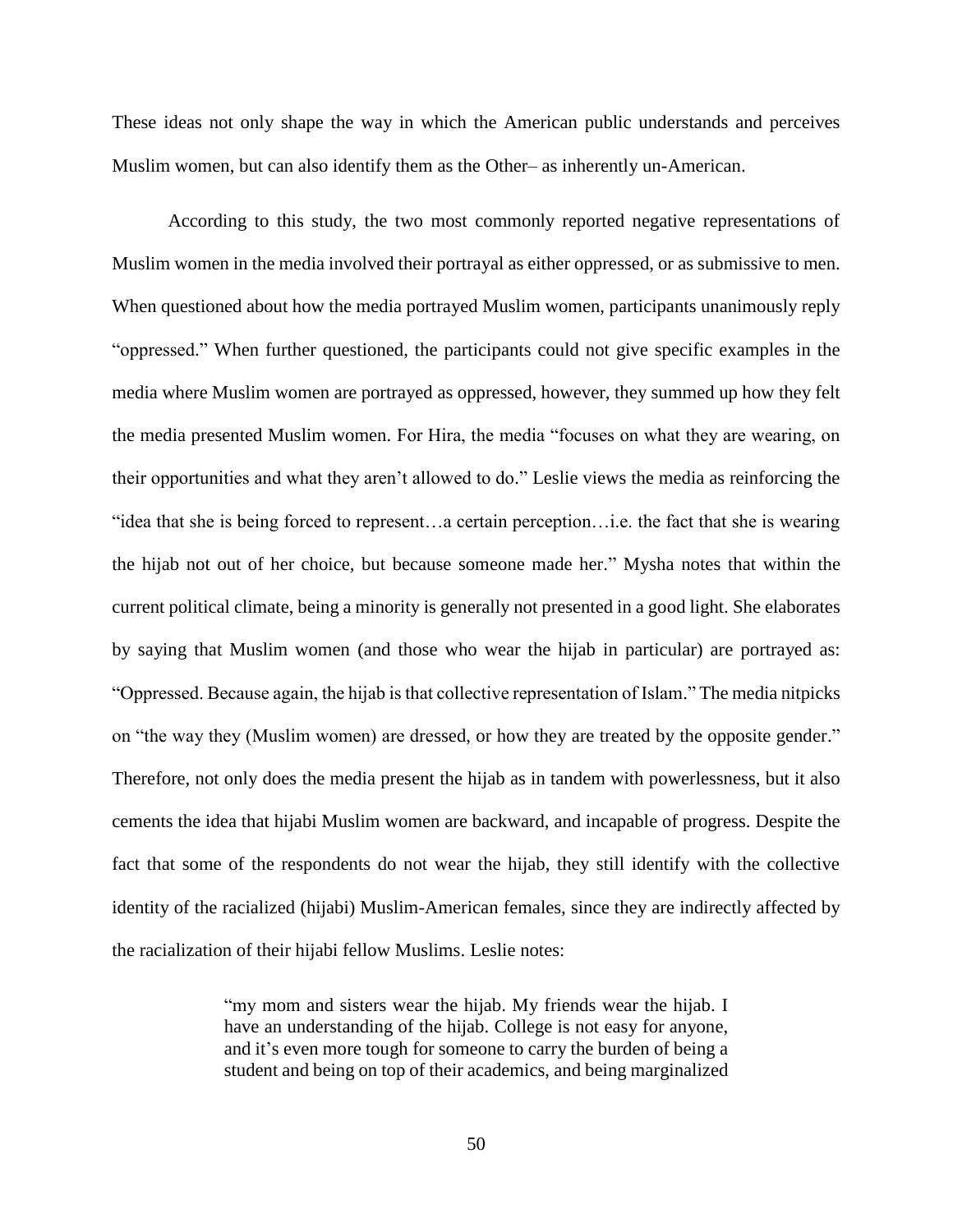These ideas not only shape the way in which the American public understands and perceives Muslim women, but can also identify them as the Other– as inherently un-American.

According to this study, the two most commonly reported negative representations of Muslim women in the media involved their portrayal as either oppressed, or as submissive to men. When questioned about how the media portrayed Muslim women, participants unanimously reply "oppressed." When further questioned, the participants could not give specific examples in the media where Muslim women are portrayed as oppressed, however, they summed up how they felt the media presented Muslim women. For Hira, the media "focuses on what they are wearing, on their opportunities and what they aren't allowed to do." Leslie views the media as reinforcing the "idea that she is being forced to represent…a certain perception…i.e. the fact that she is wearing the hijab not out of her choice, but because someone made her." Mysha notes that within the current political climate, being a minority is generally not presented in a good light. She elaborates by saying that Muslim women (and those who wear the hijab in particular) are portrayed as: "Oppressed. Because again, the hijab is that collective representation of Islam." The media nitpicks on "the way they (Muslim women) are dressed, or how they are treated by the opposite gender." Therefore, not only does the media present the hijab as in tandem with powerlessness, but it also cements the idea that hijabi Muslim women are backward, and incapable of progress. Despite the fact that some of the respondents do not wear the hijab, they still identify with the collective identity of the racialized (hijabi) Muslim-American females, since they are indirectly affected by the racialization of their hijabi fellow Muslims. Leslie notes:

> "my mom and sisters wear the hijab. My friends wear the hijab. I have an understanding of the hijab. College is not easy for anyone, and it's even more tough for someone to carry the burden of being a student and being on top of their academics, and being marginalized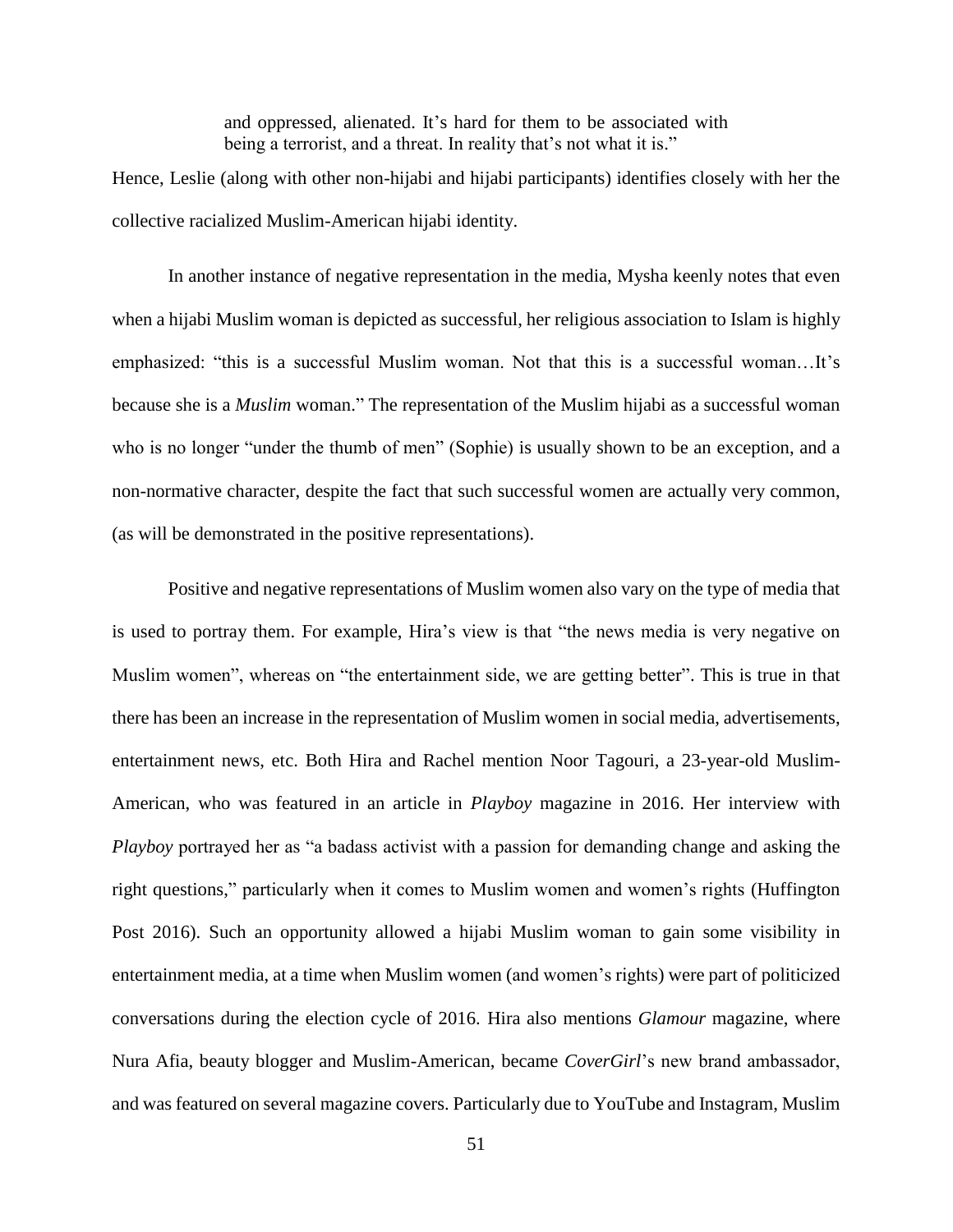> and oppressed, alienated. It's hard for them to be associated with being a terrorist, and a threat. In reality that's not what it is."

Hence, Leslie (along with other non-hijabi and hijabi participants) identifies closely with her the collective racialized Muslim-American hijabi identity.

In another instance of negative representation in the media, Mysha keenly notes that even when a hijabi Muslim woman is depicted as successful, her religious association to Islam is highly emphasized: "this is a successful Muslim woman. Not that this is a successful woman…It's because she is a *Muslim* woman." The representation of the Muslim hijabi as a successful woman who is no longer "under the thumb of men" (Sophie) is usually shown to be an exception, and a non-normative character, despite the fact that such successful women are actually very common, (as will be demonstrated in the positive representations).

Positive and negative representations of Muslim women also vary on the type of media that is used to portray them. For example, Hira's view is that "the news media is very negative on Muslim women", whereas on "the entertainment side, we are getting better". This is true in that there has been an increase in the representation of Muslim women in social media, advertisements, entertainment news, etc. Both Hira and Rachel mention Noor Tagouri, a 23-year-old Muslim-American, who was featured in an article in *Playboy* magazine in 2016. Her interview with *Playboy* portrayed her as "a badass activist with a passion for demanding change and asking the right questions," particularly when it comes to Muslim women and women's rights (Huffington Post 2016). Such an opportunity allowed a hijabi Muslim woman to gain some visibility in entertainment media, at a time when Muslim women (and women's rights) were part of politicized conversations during the election cycle of 2016. Hira also mentions *Glamour* magazine, where Nura Afia, beauty blogger and Muslim-American, became *CoverGirl*'s new brand ambassador, and was featured on several magazine covers. Particularly due to YouTube and Instagram, Muslim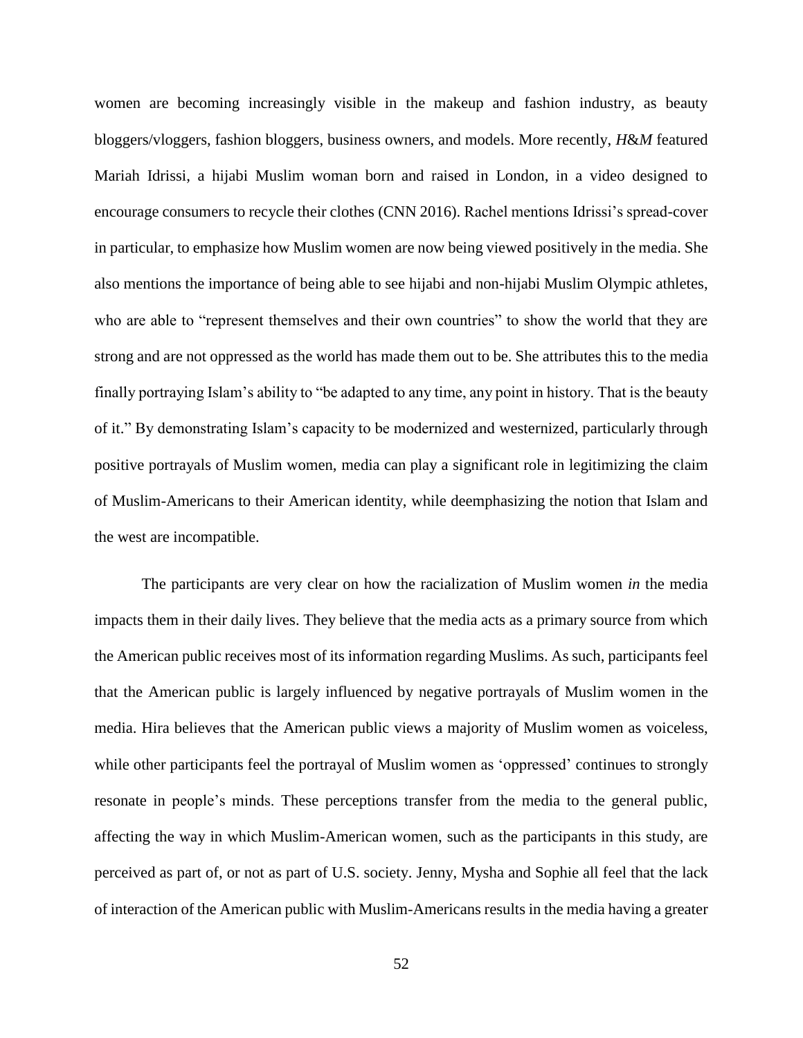women are becoming increasingly visible in the makeup and fashion industry, as beauty bloggers/vloggers, fashion bloggers, business owners, and models. More recently, *H&M* featured Mariah Idrissi, a hijabi Muslim woman born and raised in London, in a video designed to encourage consumers to recycle their clothes (CNN 2016). Rachel mentions Idrissi's spread-cover in particular, to emphasize how Muslim women are now being viewed positively in the media. She also mentions the importance of being able to see hijabi and non-hijabi Muslim Olympic athletes, who are able to "represent themselves and their own countries" to show the world that they are strong and are not oppressed as the world has made them out to be. She attributes this to the media finally portraying Islam's ability to "be adapted to any time, any point in history. That is the beauty of it." By demonstrating Islam's capacity to be modernized and westernized, particularly through positive portrayals of Muslim women, media can play a significant role in legitimizing the claim of Muslim-Americans to their American identity, while deemphasizing the notion that Islam and the west are incompatible.

The participants are very clear on how the racialization of Muslim women *in* the media impacts them in their daily lives. They believe that the media acts as a primary source from which the American public receives most of its information regarding Muslims. As such, participants feel that the American public is largely influenced by negative portrayals of Muslim women in the media. Hira believes that the American public views a majority of Muslim women as voiceless, while other participants feel the portrayal of Muslim women as 'oppressed' continues to strongly resonate in people's minds. These perceptions transfer from the media to the general public, affecting the way in which Muslim-American women, such as the participants in this study, are perceived as part of, or not as part of U.S. society. Jenny, Mysha and Sophie all feel that the lack of interaction of the American public with Muslim-Americans results in the media having a greater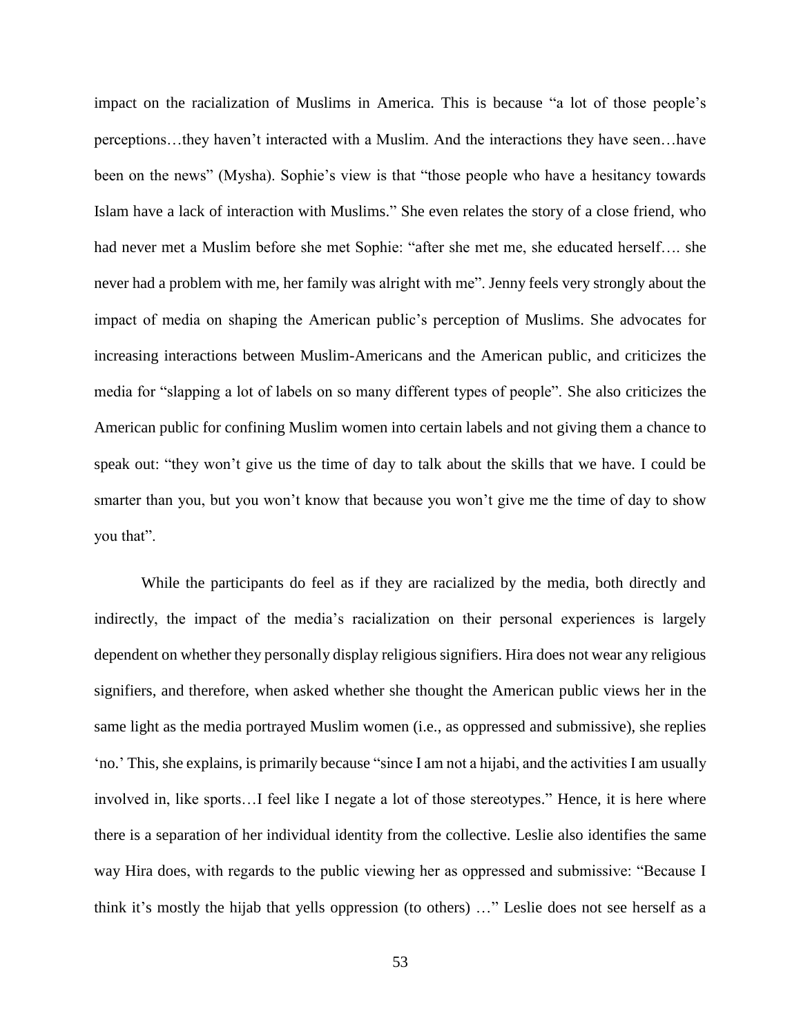impact on the racialization of Muslims in America. This is because "a lot of those people's perceptions…they haven't interacted with a Muslim. And the interactions they have seen…have been on the news" (Mysha). Sophie's view is that "those people who have a hesitancy towards Islam have a lack of interaction with Muslims." She even relates the story of a close friend, who had never met a Muslim before she met Sophie: "after she met me, she educated herself…. she never had a problem with me, her family was alright with me". Jenny feels very strongly about the impact of media on shaping the American public's perception of Muslims. She advocates for increasing interactions between Muslim-Americans and the American public, and criticizes the media for "slapping a lot of labels on so many different types of people". She also criticizes the American public for confining Muslim women into certain labels and not giving them a chance to speak out: "they won't give us the time of day to talk about the skills that we have. I could be smarter than you, but you won't know that because you won't give me the time of day to show you that".

While the participants do feel as if they are racialized by the media, both directly and indirectly, the impact of the media's racialization on their personal experiences is largely dependent on whether they personally display religious signifiers. Hira does not wear any religious signifiers, and therefore, when asked whether she thought the American public views her in the same light as the media portrayed Muslim women (i.e., as oppressed and submissive), she replies 'no.' This, she explains, is primarily because "since I am not a hijabi, and the activities I am usually involved in, like sports…I feel like I negate a lot of those stereotypes." Hence, it is here where there is a separation of her individual identity from the collective. Leslie also identifies the same way Hira does, with regards to the public viewing her as oppressed and submissive: "Because I think it's mostly the hijab that yells oppression (to others) …" Leslie does not see herself as a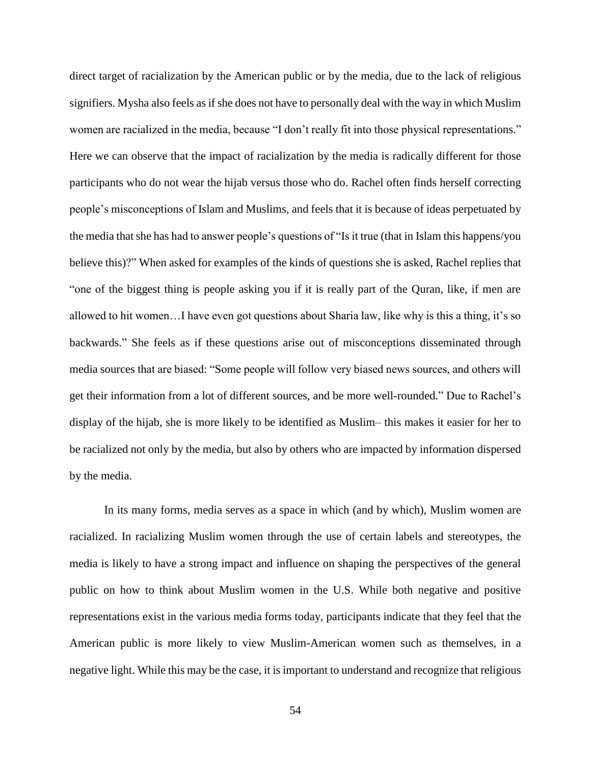direct target of racialization by the American public or by the media, due to the lack of religious signifiers. Mysha also feels as if she does not have to personally deal with the way in which Muslim women are racialized in the media, because "I don't really fit into those physical representations." Here we can observe that the impact of racialization by the media is radically different for those participants who do not wear the hijab versus those who do. Rachel often finds herself correcting people's misconceptions of Islam and Muslims, and feels that it is because of ideas perpetuated by the media that she has had to answer people's questions of "Is it true (that in Islam this happens/you believe this)?" When asked for examples of the kinds of questions she is asked, Rachel replies that "one of the biggest thing is people asking you if it is really part of the Quran, like, if men are allowed to hit women…I have even got questions about Sharia law, like why is this a thing, it's so backwards." She feels as if these questions arise out of misconceptions disseminated through media sources that are biased: "Some people will follow very biased news sources, and others will get their information from a lot of different sources, and be more well-rounded." Due to Rachel's display of the hijab, she is more likely to be identified as Muslim– this makes it easier for her to be racialized not only by the media, but also by others who are impacted by information dispersed by the media.

In its many forms, media serves as a space in which (and by which), Muslim women are racialized. In racializing Muslim women through the use of certain labels and stereotypes, the media is likely to have a strong impact and influence on shaping the perspectives of the general public on how to think about Muslim women in the U.S. While both negative and positive representations exist in the various media forms today, participants indicate that they feel that the American public is more likely to view Muslim-American women such as themselves, in a negative light. While this may be the case, it is important to understand and recognize that religious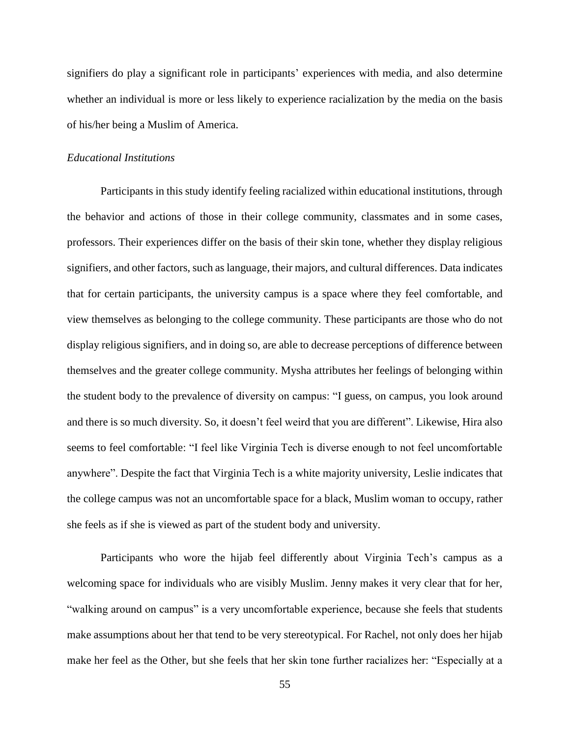signifiers do play a significant role in participants' experiences with media, and also determine whether an individual is more or less likely to experience racialization by the media on the basis of his/her being a Muslim of America.

*Educational Institutions*

Participants in this study identify feeling racialized within educational institutions, through the behavior and actions of those in their college community, classmates and in some cases, professors. Their experiences differ on the basis of their skin tone, whether they display religious signifiers, and other factors, such as language, their majors, and cultural differences. Data indicates that for certain participants, the university campus is a space where they feel comfortable, and view themselves as belonging to the college community. These participants are those who do not display religious signifiers, and in doing so, are able to decrease perceptions of difference between themselves and the greater college community. Mysha attributes her feelings of belonging within the student body to the prevalence of diversity on campus: "I guess, on campus, you look around and there is so much diversity. So, it doesn't feel weird that you are different". Likewise, Hira also seems to feel comfortable: "I feel like Virginia Tech is diverse enough to not feel uncomfortable anywhere". Despite the fact that Virginia Tech is a white majority university, Leslie indicates that the college campus was not an uncomfortable space for a black, Muslim woman to occupy, rather she feels as if she is viewed as part of the student body and university.

Participants who wore the hijab feel differently about Virginia Tech's campus as a welcoming space for individuals who are visibly Muslim. Jenny makes it very clear that for her, "walking around on campus" is a very uncomfortable experience, because she feels that students make assumptions about her that tend to be very stereotypical. For Rachel, not only does her hijab make her feel as the Other, but she feels that her skin tone further racializes her: "Especially at a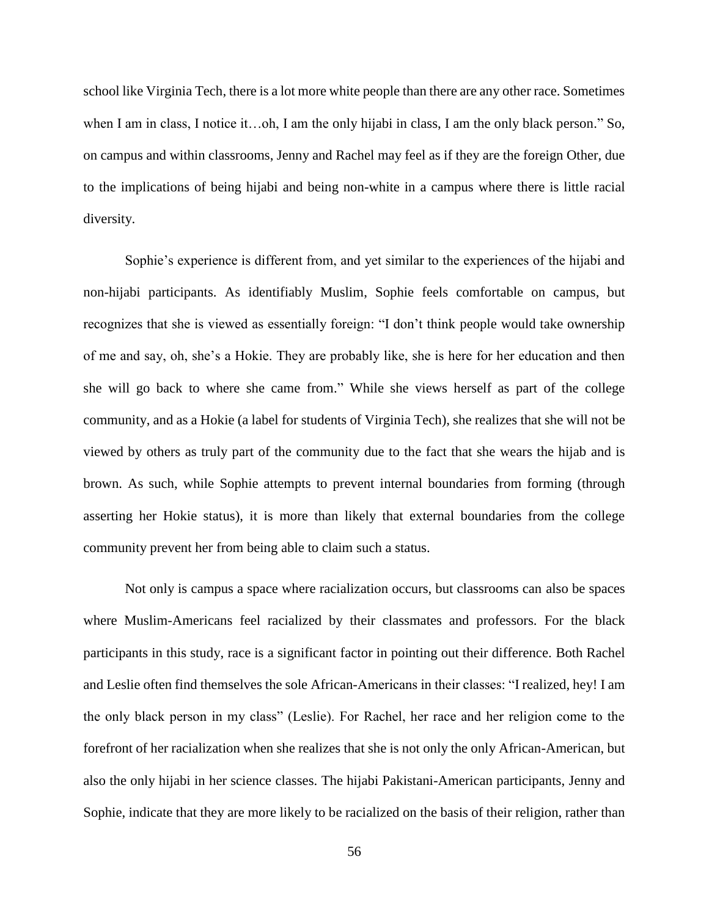school like Virginia Tech, there is a lot more white people than there are any other race. Sometimes when I am in class, I notice it…oh, I am the only hijabi in class, I am the only black person." So, on campus and within classrooms, Jenny and Rachel may feel as if they are the foreign Other, due to the implications of being hijabi and being non-white in a campus where there is little racial diversity.

Sophie's experience is different from, and yet similar to the experiences of the hijabi and non-hijabi participants. As identifiably Muslim, Sophie feels comfortable on campus, but recognizes that she is viewed as essentially foreign: "I don't think people would take ownership of me and say, oh, she's a Hokie. They are probably like, she is here for her education and then she will go back to where she came from." While she views herself as part of the college community, and as a Hokie (a label for students of Virginia Tech), she realizes that she will not be viewed by others as truly part of the community due to the fact that she wears the hijab and is brown. As such, while Sophie attempts to prevent internal boundaries from forming (through asserting her Hokie status), it is more than likely that external boundaries from the college community prevent her from being able to claim such a status.

Not only is campus a space where racialization occurs, but classrooms can also be spaces where Muslim-Americans feel racialized by their classmates and professors. For the black participants in this study, race is a significant factor in pointing out their difference. Both Rachel and Leslie often find themselves the sole African-Americans in their classes: "I realized, hey! I am the only black person in my class" (Leslie). For Rachel, her race and her religion come to the forefront of her racialization when she realizes that she is not only the only African-American, but also the only hijabi in her science classes. The hijabi Pakistani-American participants, Jenny and Sophie, indicate that they are more likely to be racialized on the basis of their religion, rather than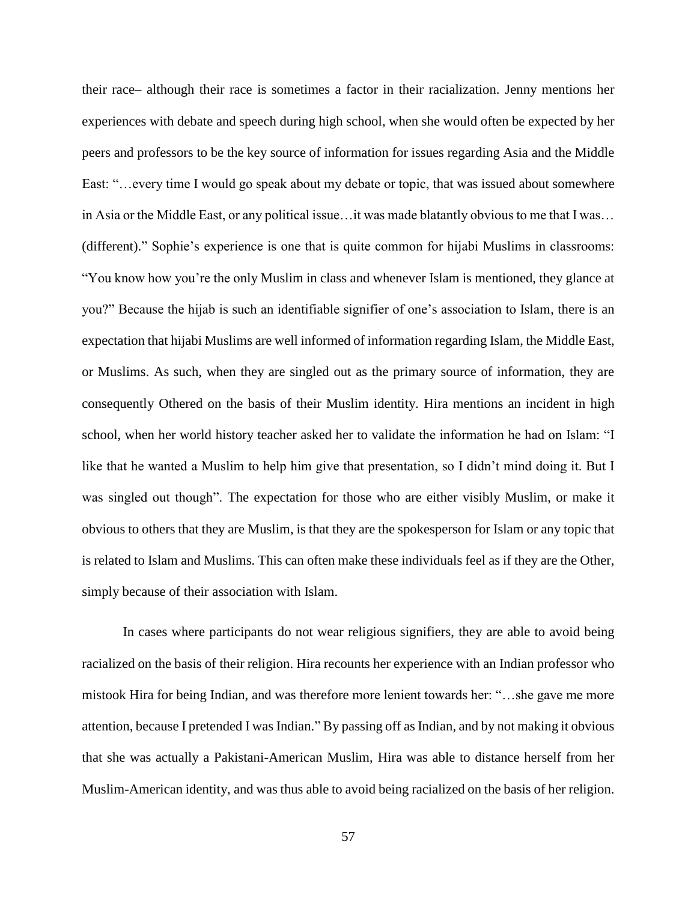their race– although their race is sometimes a factor in their racialization. Jenny mentions her experiences with debate and speech during high school, when she would often be expected by her peers and professors to be the key source of information for issues regarding Asia and the Middle East: "…every time I would go speak about my debate or topic, that was issued about somewhere in Asia or the Middle East, or any political issue…it was made blatantly obvious to me that I was…(different)." Sophie's experience is one that is quite common for hijabi Muslims in classrooms: "You know how you're the only Muslim in class and whenever Islam is mentioned, they glance at you?" Because the hijab is such an identifiable signifier of one's association to Islam, there is an expectation that hijabi Muslims are well informed of information regarding Islam, the Middle East, or Muslims. As such, when they are singled out as the primary source of information, they are consequently Othered on the basis of their Muslim identity. Hira mentions an incident in high school, when her world history teacher asked her to validate the information he had on Islam: "I like that he wanted a Muslim to help him give that presentation, so I didn't mind doing it. But I was singled out though". The expectation for those who are either visibly Muslim, or make it obvious to others that they are Muslim, is that they are the spokesperson for Islam or any topic that is related to Islam and Muslims. This can often make these individuals feel as if they are the Other, simply because of their association with Islam.

In cases where participants do not wear religious signifiers, they are able to avoid being racialized on the basis of their religion. Hira recounts her experience with an Indian professor who mistook Hira for being Indian, and was therefore more lenient towards her: "…she gave me more attention, because I pretended I was Indian." By passing off as Indian, and by not making it obvious that she was actually a Pakistani-American Muslim, Hira was able to distance herself from her Muslim-American identity, and was thus able to avoid being racialized on the basis of her religion.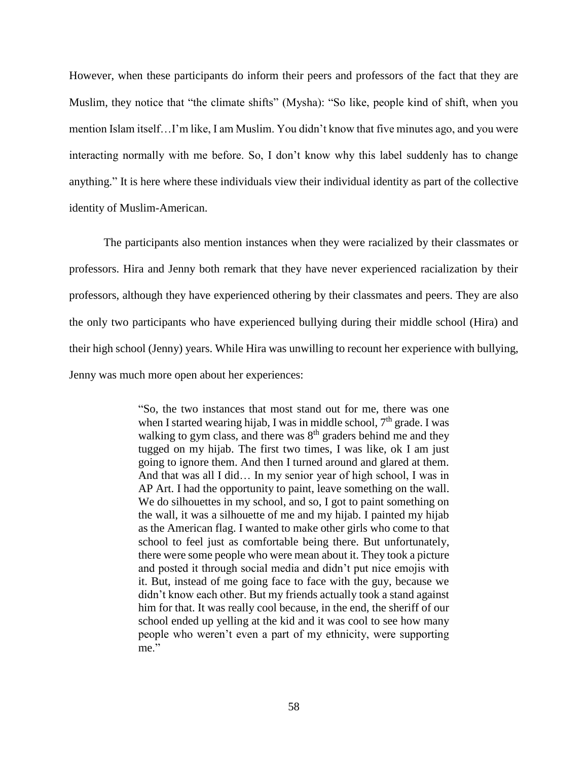However, when these participants do inform their peers and professors of the fact that they are Muslim, they notice that "the climate shifts" (Mysha): "So like, people kind of shift, when you mention Islam itself…I'm like, I am Muslim. You didn't know that five minutes ago, and you were interacting normally with me before. So, I don't know why this label suddenly has to change anything." It is here where these individuals view their individual identity as part of the collective identity of Muslim-American.

The participants also mention instances when they were racialized by their classmates or professors. Hira and Jenny both remark that they have never experienced racialization by their professors, although they have experienced othering by their classmates and peers. They are also the only two participants who have experienced bullying during their middle school (Hira) and their high school (Jenny) years. While Hira was unwilling to recount her experience with bullying, Jenny was much more open about her experiences:

> "So, the two instances that most stand out for me, there was one when I started wearing hijab, I was in middle school, 7th grade. I was walking to gym class, and there was 8th graders behind me and they tugged on my hijab. The first two times, I was like, ok I am just going to ignore them. And then I turned around and glared at them. And that was all I did… In my senior year of high school, I was in AP Art. I had the opportunity to paint, leave something on the wall. We do silhouettes in my school, and so, I got to paint something on the wall, it was a silhouette of me and my hijab. I painted my hijab as the American flag. I wanted to make other girls who come to that school to feel just as comfortable being there. But unfortunately, there were some people who were mean about it. They took a picture and posted it through social media and didn't put nice emojis with it. But, instead of me going face to face with the guy, because we didn't know each other. But my friends actually took a stand against him for that. It was really cool because, in the end, the sheriff of our school ended up yelling at the kid and it was cool to see how many people who weren't even a part of my ethnicity, were supporting me."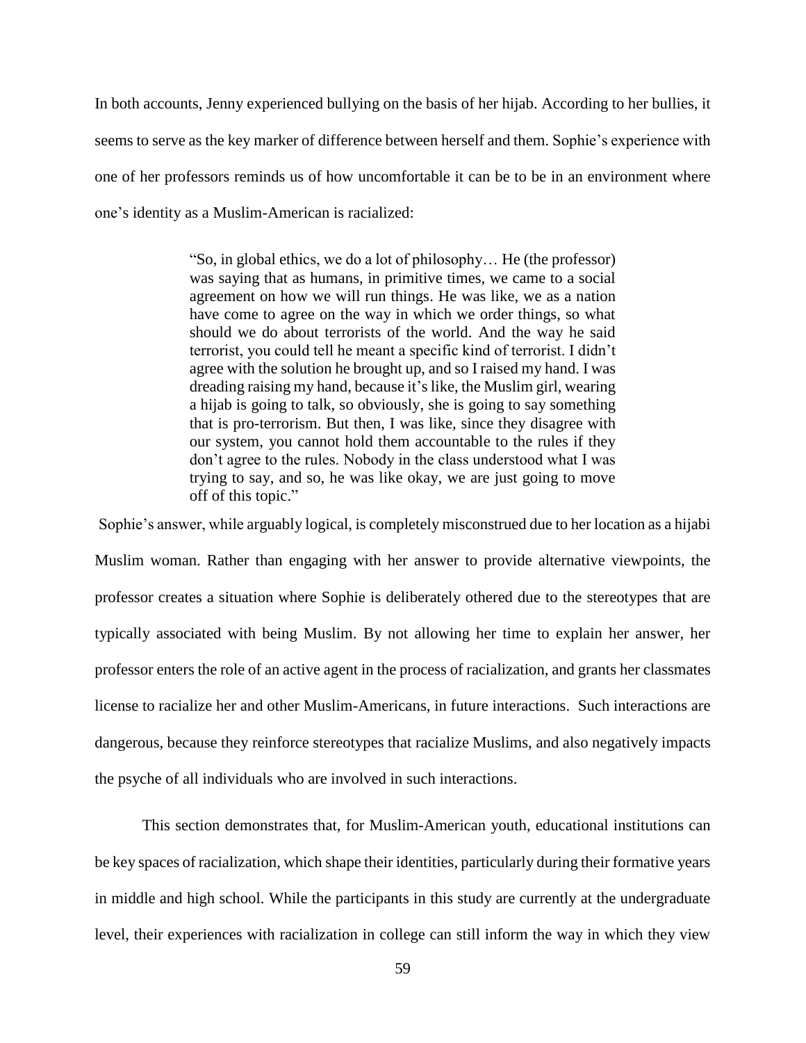In both accounts, Jenny experienced bullying on the basis of her hijab. According to her bullies, it seems to serve as the key marker of difference between herself and them. Sophie's experience with one of her professors reminds us of how uncomfortable it can be to be in an environment where one's identity as a Muslim-American is racialized:

> "So, in global ethics, we do a lot of philosophy… He (the professor) was saying that as humans, in primitive times, we came to a social agreement on how we will run things. He was like, we as a nation have come to agree on the way in which we order things, so what should we do about terrorists of the world. And the way he said terrorist, you could tell he meant a specific kind of terrorist. I didn't agree with the solution he brought up, and so I raised my hand. I was dreading raising my hand, because it's like, the Muslim girl, wearing a hijab is going to talk, so obviously, she is going to say something that is pro-terrorism. But then, I was like, since they disagree with our system, you cannot hold them accountable to the rules if they don't agree to the rules. Nobody in the class understood what I was trying to say, and so, he was like okay, we are just going to move off of this topic."

Sophie's answer, while arguably logical, is completely misconstrued due to her location as a hijabi Muslim woman. Rather than engaging with her answer to provide alternative viewpoints, the professor creates a situation where Sophie is deliberately othered due to the stereotypes that are typically associated with being Muslim. By not allowing her time to explain her answer, her professor enters the role of an active agent in the process of racialization, and grants her classmates license to racialize her and other Muslim-Americans, in future interactions. Such interactions are dangerous, because they reinforce stereotypes that racialize Muslims, and also negatively impacts the psyche of all individuals who are involved in such interactions.

This section demonstrates that, for Muslim-American youth, educational institutions can be key spaces of racialization, which shape their identities, particularly during their formative years in middle and high school. While the participants in this study are currently at the undergraduate level, their experiences with racialization in college can still inform the way in which they view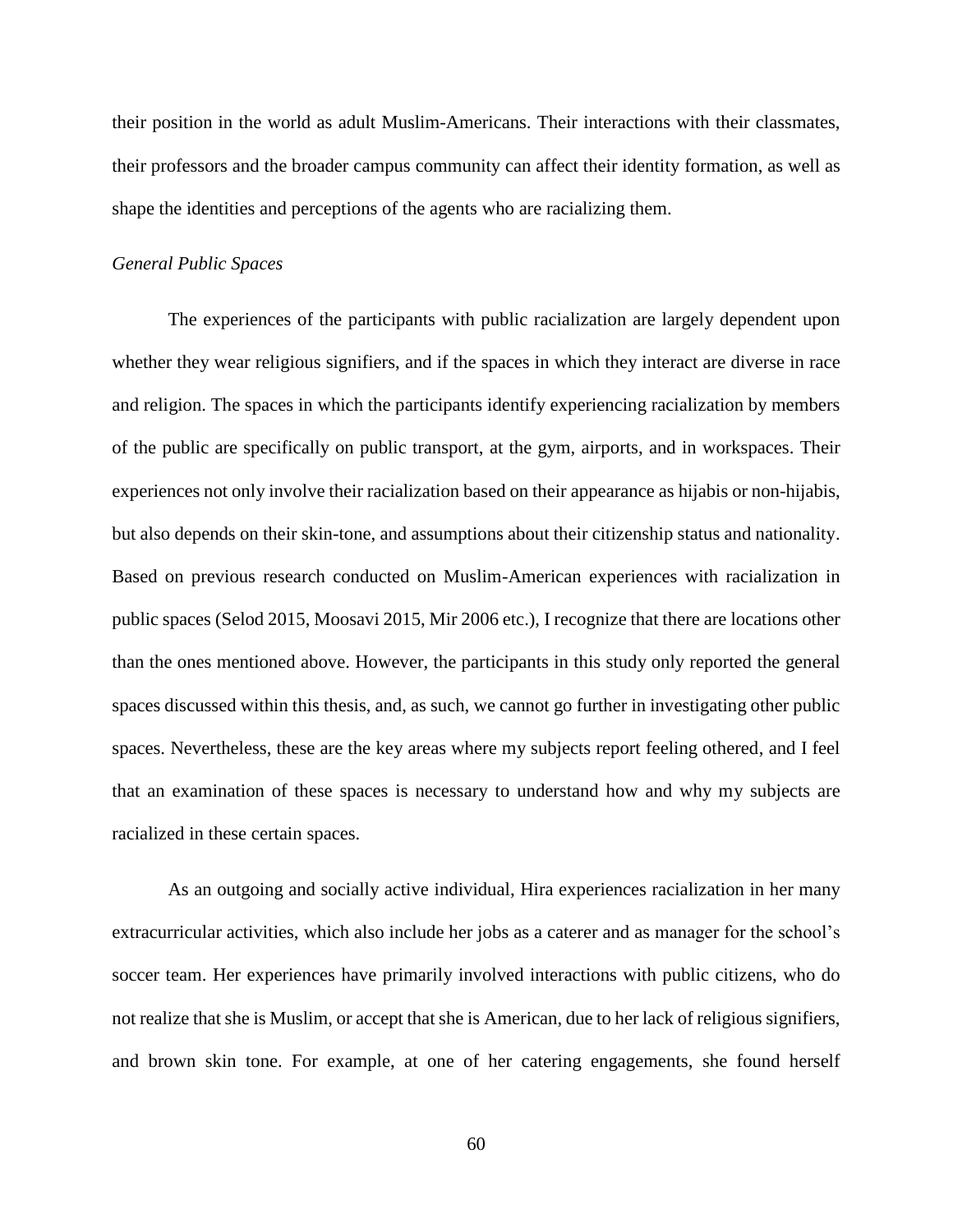their position in the world as adult Muslim-Americans. Their interactions with their classmates, their professors and the broader campus community can affect their identity formation, as well as shape the identities and perceptions of the agents who are racializing them.

*General Public Spaces*

The experiences of the participants with public racialization are largely dependent upon whether they wear religious signifiers, and if the spaces in which they interact are diverse in race and religion. The spaces in which the participants identify experiencing racialization by members of the public are specifically on public transport, at the gym, airports, and in workspaces. Their experiences not only involve their racialization based on their appearance as hijabis or non-hijabis, but also depends on their skin-tone, and assumptions about their citizenship status and nationality. Based on previous research conducted on Muslim-American experiences with racialization in public spaces (Selod 2015, Moosavi 2015, Mir 2006 etc.), I recognize that there are locations other than the ones mentioned above. However, the participants in this study only reported the general spaces discussed within this thesis, and, as such, we cannot go further in investigating other public spaces. Nevertheless, these are the key areas where my subjects report feeling othered, and I feel that an examination of these spaces is necessary to understand how and why my subjects are racialized in these certain spaces.

As an outgoing and socially active individual, Hira experiences racialization in her many extracurricular activities, which also include her jobs as a caterer and as manager for the school's soccer team. Her experiences have primarily involved interactions with public citizens, who do not realize that she is Muslim, or accept that she is American, due to her lack of religious signifiers, and brown skin tone. For example, at one of her catering engagements, she found herself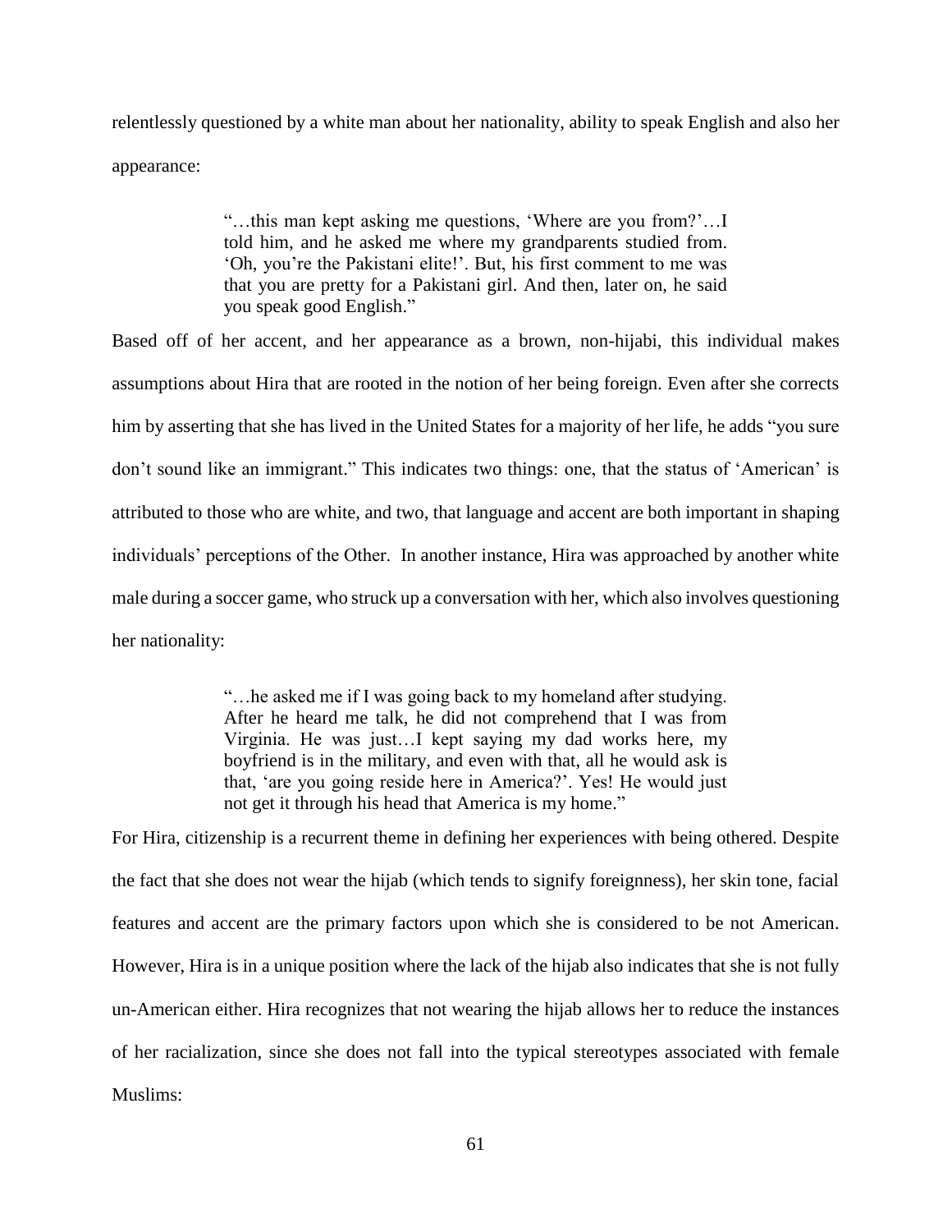relentlessly questioned by a white man about her nationality, ability to speak English and also her appearance:

> "…this man kept asking me questions, 'Where are you from?'…I told him, and he asked me where my grandparents studied from. 'Oh, you're the Pakistani elite!'. But, his first comment to me was that you are pretty for a Pakistani girl. And then, later on, he said you speak good English."

Based off of her accent, and her appearance as a brown, non-hijabi, this individual makes assumptions about Hira that are rooted in the notion of her being foreign. Even after she corrects him by asserting that she has lived in the United States for a majority of her life, he adds "you sure don't sound like an immigrant." This indicates two things: one, that the status of 'American' is attributed to those who are white, and two, that language and accent are both important in shaping individuals' perceptions of the Other. In another instance, Hira was approached by another white male during a soccer game, who struck up a conversation with her, which also involves questioning her nationality:

> "…he asked me if I was going back to my homeland after studying. After he heard me talk, he did not comprehend that I was from Virginia. He was just…I kept saying my dad works here, my boyfriend is in the military, and even with that, all he would ask is that, 'are you going reside here in America?'. Yes! He would just not get it through his head that America is my home."

For Hira, citizenship is a recurrent theme in defining her experiences with being othered. Despite the fact that she does not wear the hijab (which tends to signify foreignness), her skin tone, facial features and accent are the primary factors upon which she is considered to be not American. However, Hira is in a unique position where the lack of the hijab also indicates that she is not fully un-American either. Hira recognizes that not wearing the hijab allows her to reduce the instances of her racialization, since she does not fall into the typical stereotypes associated with female Muslims: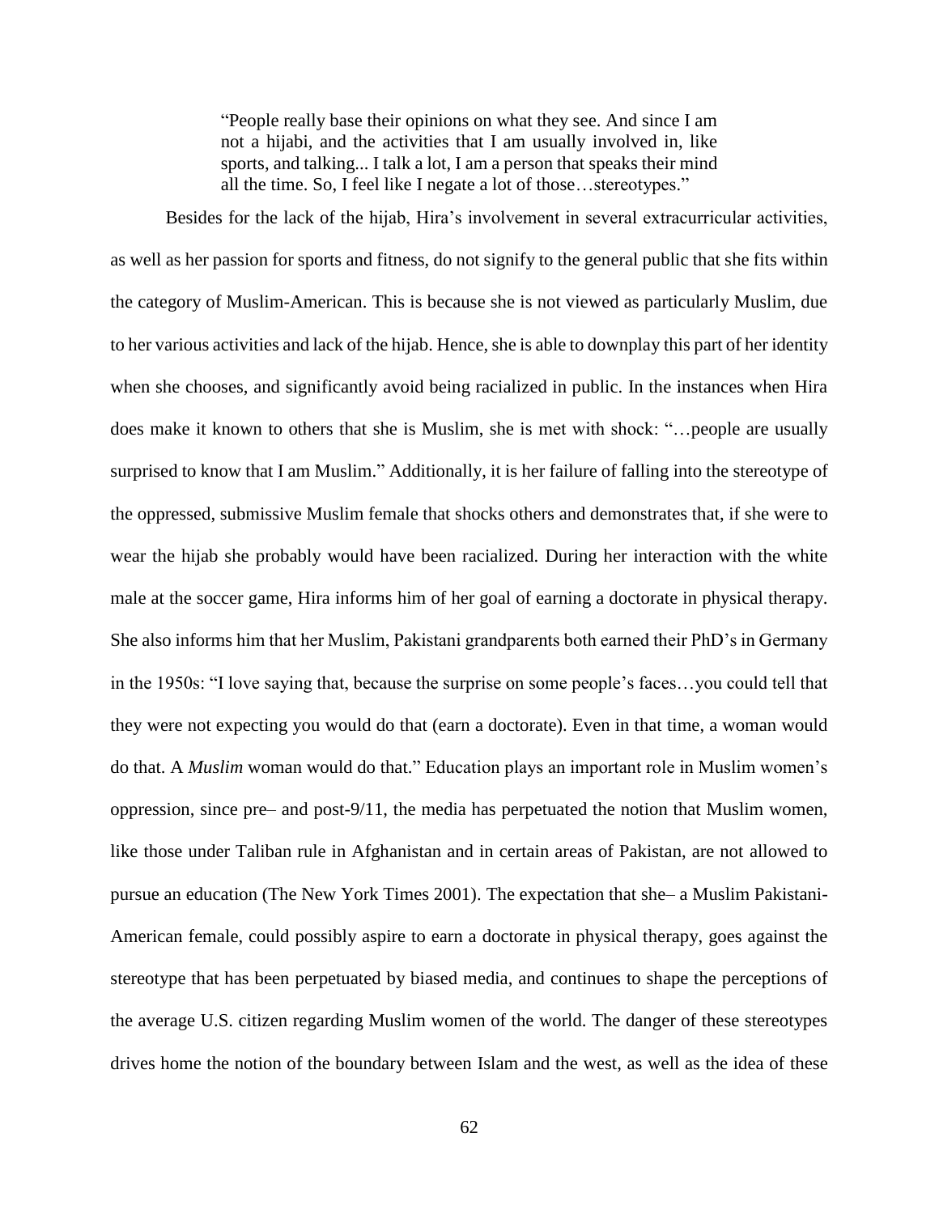> "People really base their opinions on what they see. And since I am not a hijabi, and the activities that I am usually involved in, like sports, and talking... I talk a lot, I am a person that speaks their mind all the time. So, I feel like I negate a lot of those…stereotypes."

Besides for the lack of the hijab, Hira's involvement in several extracurricular activities, as well as her passion for sports and fitness, do not signify to the general public that she fits within the category of Muslim-American. This is because she is not viewed as particularly Muslim, due to her various activities and lack of the hijab. Hence, she is able to downplay this part of her identity when she chooses, and significantly avoid being racialized in public. In the instances when Hira does make it known to others that she is Muslim, she is met with shock: "…people are usually surprised to know that I am Muslim." Additionally, it is her failure of falling into the stereotype of the oppressed, submissive Muslim female that shocks others and demonstrates that, if she were to wear the hijab she probably would have been racialized. During her interaction with the white male at the soccer game, Hira informs him of her goal of earning a doctorate in physical therapy. She also informs him that her Muslim, Pakistani grandparents both earned their PhD's in Germany in the 1950s: "I love saying that, because the surprise on some people's faces…you could tell that they were not expecting you would do that (earn a doctorate). Even in that time, a woman would do that. A *Muslim* woman would do that." Education plays an important role in Muslim women's oppression, since pre– and post-9/11, the media has perpetuated the notion that Muslim women, like those under Taliban rule in Afghanistan and in certain areas of Pakistan, are not allowed to pursue an education (The New York Times 2001). The expectation that she– a Muslim Pakistani-American female, could possibly aspire to earn a doctorate in physical therapy, goes against the stereotype that has been perpetuated by biased media, and continues to shape the perceptions of the average U.S. citizen regarding Muslim women of the world. The danger of these stereotypes drives home the notion of the boundary between Islam and the west, as well as the idea of these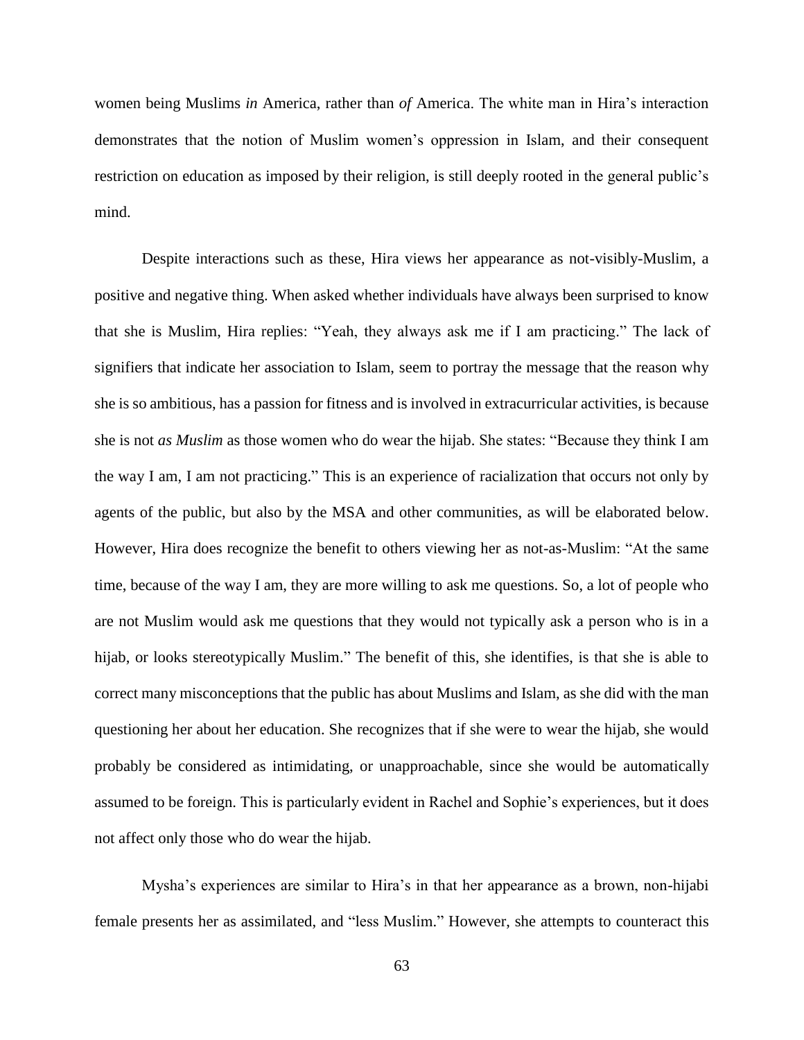women being Muslims *in* America, rather than *of* America. The white man in Hira's interaction demonstrates that the notion of Muslim women's oppression in Islam, and their consequent restriction on education as imposed by their religion, is still deeply rooted in the general public's mind.

Despite interactions such as these, Hira views her appearance as not-visibly-Muslim, a positive and negative thing. When asked whether individuals have always been surprised to know that she is Muslim, Hira replies: "Yeah, they always ask me if I am practicing." The lack of signifiers that indicate her association to Islam, seem to portray the message that the reason why she is so ambitious, has a passion for fitness and is involved in extracurricular activities, is because she is not *as Muslim* as those women who do wear the hijab. She states: "Because they think I am the way I am, I am not practicing." This is an experience of racialization that occurs not only by agents of the public, but also by the MSA and other communities, as will be elaborated below. However, Hira does recognize the benefit to others viewing her as not-as-Muslim: "At the same time, because of the way I am, they are more willing to ask me questions. So, a lot of people who are not Muslim would ask me questions that they would not typically ask a person who is in a hijab, or looks stereotypically Muslim." The benefit of this, she identifies, is that she is able to correct many misconceptions that the public has about Muslims and Islam, as she did with the man questioning her about her education. She recognizes that if she were to wear the hijab, she would probably be considered as intimidating, or unapproachable, since she would be automatically assumed to be foreign. This is particularly evident in Rachel and Sophie's experiences, but it does not affect only those who do wear the hijab.

Mysha's experiences are similar to Hira's in that her appearance as a brown, non-hijabi female presents her as assimilated, and "less Muslim." However, she attempts to counteract this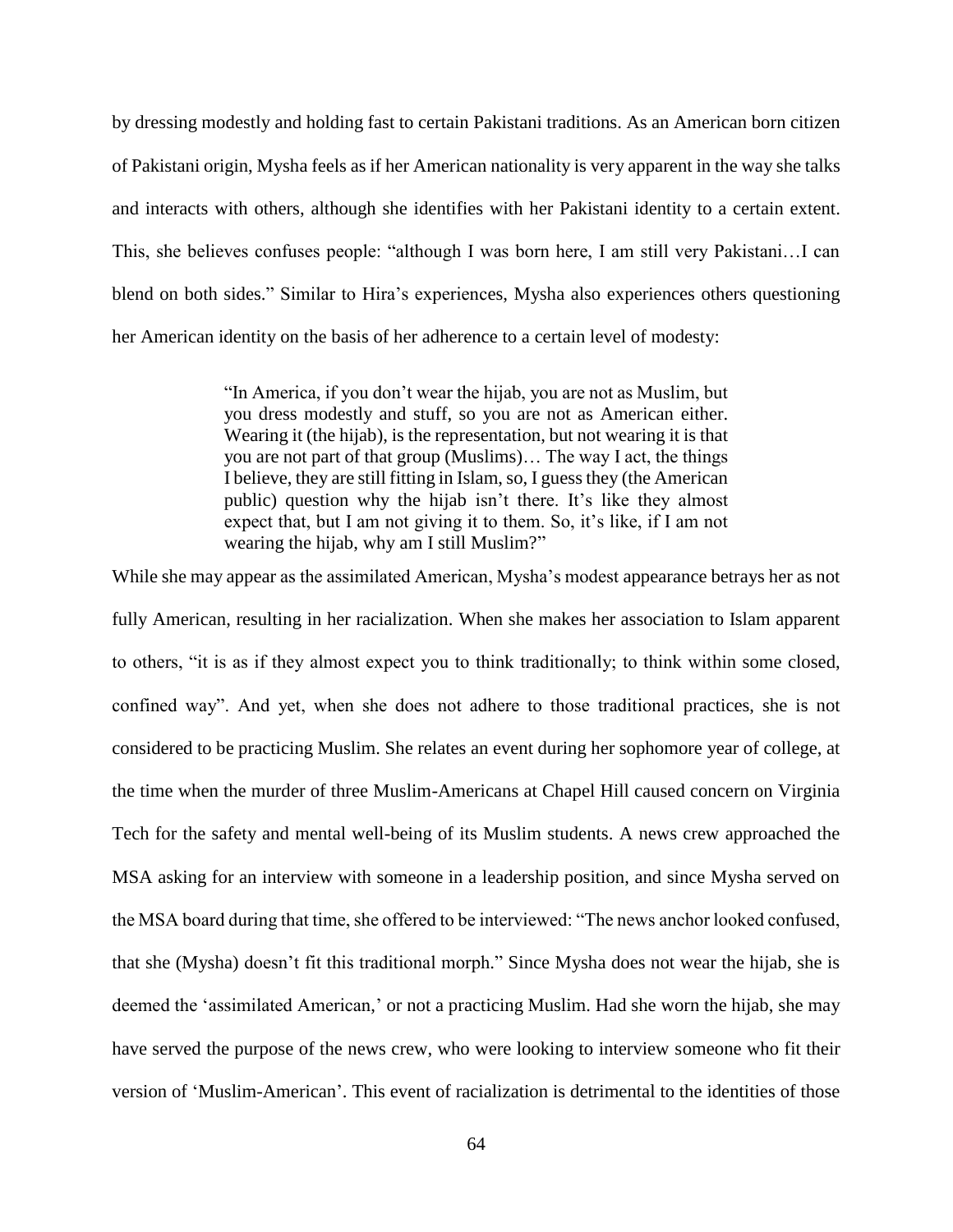by dressing modestly and holding fast to certain Pakistani traditions. As an American born citizen of Pakistani origin, Mysha feels as if her American nationality is very apparent in the way she talks and interacts with others, although she identifies with her Pakistani identity to a certain extent. This, she believes confuses people: "although I was born here, I am still very Pakistani…I can blend on both sides." Similar to Hira's experiences, Mysha also experiences others questioning her American identity on the basis of her adherence to a certain level of modesty:

> "In America, if you don't wear the hijab, you are not as Muslim, but you dress modestly and stuff, so you are not as American either. Wearing it (the hijab), is the representation, but not wearing it is that you are not part of that group (Muslims)… The way I act, the things I believe, they are still fitting in Islam, so, I guess they (the American public) question why the hijab isn't there. It's like they almost expect that, but I am not giving it to them. So, it's like, if I am not wearing the hijab, why am I still Muslim?"

While she may appear as the assimilated American, Mysha's modest appearance betrays her as not fully American, resulting in her racialization. When she makes her association to Islam apparent to others, "it is as if they almost expect you to think traditionally; to think within some closed, confined way". And yet, when she does not adhere to those traditional practices, she is not considered to be practicing Muslim. She relates an event during her sophomore year of college, at the time when the murder of three Muslim-Americans at Chapel Hill caused concern on Virginia Tech for the safety and mental well-being of its Muslim students. A news crew approached the MSA asking for an interview with someone in a leadership position, and since Mysha served on the MSA board during that time, she offered to be interviewed: "The news anchor looked confused, that she (Mysha) doesn't fit this traditional morph." Since Mysha does not wear the hijab, she is deemed the 'assimilated American,' or not a practicing Muslim. Had she worn the hijab, she may have served the purpose of the news crew, who were looking to interview someone who fit their version of 'Muslim-American'. This event of racialization is detrimental to the identities of those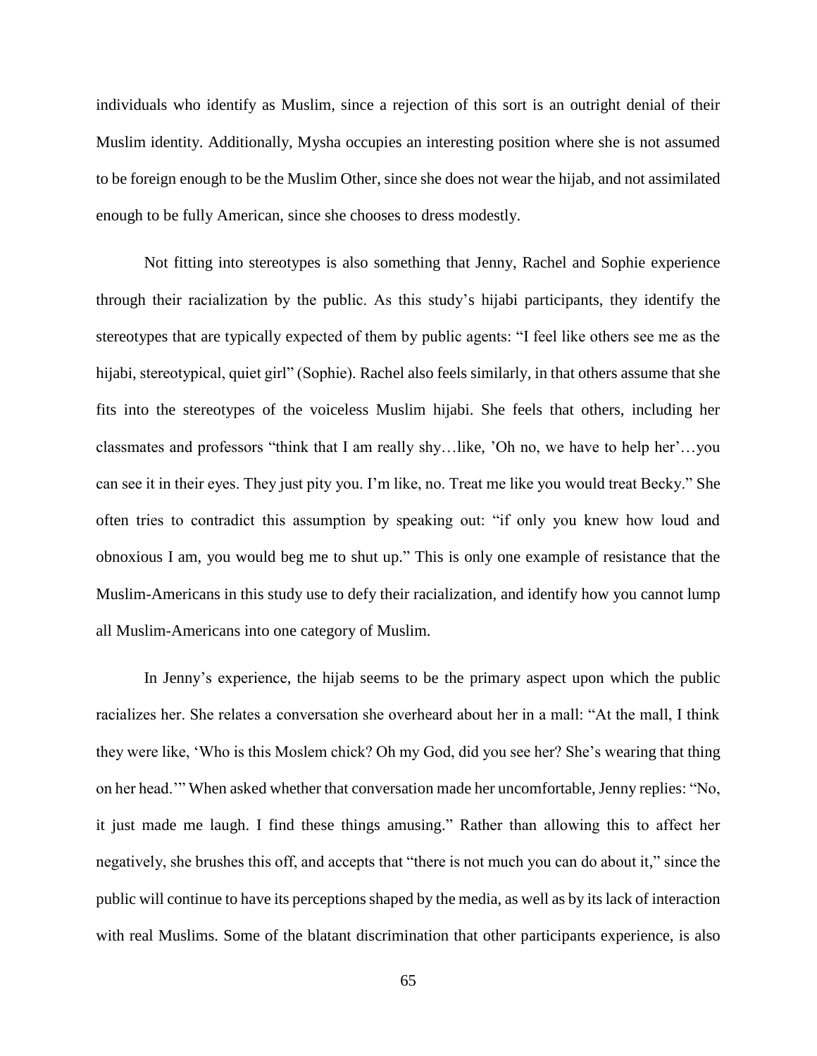individuals who identify as Muslim, since a rejection of this sort is an outright denial of their Muslim identity. Additionally, Mysha occupies an interesting position where she is not assumed to be foreign enough to be the Muslim Other, since she does not wear the hijab, and not assimilated enough to be fully American, since she chooses to dress modestly.

Not fitting into stereotypes is also something that Jenny, Rachel and Sophie experience through their racialization by the public. As this study's hijabi participants, they identify the stereotypes that are typically expected of them by public agents: "I feel like others see me as the hijabi, stereotypical, quiet girl" (Sophie). Rachel also feels similarly, in that others assume that she fits into the stereotypes of the voiceless Muslim hijabi. She feels that others, including her classmates and professors "think that I am really shy…like, 'Oh no, we have to help her'…you can see it in their eyes. They just pity you. I'm like, no. Treat me like you would treat Becky." She often tries to contradict this assumption by speaking out: "if only you knew how loud and obnoxious I am, you would beg me to shut up." This is only one example of resistance that the Muslim-Americans in this study use to defy their racialization, and identify how you cannot lump all Muslim-Americans into one category of Muslim.

In Jenny's experience, the hijab seems to be the primary aspect upon which the public racializes her. She relates a conversation she overheard about her in a mall: "At the mall, I think they were like, 'Who is this Moslem chick? Oh my God, did you see her? She's wearing that thing on her head.'" When asked whether that conversation made her uncomfortable, Jenny replies: "No, it just made me laugh. I find these things amusing." Rather than allowing this to affect her negatively, she brushes this off, and accepts that "there is not much you can do about it," since the public will continue to have its perceptions shaped by the media, as well as by its lack of interaction with real Muslims. Some of the blatant discrimination that other participants experience, is also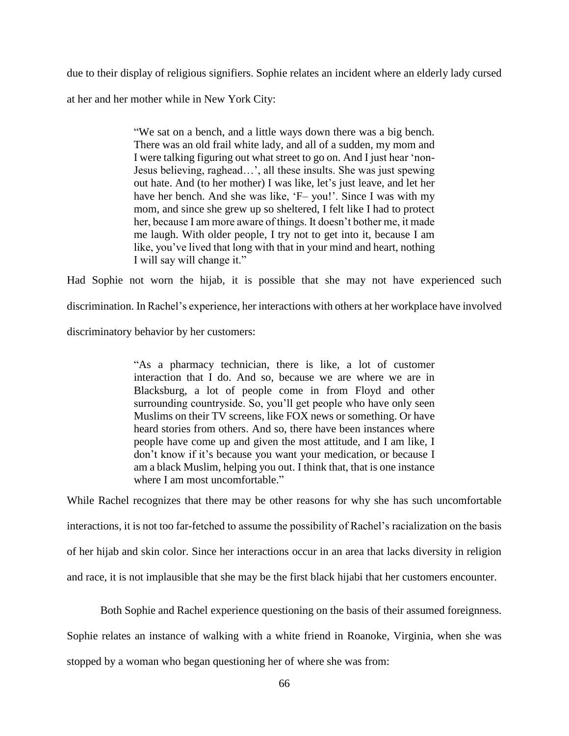due to their display of religious signifiers. Sophie relates an incident where an elderly lady cursed at her and her mother while in New York City:

> "We sat on a bench, and a little ways down there was a big bench. There was an old frail white lady, and all of a sudden, my mom and I were talking figuring out what street to go on. And I just hear 'non-Jesus believing, raghead…', all these insults. She was just spewing out hate. And (to her mother) I was like, let's just leave, and let her have her bench. And she was like, 'F– you!'. Since I was with my mom, and since she grew up so sheltered, I felt like I had to protect her, because I am more aware of things. It doesn't bother me, it made me laugh. With older people, I try not to get into it, because I am like, you've lived that long with that in your mind and heart, nothing I will say will change it."

Had Sophie not worn the hijab, it is possible that she may not have experienced such discrimination. In Rachel's experience, her interactions with others at her workplace have involved discriminatory behavior by her customers:

> "As a pharmacy technician, there is like, a lot of customer interaction that I do. And so, because we are where we are in Blacksburg, a lot of people come in from Floyd and other surrounding countryside. So, you'll get people who have only seen Muslims on their TV screens, like FOX news or something. Or have heard stories from others. And so, there have been instances where people have come up and given the most attitude, and I am like, I don't know if it's because you want your medication, or because I am a black Muslim, helping you out. I think that, that is one instance where I am most uncomfortable."

While Rachel recognizes that there may be other reasons for why she has such uncomfortable interactions, it is not too far-fetched to assume the possibility of Rachel's racialization on the basis of her hijab and skin color. Since her interactions occur in an area that lacks diversity in religion and race, it is not implausible that she may be the first black hijabi that her customers encounter.

Both Sophie and Rachel experience questioning on the basis of their assumed foreignness. Sophie relates an instance of walking with a white friend in Roanoke, Virginia, when she was stopped by a woman who began questioning her of where she was from: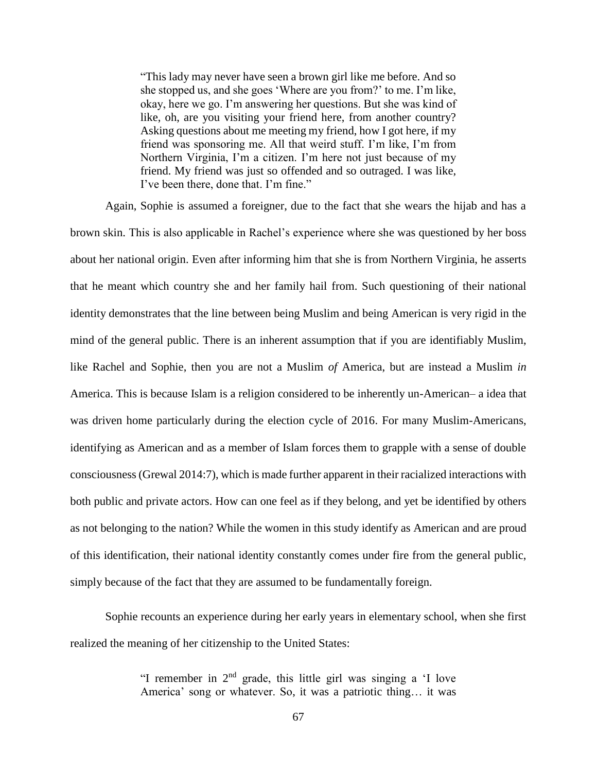> "This lady may never have seen a brown girl like me before. And so she stopped us, and she goes 'Where are you from?' to me. I'm like, okay, here we go. I'm answering her questions. But she was kind of like, oh, are you visiting your friend here, from another country? Asking questions about me meeting my friend, how I got here, if my friend was sponsoring me. All that weird stuff. I'm like, I'm from Northern Virginia, I'm a citizen. I'm here not just because of my friend. My friend was just so offended and so outraged. I was like, I've been there, done that. I'm fine."

Again, Sophie is assumed a foreigner, due to the fact that she wears the hijab and has a brown skin. This is also applicable in Rachel's experience where she was questioned by her boss about her national origin. Even after informing him that she is from Northern Virginia, he asserts that he meant which country she and her family hail from. Such questioning of their national identity demonstrates that the line between being Muslim and being American is very rigid in the mind of the general public. There is an inherent assumption that if you are identifiably Muslim, like Rachel and Sophie, then you are not a Muslim *of* America, but are instead a Muslim *in* America. This is because Islam is a religion considered to be inherently un-American– a idea that was driven home particularly during the election cycle of 2016. For many Muslim-Americans, identifying as American and as a member of Islam forces them to grapple with a sense of double consciousness (Grewal 2014:7), which is made further apparent in their racialized interactions with both public and private actors. How can one feel as if they belong, and yet be identified by others as not belonging to the nation? While the women in this study identify as American and are proud of this identification, their national identity constantly comes under fire from the general public, simply because of the fact that they are assumed to be fundamentally foreign.

Sophie recounts an experience during her early years in elementary school, when she first realized the meaning of her citizenship to the United States:

> "I remember in 2nd grade, this little girl was singing a 'I love America' song or whatever. So, it was a patriotic thing… it was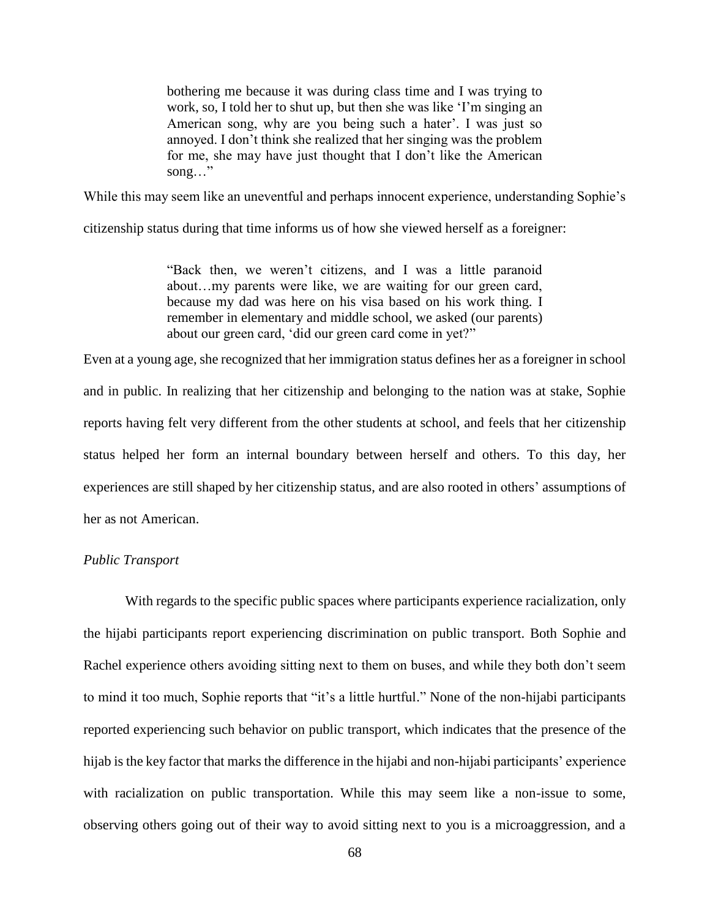> bothering me because it was during class time and I was trying to work, so, I told her to shut up, but then she was like 'I'm singing an American song, why are you being such a hater'. I was just so annoyed. I don't think she realized that her singing was the problem for me, she may have just thought that I don't like the American song…"

While this may seem like an uneventful and perhaps innocent experience, understanding Sophie's citizenship status during that time informs us of how she viewed herself as a foreigner:

> "Back then, we weren't citizens, and I was a little paranoid about…my parents were like, we are waiting for our green card, because my dad was here on his visa based on his work thing. I remember in elementary and middle school, we asked (our parents) about our green card, 'did our green card come in yet?"

Even at a young age, she recognized that her immigration status defines her as a foreigner in school and in public. In realizing that her citizenship and belonging to the nation was at stake, Sophie reports having felt very different from the other students at school, and feels that her citizenship status helped her form an internal boundary between herself and others. To this day, her experiences are still shaped by her citizenship status, and are also rooted in others' assumptions of her as not American.

*Public Transport*

With regards to the specific public spaces where participants experience racialization, only the hijabi participants report experiencing discrimination on public transport. Both Sophie and Rachel experience others avoiding sitting next to them on buses, and while they both don't seem to mind it too much, Sophie reports that "it's a little hurtful." None of the non-hijabi participants reported experiencing such behavior on public transport, which indicates that the presence of the hijab is the key factor that marks the difference in the hijabi and non-hijabi participants' experience with racialization on public transportation. While this may seem like a non-issue to some, observing others going out of their way to avoid sitting next to you is a microaggression, and a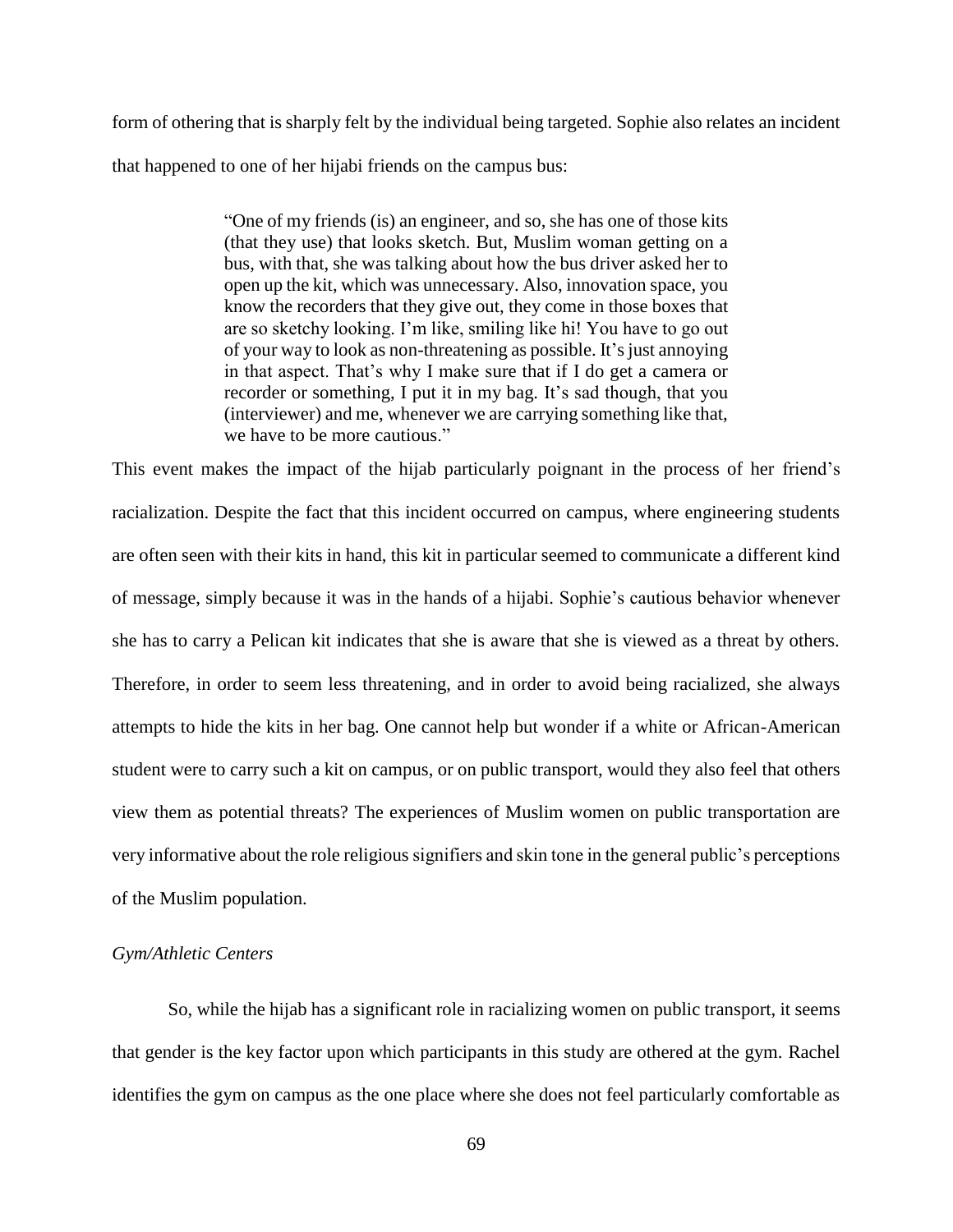form of othering that is sharply felt by the individual being targeted. Sophie also relates an incident that happened to one of her hijabi friends on the campus bus:

> "One of my friends (is) an engineer, and so, she has one of those kits (that they use) that looks sketch. But, Muslim woman getting on a bus, with that, she was talking about how the bus driver asked her to open up the kit, which was unnecessary. Also, innovation space, you know the recorders that they give out, they come in those boxes that are so sketchy looking. I'm like, smiling like hi! You have to go out of your way to look as non-threatening as possible. It's just annoying in that aspect. That's why I make sure that if I do get a camera or recorder or something, I put it in my bag. It's sad though, that you (interviewer) and me, whenever we are carrying something like that, we have to be more cautious."

This event makes the impact of the hijab particularly poignant in the process of her friend's racialization. Despite the fact that this incident occurred on campus, where engineering students are often seen with their kits in hand, this kit in particular seemed to communicate a different kind of message, simply because it was in the hands of a hijabi. Sophie's cautious behavior whenever she has to carry a Pelican kit indicates that she is aware that she is viewed as a threat by others. Therefore, in order to seem less threatening, and in order to avoid being racialized, she always attempts to hide the kits in her bag. One cannot help but wonder if a white or African-American student were to carry such a kit on campus, or on public transport, would they also feel that others view them as potential threats? The experiences of Muslim women on public transportation are very informative about the role religious signifiers and skin tone in the general public's perceptions of the Muslim population.

*Gym/Athletic Centers*

So, while the hijab has a significant role in racializing women on public transport, it seems that gender is the key factor upon which participants in this study are othered at the gym. Rachel identifies the gym on campus as the one place where she does not feel particularly comfortable as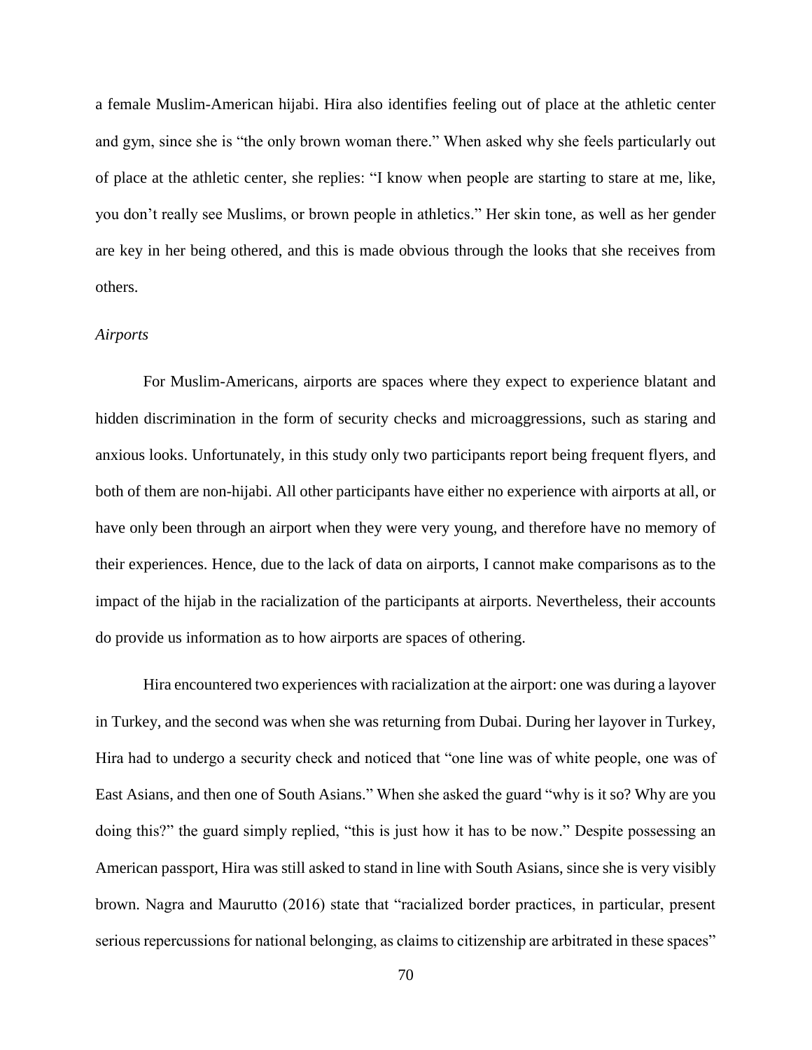a female Muslim-American hijabi. Hira also identifies feeling out of place at the athletic center and gym, since she is "the only brown woman there." When asked why she feels particularly out of place at the athletic center, she replies: "I know when people are starting to stare at me, like, you don't really see Muslims, or brown people in athletics." Her skin tone, as well as her gender are key in her being othered, and this is made obvious through the looks that she receives from others.

*Airports*

For Muslim-Americans, airports are spaces where they expect to experience blatant and hidden discrimination in the form of security checks and microaggressions, such as staring and anxious looks. Unfortunately, in this study only two participants report being frequent flyers, and both of them are non-hijabi. All other participants have either no experience with airports at all, or have only been through an airport when they were very young, and therefore have no memory of their experiences. Hence, due to the lack of data on airports, I cannot make comparisons as to the impact of the hijab in the racialization of the participants at airports. Nevertheless, their accounts do provide us information as to how airports are spaces of othering.

Hira encountered two experiences with racialization at the airport: one was during a layover in Turkey, and the second was when she was returning from Dubai. During her layover in Turkey, Hira had to undergo a security check and noticed that "one line was of white people, one was of East Asians, and then one of South Asians." When she asked the guard "why is it so? Why are you doing this?" the guard simply replied, "this is just how it has to be now." Despite possessing an American passport, Hira was still asked to stand in line with South Asians, since she is very visibly brown. Nagra and Maurutto (2016) state that "racialized border practices, in particular, present serious repercussions for national belonging, as claims to citizenship are arbitrated in these spaces"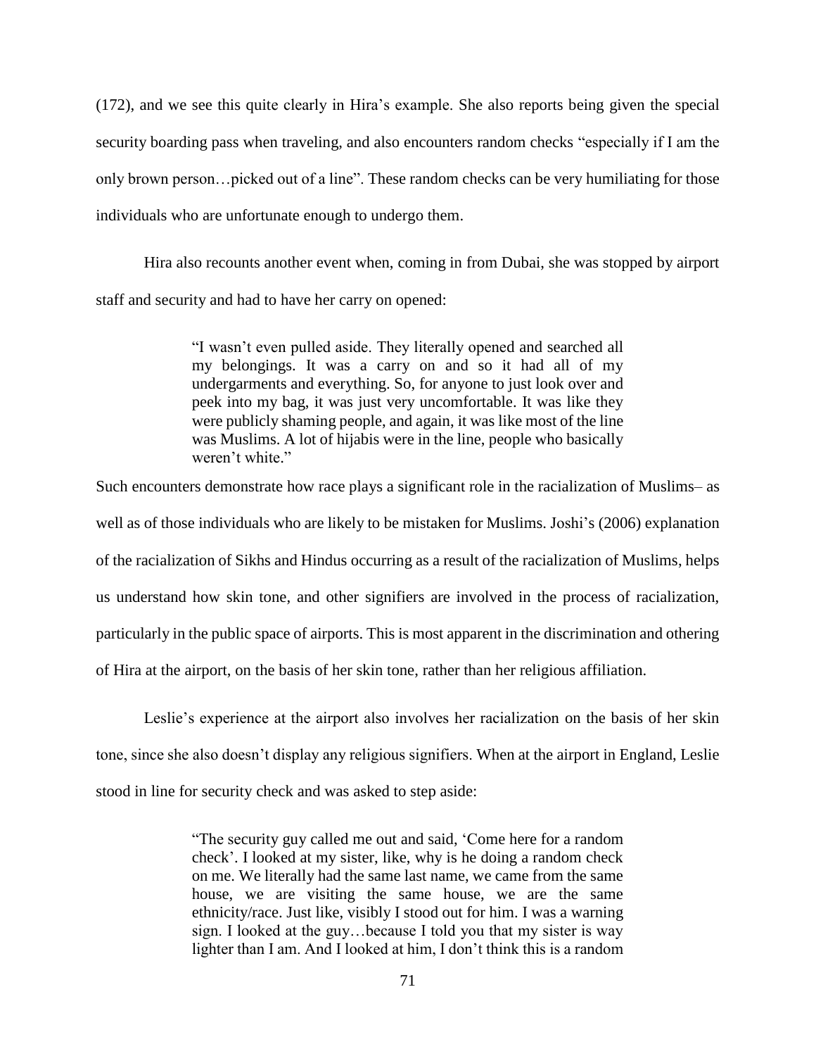(172), and we see this quite clearly in Hira's example. She also reports being given the special security boarding pass when traveling, and also encounters random checks "especially if I am the only brown person…picked out of a line". These random checks can be very humiliating for those individuals who are unfortunate enough to undergo them.

Hira also recounts another event when, coming in from Dubai, she was stopped by airport staff and security and had to have her carry on opened:

> "I wasn't even pulled aside. They literally opened and searched all my belongings. It was a carry on and so it had all of my undergarments and everything. So, for anyone to just look over and peek into my bag, it was just very uncomfortable. It was like they were publicly shaming people, and again, it was like most of the line was Muslims. A lot of hijabis were in the line, people who basically weren't white."

Such encounters demonstrate how race plays a significant role in the racialization of Muslims– as well as of those individuals who are likely to be mistaken for Muslims. Joshi's (2006) explanation of the racialization of Sikhs and Hindus occurring as a result of the racialization of Muslims, helps us understand how skin tone, and other signifiers are involved in the process of racialization, particularly in the public space of airports. This is most apparent in the discrimination and othering of Hira at the airport, on the basis of her skin tone, rather than her religious affiliation.

Leslie's experience at the airport also involves her racialization on the basis of her skin tone, since she also doesn't display any religious signifiers. When at the airport in England, Leslie stood in line for security check and was asked to step aside:

> "The security guy called me out and said, 'Come here for a random check'. I looked at my sister, like, why is he doing a random check on me. We literally had the same last name, we came from the same house, we are visiting the same house, we are the same ethnicity/race. Just like, visibly I stood out for him. I was a warning sign. I looked at the guy…because I told you that my sister is way lighter than I am. And I looked at him, I don't think this is a random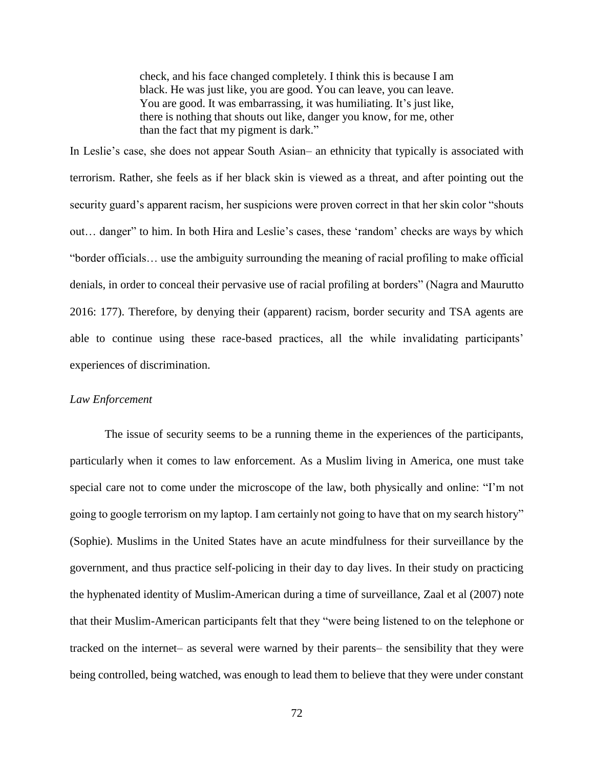> check, and his face changed completely. I think this is because I am black. He was just like, you are good. You can leave, you can leave. You are good. It was embarrassing, it was humiliating. It's just like, there is nothing that shouts out like, danger you know, for me, other than the fact that my pigment is dark."

In Leslie's case, she does not appear South Asian– an ethnicity that typically is associated with terrorism. Rather, she feels as if her black skin is viewed as a threat, and after pointing out the security guard's apparent racism, her suspicions were proven correct in that her skin color "shouts out… danger" to him. In both Hira and Leslie's cases, these 'random' checks are ways by which "border officials… use the ambiguity surrounding the meaning of racial profiling to make official denials, in order to conceal their pervasive use of racial profiling at borders" (Nagra and Maurutto 2016: 177). Therefore, by denying their (apparent) racism, border security and TSA agents are able to continue using these race-based practices, all the while invalidating participants' experiences of discrimination.

*Law Enforcement*

The issue of security seems to be a running theme in the experiences of the participants, particularly when it comes to law enforcement. As a Muslim living in America, one must take special care not to come under the microscope of the law, both physically and online: "I'm not going to google terrorism on my laptop. I am certainly not going to have that on my search history" (Sophie). Muslims in the United States have an acute mindfulness for their surveillance by the government, and thus practice self-policing in their day to day lives. In their study on practicing the hyphenated identity of Muslim-American during a time of surveillance, Zaal et al (2007) note that their Muslim-American participants felt that they "were being listened to on the telephone or tracked on the internet– as several were warned by their parents– the sensibility that they were being controlled, being watched, was enough to lead them to believe that they were under constant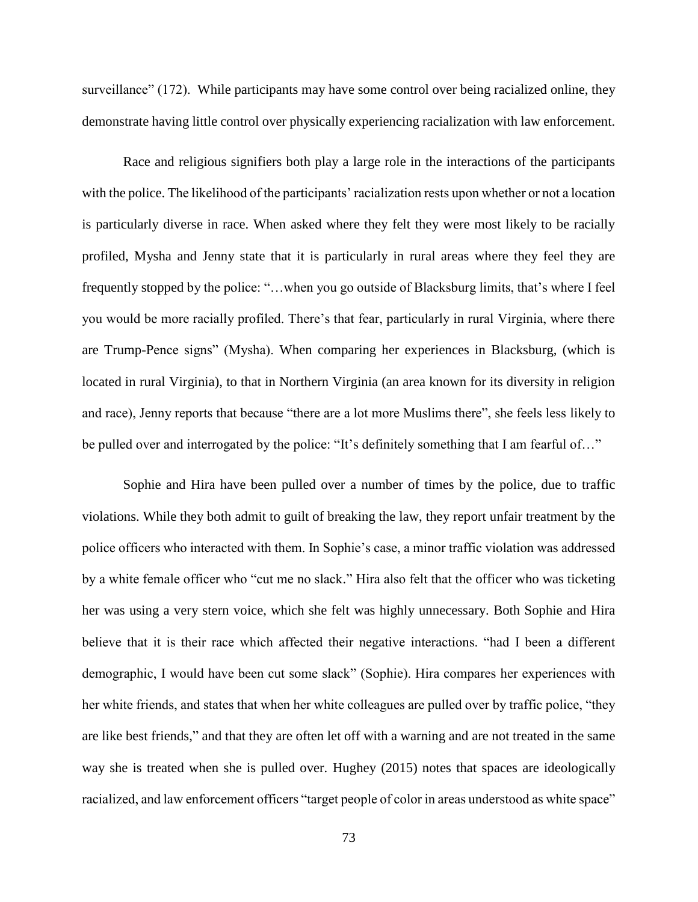surveillance" (172). While participants may have some control over being racialized online, they demonstrate having little control over physically experiencing racialization with law enforcement.

Race and religious signifiers both play a large role in the interactions of the participants with the police. The likelihood of the participants' racialization rests upon whether or not a location is particularly diverse in race. When asked where they felt they were most likely to be racially profiled, Mysha and Jenny state that it is particularly in rural areas where they feel they are frequently stopped by the police: "…when you go outside of Blacksburg limits, that's where I feel you would be more racially profiled. There's that fear, particularly in rural Virginia, where there are Trump-Pence signs" (Mysha). When comparing her experiences in Blacksburg, (which is located in rural Virginia), to that in Northern Virginia (an area known for its diversity in religion and race), Jenny reports that because "there are a lot more Muslims there", she feels less likely to be pulled over and interrogated by the police: "It's definitely something that I am fearful of…"

Sophie and Hira have been pulled over a number of times by the police, due to traffic violations. While they both admit to guilt of breaking the law, they report unfair treatment by the police officers who interacted with them. In Sophie's case, a minor traffic violation was addressed by a white female officer who "cut me no slack." Hira also felt that the officer who was ticketing her was using a very stern voice, which she felt was highly unnecessary. Both Sophie and Hira believe that it is their race which affected their negative interactions. "had I been a different demographic, I would have been cut some slack" (Sophie). Hira compares her experiences with her white friends, and states that when her white colleagues are pulled over by traffic police, "they are like best friends," and that they are often let off with a warning and are not treated in the same way she is treated when she is pulled over. Hughey (2015) notes that spaces are ideologically racialized, and law enforcement officers "target people of color in areas understood as white space"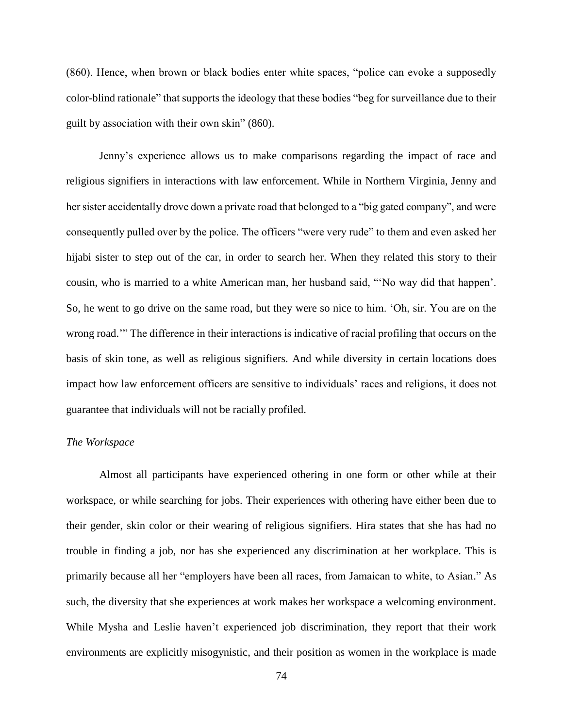(860). Hence, when brown or black bodies enter white spaces, "police can evoke a supposedly color-blind rationale" that supports the ideology that these bodies "beg for surveillance due to their guilt by association with their own skin" (860).

Jenny's experience allows us to make comparisons regarding the impact of race and religious signifiers in interactions with law enforcement. While in Northern Virginia, Jenny and her sister accidentally drove down a private road that belonged to a "big gated company", and were consequently pulled over by the police. The officers "were very rude" to them and even asked her hijabi sister to step out of the car, in order to search her. When they related this story to their cousin, who is married to a white American man, her husband said, "'No way did that happen'. So, he went to go drive on the same road, but they were so nice to him. 'Oh, sir. You are on the wrong road.'" The difference in their interactions is indicative of racial profiling that occurs on the basis of skin tone, as well as religious signifiers. And while diversity in certain locations does impact how law enforcement officers are sensitive to individuals' races and religions, it does not guarantee that individuals will not be racially profiled.

*The Workspace*

Almost all participants have experienced othering in one form or other while at their workspace, or while searching for jobs. Their experiences with othering have either been due to their gender, skin color or their wearing of religious signifiers. Hira states that she has had no trouble in finding a job, nor has she experienced any discrimination at her workplace. This is primarily because all her "employers have been all races, from Jamaican to white, to Asian." As such, the diversity that she experiences at work makes her workspace a welcoming environment. While Mysha and Leslie haven't experienced job discrimination, they report that their work environments are explicitly misogynistic, and their position as women in the workplace is made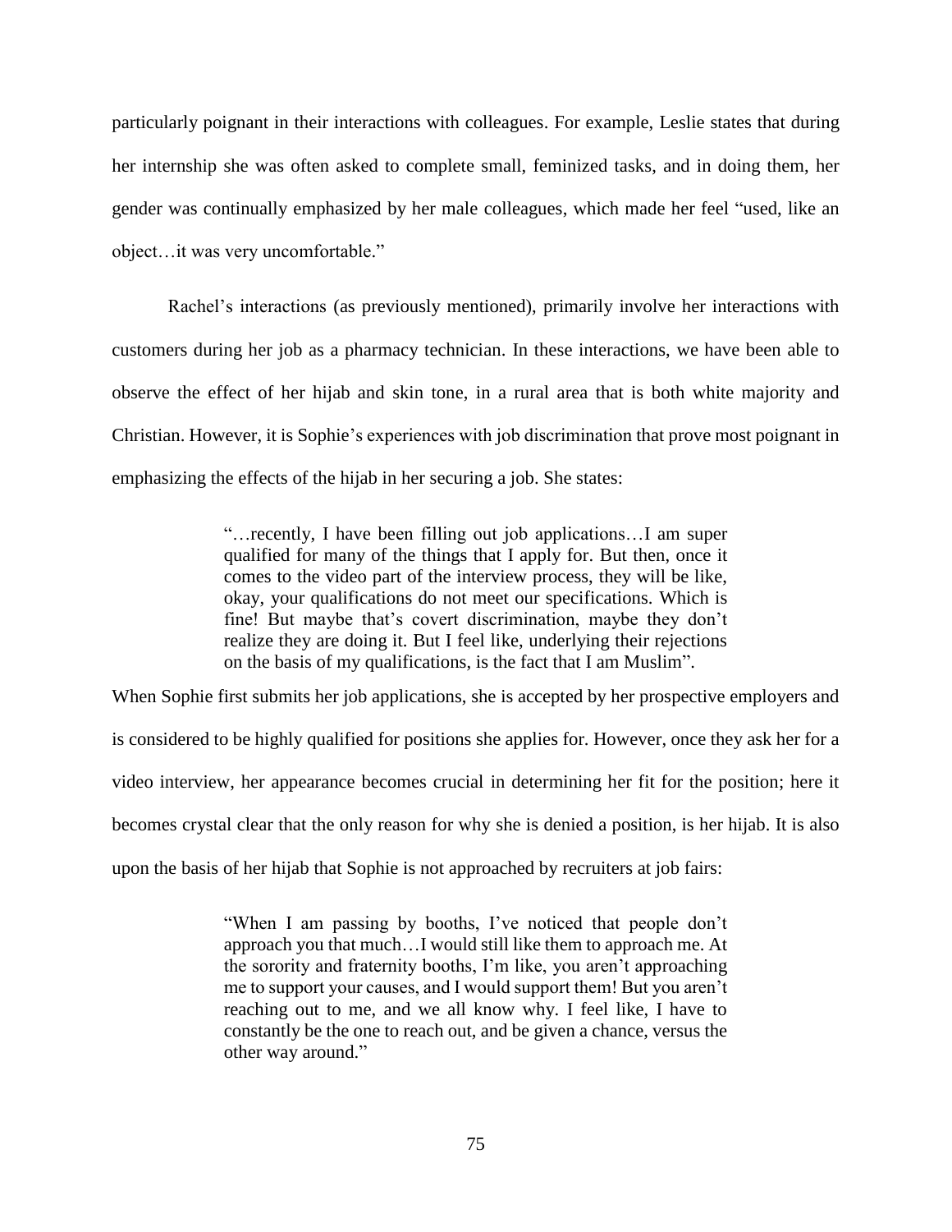particularly poignant in their interactions with colleagues. For example, Leslie states that during her internship she was often asked to complete small, feminized tasks, and in doing them, her gender was continually emphasized by her male colleagues, which made her feel "used, like an object…it was very uncomfortable."

Rachel's interactions (as previously mentioned), primarily involve her interactions with customers during her job as a pharmacy technician. In these interactions, we have been able to observe the effect of her hijab and skin tone, in a rural area that is both white majority and Christian. However, it is Sophie's experiences with job discrimination that prove most poignant in emphasizing the effects of the hijab in her securing a job. She states:

> "…recently, I have been filling out job applications…I am super qualified for many of the things that I apply for. But then, once it comes to the video part of the interview process, they will be like, okay, your qualifications do not meet our specifications. Which is fine! But maybe that's covert discrimination, maybe they don't realize they are doing it. But I feel like, underlying their rejections on the basis of my qualifications, is the fact that I am Muslim".

When Sophie first submits her job applications, she is accepted by her prospective employers and is considered to be highly qualified for positions she applies for. However, once they ask her for a video interview, her appearance becomes crucial in determining her fit for the position; here it becomes crystal clear that the only reason for why she is denied a position, is her hijab. It is also upon the basis of her hijab that Sophie is not approached by recruiters at job fairs:

> "When I am passing by booths, I've noticed that people don't approach you that much…I would still like them to approach me. At the sorority and fraternity booths, I'm like, you aren't approaching me to support your causes, and I would support them! But you aren't reaching out to me, and we all know why. I feel like, I have to constantly be the one to reach out, and be given a chance, versus the other way around."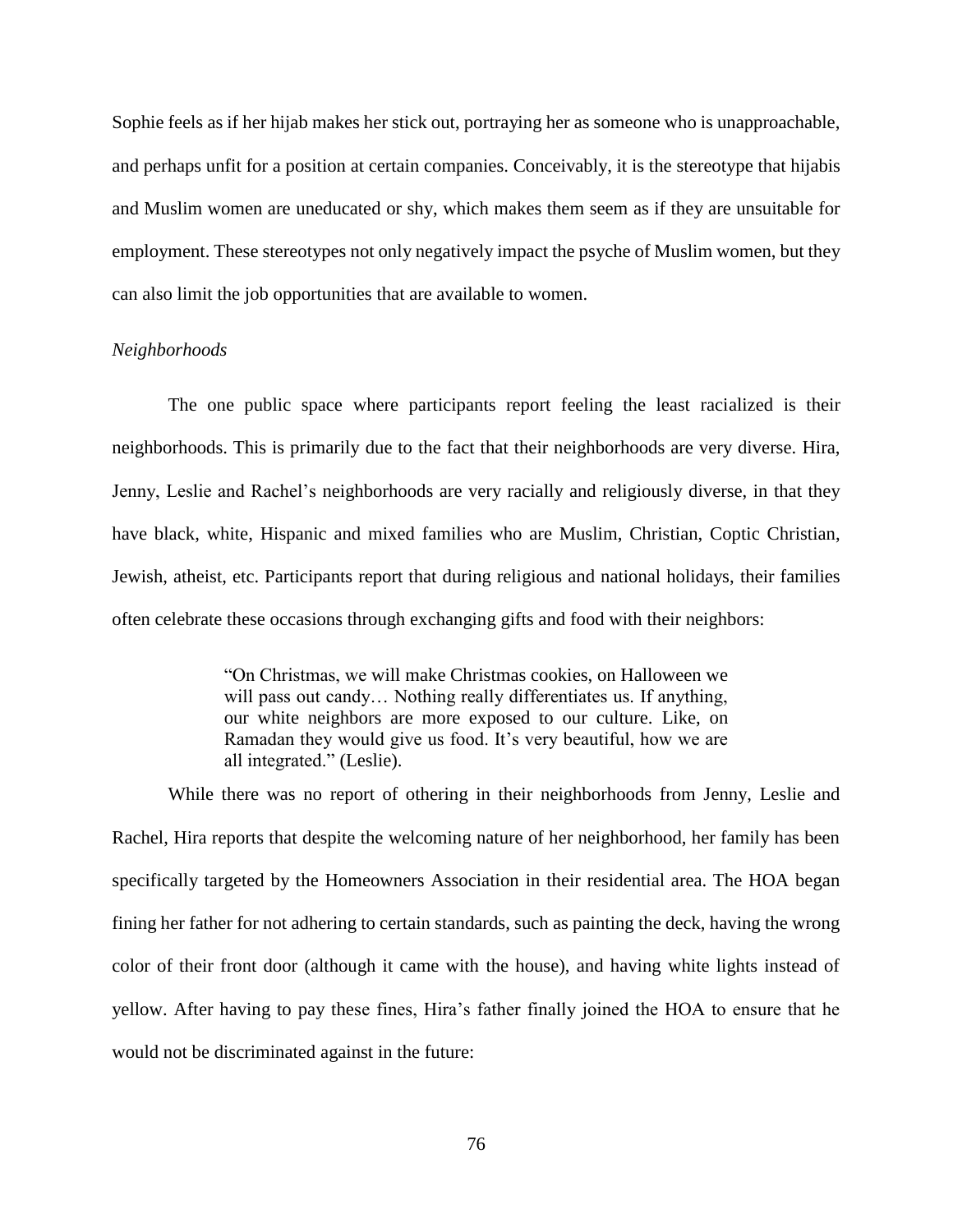Sophie feels as if her hijab makes her stick out, portraying her as someone who is unapproachable, and perhaps unfit for a position at certain companies. Conceivably, it is the stereotype that hijabis and Muslim women are uneducated or shy, which makes them seem as if they are unsuitable for employment. These stereotypes not only negatively impact the psyche of Muslim women, but they can also limit the job opportunities that are available to women.

*Neighborhoods*

The one public space where participants report feeling the least racialized is their neighborhoods. This is primarily due to the fact that their neighborhoods are very diverse. Hira, Jenny, Leslie and Rachel's neighborhoods are very racially and religiously diverse, in that they have black, white, Hispanic and mixed families who are Muslim, Christian, Coptic Christian, Jewish, atheist, etc. Participants report that during religious and national holidays, their families often celebrate these occasions through exchanging gifts and food with their neighbors:

> "On Christmas, we will make Christmas cookies, on Halloween we will pass out candy… Nothing really differentiates us. If anything, our white neighbors are more exposed to our culture. Like, on Ramadan they would give us food. It's very beautiful, how we are all integrated." (Leslie).

While there was no report of othering in their neighborhoods from Jenny, Leslie and Rachel, Hira reports that despite the welcoming nature of her neighborhood, her family has been specifically targeted by the Homeowners Association in their residential area. The HOA began fining her father for not adhering to certain standards, such as painting the deck, having the wrong color of their front door (although it came with the house), and having white lights instead of yellow. After having to pay these fines, Hira's father finally joined the HOA to ensure that he would not be discriminated against in the future: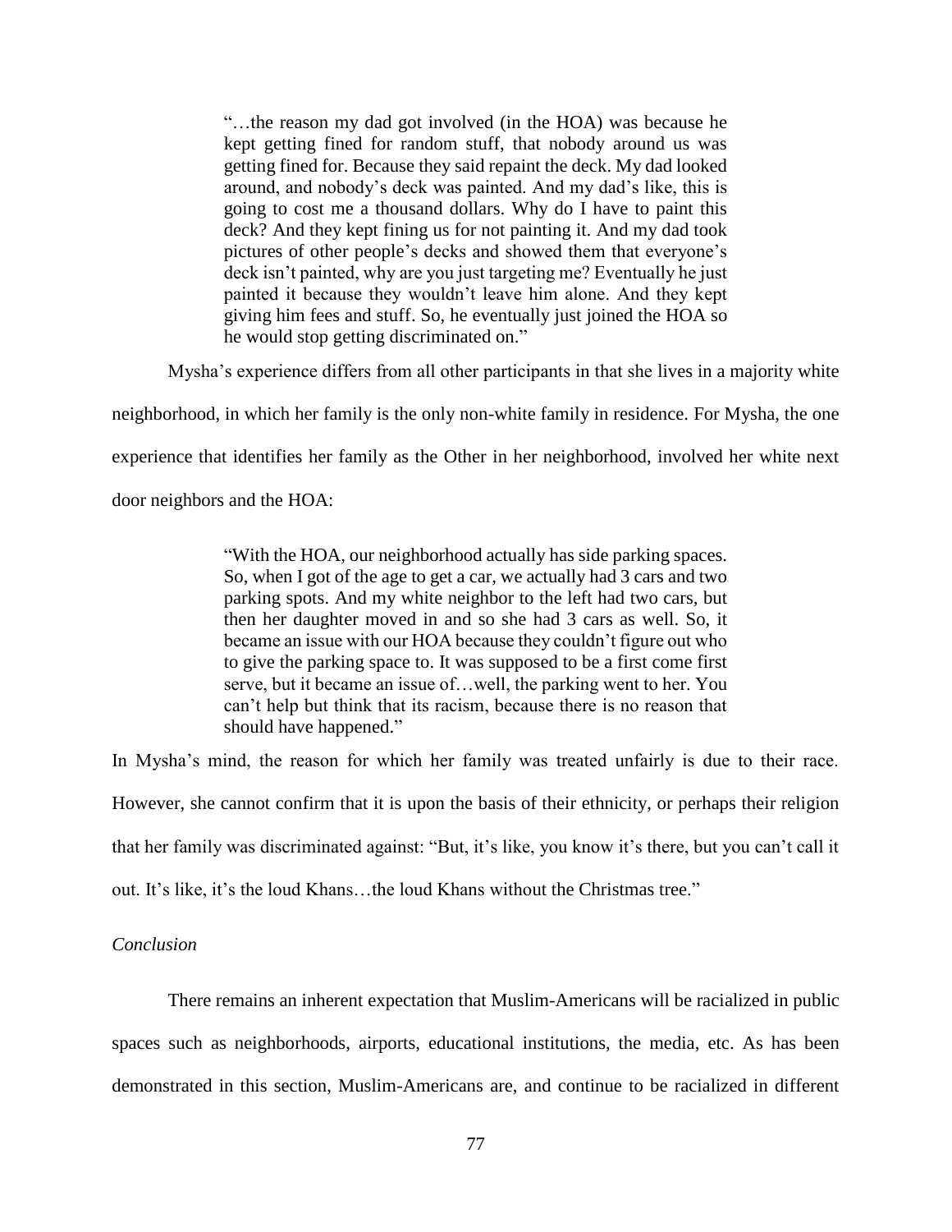> "…the reason my dad got involved (in the HOA) was because he kept getting fined for random stuff, that nobody around us was getting fined for. Because they said repaint the deck. My dad looked around, and nobody's deck was painted. And my dad's like, this is going to cost me a thousand dollars. Why do I have to paint this deck? And they kept fining us for not painting it. And my dad took pictures of other people's decks and showed them that everyone's deck isn't painted, why are you just targeting me? Eventually he just painted it because they wouldn't leave him alone. And they kept giving him fees and stuff. So, he eventually just joined the HOA so he would stop getting discriminated on."

Mysha's experience differs from all other participants in that she lives in a majority white neighborhood, in which her family is the only non-white family in residence. For Mysha, the one experience that identifies her family as the Other in her neighborhood, involved her white next door neighbors and the HOA:

> "With the HOA, our neighborhood actually has side parking spaces. So, when I got of the age to get a car, we actually had 3 cars and two parking spots. And my white neighbor to the left had two cars, but then her daughter moved in and so she had 3 cars as well. So, it became an issue with our HOA because they couldn't figure out who to give the parking space to. It was supposed to be a first come first serve, but it became an issue of…well, the parking went to her. You can't help but think that its racism, because there is no reason that should have happened."

In Mysha's mind, the reason for which her family was treated unfairly is due to their race. However, she cannot confirm that it is upon the basis of their ethnicity, or perhaps their religion that her family was discriminated against: "But, it's like, you know it's there, but you can't call it out. It's like, it's the loud Khans…the loud Khans without the Christmas tree."

*Conclusion*

There remains an inherent expectation that Muslim-Americans will be racialized in public spaces such as neighborhoods, airports, educational institutions, the media, etc. As has been demonstrated in this section, Muslim-Americans are, and continue to be racialized in different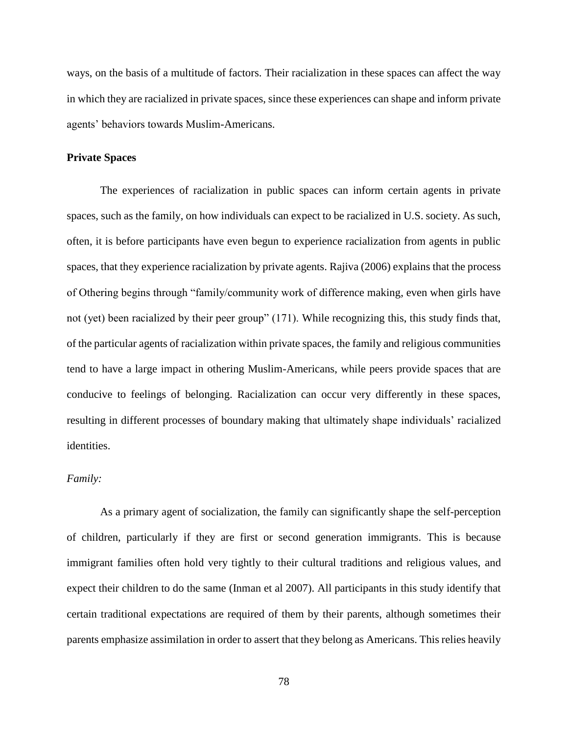ways, on the basis of a multitude of factors. Their racialization in these spaces can affect the way in which they are racialized in private spaces, since these experiences can shape and inform private agents' behaviors towards Muslim-Americans.

### Private Spaces

The experiences of racialization in public spaces can inform certain agents in private spaces, such as the family, on how individuals can expect to be racialized in U.S. society. As such, often, it is before participants have even begun to experience racialization from agents in public spaces, that they experience racialization by private agents. Rajiva (2006) explains that the process of Othering begins through "family/community work of difference making, even when girls have not (yet) been racialized by their peer group" (171). While recognizing this, this study finds that, of the particular agents of racialization within private spaces, the family and religious communities tend to have a large impact in othering Muslim-Americans, while peers provide spaces that are conducive to feelings of belonging. Racialization can occur very differently in these spaces, resulting in different processes of boundary making that ultimately shape individuals' racialized identities.

*Family:*

As a primary agent of socialization, the family can significantly shape the self-perception of children, particularly if they are first or second generation immigrants. This is because immigrant families often hold very tightly to their cultural traditions and religious values, and expect their children to do the same (Inman et al 2007). All participants in this study identify that certain traditional expectations are required of them by their parents, although sometimes their parents emphasize assimilation in order to assert that they belong as Americans. This relies heavily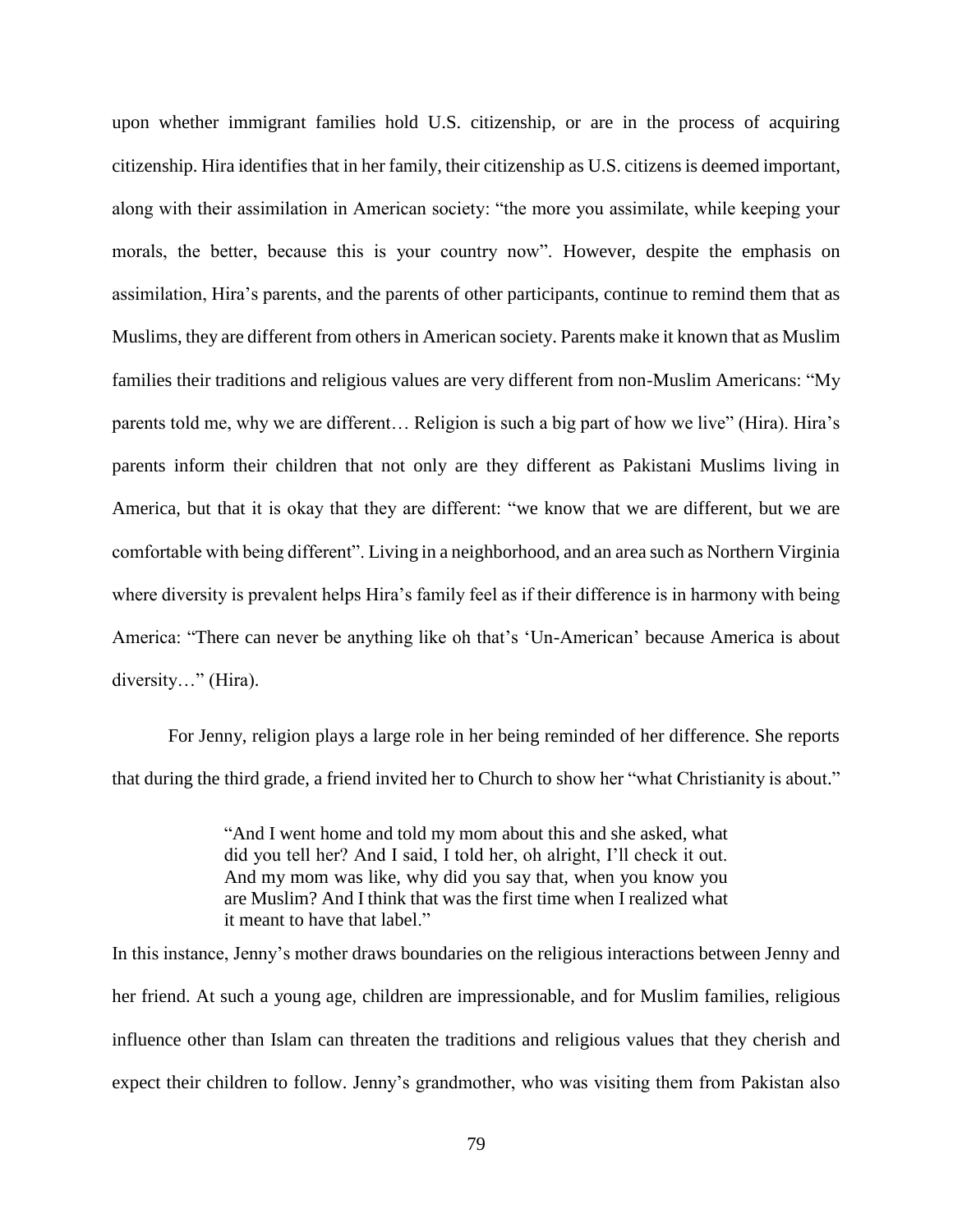upon whether immigrant families hold U.S. citizenship, or are in the process of acquiring citizenship. Hira identifies that in her family, their citizenship as U.S. citizens is deemed important, along with their assimilation in American society: "the more you assimilate, while keeping your morals, the better, because this is your country now". However, despite the emphasis on assimilation, Hira's parents, and the parents of other participants, continue to remind them that as Muslims, they are different from others in American society. Parents make it known that as Muslim families their traditions and religious values are very different from non-Muslim Americans: "My parents told me, why we are different… Religion is such a big part of how we live" (Hira). Hira's parents inform their children that not only are they different as Pakistani Muslims living in America, but that it is okay that they are different: "we know that we are different, but we are comfortable with being different". Living in a neighborhood, and an area such as Northern Virginia where diversity is prevalent helps Hira's family feel as if their difference is in harmony with being America: "There can never be anything like oh that's 'Un-American' because America is about diversity…" (Hira).

For Jenny, religion plays a large role in her being reminded of her difference. She reports that during the third grade, a friend invited her to Church to show her "what Christianity is about."

> "And I went home and told my mom about this and she asked, what did you tell her? And I said, I told her, oh alright, I'll check it out. And my mom was like, why did you say that, when you know you are Muslim? And I think that was the first time when I realized what it meant to have that label."

In this instance, Jenny's mother draws boundaries on the religious interactions between Jenny and her friend. At such a young age, children are impressionable, and for Muslim families, religious influence other than Islam can threaten the traditions and religious values that they cherish and expect their children to follow. Jenny's grandmother, who was visiting them from Pakistan also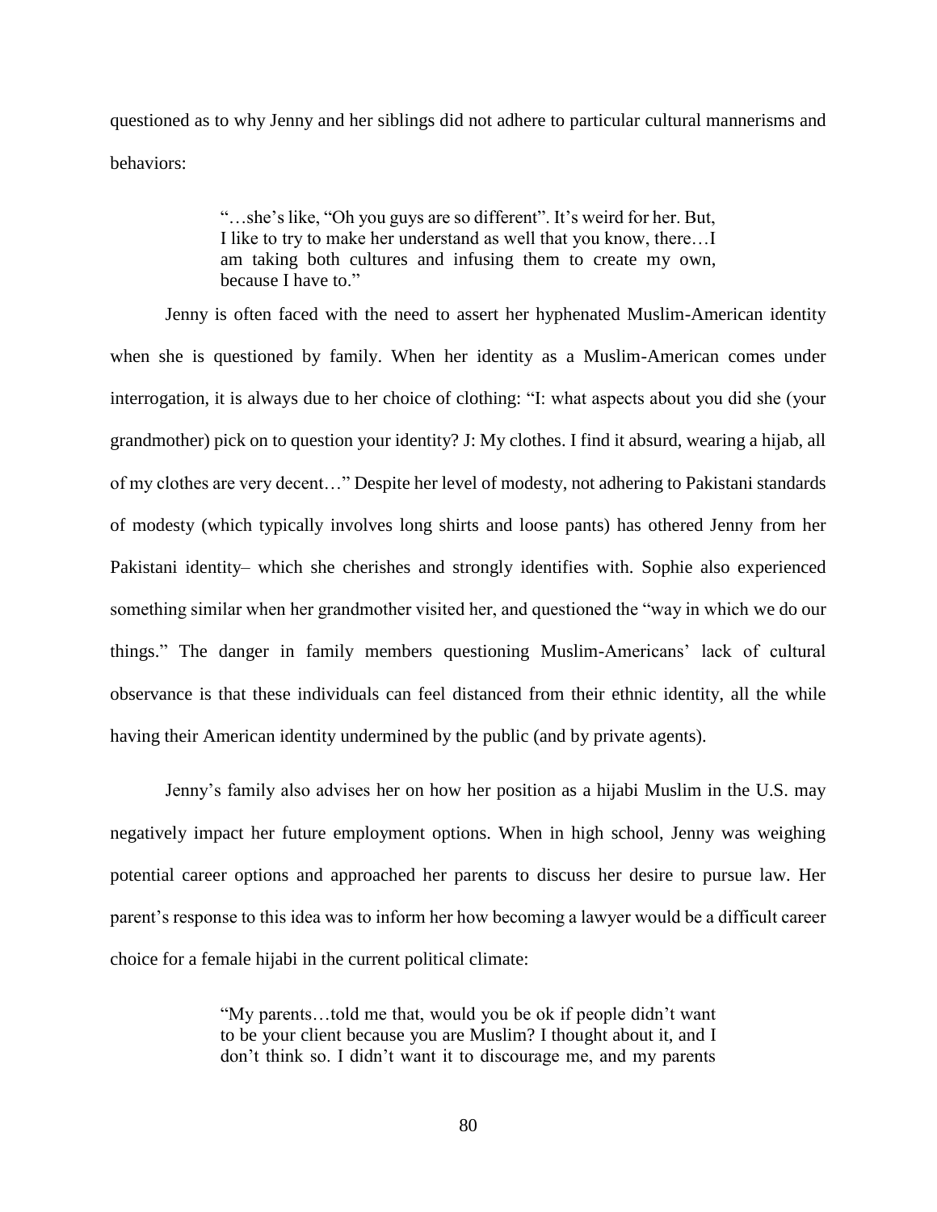questioned as to why Jenny and her siblings did not adhere to particular cultural mannerisms and behaviors:

> "…she's like, "Oh you guys are so different". It's weird for her. But, I like to try to make her understand as well that you know, there…I am taking both cultures and infusing them to create my own, because I have to."

Jenny is often faced with the need to assert her hyphenated Muslim-American identity when she is questioned by family. When her identity as a Muslim-American comes under interrogation, it is always due to her choice of clothing: "I: what aspects about you did she (your grandmother) pick on to question your identity? J: My clothes. I find it absurd, wearing a hijab, all of my clothes are very decent…" Despite her level of modesty, not adhering to Pakistani standards of modesty (which typically involves long shirts and loose pants) has othered Jenny from her Pakistani identity– which she cherishes and strongly identifies with. Sophie also experienced something similar when her grandmother visited her, and questioned the "way in which we do our things." The danger in family members questioning Muslim-Americans' lack of cultural observance is that these individuals can feel distanced from their ethnic identity, all the while having their American identity undermined by the public (and by private agents).

Jenny's family also advises her on how her position as a hijabi Muslim in the U.S. may negatively impact her future employment options. When in high school, Jenny was weighing potential career options and approached her parents to discuss her desire to pursue law. Her parent's response to this idea was to inform her how becoming a lawyer would be a difficult career choice for a female hijabi in the current political climate:

> "My parents…told me that, would you be ok if people didn't want to be your client because you are Muslim? I thought about it, and I don't think so. I didn't want it to discourage me, and my parents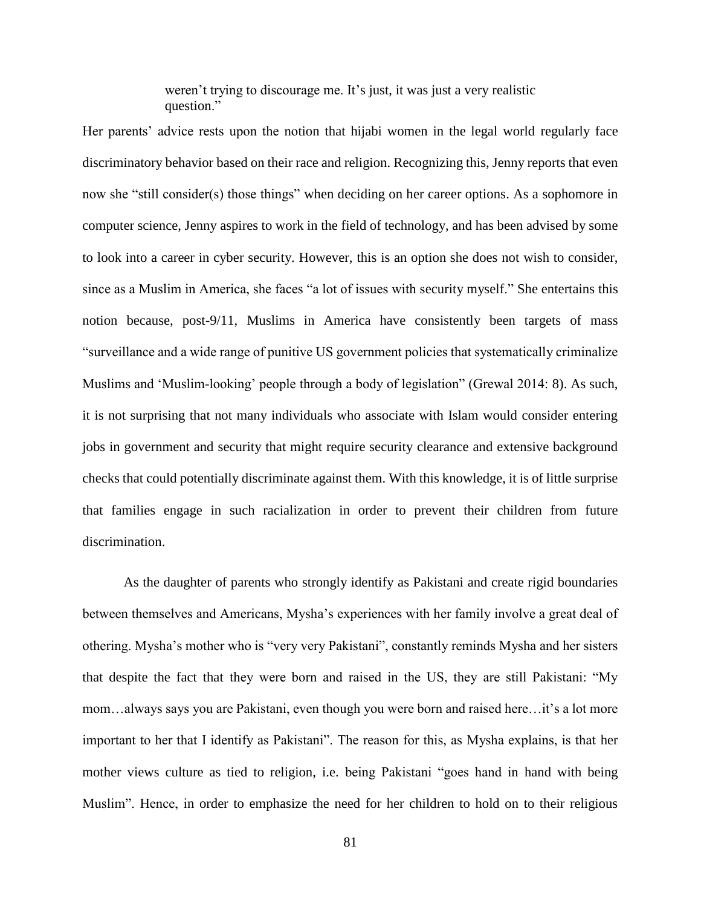> weren't trying to discourage me. It's just, it was just a very realistic question."

Her parents' advice rests upon the notion that hijabi women in the legal world regularly face discriminatory behavior based on their race and religion. Recognizing this, Jenny reports that even now she "still consider(s) those things" when deciding on her career options. As a sophomore in computer science, Jenny aspires to work in the field of technology, and has been advised by some to look into a career in cyber security. However, this is an option she does not wish to consider, since as a Muslim in America, she faces "a lot of issues with security myself." She entertains this notion because, post-9/11, Muslims in America have consistently been targets of mass "surveillance and a wide range of punitive US government policies that systematically criminalize Muslims and 'Muslim-looking' people through a body of legislation" (Grewal 2014: 8). As such, it is not surprising that not many individuals who associate with Islam would consider entering jobs in government and security that might require security clearance and extensive background checks that could potentially discriminate against them. With this knowledge, it is of little surprise that families engage in such racialization in order to prevent their children from future discrimination.

As the daughter of parents who strongly identify as Pakistani and create rigid boundaries between themselves and Americans, Mysha's experiences with her family involve a great deal of othering. Mysha's mother who is "very very Pakistani", constantly reminds Mysha and her sisters that despite the fact that they were born and raised in the US, they are still Pakistani: "My mom…always says you are Pakistani, even though you were born and raised here…it's a lot more important to her that I identify as Pakistani". The reason for this, as Mysha explains, is that her mother views culture as tied to religion, i.e. being Pakistani "goes hand in hand with being Muslim". Hence, in order to emphasize the need for her children to hold on to their religious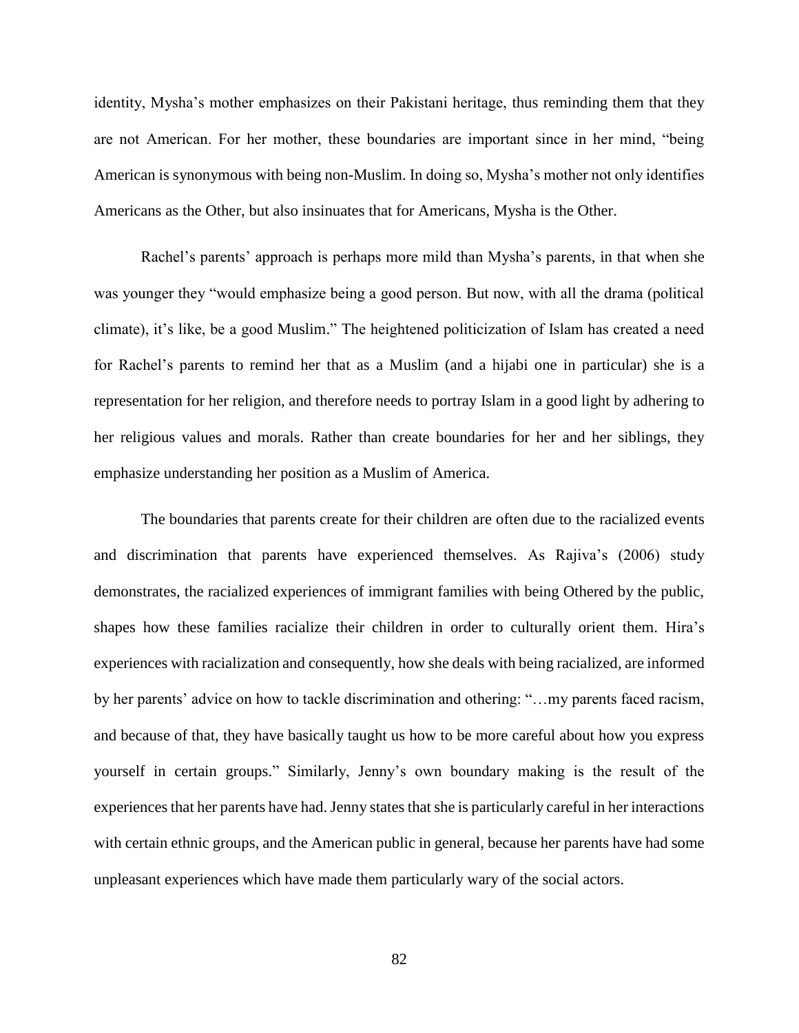identity, Mysha's mother emphasizes on their Pakistani heritage, thus reminding them that they are not American. For her mother, these boundaries are important since in her mind, "being American is synonymous with being non-Muslim. In doing so, Mysha's mother not only identifies Americans as the Other, but also insinuates that for Americans, Mysha is the Other.

Rachel's parents' approach is perhaps more mild than Mysha's parents, in that when she was younger they "would emphasize being a good person. But now, with all the drama (political climate), it's like, be a good Muslim." The heightened politicization of Islam has created a need for Rachel's parents to remind her that as a Muslim (and a hijabi one in particular) she is a representation for her religion, and therefore needs to portray Islam in a good light by adhering to her religious values and morals. Rather than create boundaries for her and her siblings, they emphasize understanding her position as a Muslim of America.

The boundaries that parents create for their children are often due to the racialized events and discrimination that parents have experienced themselves. As Rajiva's (2006) study demonstrates, the racialized experiences of immigrant families with being Othered by the public, shapes how these families racialize their children in order to culturally orient them. Hira's experiences with racialization and consequently, how she deals with being racialized, are informed by her parents' advice on how to tackle discrimination and othering: "…my parents faced racism, and because of that, they have basically taught us how to be more careful about how you express yourself in certain groups." Similarly, Jenny's own boundary making is the result of the experiences that her parents have had. Jenny states that she is particularly careful in her interactions with certain ethnic groups, and the American public in general, because her parents have had some unpleasant experiences which have made them particularly wary of the social actors.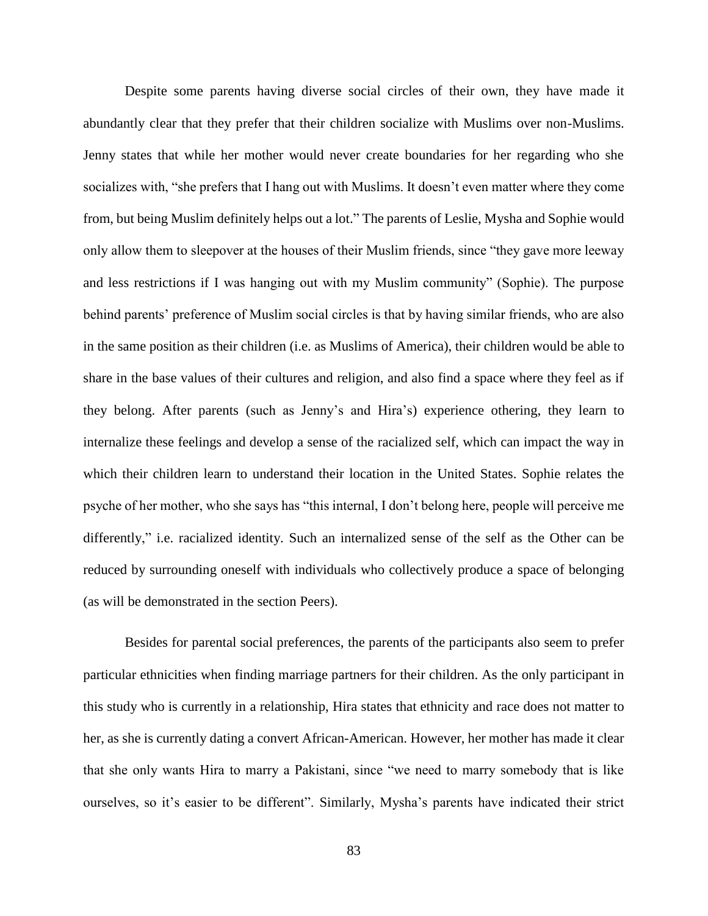Despite some parents having diverse social circles of their own, they have made it abundantly clear that they prefer that their children socialize with Muslims over non-Muslims. Jenny states that while her mother would never create boundaries for her regarding who she socializes with, "she prefers that I hang out with Muslims. It doesn't even matter where they come from, but being Muslim definitely helps out a lot." The parents of Leslie, Mysha and Sophie would only allow them to sleepover at the houses of their Muslim friends, since "they gave more leeway and less restrictions if I was hanging out with my Muslim community" (Sophie). The purpose behind parents' preference of Muslim social circles is that by having similar friends, who are also in the same position as their children (i.e. as Muslims of America), their children would be able to share in the base values of their cultures and religion, and also find a space where they feel as if they belong. After parents (such as Jenny's and Hira's) experience othering, they learn to internalize these feelings and develop a sense of the racialized self, which can impact the way in which their children learn to understand their location in the United States. Sophie relates the psyche of her mother, who she says has "this internal, I don't belong here, people will perceive me differently," i.e. racialized identity. Such an internalized sense of the self as the Other can be reduced by surrounding oneself with individuals who collectively produce a space of belonging (as will be demonstrated in the section Peers).

Besides for parental social preferences, the parents of the participants also seem to prefer particular ethnicities when finding marriage partners for their children. As the only participant in this study who is currently in a relationship, Hira states that ethnicity and race does not matter to her, as she is currently dating a convert African-American. However, her mother has made it clear that she only wants Hira to marry a Pakistani, since "we need to marry somebody that is like ourselves, so it's easier to be different". Similarly, Mysha's parents have indicated their strict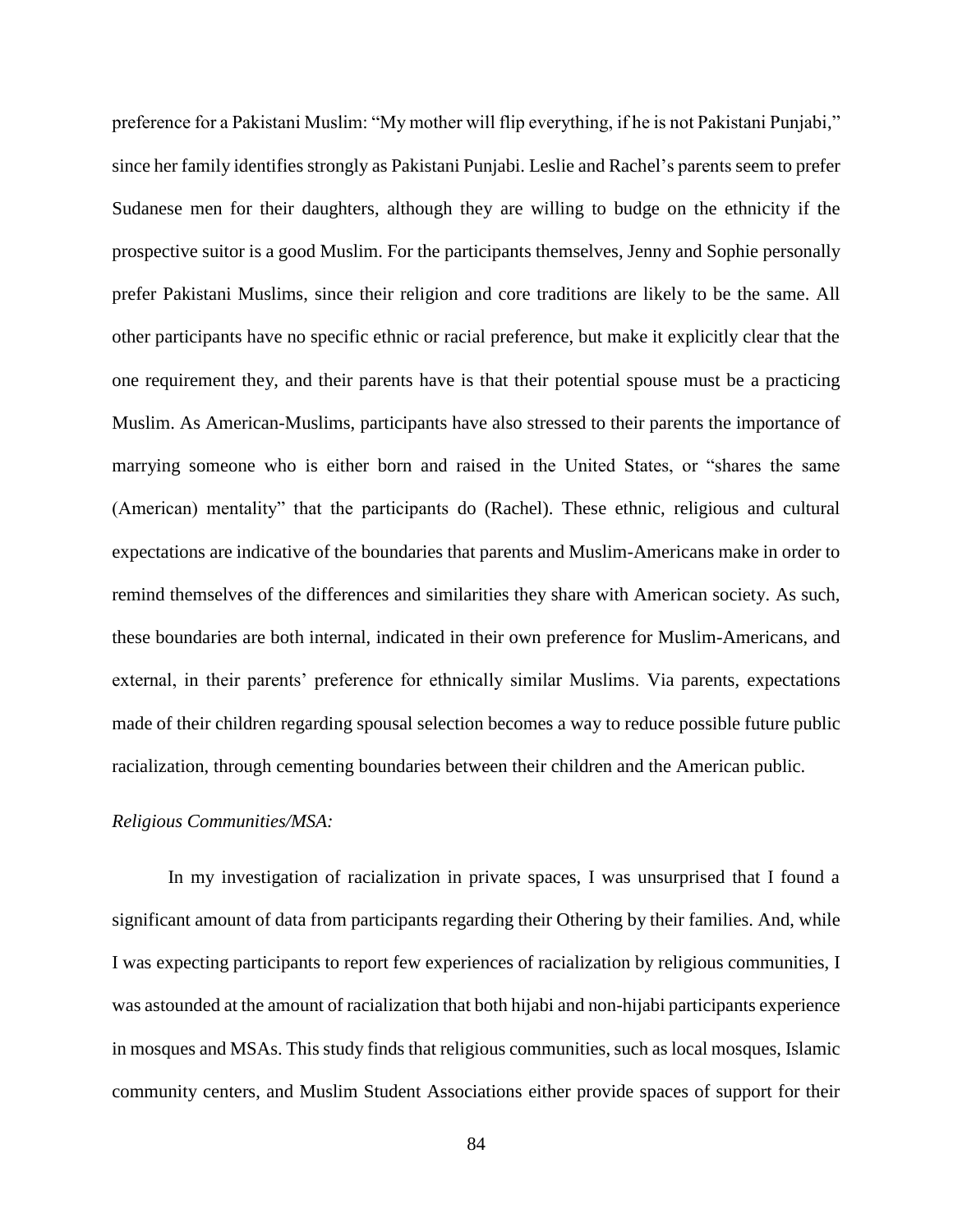preference for a Pakistani Muslim: "My mother will flip everything, if he is not Pakistani Punjabi," since her family identifies strongly as Pakistani Punjabi. Leslie and Rachel's parents seem to prefer Sudanese men for their daughters, although they are willing to budge on the ethnicity if the prospective suitor is a good Muslim. For the participants themselves, Jenny and Sophie personally prefer Pakistani Muslims, since their religion and core traditions are likely to be the same. All other participants have no specific ethnic or racial preference, but make it explicitly clear that the one requirement they, and their parents have is that their potential spouse must be a practicing Muslim. As American-Muslims, participants have also stressed to their parents the importance of marrying someone who is either born and raised in the United States, or "shares the same (American) mentality" that the participants do (Rachel). These ethnic, religious and cultural expectations are indicative of the boundaries that parents and Muslim-Americans make in order to remind themselves of the differences and similarities they share with American society. As such, these boundaries are both internal, indicated in their own preference for Muslim-Americans, and external, in their parents' preference for ethnically similar Muslims. Via parents, expectations made of their children regarding spousal selection becomes a way to reduce possible future public racialization, through cementing boundaries between their children and the American public.

*Religious Communities/MSA:*

In my investigation of racialization in private spaces, I was unsurprised that I found a significant amount of data from participants regarding their Othering by their families. And, while I was expecting participants to report few experiences of racialization by religious communities, I was astounded at the amount of racialization that both hijabi and non-hijabi participants experience in mosques and MSAs. This study finds that religious communities, such as local mosques, Islamic community centers, and Muslim Student Associations either provide spaces of support for their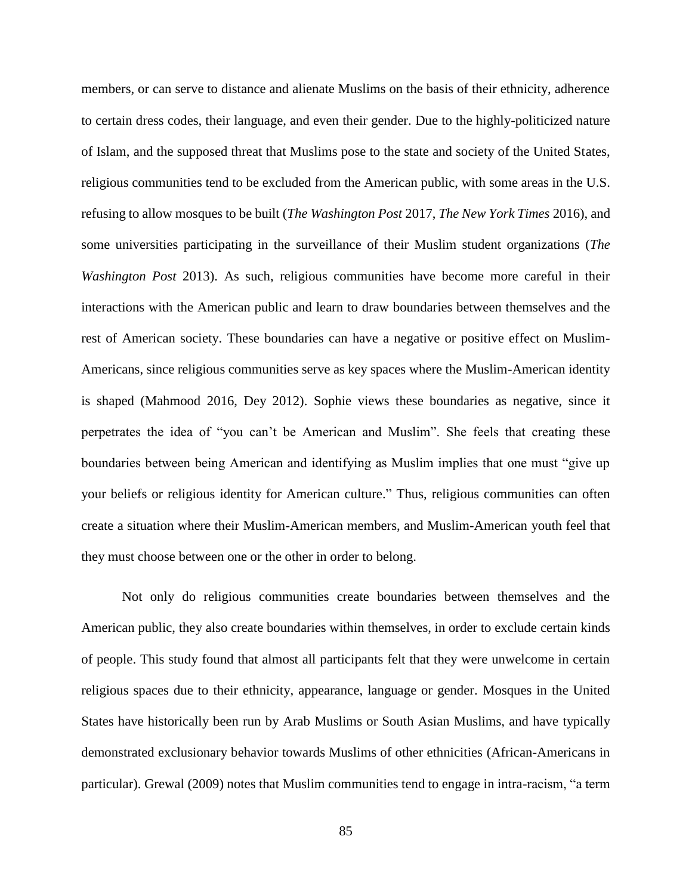members, or can serve to distance and alienate Muslims on the basis of their ethnicity, adherence to certain dress codes, their language, and even their gender. Due to the highly-politicized nature of Islam, and the supposed threat that Muslims pose to the state and society of the United States, religious communities tend to be excluded from the American public, with some areas in the U.S. refusing to allow mosques to be built (*The Washington Post* 2017, *The New York Times* 2016), and some universities participating in the surveillance of their Muslim student organizations (*The Washington Post* 2013). As such, religious communities have become more careful in their interactions with the American public and learn to draw boundaries between themselves and the rest of American society. These boundaries can have a negative or positive effect on Muslim-Americans, since religious communities serve as key spaces where the Muslim-American identity is shaped (Mahmood 2016, Dey 2012). Sophie views these boundaries as negative, since it perpetrates the idea of "you can't be American and Muslim". She feels that creating these boundaries between being American and identifying as Muslim implies that one must "give up your beliefs or religious identity for American culture." Thus, religious communities can often create a situation where their Muslim-American members, and Muslim-American youth feel that they must choose between one or the other in order to belong.

Not only do religious communities create boundaries between themselves and the American public, they also create boundaries within themselves, in order to exclude certain kinds of people. This study found that almost all participants felt that they were unwelcome in certain religious spaces due to their ethnicity, appearance, language or gender. Mosques in the United States have historically been run by Arab Muslims or South Asian Muslims, and have typically demonstrated exclusionary behavior towards Muslims of other ethnicities (African-Americans in particular). Grewal (2009) notes that Muslim communities tend to engage in intra-racism, "a term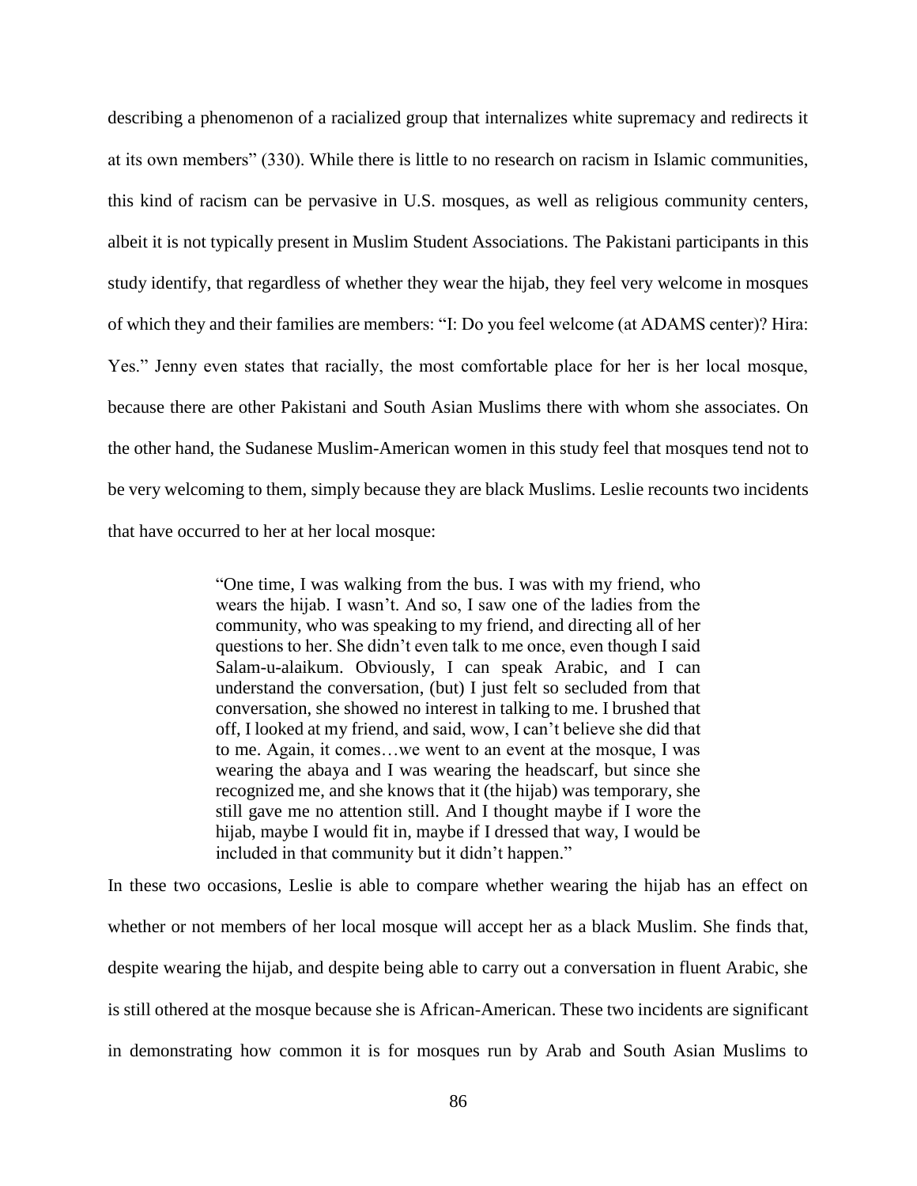describing a phenomenon of a racialized group that internalizes white supremacy and redirects it at its own members" (330). While there is little to no research on racism in Islamic communities, this kind of racism can be pervasive in U.S. mosques, as well as religious community centers, albeit it is not typically present in Muslim Student Associations. The Pakistani participants in this study identify, that regardless of whether they wear the hijab, they feel very welcome in mosques of which they and their families are members: "I: Do you feel welcome (at ADAMS center)? Hira: Yes." Jenny even states that racially, the most comfortable place for her is her local mosque, because there are other Pakistani and South Asian Muslims there with whom she associates. On the other hand, the Sudanese Muslim-American women in this study feel that mosques tend not to be very welcoming to them, simply because they are black Muslims. Leslie recounts two incidents that have occurred to her at her local mosque:

> "One time, I was walking from the bus. I was with my friend, who wears the hijab. I wasn't. And so, I saw one of the ladies from the community, who was speaking to my friend, and directing all of her questions to her. She didn't even talk to me once, even though I said Salam-u-alaikum. Obviously, I can speak Arabic, and I can understand the conversation, (but) I just felt so secluded from that conversation, she showed no interest in talking to me. I brushed that off, I looked at my friend, and said, wow, I can't believe she did that to me. Again, it comes…we went to an event at the mosque, I was wearing the abaya and I was wearing the headscarf, but since she recognized me, and she knows that it (the hijab) was temporary, she still gave me no attention still. And I thought maybe if I wore the hijab, maybe I would fit in, maybe if I dressed that way, I would be included in that community but it didn't happen."

In these two occasions, Leslie is able to compare whether wearing the hijab has an effect on whether or not members of her local mosque will accept her as a black Muslim. She finds that, despite wearing the hijab, and despite being able to carry out a conversation in fluent Arabic, she is still othered at the mosque because she is African-American. These two incidents are significant in demonstrating how common it is for mosques run by Arab and South Asian Muslims to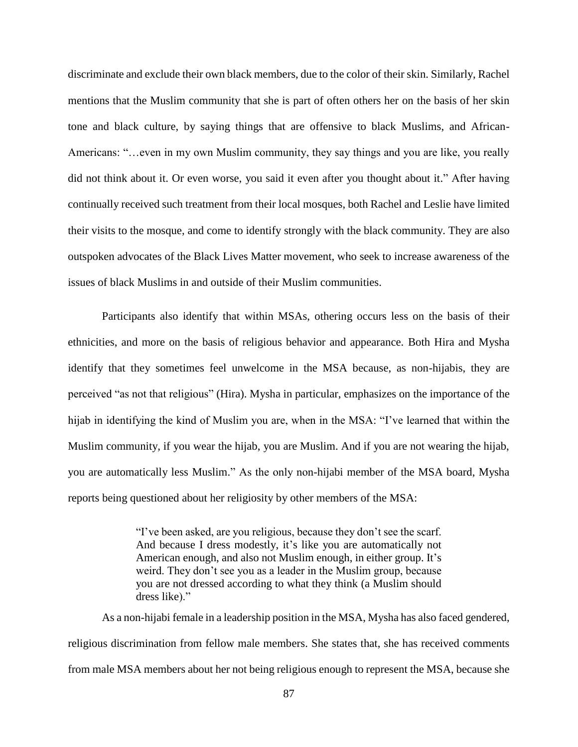discriminate and exclude their own black members, due to the color of their skin. Similarly, Rachel mentions that the Muslim community that she is part of often others her on the basis of her skin tone and black culture, by saying things that are offensive to black Muslims, and African-Americans: "…even in my own Muslim community, they say things and you are like, you really did not think about it. Or even worse, you said it even after you thought about it." After having continually received such treatment from their local mosques, both Rachel and Leslie have limited their visits to the mosque, and come to identify strongly with the black community. They are also outspoken advocates of the Black Lives Matter movement, who seek to increase awareness of the issues of black Muslims in and outside of their Muslim communities.

Participants also identify that within MSAs, othering occurs less on the basis of their ethnicities, and more on the basis of religious behavior and appearance. Both Hira and Mysha identify that they sometimes feel unwelcome in the MSA because, as non-hijabis, they are perceived "as not that religious" (Hira). Mysha in particular, emphasizes on the importance of the hijab in identifying the kind of Muslim you are, when in the MSA: "I've learned that within the Muslim community, if you wear the hijab, you are Muslim. And if you are not wearing the hijab, you are automatically less Muslim." As the only non-hijabi member of the MSA board, Mysha reports being questioned about her religiosity by other members of the MSA:

> "I've been asked, are you religious, because they don't see the scarf. And because I dress modestly, it's like you are automatically not American enough, and also not Muslim enough, in either group. It's weird. They don't see you as a leader in the Muslim group, because you are not dressed according to what they think (a Muslim should dress like)."

As a non-hijabi female in a leadership position in the MSA, Mysha has also faced gendered, religious discrimination from fellow male members. She states that, she has received comments from male MSA members about her not being religious enough to represent the MSA, because she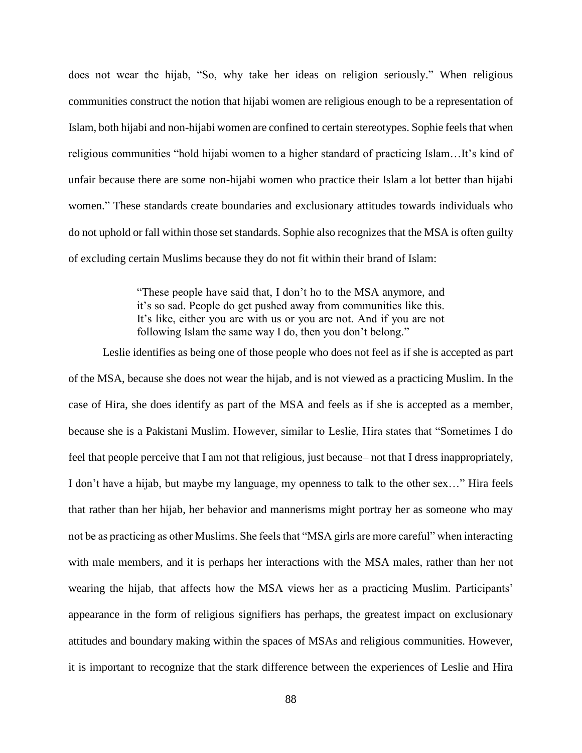does not wear the hijab, "So, why take her ideas on religion seriously." When religious communities construct the notion that hijabi women are religious enough to be a representation of Islam, both hijabi and non-hijabi women are confined to certain stereotypes. Sophie feels that when religious communities "hold hijabi women to a higher standard of practicing Islam…It's kind of unfair because there are some non-hijabi women who practice their Islam a lot better than hijabi women." These standards create boundaries and exclusionary attitudes towards individuals who do not uphold or fall within those set standards. Sophie also recognizes that the MSA is often guilty of excluding certain Muslims because they do not fit within their brand of Islam:

> "These people have said that, I don't ho to the MSA anymore, and it's so sad. People do get pushed away from communities like this. It's like, either you are with us or you are not. And if you are not following Islam the same way I do, then you don't belong."

Leslie identifies as being one of those people who does not feel as if she is accepted as part of the MSA, because she does not wear the hijab, and is not viewed as a practicing Muslim. In the case of Hira, she does identify as part of the MSA and feels as if she is accepted as a member, because she is a Pakistani Muslim. However, similar to Leslie, Hira states that "Sometimes I do feel that people perceive that I am not that religious, just because– not that I dress inappropriately, I don't have a hijab, but maybe my language, my openness to talk to the other sex…" Hira feels that rather than her hijab, her behavior and mannerisms might portray her as someone who may not be as practicing as other Muslims. She feels that "MSA girls are more careful" when interacting with male members, and it is perhaps her interactions with the MSA males, rather than her not wearing the hijab, that affects how the MSA views her as a practicing Muslim. Participants' appearance in the form of religious signifiers has perhaps, the greatest impact on exclusionary attitudes and boundary making within the spaces of MSAs and religious communities. However, it is important to recognize that the stark difference between the experiences of Leslie and Hira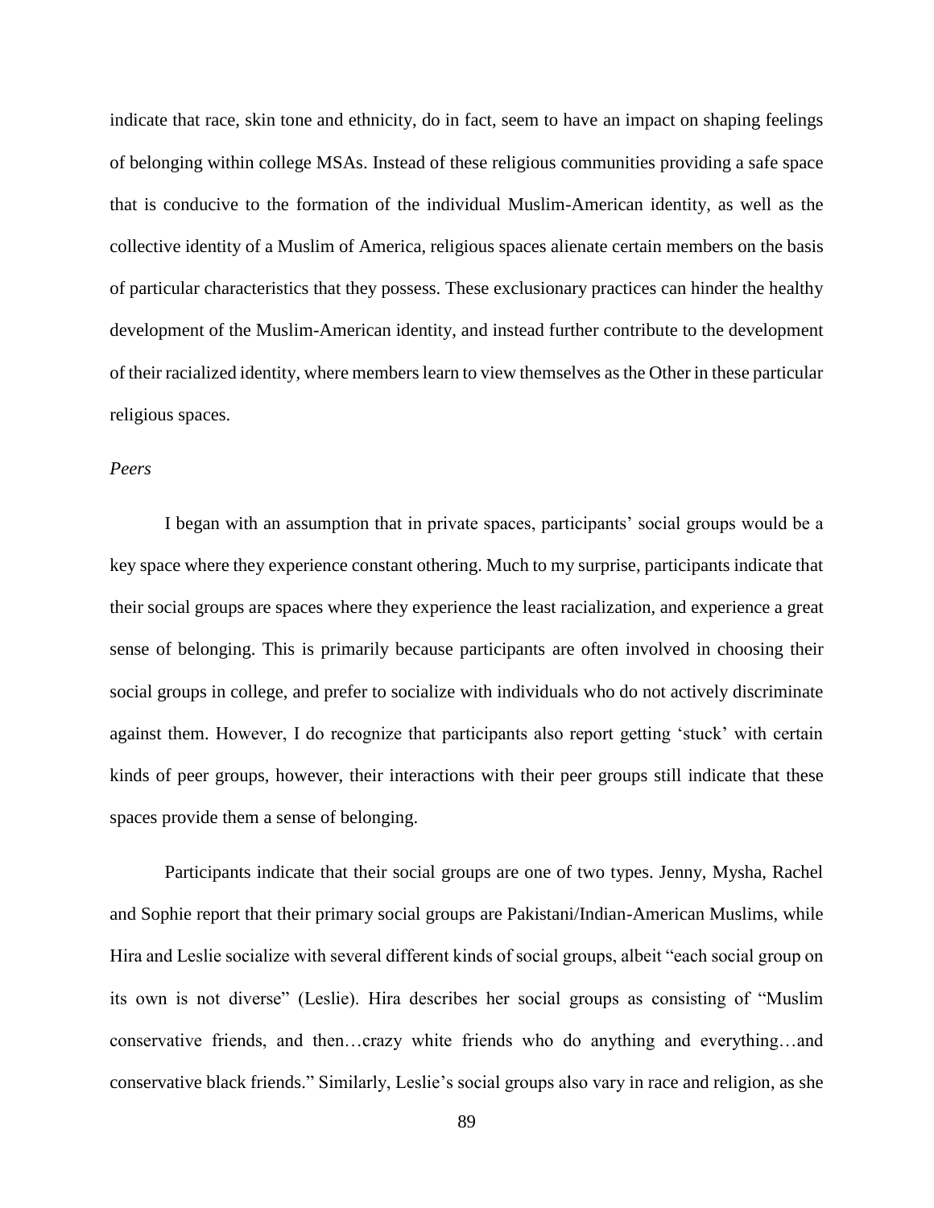indicate that race, skin tone and ethnicity, do in fact, seem to have an impact on shaping feelings of belonging within college MSAs. Instead of these religious communities providing a safe space that is conducive to the formation of the individual Muslim-American identity, as well as the collective identity of a Muslim of America, religious spaces alienate certain members on the basis of particular characteristics that they possess. These exclusionary practices can hinder the healthy development of the Muslim-American identity, and instead further contribute to the development of their racialized identity, where members learn to view themselves as the Other in these particular religious spaces.

*Peers*

I began with an assumption that in private spaces, participants' social groups would be a key space where they experience constant othering. Much to my surprise, participants indicate that their social groups are spaces where they experience the least racialization, and experience a great sense of belonging. This is primarily because participants are often involved in choosing their social groups in college, and prefer to socialize with individuals who do not actively discriminate against them. However, I do recognize that participants also report getting 'stuck' with certain kinds of peer groups, however, their interactions with their peer groups still indicate that these spaces provide them a sense of belonging.

Participants indicate that their social groups are one of two types. Jenny, Mysha, Rachel and Sophie report that their primary social groups are Pakistani/Indian-American Muslims, while Hira and Leslie socialize with several different kinds of social groups, albeit "each social group on its own is not diverse" (Leslie). Hira describes her social groups as consisting of "Muslim conservative friends, and then…crazy white friends who do anything and everything…and conservative black friends." Similarly, Leslie's social groups also vary in race and religion, as she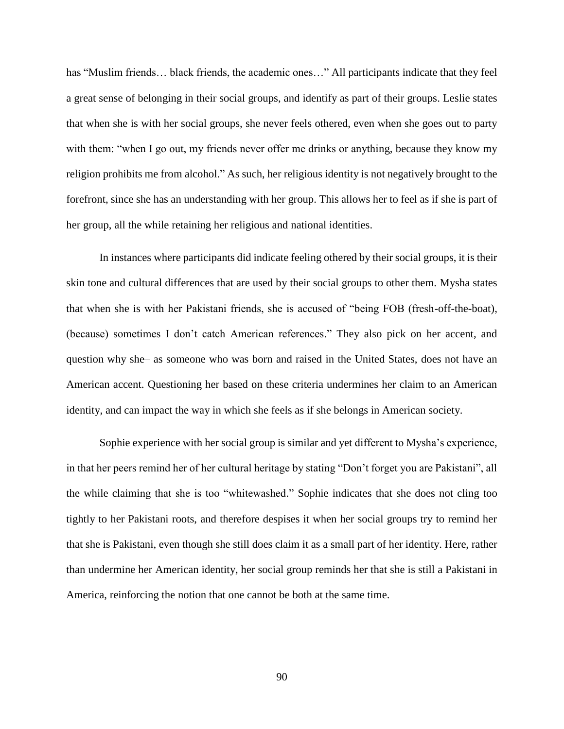has "Muslim friends… black friends, the academic ones…" All participants indicate that they feel a great sense of belonging in their social groups, and identify as part of their groups. Leslie states that when she is with her social groups, she never feels othered, even when she goes out to party with them: "when I go out, my friends never offer me drinks or anything, because they know my religion prohibits me from alcohol." As such, her religious identity is not negatively brought to the forefront, since she has an understanding with her group. This allows her to feel as if she is part of her group, all the while retaining her religious and national identities.

In instances where participants did indicate feeling othered by their social groups, it is their skin tone and cultural differences that are used by their social groups to other them. Mysha states that when she is with her Pakistani friends, she is accused of "being FOB (fresh-off-the-boat), (because) sometimes I don't catch American references." They also pick on her accent, and question why she– as someone who was born and raised in the United States, does not have an American accent. Questioning her based on these criteria undermines her claim to an American identity, and can impact the way in which she feels as if she belongs in American society.

Sophie experience with her social group is similar and yet different to Mysha's experience, in that her peers remind her of her cultural heritage by stating "Don't forget you are Pakistani", all the while claiming that she is too "whitewashed." Sophie indicates that she does not cling too tightly to her Pakistani roots, and therefore despises it when her social groups try to remind her that she is Pakistani, even though she still does claim it as a small part of her identity. Here, rather than undermine her American identity, her social group reminds her that she is still a Pakistani in America, reinforcing the notion that one cannot be both at the same time.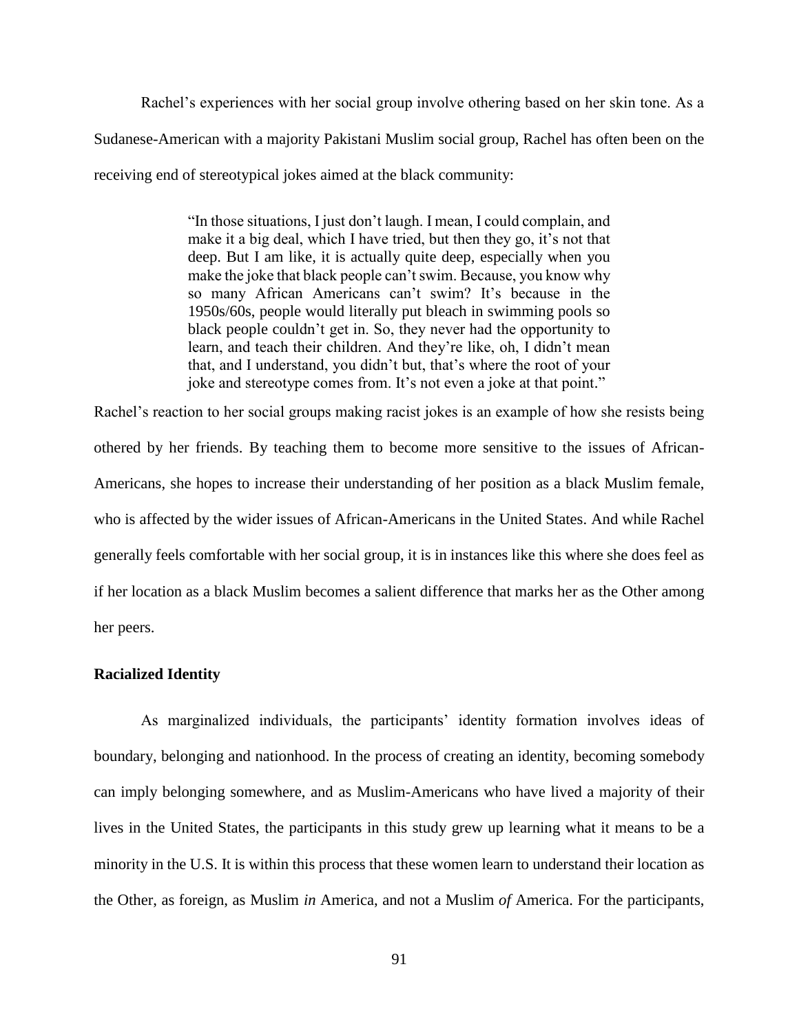Rachel's experiences with her social group involve othering based on her skin tone. As a Sudanese-American with a majority Pakistani Muslim social group, Rachel has often been on the receiving end of stereotypical jokes aimed at the black community:

> "In those situations, I just don't laugh. I mean, I could complain, and make it a big deal, which I have tried, but then they go, it's not that deep. But I am like, it is actually quite deep, especially when you make the joke that black people can't swim. Because, you know why so many African Americans can't swim? It's because in the 1950s/60s, people would literally put bleach in swimming pools so black people couldn't get in. So, they never had the opportunity to learn, and teach their children. And they're like, oh, I didn't mean that, and I understand, you didn't but, that's where the root of your joke and stereotype comes from. It's not even a joke at that point."

Rachel's reaction to her social groups making racist jokes is an example of how she resists being othered by her friends. By teaching them to become more sensitive to the issues of African-Americans, she hopes to increase their understanding of her position as a black Muslim female, who is affected by the wider issues of African-Americans in the United States. And while Rachel generally feels comfortable with her social group, it is in instances like this where she does feel as if her location as a black Muslim becomes a salient difference that marks her as the Other among her peers.

**Racialized Identity**

As marginalized individuals, the participants' identity formation involves ideas of boundary, belonging and nationhood. In the process of creating an identity, becoming somebody can imply belonging somewhere, and as Muslim-Americans who have lived a majority of their lives in the United States, the participants in this study grew up learning what it means to be a minority in the U.S. It is within this process that these women learn to understand their location as the Other, as foreign, as Muslim *in* America, and not a Muslim *of* America. For the participants,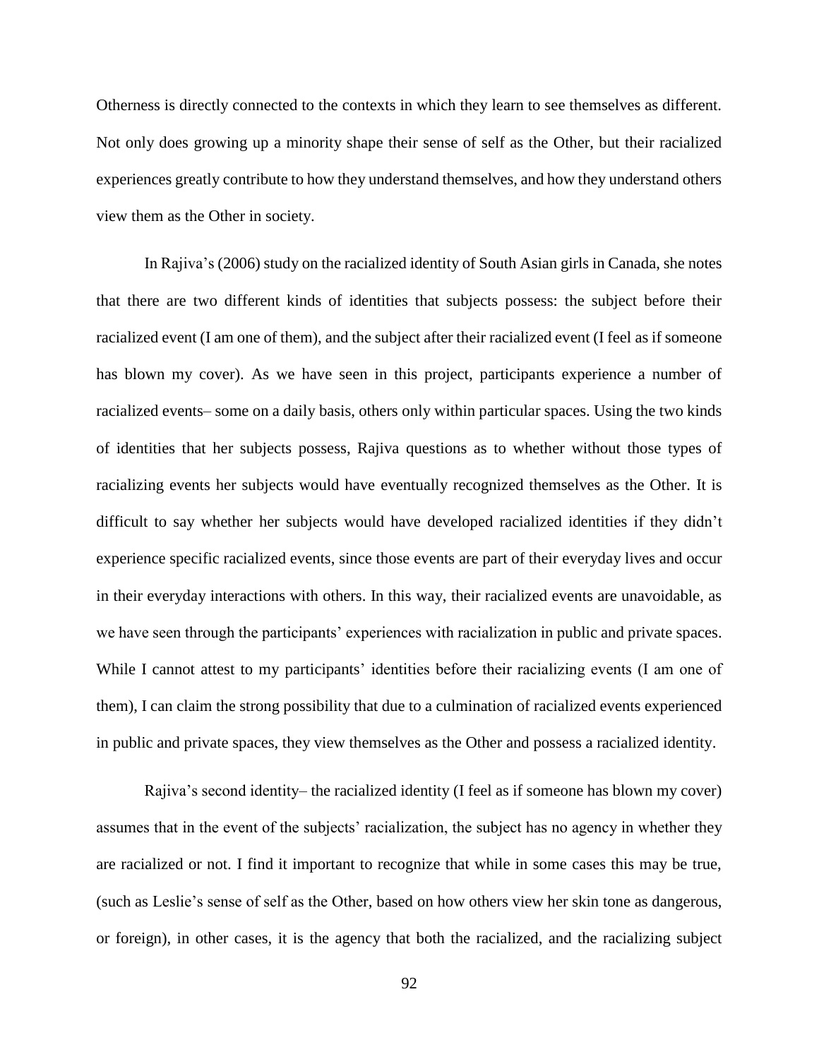Otherness is directly connected to the contexts in which they learn to see themselves as different. Not only does growing up a minority shape their sense of self as the Other, but their racialized experiences greatly contribute to how they understand themselves, and how they understand others view them as the Other in society.

In Rajiva's (2006) study on the racialized identity of South Asian girls in Canada, she notes that there are two different kinds of identities that subjects possess: the subject before their racialized event (I am one of them), and the subject after their racialized event (I feel as if someone has blown my cover). As we have seen in this project, participants experience a number of racialized events– some on a daily basis, others only within particular spaces. Using the two kinds of identities that her subjects possess, Rajiva questions as to whether without those types of racializing events her subjects would have eventually recognized themselves as the Other. It is difficult to say whether her subjects would have developed racialized identities if they didn't experience specific racialized events, since those events are part of their everyday lives and occur in their everyday interactions with others. In this way, their racialized events are unavoidable, as we have seen through the participants' experiences with racialization in public and private spaces. While I cannot attest to my participants' identities before their racializing events (I am one of them), I can claim the strong possibility that due to a culmination of racialized events experienced in public and private spaces, they view themselves as the Other and possess a racialized identity.

Rajiva's second identity– the racialized identity (I feel as if someone has blown my cover) assumes that in the event of the subjects' racialization, the subject has no agency in whether they are racialized or not. I find it important to recognize that while in some cases this may be true, (such as Leslie's sense of self as the Other, based on how others view her skin tone as dangerous, or foreign), in other cases, it is the agency that both the racialized, and the racializing subject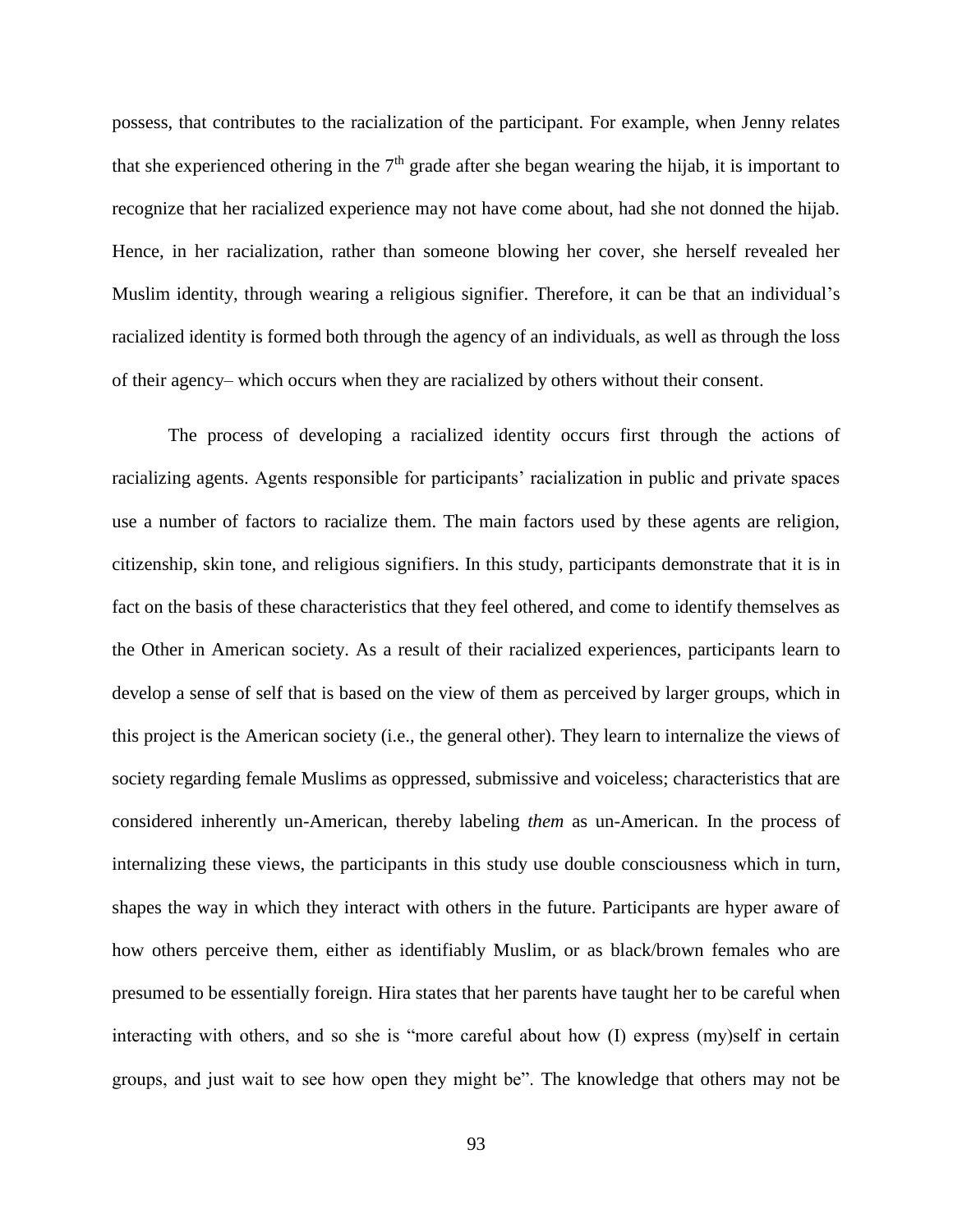possess, that contributes to the racialization of the participant. For example, when Jenny relates that she experienced othering in the 7th grade after she began wearing the hijab, it is important to recognize that her racialized experience may not have come about, had she not donned the hijab. Hence, in her racialization, rather than someone blowing her cover, she herself revealed her Muslim identity, through wearing a religious signifier. Therefore, it can be that an individual's racialized identity is formed both through the agency of an individuals, as well as through the loss of their agency– which occurs when they are racialized by others without their consent.

The process of developing a racialized identity occurs first through the actions of racializing agents. Agents responsible for participants' racialization in public and private spaces use a number of factors to racialize them. The main factors used by these agents are religion, citizenship, skin tone, and religious signifiers. In this study, participants demonstrate that it is in fact on the basis of these characteristics that they feel othered, and come to identify themselves as the Other in American society. As a result of their racialized experiences, participants learn to develop a sense of self that is based on the view of them as perceived by larger groups, which in this project is the American society (i.e., the general other). They learn to internalize the views of society regarding female Muslims as oppressed, submissive and voiceless; characteristics that are considered inherently un-American, thereby labeling *them* as un-American. In the process of internalizing these views, the participants in this study use double consciousness which in turn, shapes the way in which they interact with others in the future. Participants are hyper aware of how others perceive them, either as identifiably Muslim, or as black/brown females who are presumed to be essentially foreign. Hira states that her parents have taught her to be careful when interacting with others, and so she is "more careful about how (I) express (my)self in certain groups, and just wait to see how open they might be". The knowledge that others may not be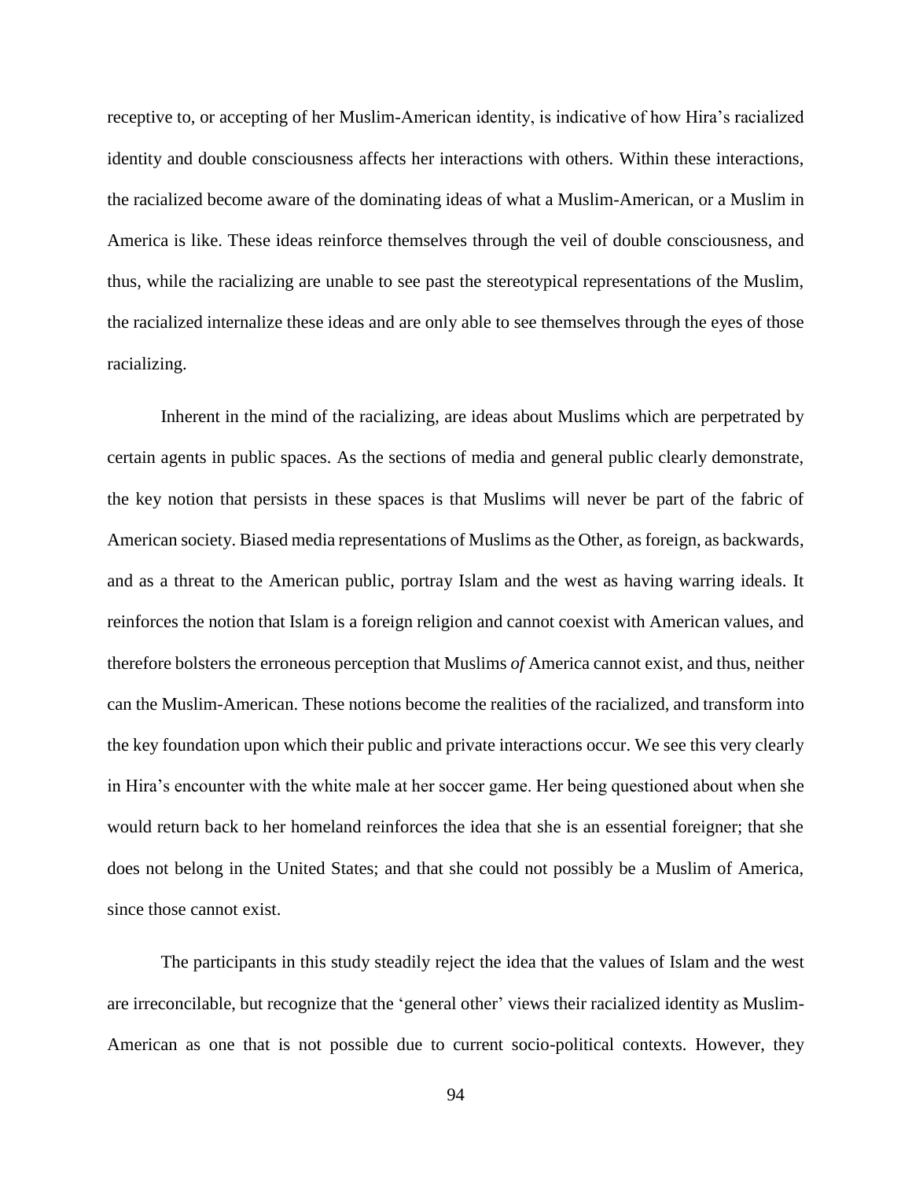receptive to, or accepting of her Muslim-American identity, is indicative of how Hira's racialized identity and double consciousness affects her interactions with others. Within these interactions, the racialized become aware of the dominating ideas of what a Muslim-American, or a Muslim in America is like. These ideas reinforce themselves through the veil of double consciousness, and thus, while the racializing are unable to see past the stereotypical representations of the Muslim, the racialized internalize these ideas and are only able to see themselves through the eyes of those racializing.

Inherent in the mind of the racializing, are ideas about Muslims which are perpetrated by certain agents in public spaces. As the sections of media and general public clearly demonstrate, the key notion that persists in these spaces is that Muslims will never be part of the fabric of American society. Biased media representations of Muslims as the Other, as foreign, as backwards, and as a threat to the American public, portray Islam and the west as having warring ideals. It reinforces the notion that Islam is a foreign religion and cannot coexist with American values, and therefore bolsters the erroneous perception that Muslims *of* America cannot exist, and thus, neither can the Muslim-American. These notions become the realities of the racialized, and transform into the key foundation upon which their public and private interactions occur. We see this very clearly in Hira's encounter with the white male at her soccer game. Her being questioned about when she would return back to her homeland reinforces the idea that she is an essential foreigner; that she does not belong in the United States; and that she could not possibly be a Muslim of America, since those cannot exist.

The participants in this study steadily reject the idea that the values of Islam and the west are irreconcilable, but recognize that the 'general other' views their racialized identity as Muslim-American as one that is not possible due to current socio-political contexts. However, they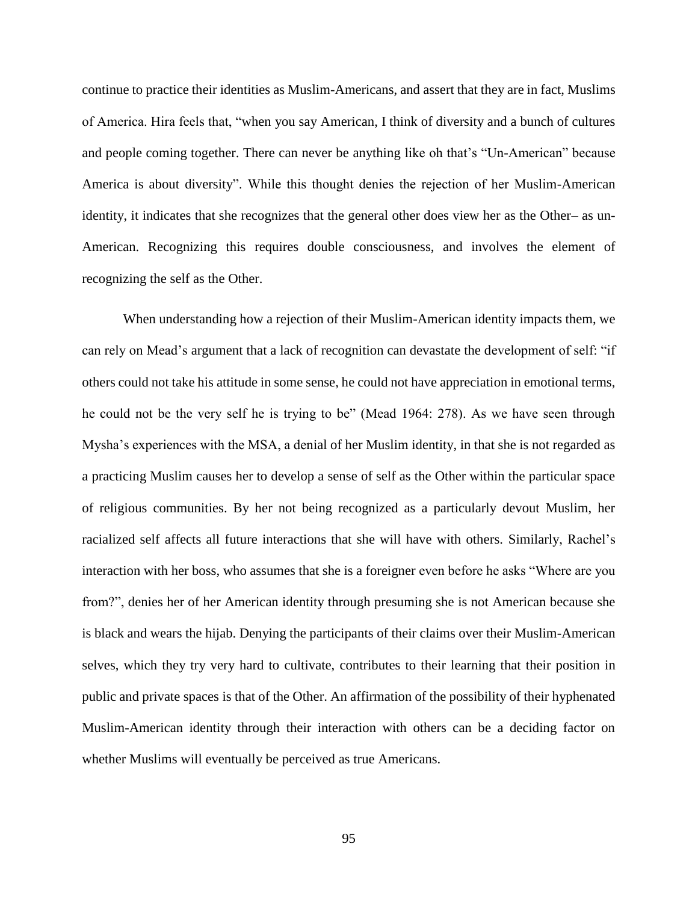continue to practice their identities as Muslim-Americans, and assert that they are in fact, Muslims of America. Hira feels that, "when you say American, I think of diversity and a bunch of cultures and people coming together. There can never be anything like oh that's "Un-American" because America is about diversity". While this thought denies the rejection of her Muslim-American identity, it indicates that she recognizes that the general other does view her as the Other– as un-American. Recognizing this requires double consciousness, and involves the element of recognizing the self as the Other.

When understanding how a rejection of their Muslim-American identity impacts them, we can rely on Mead's argument that a lack of recognition can devastate the development of self: "if others could not take his attitude in some sense, he could not have appreciation in emotional terms, he could not be the very self he is trying to be" (Mead 1964: 278). As we have seen through Mysha's experiences with the MSA, a denial of her Muslim identity, in that she is not regarded as a practicing Muslim causes her to develop a sense of self as the Other within the particular space of religious communities. By her not being recognized as a particularly devout Muslim, her racialized self affects all future interactions that she will have with others. Similarly, Rachel's interaction with her boss, who assumes that she is a foreigner even before he asks "Where are you from?", denies her of her American identity through presuming she is not American because she is black and wears the hijab. Denying the participants of their claims over their Muslim-American selves, which they try very hard to cultivate, contributes to their learning that their position in public and private spaces is that of the Other. An affirmation of the possibility of their hyphenated Muslim-American identity through their interaction with others can be a deciding factor on whether Muslims will eventually be perceived as true Americans.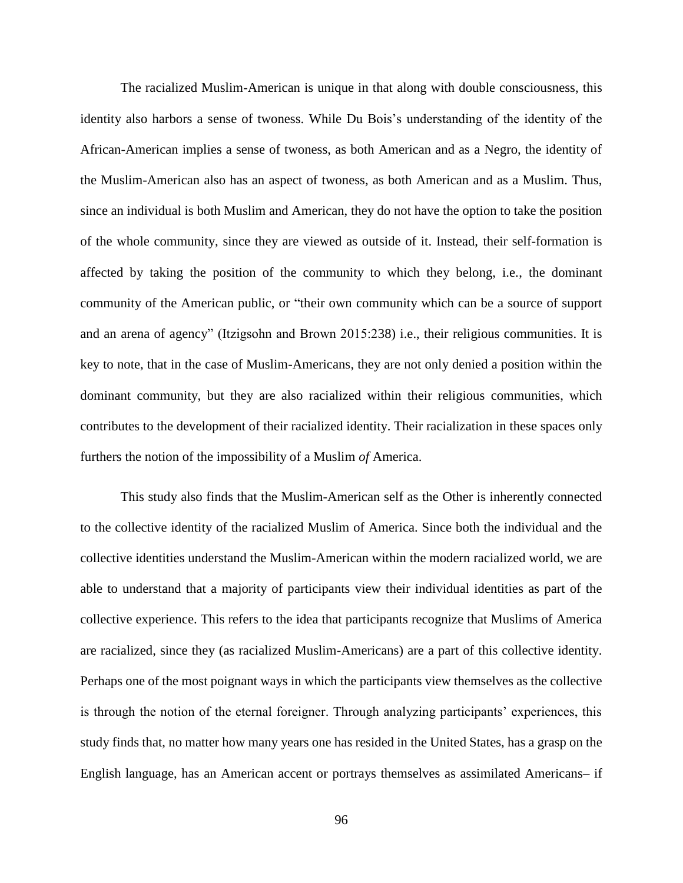The racialized Muslim-American is unique in that along with double consciousness, this identity also harbors a sense of twoness. While Du Bois's understanding of the identity of the African-American implies a sense of twoness, as both American and as a Negro, the identity of the Muslim-American also has an aspect of twoness, as both American and as a Muslim. Thus, since an individual is both Muslim and American, they do not have the option to take the position of the whole community, since they are viewed as outside of it. Instead, their self-formation is affected by taking the position of the community to which they belong, i.e., the dominant community of the American public, or "their own community which can be a source of support and an arena of agency" (Itzigsohn and Brown 2015:238) i.e., their religious communities. It is key to note, that in the case of Muslim-Americans, they are not only denied a position within the dominant community, but they are also racialized within their religious communities, which contributes to the development of their racialized identity. Their racialization in these spaces only furthers the notion of the impossibility of a Muslim *of* America.

This study also finds that the Muslim-American self as the Other is inherently connected to the collective identity of the racialized Muslim of America. Since both the individual and the collective identities understand the Muslim-American within the modern racialized world, we are able to understand that a majority of participants view their individual identities as part of the collective experience. This refers to the idea that participants recognize that Muslims of America are racialized, since they (as racialized Muslim-Americans) are a part of this collective identity. Perhaps one of the most poignant ways in which the participants view themselves as the collective is through the notion of the eternal foreigner. Through analyzing participants' experiences, this study finds that, no matter how many years one has resided in the United States, has a grasp on the English language, has an American accent or portrays themselves as assimilated Americans– if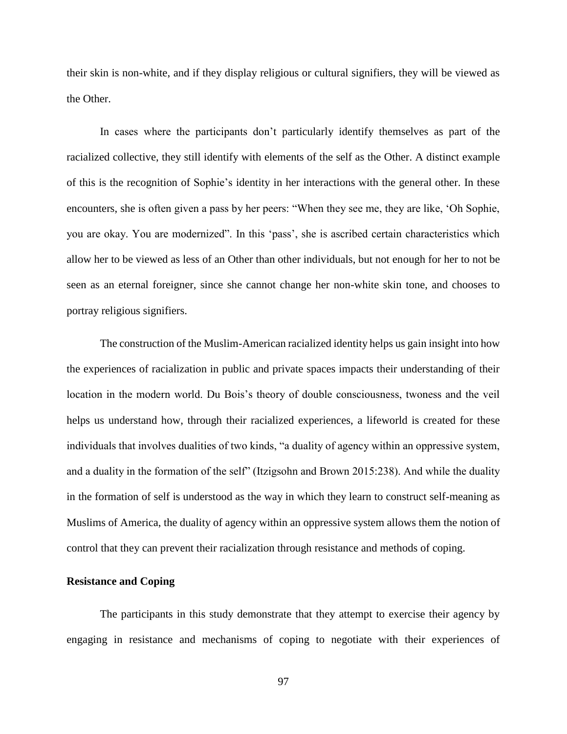their skin is non-white, and if they display religious or cultural signifiers, they will be viewed as the Other.

In cases where the participants don't particularly identify themselves as part of the racialized collective, they still identify with elements of the self as the Other. A distinct example of this is the recognition of Sophie's identity in her interactions with the general other. In these encounters, she is often given a pass by her peers: "When they see me, they are like, 'Oh Sophie, you are okay. You are modernized". In this 'pass', she is ascribed certain characteristics which allow her to be viewed as less of an Other than other individuals, but not enough for her to not be seen as an eternal foreigner, since she cannot change her non-white skin tone, and chooses to portray religious signifiers.

The construction of the Muslim-American racialized identity helps us gain insight into how the experiences of racialization in public and private spaces impacts their understanding of their location in the modern world. Du Bois's theory of double consciousness, twoness and the veil helps us understand how, through their racialized experiences, a lifeworld is created for these individuals that involves dualities of two kinds, "a duality of agency within an oppressive system, and a duality in the formation of the self" (Itzigsohn and Brown 2015:238). And while the duality in the formation of self is understood as the way in which they learn to construct self-meaning as Muslims of America, the duality of agency within an oppressive system allows them the notion of control that they can prevent their racialization through resistance and methods of coping.

**Resistance and Coping**

The participants in this study demonstrate that they attempt to exercise their agency by engaging in resistance and mechanisms of coping to negotiate with their experiences of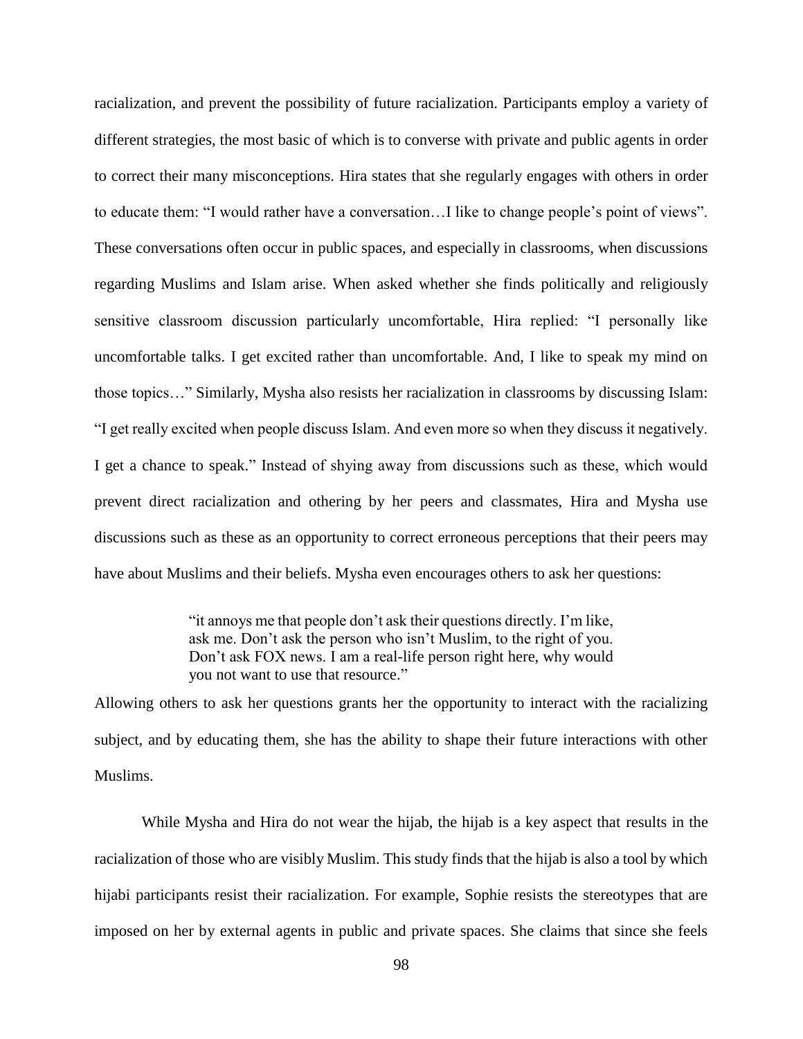racialization, and prevent the possibility of future racialization. Participants employ a variety of different strategies, the most basic of which is to converse with private and public agents in order to correct their many misconceptions. Hira states that she regularly engages with others in order to educate them: "I would rather have a conversation…I like to change people's point of views". These conversations often occur in public spaces, and especially in classrooms, when discussions regarding Muslims and Islam arise. When asked whether she finds politically and religiously sensitive classroom discussion particularly uncomfortable, Hira replied: "I personally like uncomfortable talks. I get excited rather than uncomfortable. And, I like to speak my mind on those topics…" Similarly, Mysha also resists her racialization in classrooms by discussing Islam: "I get really excited when people discuss Islam. And even more so when they discuss it negatively. I get a chance to speak." Instead of shying away from discussions such as these, which would prevent direct racialization and othering by her peers and classmates, Hira and Mysha use discussions such as these as an opportunity to correct erroneous perceptions that their peers may have about Muslims and their beliefs. Mysha even encourages others to ask her questions:

> "it annoys me that people don't ask their questions directly. I'm like, ask me. Don't ask the person who isn't Muslim, to the right of you. Don't ask FOX news. I am a real-life person right here, why would you not want to use that resource."

Allowing others to ask her questions grants her the opportunity to interact with the racializing subject, and by educating them, she has the ability to shape their future interactions with other Muslims.

While Mysha and Hira do not wear the hijab, the hijab is a key aspect that results in the racialization of those who are visibly Muslim. This study finds that the hijab is also a tool by which hijabi participants resist their racialization. For example, Sophie resists the stereotypes that are imposed on her by external agents in public and private spaces. She claims that since she feels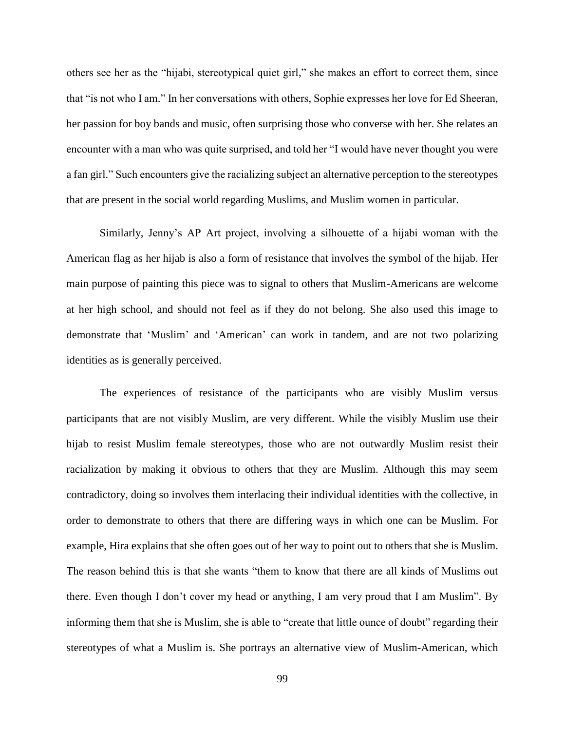others see her as the "hijabi, stereotypical quiet girl," she makes an effort to correct them, since that "is not who I am." In her conversations with others, Sophie expresses her love for Ed Sheeran, her passion for boy bands and music, often surprising those who converse with her. She relates an encounter with a man who was quite surprised, and told her "I would have never thought you were a fan girl." Such encounters give the racializing subject an alternative perception to the stereotypes that are present in the social world regarding Muslims, and Muslim women in particular.

Similarly, Jenny's AP Art project, involving a silhouette of a hijabi woman with the American flag as her hijab is also a form of resistance that involves the symbol of the hijab. Her main purpose of painting this piece was to signal to others that Muslim-Americans are welcome at her high school, and should not feel as if they do not belong. She also used this image to demonstrate that 'Muslim' and 'American' can work in tandem, and are not two polarizing identities as is generally perceived.

The experiences of resistance of the participants who are visibly Muslim versus participants that are not visibly Muslim, are very different. While the visibly Muslim use their hijab to resist Muslim female stereotypes, those who are not outwardly Muslim resist their racialization by making it obvious to others that they are Muslim. Although this may seem contradictory, doing so involves them interlacing their individual identities with the collective, in order to demonstrate to others that there are differing ways in which one can be Muslim. For example, Hira explains that she often goes out of her way to point out to others that she is Muslim. The reason behind this is that she wants "them to know that there are all kinds of Muslims out there. Even though I don't cover my head or anything, I am very proud that I am Muslim". By informing them that she is Muslim, she is able to "create that little ounce of doubt" regarding their stereotypes of what a Muslim is. She portrays an alternative view of Muslim-American, which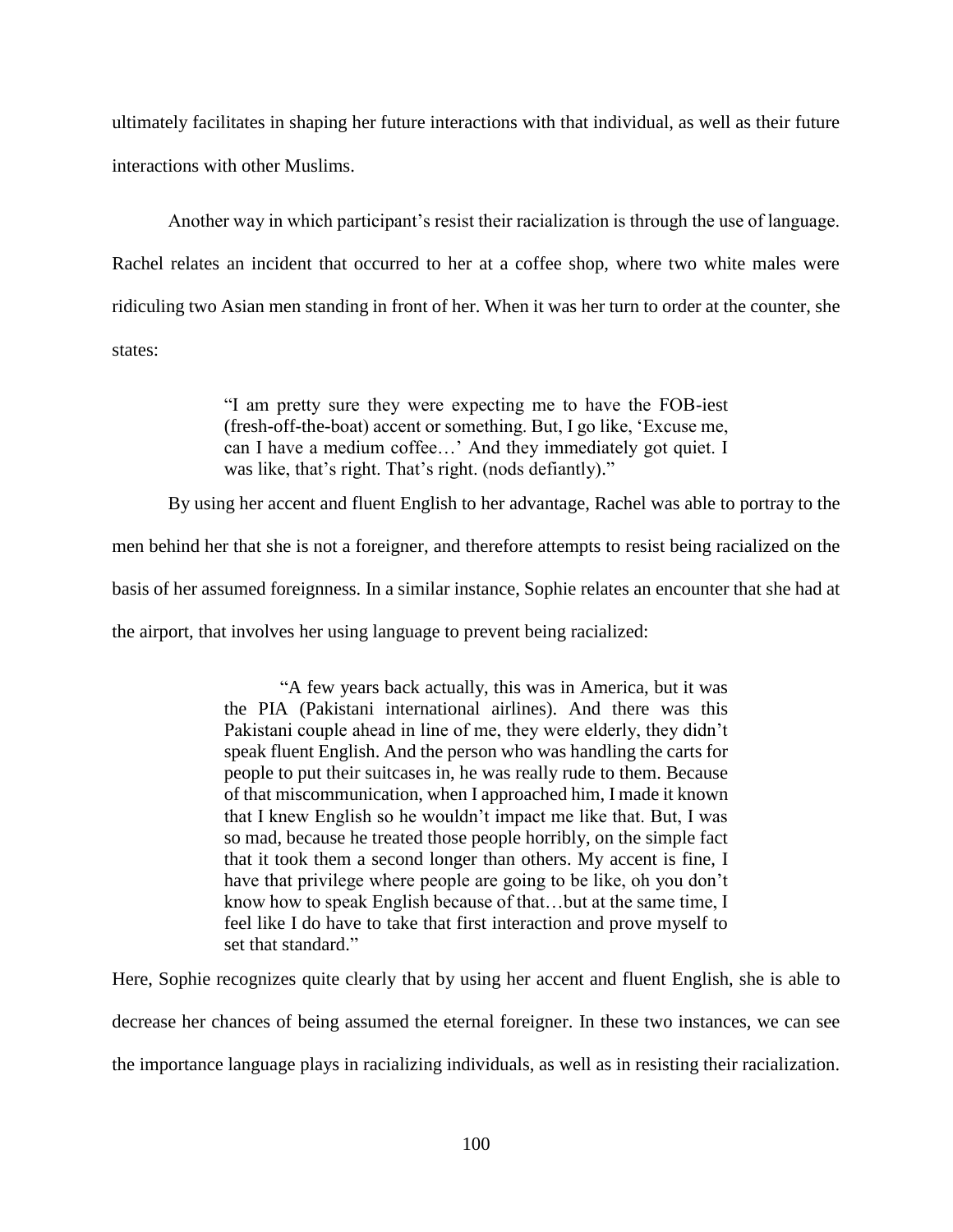ultimately facilitates in shaping her future interactions with that individual, as well as their future interactions with other Muslims.

Another way in which participant's resist their racialization is through the use of language. Rachel relates an incident that occurred to her at a coffee shop, where two white males were ridiculing two Asian men standing in front of her. When it was her turn to order at the counter, she states:

> "I am pretty sure they were expecting me to have the FOB-iest (fresh-off-the-boat) accent or something. But, I go like, 'Excuse me, can I have a medium coffee…' And they immediately got quiet. I was like, that's right. That's right. (nods defiantly)."

By using her accent and fluent English to her advantage, Rachel was able to portray to the men behind her that she is not a foreigner, and therefore attempts to resist being racialized on the basis of her assumed foreignness. In a similar instance, Sophie relates an encounter that she had at the airport, that involves her using language to prevent being racialized:

> "A few years back actually, this was in America, but it was the PIA (Pakistani international airlines). And there was this Pakistani couple ahead in line of me, they were elderly, they didn't speak fluent English. And the person who was handling the carts for people to put their suitcases in, he was really rude to them. Because of that miscommunication, when I approached him, I made it known that I knew English so he wouldn't impact me like that. But, I was so mad, because he treated those people horribly, on the simple fact that it took them a second longer than others. My accent is fine, I have that privilege where people are going to be like, oh you don't know how to speak English because of that…but at the same time, I feel like I do have to take that first interaction and prove myself to set that standard."

Here, Sophie recognizes quite clearly that by using her accent and fluent English, she is able to decrease her chances of being assumed the eternal foreigner. In these two instances, we can see the importance language plays in racializing individuals, as well as in resisting their racialization.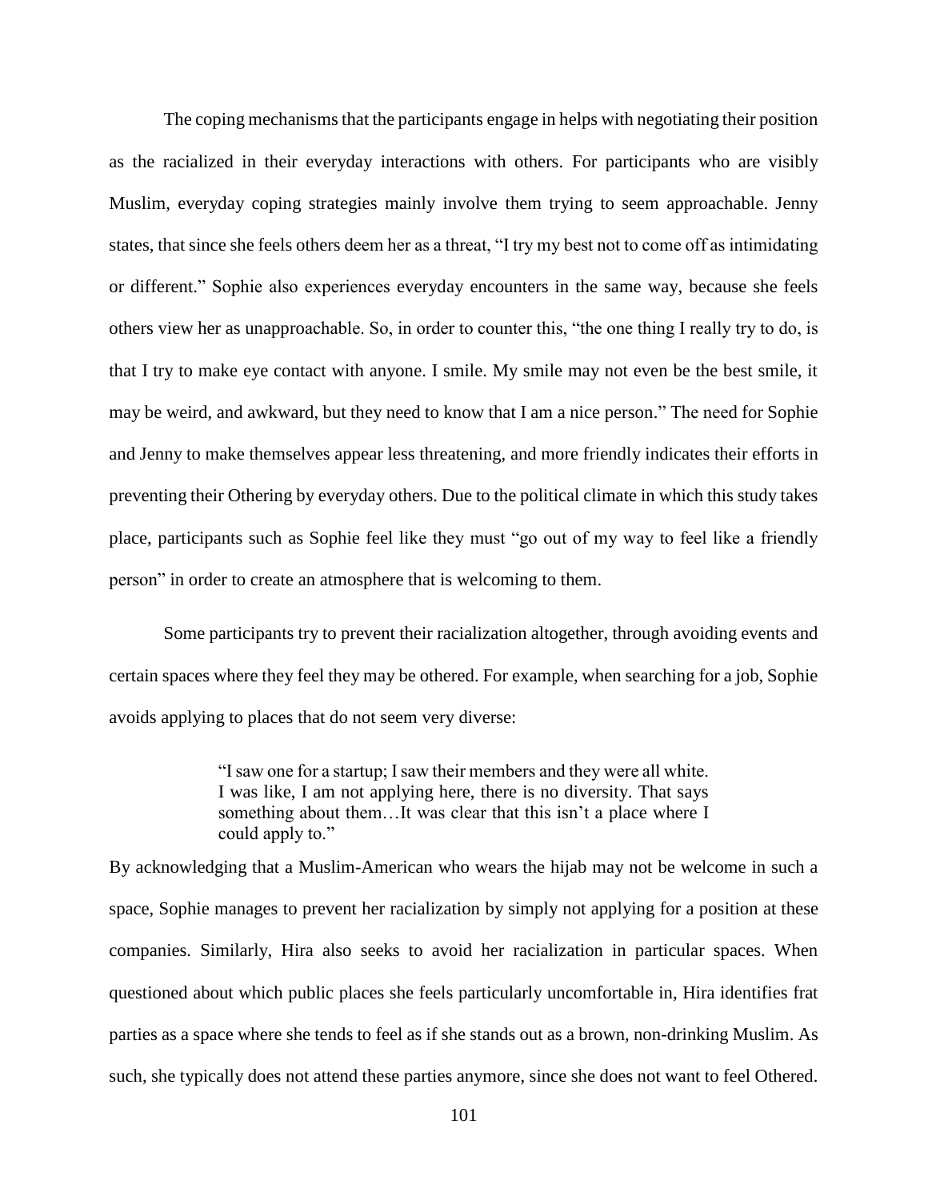The coping mechanisms that the participants engage in helps with negotiating their position as the racialized in their everyday interactions with others. For participants who are visibly Muslim, everyday coping strategies mainly involve them trying to seem approachable. Jenny states, that since she feels others deem her as a threat, "I try my best not to come off as intimidating or different." Sophie also experiences everyday encounters in the same way, because she feels others view her as unapproachable. So, in order to counter this, "the one thing I really try to do, is that I try to make eye contact with anyone. I smile. My smile may not even be the best smile, it may be weird, and awkward, but they need to know that I am a nice person." The need for Sophie and Jenny to make themselves appear less threatening, and more friendly indicates their efforts in preventing their Othering by everyday others. Due to the political climate in which this study takes place, participants such as Sophie feel like they must "go out of my way to feel like a friendly person" in order to create an atmosphere that is welcoming to them.

Some participants try to prevent their racialization altogether, through avoiding events and certain spaces where they feel they may be othered. For example, when searching for a job, Sophie avoids applying to places that do not seem very diverse:

> "I saw one for a startup; I saw their members and they were all white. I was like, I am not applying here, there is no diversity. That says something about them…It was clear that this isn't a place where I could apply to."

By acknowledging that a Muslim-American who wears the hijab may not be welcome in such a space, Sophie manages to prevent her racialization by simply not applying for a position at these companies. Similarly, Hira also seeks to avoid her racialization in particular spaces. When questioned about which public places she feels particularly uncomfortable in, Hira identifies frat parties as a space where she tends to feel as if she stands out as a brown, non-drinking Muslim. As such, she typically does not attend these parties anymore, since she does not want to feel Othered.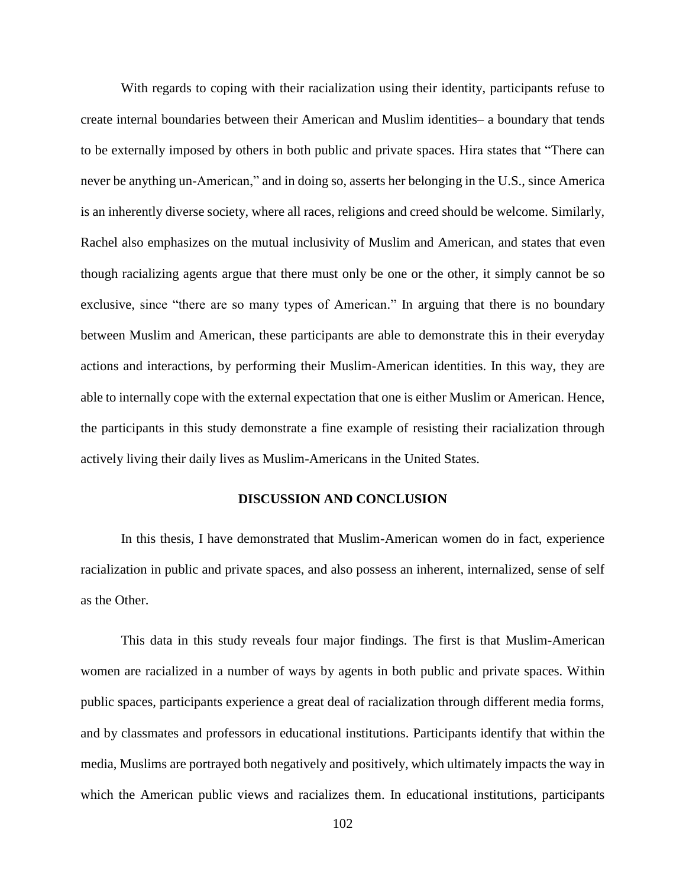With regards to coping with their racialization using their identity, participants refuse to create internal boundaries between their American and Muslim identities– a boundary that tends to be externally imposed by others in both public and private spaces. Hira states that "There can never be anything un-American," and in doing so, asserts her belonging in the U.S., since America is an inherently diverse society, where all races, religions and creed should be welcome. Similarly, Rachel also emphasizes on the mutual inclusivity of Muslim and American, and states that even though racializing agents argue that there must only be one or the other, it simply cannot be so exclusive, since "there are so many types of American." In arguing that there is no boundary between Muslim and American, these participants are able to demonstrate this in their everyday actions and interactions, by performing their Muslim-American identities. In this way, they are able to internally cope with the external expectation that one is either Muslim or American. Hence, the participants in this study demonstrate a fine example of resisting their racialization through actively living their daily lives as Muslim-Americans in the United States.

## DISCUSSION AND CONCLUSION

In this thesis, I have demonstrated that Muslim-American women do in fact, experience racialization in public and private spaces, and also possess an inherent, internalized, sense of self as the Other.

This data in this study reveals four major findings. The first is that Muslim-American women are racialized in a number of ways by agents in both public and private spaces. Within public spaces, participants experience a great deal of racialization through different media forms, and by classmates and professors in educational institutions. Participants identify that within the media, Muslims are portrayed both negatively and positively, which ultimately impacts the way in which the American public views and racializes them. In educational institutions, participants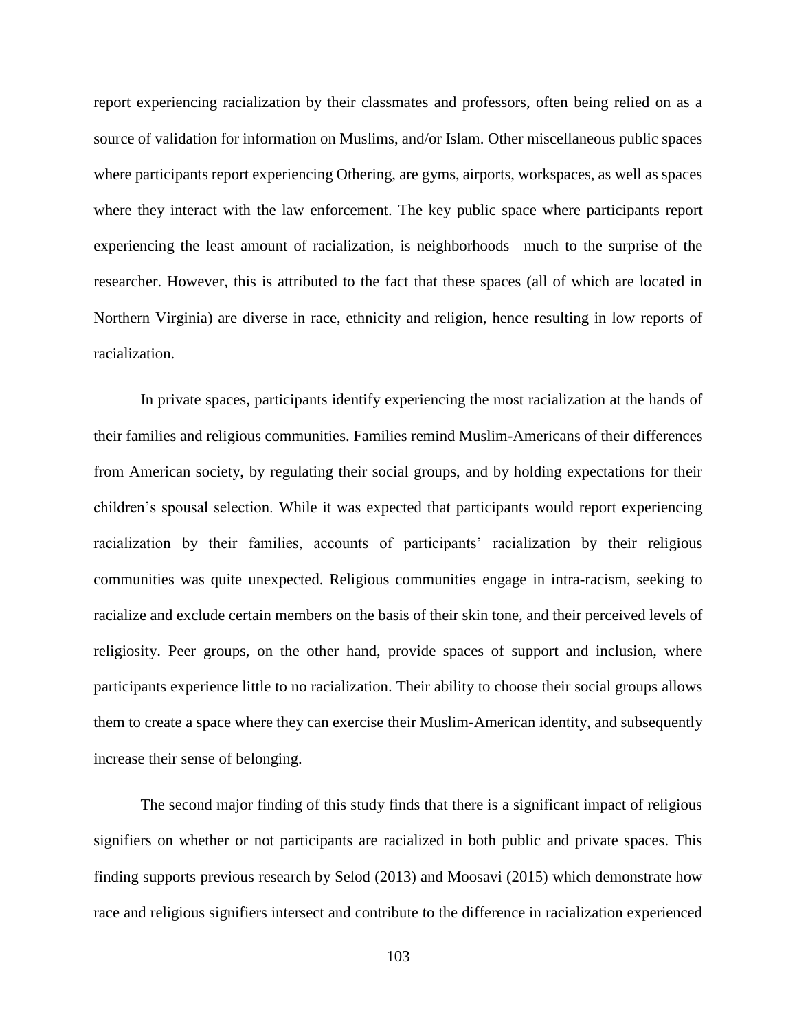report experiencing racialization by their classmates and professors, often being relied on as a source of validation for information on Muslims, and/or Islam. Other miscellaneous public spaces where participants report experiencing Othering, are gyms, airports, workspaces, as well as spaces where they interact with the law enforcement. The key public space where participants report experiencing the least amount of racialization, is neighborhoods– much to the surprise of the researcher. However, this is attributed to the fact that these spaces (all of which are located in Northern Virginia) are diverse in race, ethnicity and religion, hence resulting in low reports of racialization.

In private spaces, participants identify experiencing the most racialization at the hands of their families and religious communities. Families remind Muslim-Americans of their differences from American society, by regulating their social groups, and by holding expectations for their children's spousal selection. While it was expected that participants would report experiencing racialization by their families, accounts of participants' racialization by their religious communities was quite unexpected. Religious communities engage in intra-racism, seeking to racialize and exclude certain members on the basis of their skin tone, and their perceived levels of religiosity. Peer groups, on the other hand, provide spaces of support and inclusion, where participants experience little to no racialization. Their ability to choose their social groups allows them to create a space where they can exercise their Muslim-American identity, and subsequently increase their sense of belonging.

The second major finding of this study finds that there is a significant impact of religious signifiers on whether or not participants are racialized in both public and private spaces. This finding supports previous research by Selod (2013) and Moosavi (2015) which demonstrate how race and religious signifiers intersect and contribute to the difference in racialization experienced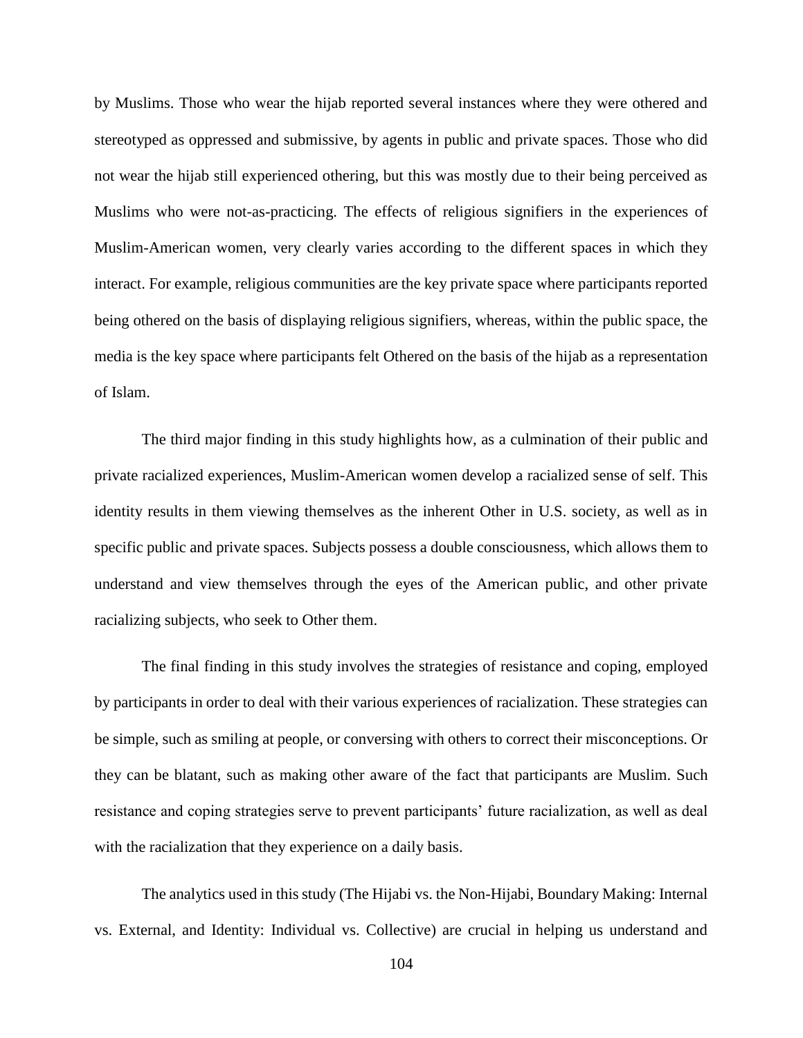by Muslims. Those who wear the hijab reported several instances where they were othered and stereotyped as oppressed and submissive, by agents in public and private spaces. Those who did not wear the hijab still experienced othering, but this was mostly due to their being perceived as Muslims who were not-as-practicing. The effects of religious signifiers in the experiences of Muslim-American women, very clearly varies according to the different spaces in which they interact. For example, religious communities are the key private space where participants reported being othered on the basis of displaying religious signifiers, whereas, within the public space, the media is the key space where participants felt Othered on the basis of the hijab as a representation of Islam.

The third major finding in this study highlights how, as a culmination of their public and private racialized experiences, Muslim-American women develop a racialized sense of self. This identity results in them viewing themselves as the inherent Other in U.S. society, as well as in specific public and private spaces. Subjects possess a double consciousness, which allows them to understand and view themselves through the eyes of the American public, and other private racializing subjects, who seek to Other them.

The final finding in this study involves the strategies of resistance and coping, employed by participants in order to deal with their various experiences of racialization. These strategies can be simple, such as smiling at people, or conversing with others to correct their misconceptions. Or they can be blatant, such as making other aware of the fact that participants are Muslim. Such resistance and coping strategies serve to prevent participants' future racialization, as well as deal with the racialization that they experience on a daily basis.

The analytics used in this study (The Hijabi vs. the Non-Hijabi, Boundary Making: Internal vs. External, and Identity: Individual vs. Collective) are crucial in helping us understand and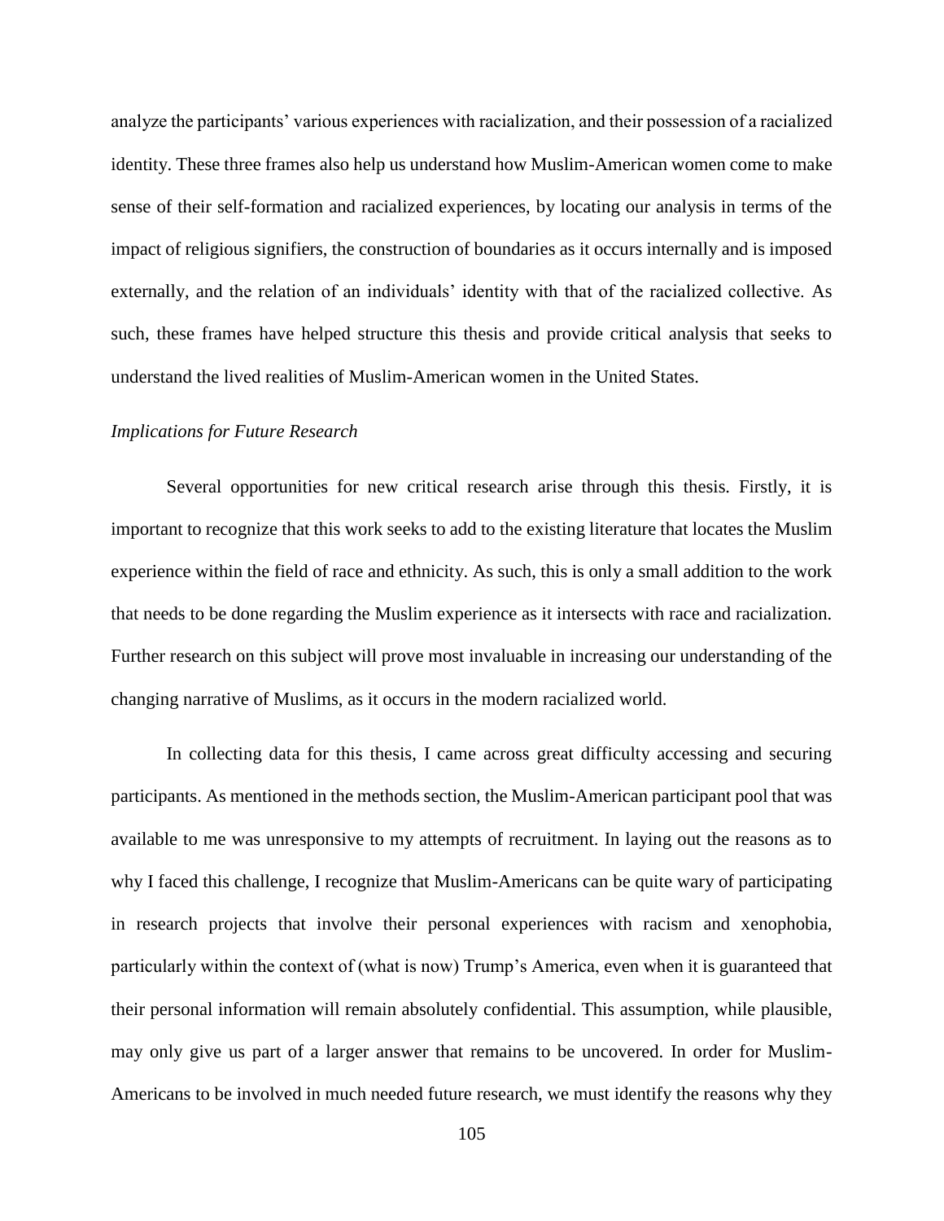analyze the participants' various experiences with racialization, and their possession of a racialized identity. These three frames also help us understand how Muslim-American women come to make sense of their self-formation and racialized experiences, by locating our analysis in terms of the impact of religious signifiers, the construction of boundaries as it occurs internally and is imposed externally, and the relation of an individuals' identity with that of the racialized collective. As such, these frames have helped structure this thesis and provide critical analysis that seeks to understand the lived realities of Muslim-American women in the United States.

*Implications for Future Research*

Several opportunities for new critical research arise through this thesis. Firstly, it is important to recognize that this work seeks to add to the existing literature that locates the Muslim experience within the field of race and ethnicity. As such, this is only a small addition to the work that needs to be done regarding the Muslim experience as it intersects with race and racialization. Further research on this subject will prove most invaluable in increasing our understanding of the changing narrative of Muslims, as it occurs in the modern racialized world.

In collecting data for this thesis, I came across great difficulty accessing and securing participants. As mentioned in the methods section, the Muslim-American participant pool that was available to me was unresponsive to my attempts of recruitment. In laying out the reasons as to why I faced this challenge, I recognize that Muslim-Americans can be quite wary of participating in research projects that involve their personal experiences with racism and xenophobia, particularly within the context of (what is now) Trump's America, even when it is guaranteed that their personal information will remain absolutely confidential. This assumption, while plausible, may only give us part of a larger answer that remains to be uncovered. In order for Muslim-Americans to be involved in much needed future research, we must identify the reasons why they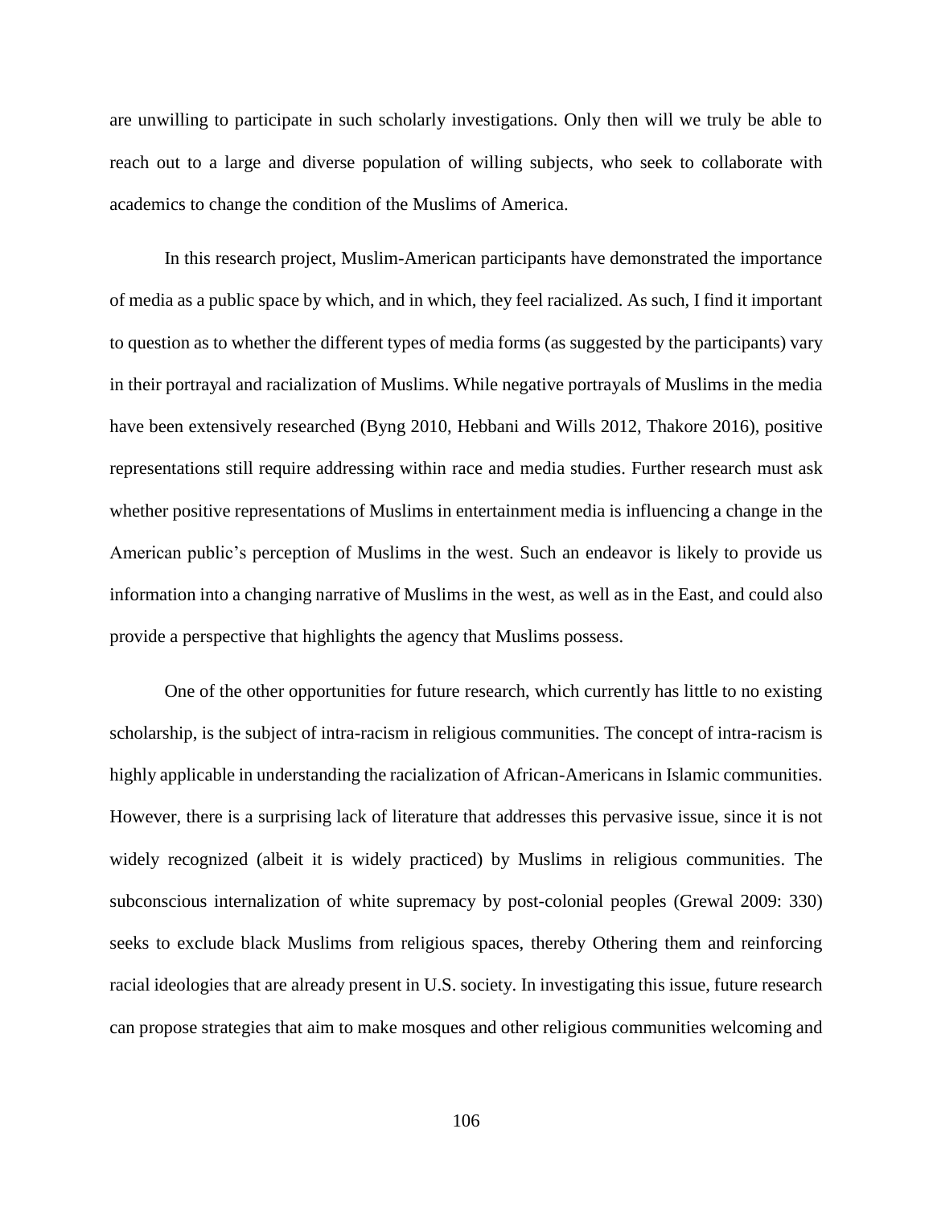are unwilling to participate in such scholarly investigations. Only then will we truly be able to reach out to a large and diverse population of willing subjects, who seek to collaborate with academics to change the condition of the Muslims of America.

In this research project, Muslim-American participants have demonstrated the importance of media as a public space by which, and in which, they feel racialized. As such, I find it important to question as to whether the different types of media forms (as suggested by the participants) vary in their portrayal and racialization of Muslims. While negative portrayals of Muslims in the media have been extensively researched (Byng 2010, Hebbani and Wills 2012, Thakore 2016), positive representations still require addressing within race and media studies. Further research must ask whether positive representations of Muslims in entertainment media is influencing a change in the American public's perception of Muslims in the west. Such an endeavor is likely to provide us information into a changing narrative of Muslims in the west, as well as in the East, and could also provide a perspective that highlights the agency that Muslims possess.

One of the other opportunities for future research, which currently has little to no existing scholarship, is the subject of intra-racism in religious communities. The concept of intra-racism is highly applicable in understanding the racialization of African-Americans in Islamic communities. However, there is a surprising lack of literature that addresses this pervasive issue, since it is not widely recognized (albeit it is widely practiced) by Muslims in religious communities. The subconscious internalization of white supremacy by post-colonial peoples (Grewal 2009: 330) seeks to exclude black Muslims from religious spaces, thereby Othering them and reinforcing racial ideologies that are already present in U.S. society. In investigating this issue, future research can propose strategies that aim to make mosques and other religious communities welcoming and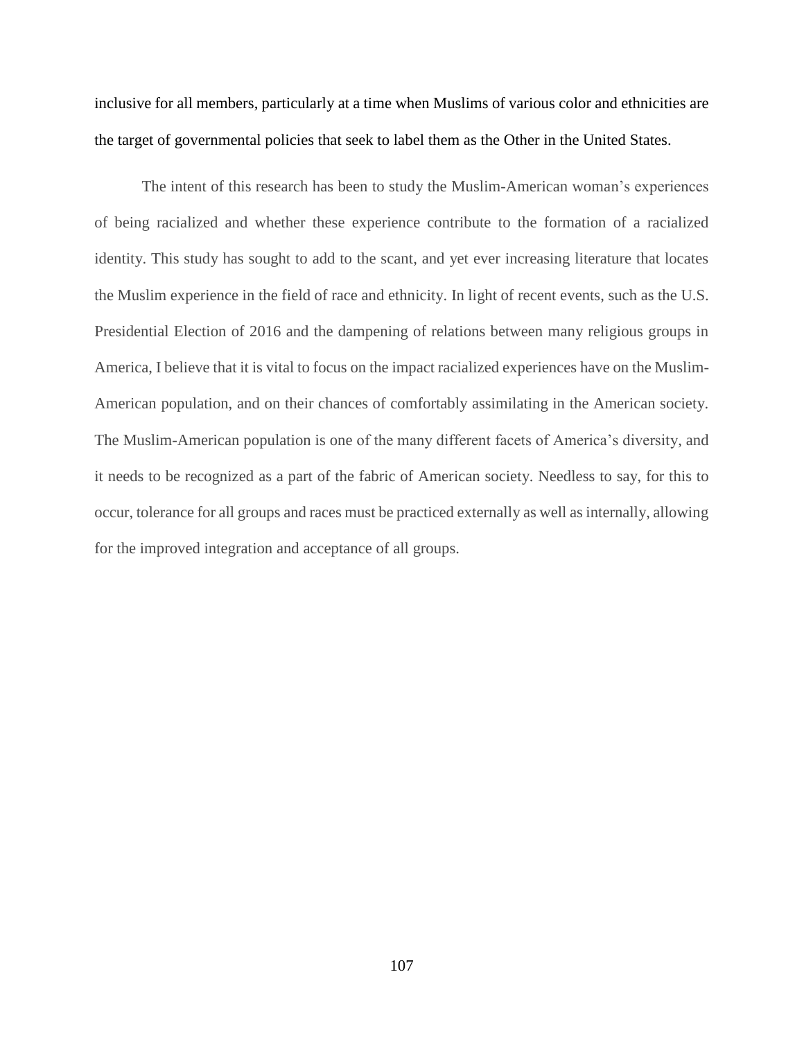inclusive for all members, particularly at a time when Muslims of various color and ethnicities are the target of governmental policies that seek to label them as the Other in the United States.

The intent of this research has been to study the Muslim-American woman's experiences of being racialized and whether these experience contribute to the formation of a racialized identity. This study has sought to add to the scant, and yet ever increasing literature that locates the Muslim experience in the field of race and ethnicity. In light of recent events, such as the U.S. Presidential Election of 2016 and the dampening of relations between many religious groups in America, I believe that it is vital to focus on the impact racialized experiences have on the Muslim-American population, and on their chances of comfortably assimilating in the American society. The Muslim-American population is one of the many different facets of America's diversity, and it needs to be recognized as a part of the fabric of American society. Needless to say, for this to occur, tolerance for all groups and races must be practiced externally as well as internally, allowing for the improved integration and acceptance of all groups.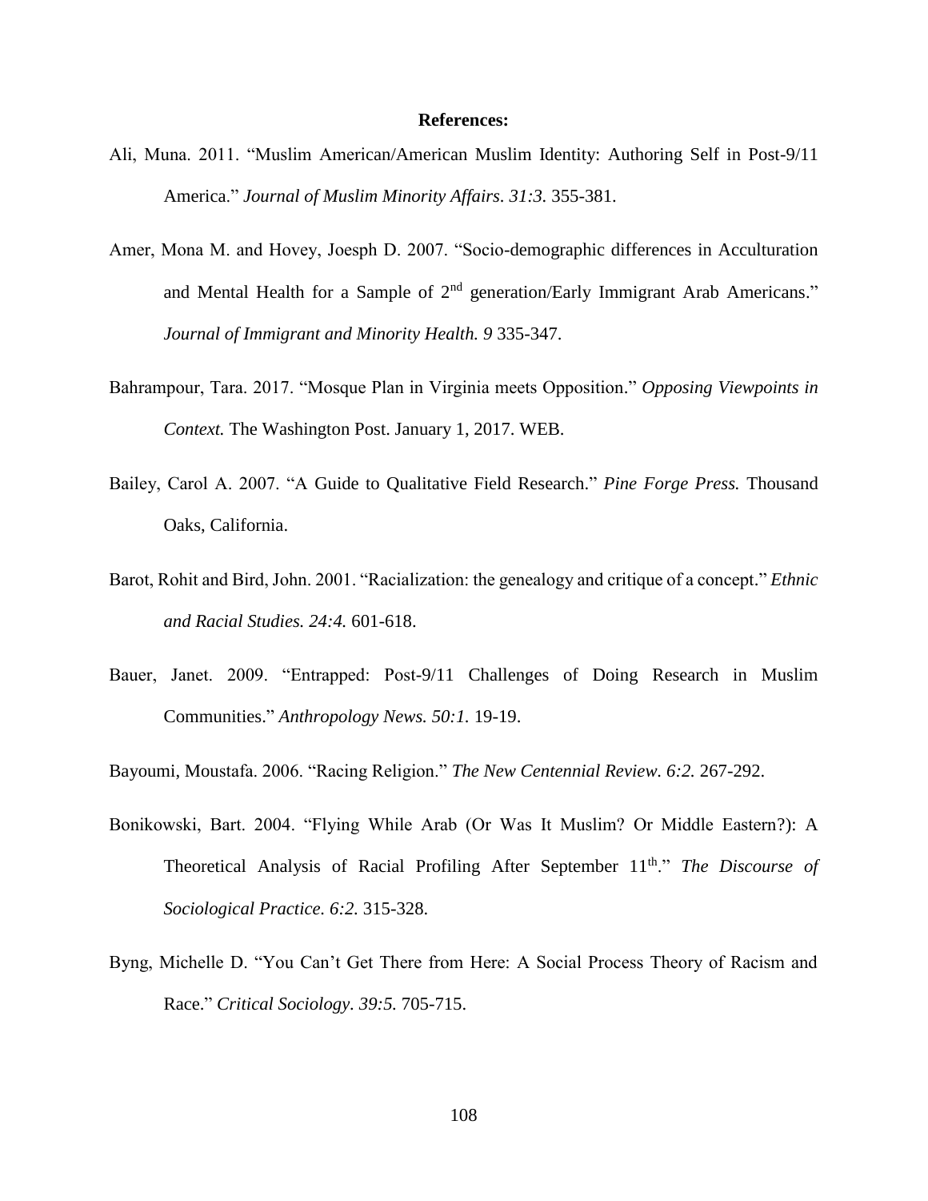**References:**

Ali, Muna. 2011. "Muslim American/American Muslim Identity: Authoring Self in Post-9/11 America." *Journal of Muslim Minority Affairs. 31:3.* 355-381.

Amer, Mona M. and Hovey, Joesph D. 2007. "Socio-demographic differences in Acculturation and Mental Health for a Sample of 2nd generation/Early Immigrant Arab Americans." *Journal of Immigrant and Minority Health. 9* 335-347.

Bahrampour, Tara. 2017. "Mosque Plan in Virginia meets Opposition." *Opposing Viewpoints in Context.* The Washington Post. January 1, 2017. WEB.

Bailey, Carol A. 2007. "A Guide to Qualitative Field Research." *Pine Forge Press.* Thousand Oaks, California.

Barot, Rohit and Bird, John. 2001. "Racialization: the genealogy and critique of a concept." *Ethnic and Racial Studies. 24:4.* 601-618.

Bauer, Janet. 2009. "Entrapped: Post-9/11 Challenges of Doing Research in Muslim Communities." *Anthropology News. 50:1.* 19-19.

Bayoumi, Moustafa. 2006. "Racing Religion." *The New Centennial Review. 6:2.* 267-292.

Bonikowski, Bart. 2004. "Flying While Arab (Or Was It Muslim? Or Middle Eastern?): A Theoretical Analysis of Racial Profiling After September 11th." *The Discourse of Sociological Practice. 6:2.* 315-328.

Byng, Michelle D. "You Can't Get There from Here: A Social Process Theory of Racism and Race." *Critical Sociology. 39:5.* 705-715.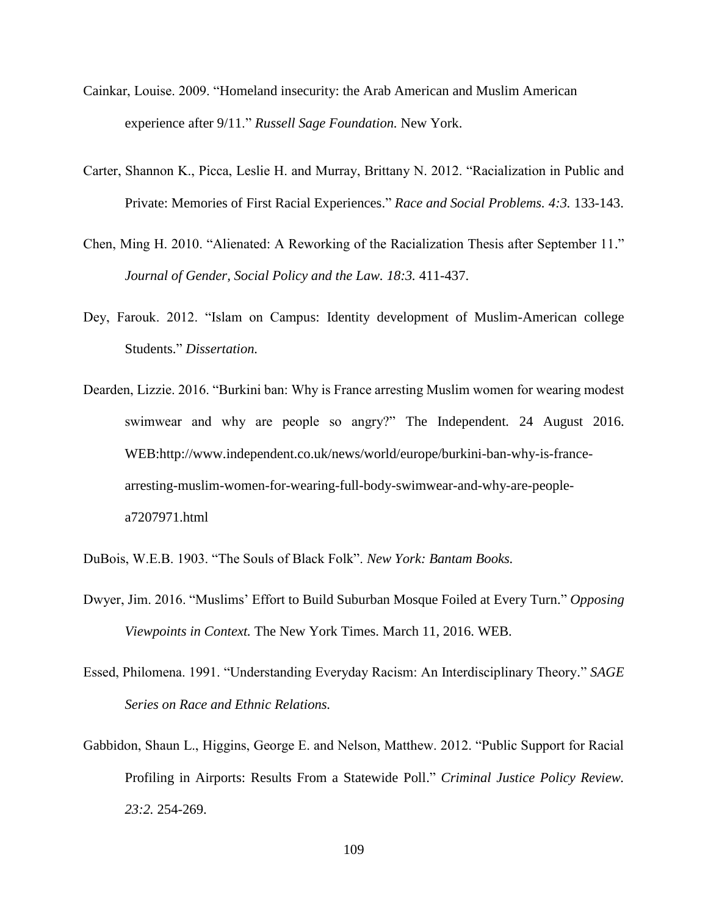Cainkar, Louise. 2009. “Homeland insecurity: the Arab American and Muslim American experience after 9/11.” *Russell Sage Foundation.* New York.

Carter, Shannon K., Picca, Leslie H. and Murray, Brittany N. 2012. “Racialization in Public and Private: Memories of First Racial Experiences.” *Race and Social Problems. 4:3.* 133-143.

Chen, Ming H. 2010. “Alienated: A Reworking of the Racialization Thesis after September 11.” *Journal of Gender, Social Policy and the Law. 18:3.* 411-437.

Dey, Farouk. 2012. “Islam on Campus: Identity development of Muslim-American college Students.” *Dissertation.*

Dearden, Lizzie. 2016. “Burkini ban: Why is France arresting Muslim women for wearing modest swimwear and why are people so angry?” The Independent. 24 August 2016. WEB:http://www.independent.co.uk/news/world/europe/burkini-ban-why-is-france-arresting-muslim-women-for-wearing-full-body-swimwear-and-why-are-people-a7207971.html

DuBois, W.E.B. 1903. “The Souls of Black Folk”. *New York: Bantam Books.*

Dwyer, Jim. 2016. “Muslims’ Effort to Build Suburban Mosque Foiled at Every Turn.” *Opposing Viewpoints in Context.* The New York Times. March 11, 2016. WEB.

Essed, Philomena. 1991. “Understanding Everyday Racism: An Interdisciplinary Theory.” *SAGE Series on Race and Ethnic Relations.*

Gabbidon, Shaun L., Higgins, George E. and Nelson, Matthew. 2012. “Public Support for Racial Profiling in Airports: Results From a Statewide Poll.” *Criminal Justice Policy Review. 23:2.* 254-269.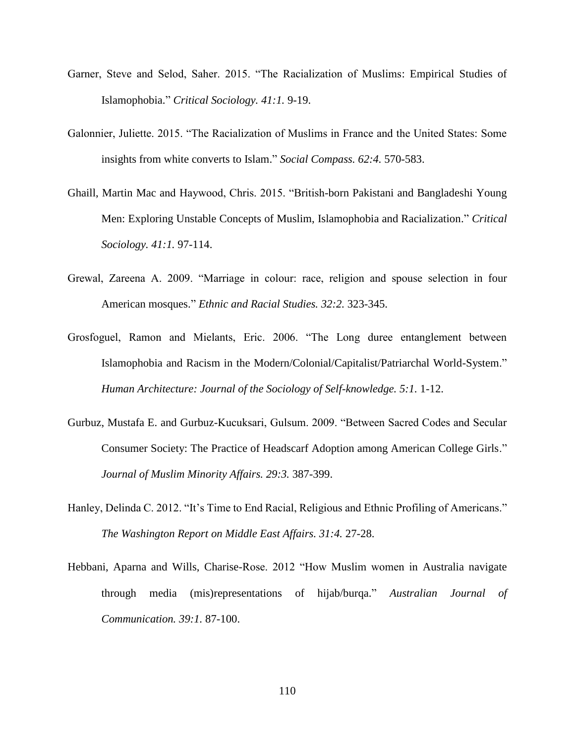Garner, Steve and Selod, Saher. 2015. "The Racialization of Muslims: Empirical Studies of Islamophobia." *Critical Sociology. 41:1.* 9-19.

Galonnier, Juliette. 2015. "The Racialization of Muslims in France and the United States: Some insights from white converts to Islam." *Social Compass. 62:4.* 570-583.

Ghaill, Martin Mac and Haywood, Chris. 2015. "British-born Pakistani and Bangladeshi Young Men: Exploring Unstable Concepts of Muslim, Islamophobia and Racialization." *Critical Sociology. 41:1.* 97-114.

Grewal, Zareena A. 2009. "Marriage in colour: race, religion and spouse selection in four American mosques." *Ethnic and Racial Studies. 32:2.* 323-345.

Grosfoguel, Ramon and Mielants, Eric. 2006. "The Long duree entanglement between Islamophobia and Racism in the Modern/Colonial/Capitalist/Patriarchal World-System." *Human Architecture: Journal of the Sociology of Self-knowledge. 5:1.* 1-12.

Gurbuz, Mustafa E. and Gurbuz-Kucuksari, Gulsum. 2009. "Between Sacred Codes and Secular Consumer Society: The Practice of Headscarf Adoption among American College Girls." *Journal of Muslim Minority Affairs. 29:3.* 387-399.

Hanley, Delinda C. 2012. "It's Time to End Racial, Religious and Ethnic Profiling of Americans." *The Washington Report on Middle East Affairs. 31:4.* 27-28.

Hebbani, Aparna and Wills, Charise-Rose. 2012 "How Muslim women in Australia navigate through media (mis)representations of hijab/burqa." *Australian Journal of Communication. 39:1.* 87-100.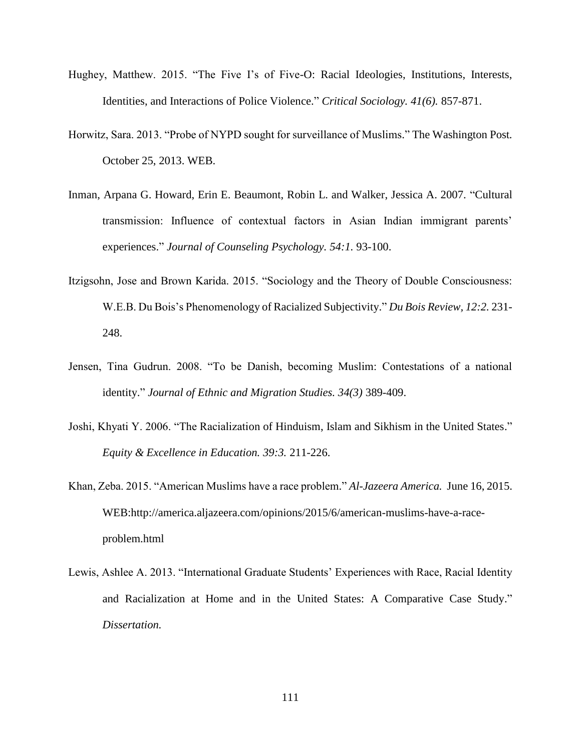Hughey, Matthew. 2015. "The Five I's of Five-O: Racial Ideologies, Institutions, Interests, Identities, and Interactions of Police Violence." *Critical Sociology. 41(6).* 857-871.

Horwitz, Sara. 2013. "Probe of NYPD sought for surveillance of Muslims." The Washington Post. October 25, 2013. WEB.

Inman, Arpana G. Howard, Erin E. Beaumont, Robin L. and Walker, Jessica A. 2007. "Cultural transmission: Influence of contextual factors in Asian Indian immigrant parents' experiences." *Journal of Counseling Psychology. 54:1.* 93-100.

Itzigsohn, Jose and Brown Karida. 2015. "Sociology and the Theory of Double Consciousness: W.E.B. Du Bois's Phenomenology of Racialized Subjectivity." *Du Bois Review, 12:2.* 231-248.

Jensen, Tina Gudrun. 2008. "To be Danish, becoming Muslim: Contestations of a national identity." *Journal of Ethnic and Migration Studies. 34(3)* 389-409.

Joshi, Khyati Y. 2006. "The Racialization of Hinduism, Islam and Sikhism in the United States." *Equity & Excellence in Education. 39:3.* 211-226.

Khan, Zeba. 2015. "American Muslims have a race problem." *Al-Jazeera America.* June 16, 2015. WEB:http://america.aljazeera.com/opinions/2015/6/american-muslims-have-a-race-problem.html

Lewis, Ashlee A. 2013. "International Graduate Students' Experiences with Race, Racial Identity and Racialization at Home and in the United States: A Comparative Case Study." *Dissertation.*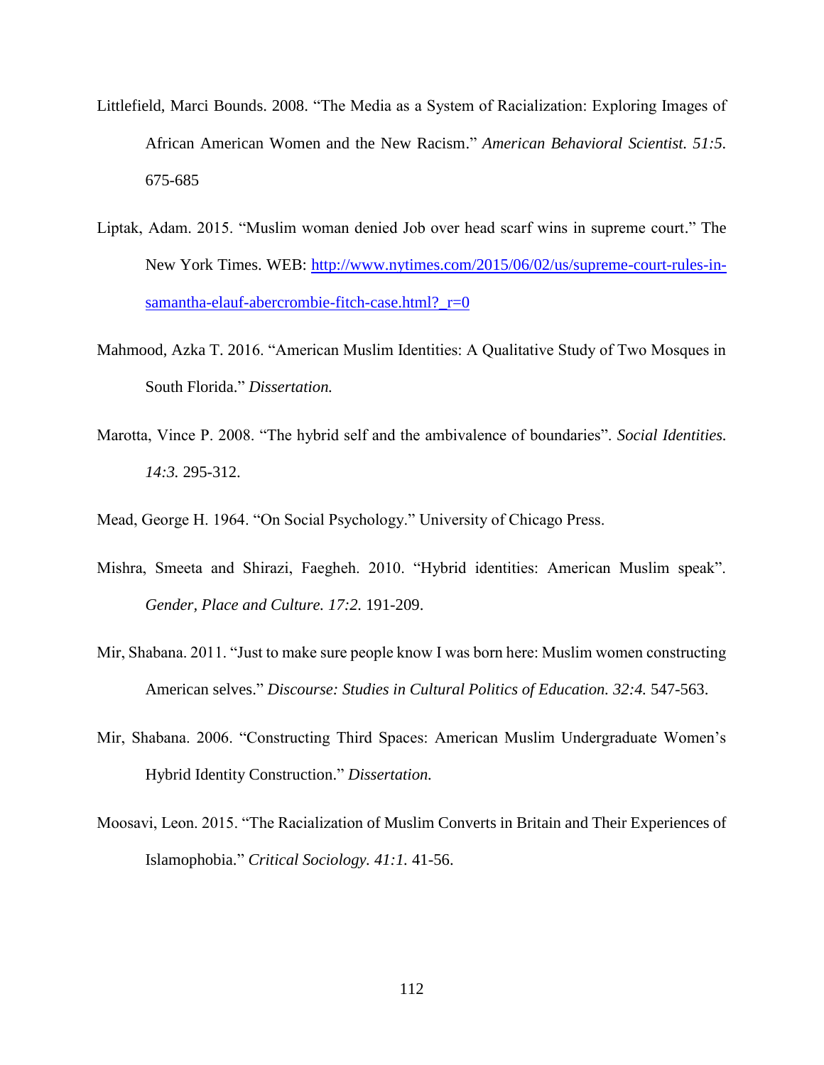Littlefield, Marci Bounds. 2008. "The Media as a System of Racialization: Exploring Images of African American Women and the New Racism." *American Behavioral Scientist. 51:5.* 675-685

Liptak, Adam. 2015. "Muslim woman denied Job over head scarf wins in supreme court." The New York Times. WEB: [http://www.nytimes.com/2015/06/02/us/supreme-court-rules-in-samantha-elauf-abercrombie-fitch-case.html?_r=0](http://www.nytimes.com/2015/06/02/us/supreme-court-rules-in-samantha-elauf-abercrombie-fitch-case.html?_r=0)

Mahmood, Azka T. 2016. "American Muslim Identities: A Qualitative Study of Two Mosques in South Florida." *Dissertation.*

Marotta, Vince P. 2008. "The hybrid self and the ambivalence of boundaries". *Social Identities. 14:3.* 295-312.

Mead, George H. 1964. "On Social Psychology." University of Chicago Press.

Mishra, Smeeta and Shirazi, Faegheh. 2010. "Hybrid identities: American Muslim speak". *Gender, Place and Culture. 17:2.* 191-209.

Mir, Shabana. 2011. "Just to make sure people know I was born here: Muslim women constructing American selves." *Discourse: Studies in Cultural Politics of Education. 32:4.* 547-563.

Mir, Shabana. 2006. "Constructing Third Spaces: American Muslim Undergraduate Women's Hybrid Identity Construction." *Dissertation.*

Moosavi, Leon. 2015. "The Racialization of Muslim Converts in Britain and Their Experiences of Islamophobia." *Critical Sociology. 41:1.* 41-56.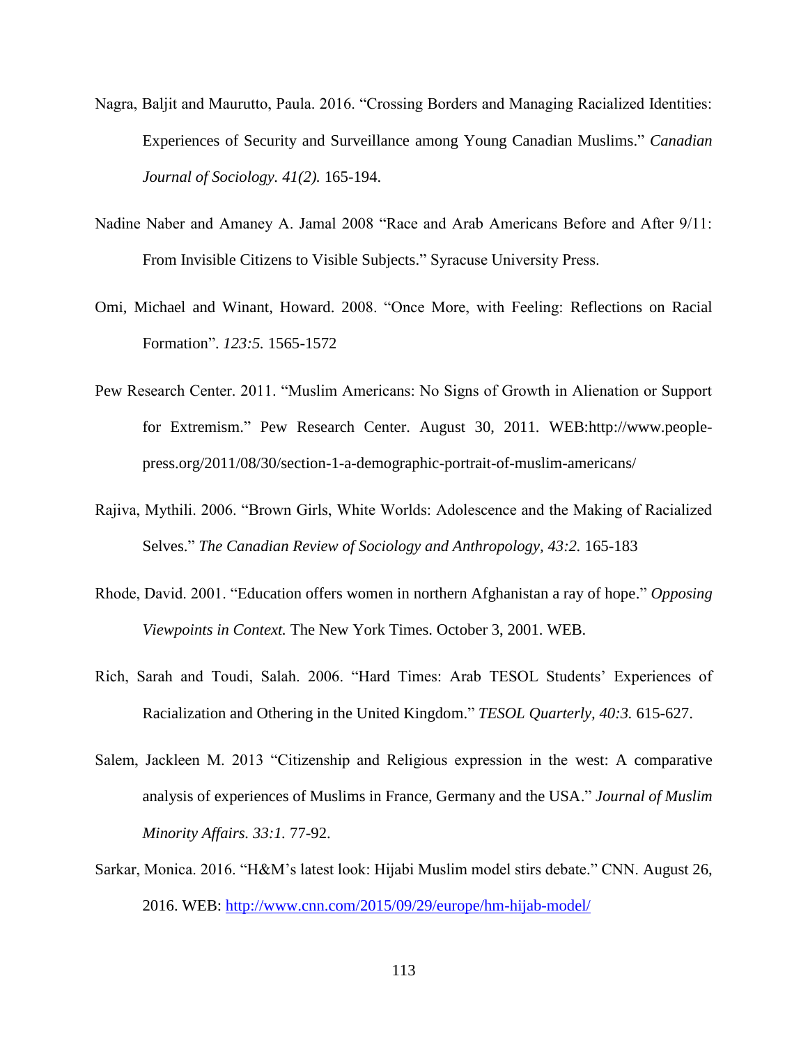Nagra, Baljit and Maurutto, Paula. 2016. "Crossing Borders and Managing Racialized Identities: Experiences of Security and Surveillance among Young Canadian Muslims." *Canadian Journal of Sociology. 41(2).* 165-194.

Nadine Naber and Amaney A. Jamal 2008 "Race and Arab Americans Before and After 9/11: From Invisible Citizens to Visible Subjects." Syracuse University Press.

Omi, Michael and Winant, Howard. 2008. "Once More, with Feeling: Reflections on Racial Formation". *123:5.* 1565-1572

Pew Research Center. 2011. "Muslim Americans: No Signs of Growth in Alienation or Support for Extremism." Pew Research Center. August 30, 2011. WEB:http://www.people-press.org/2011/08/30/section-1-a-demographic-portrait-of-muslim-americans/

Rajiva, Mythili. 2006. "Brown Girls, White Worlds: Adolescence and the Making of Racialized Selves." *The Canadian Review of Sociology and Anthropology, 43:2.* 165-183

Rhode, David. 2001. "Education offers women in northern Afghanistan a ray of hope." *Opposing Viewpoints in Context.* The New York Times. October 3, 2001. WEB.

Rich, Sarah and Toudi, Salah. 2006. "Hard Times: Arab TESOL Students' Experiences of Racialization and Othering in the United Kingdom." *TESOL Quarterly, 40:3.* 615-627.

Salem, Jackleen M. 2013 "Citizenship and Religious expression in the west: A comparative analysis of experiences of Muslims in France, Germany and the USA." *Journal of Muslim Minority Affairs. 33:1.* 77-92.

Sarkar, Monica. 2016. "H&M's latest look: Hijabi Muslim model stirs debate." CNN. August 26, 2016. WEB: http://www.cnn.com/2015/09/29/europe/hm-hijab-model/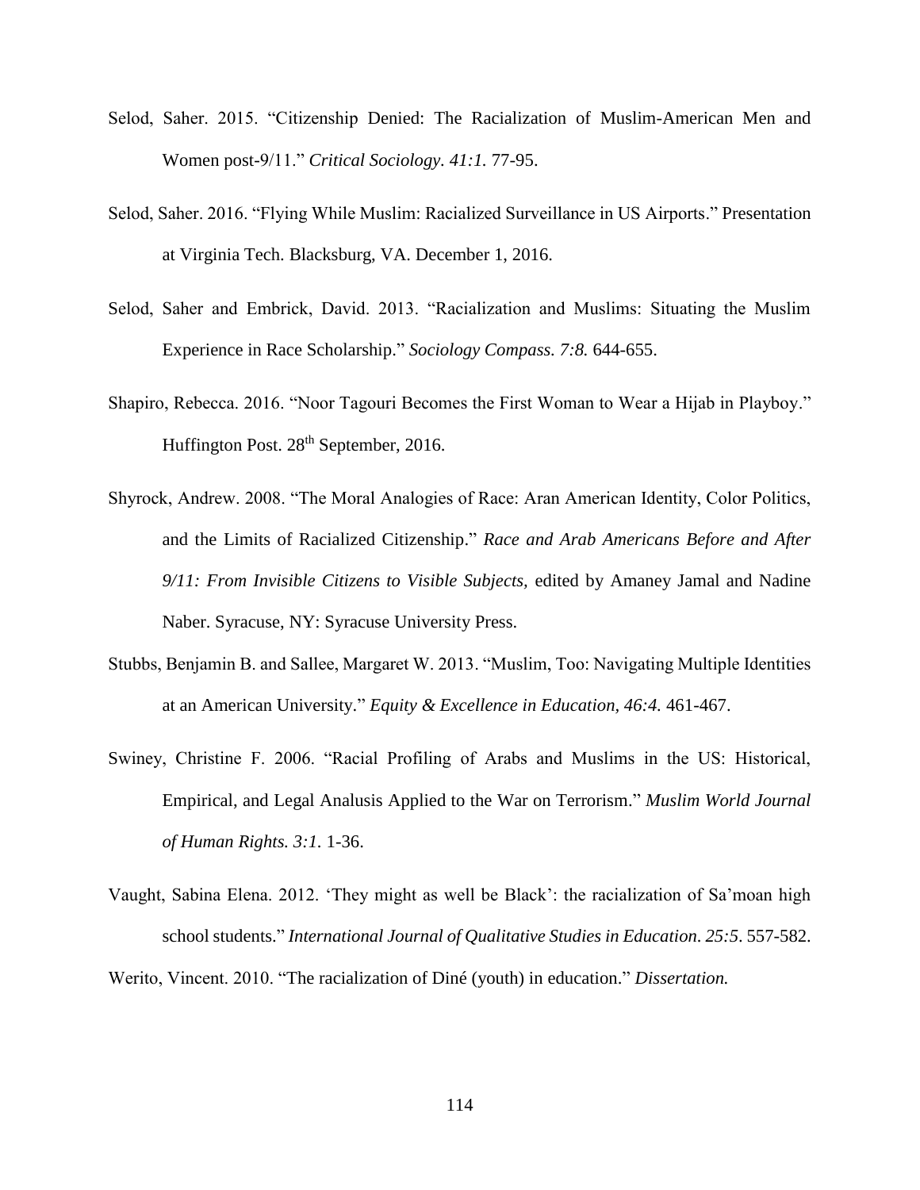Selod, Saher. 2015. "Citizenship Denied: The Racialization of Muslim-American Men and Women post-9/11." *Critical Sociology. 41:1.* 77-95.

Selod, Saher. 2016. "Flying While Muslim: Racialized Surveillance in US Airports." Presentation at Virginia Tech. Blacksburg, VA. December 1, 2016.

Selod, Saher and Embrick, David. 2013. "Racialization and Muslims: Situating the Muslim Experience in Race Scholarship." *Sociology Compass. 7:8.* 644-655.

Shapiro, Rebecca. 2016. "Noor Tagouri Becomes the First Woman to Wear a Hijab in Playboy." Huffington Post. 28th September, 2016.

Shyrock, Andrew. 2008. "The Moral Analogies of Race: Aran American Identity, Color Politics, and the Limits of Racialized Citizenship." *Race and Arab Americans Before and After 9/11: From Invisible Citizens to Visible Subjects,* edited by Amaney Jamal and Nadine Naber. Syracuse, NY: Syracuse University Press.

Stubbs, Benjamin B. and Sallee, Margaret W. 2013. "Muslim, Too: Navigating Multiple Identities at an American University." *Equity & Excellence in Education, 46:4.* 461-467.

Swiney, Christine F. 2006. "Racial Profiling of Arabs and Muslims in the US: Historical, Empirical, and Legal Analusis Applied to the War on Terrorism." *Muslim World Journal of Human Rights. 3:1.* 1-36.

Vaught, Sabina Elena. 2012. 'They might as well be Black': the racialization of Sa'moan high school students." *International Journal of Qualitative Studies in Education. 25:5*. 557-582.

Werito, Vincent. 2010. "The racialization of Diné (youth) in education." *Dissertation.*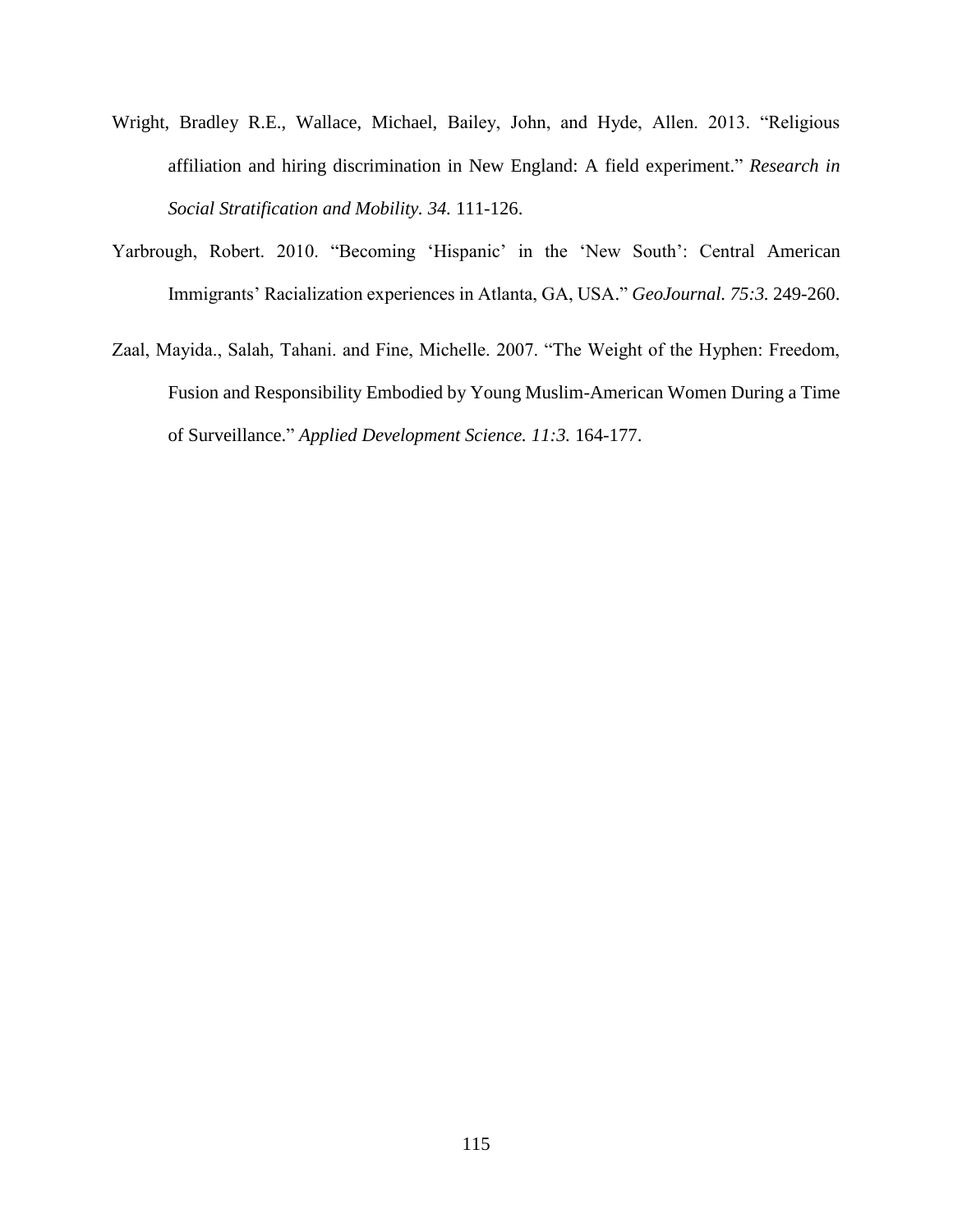Wright, Bradley R.E., Wallace, Michael, Bailey, John, and Hyde, Allen. 2013. "Religious affiliation and hiring discrimination in New England: A field experiment." *Research in Social Stratification and Mobility. 34.* 111-126.

Yarbrough, Robert. 2010. "Becoming 'Hispanic' in the 'New South': Central American Immigrants' Racialization experiences in Atlanta, GA, USA." *GeoJournal. 75:3.* 249-260.

Zaal, Mayida., Salah, Tahani. and Fine, Michelle. 2007. "The Weight of the Hyphen: Freedom, Fusion and Responsibility Embodied by Young Muslim-American Women During a Time of Surveillance." *Applied Development Science. 11:3.* 164-177.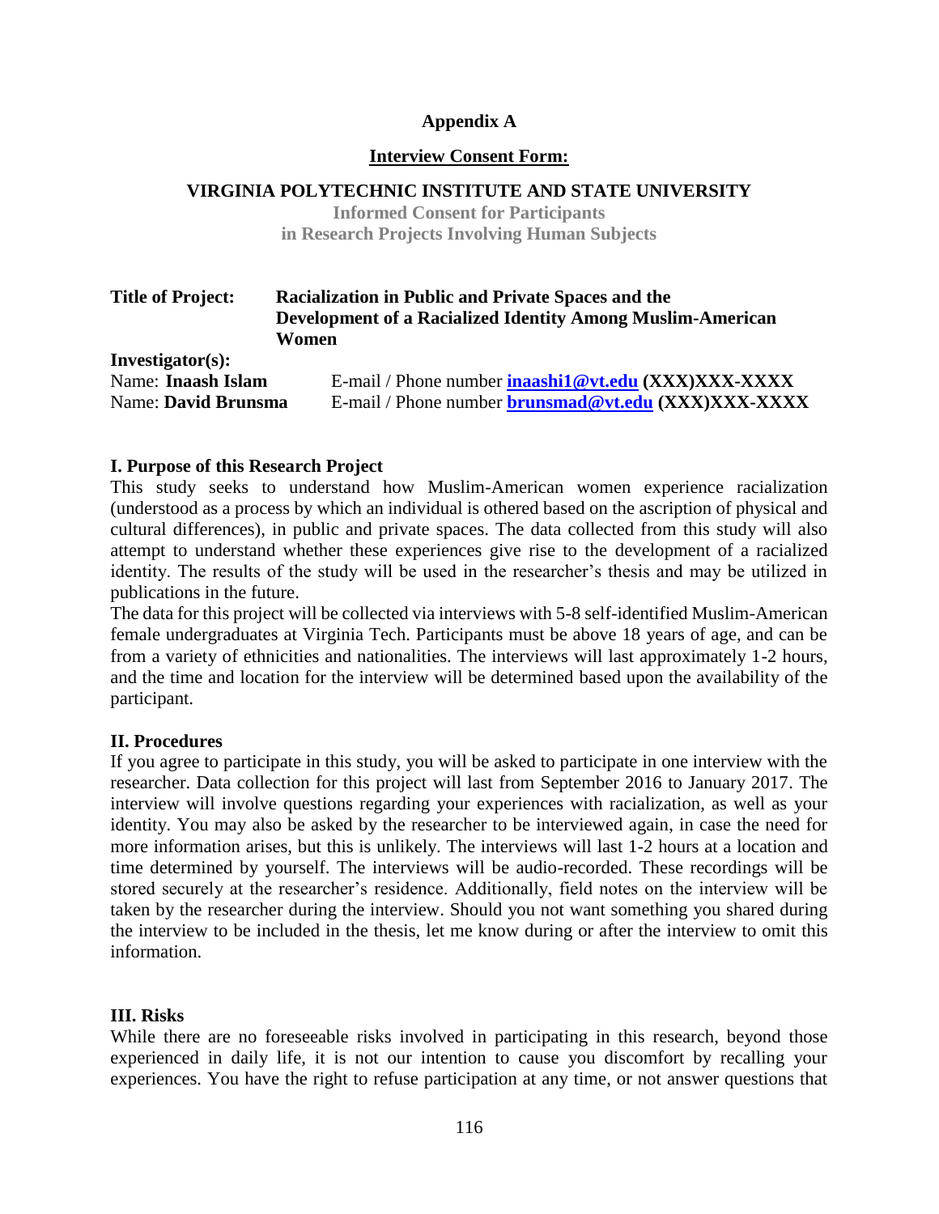**Appendix A**

**Interview Consent Form:**

**VIRGINIA POLYTECHNIC INSTITUTE AND STATE UNIVERSITY**

**Informed Consent for Participants**
**in Research Projects Involving Human Subjects**

**Title of Project:** **Racialization in Public and Private Spaces and the Development of a Racialized Identity Among Muslim-American Women**

**Investigator(s):**

Name: **Inaash Islam** E-mail / Phone number **inaashi1@vt.edu (XXX)XXX-XXXX**
Name: **David Brunsma** E-mail / Phone number **brunsmad@vt.edu (XXX)XXX-XXXX**

**I. Purpose of this Research Project**

This study seeks to understand how Muslim-American women experience racialization (understood as a process by which an individual is othered based on the ascription of physical and cultural differences), in public and private spaces. The data collected from this study will also attempt to understand whether these experiences give rise to the development of a racialized identity. The results of the study will be used in the researcher's thesis and may be utilized in publications in the future.

The data for this project will be collected via interviews with 5-8 self-identified Muslim-American female undergraduates at Virginia Tech. Participants must be above 18 years of age, and can be from a variety of ethnicities and nationalities. The interviews will last approximately 1-2 hours, and the time and location for the interview will be determined based upon the availability of the participant.

**II. Procedures**

If you agree to participate in this study, you will be asked to participate in one interview with the researcher. Data collection for this project will last from September 2016 to January 2017. The interview will involve questions regarding your experiences with racialization, as well as your identity. You may also be asked by the researcher to be interviewed again, in case the need for more information arises, but this is unlikely. The interviews will last 1-2 hours at a location and time determined by yourself. The interviews will be audio-recorded. These recordings will be stored securely at the researcher's residence. Additionally, field notes on the interview will be taken by the researcher during the interview. Should you not want something you shared during the interview to be included in the thesis, let me know during or after the interview to omit this information.

**III. Risks**

While there are no foreseeable risks involved in participating in this research, beyond those experienced in daily life, it is not our intention to cause you discomfort by recalling your experiences. You have the right to refuse participation at any time, or not answer questions that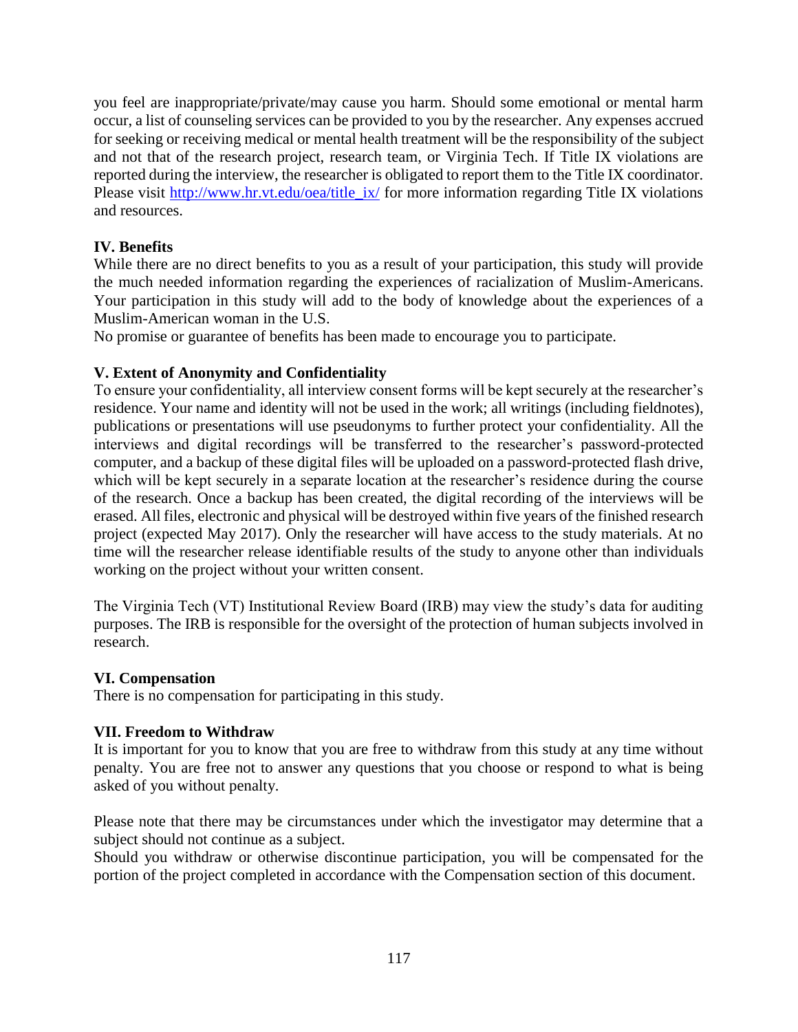you feel are inappropriate/private/may cause you harm. Should some emotional or mental harm occur, a list of counseling services can be provided to you by the researcher. Any expenses accrued for seeking or receiving medical or mental health treatment will be the responsibility of the subject and not that of the research project, research team, or Virginia Tech. If Title IX violations are reported during the interview, the researcher is obligated to report them to the Title IX coordinator. Please visit http://www.hr.vt.edu/oea/title_ix/ for more information regarding Title IX violations and resources.

**IV. Benefits**

While there are no direct benefits to you as a result of your participation, this study will provide the much needed information regarding the experiences of racialization of Muslim-Americans. Your participation in this study will add to the body of knowledge about the experiences of a Muslim-American woman in the U.S.

No promise or guarantee of benefits has been made to encourage you to participate.

**V. Extent of Anonymity and Confidentiality**

To ensure your confidentiality, all interview consent forms will be kept securely at the researcher's residence. Your name and identity will not be used in the work; all writings (including fieldnotes), publications or presentations will use pseudonyms to further protect your confidentiality. All the interviews and digital recordings will be transferred to the researcher's password-protected computer, and a backup of these digital files will be uploaded on a password-protected flash drive, which will be kept securely in a separate location at the researcher's residence during the course of the research. Once a backup has been created, the digital recording of the interviews will be erased. All files, electronic and physical will be destroyed within five years of the finished research project (expected May 2017). Only the researcher will have access to the study materials. At no time will the researcher release identifiable results of the study to anyone other than individuals working on the project without your written consent.

The Virginia Tech (VT) Institutional Review Board (IRB) may view the study's data for auditing purposes. The IRB is responsible for the oversight of the protection of human subjects involved in research.

**VI. Compensation**

There is no compensation for participating in this study.

**VII. Freedom to Withdraw**

It is important for you to know that you are free to withdraw from this study at any time without penalty. You are free not to answer any questions that you choose or respond to what is being asked of you without penalty.

Please note that there may be circumstances under which the investigator may determine that a subject should not continue as a subject.

Should you withdraw or otherwise discontinue participation, you will be compensated for the portion of the project completed in accordance with the Compensation section of this document.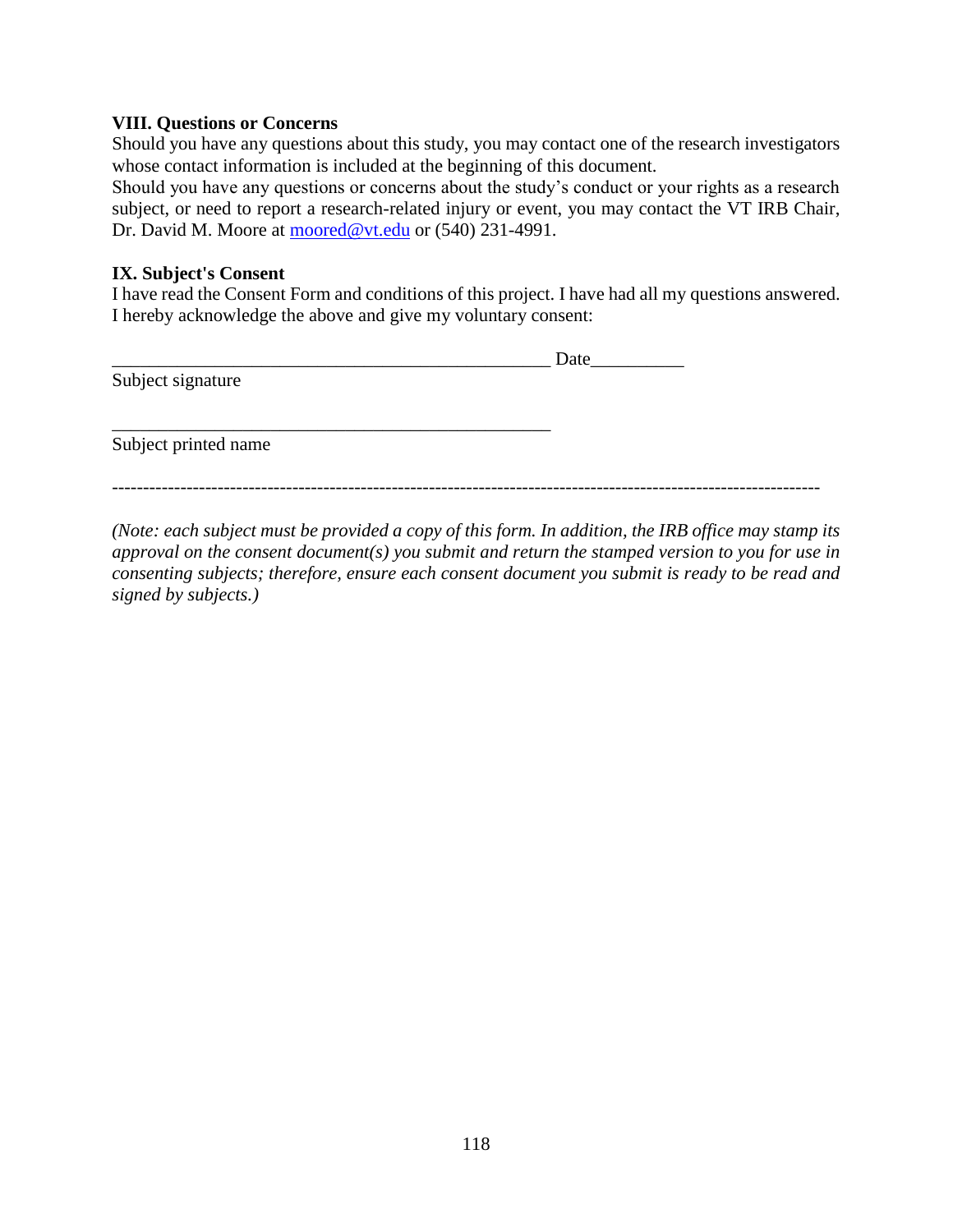**VIII. Questions or Concerns**

Should you have any questions about this study, you may contact one of the research investigators whose contact information is included at the beginning of this document.

Should you have any questions or concerns about the study's conduct or your rights as a research subject, or need to report a research-related injury or event, you may contact the VT IRB Chair, Dr. David M. Moore at moored@vt.edu or (540) 231-4991.

**IX. Subject's Consent**

I have read the Consent Form and conditions of this project. I have had all my questions answered. I hereby acknowledge the above and give my voluntary consent:

_________________________________________________ Date__________

Subject signature

_________________________________________________

Subject printed name

---------------------------------------------------------------------------------------------------------------

*(Note: each subject must be provided a copy of this form. In addition, the IRB office may stamp its approval on the consent document(s) you submit and return the stamped version to you for use in consenting subjects; therefore, ensure each consent document you submit is ready to be read and signed by subjects.)*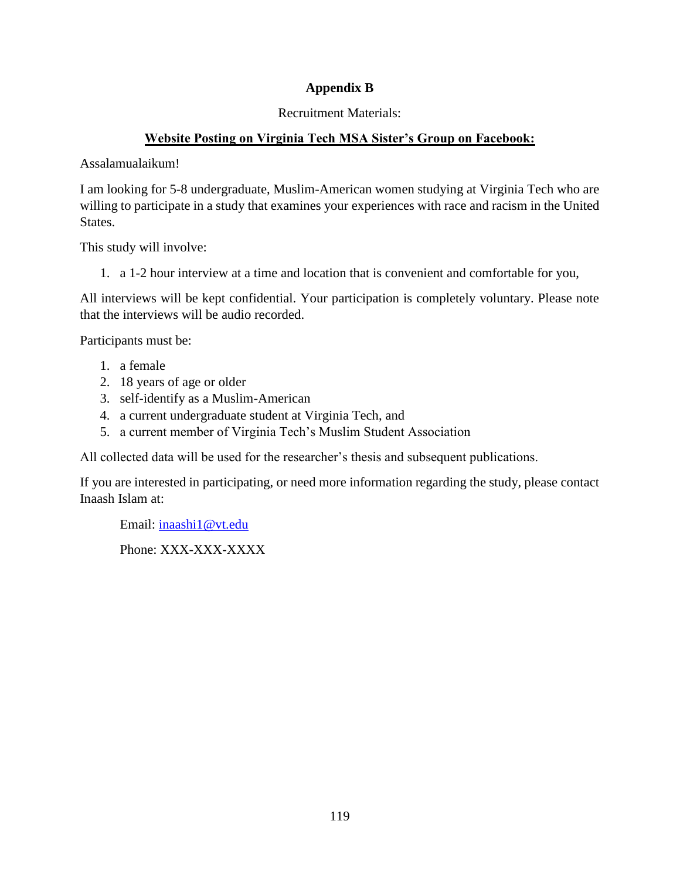# Appendix B

Recruitment Materials:

**Website Posting on Virginia Tech MSA Sister's Group on Facebook:**

Assalamualaikum!

I am looking for 5-8 undergraduate, Muslim-American women studying at Virginia Tech who are willing to participate in a study that examines your experiences with race and racism in the United States.

This study will involve:

1. a 1-2 hour interview at a time and location that is convenient and comfortable for you,

All interviews will be kept confidential. Your participation is completely voluntary. Please note that the interviews will be audio recorded.

Participants must be:

1. a female
2. 18 years of age or older
3. self-identify as a Muslim-American
4. a current undergraduate student at Virginia Tech, and
5. a current member of Virginia Tech's Muslim Student Association

All collected data will be used for the researcher's thesis and subsequent publications.

If you are interested in participating, or need more information regarding the study, please contact Inaash Islam at:

Email: inaashi1@vt.edu

Phone: XXX-XXX-XXXX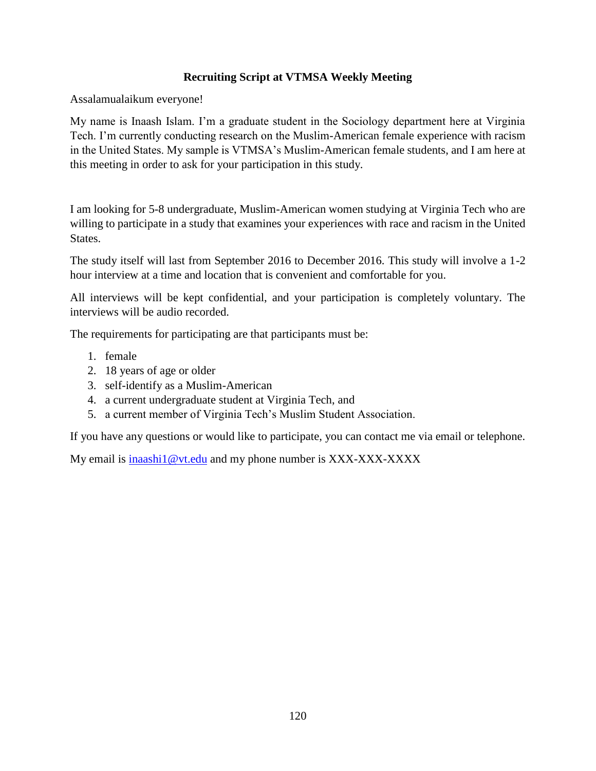**Recruiting Script at VTMSA Weekly Meeting**

Assalamualaikum everyone!

My name is Inaash Islam. I'm a graduate student in the Sociology department here at Virginia Tech. I'm currently conducting research on the Muslim-American female experience with racism in the United States. My sample is VTMSA's Muslim-American female students, and I am here at this meeting in order to ask for your participation in this study.

I am looking for 5-8 undergraduate, Muslim-American women studying at Virginia Tech who are willing to participate in a study that examines your experiences with race and racism in the United States.

The study itself will last from September 2016 to December 2016. This study will involve a 1-2 hour interview at a time and location that is convenient and comfortable for you.

All interviews will be kept confidential, and your participation is completely voluntary. The interviews will be audio recorded.

The requirements for participating are that participants must be:

1. female
2. 18 years of age or older
3. self-identify as a Muslim-American
4. a current undergraduate student at Virginia Tech, and
5. a current member of Virginia Tech's Muslim Student Association.

If you have any questions or would like to participate, you can contact me via email or telephone.

My email is inaashi1@vt.edu and my phone number is XXX-XXX-XXXX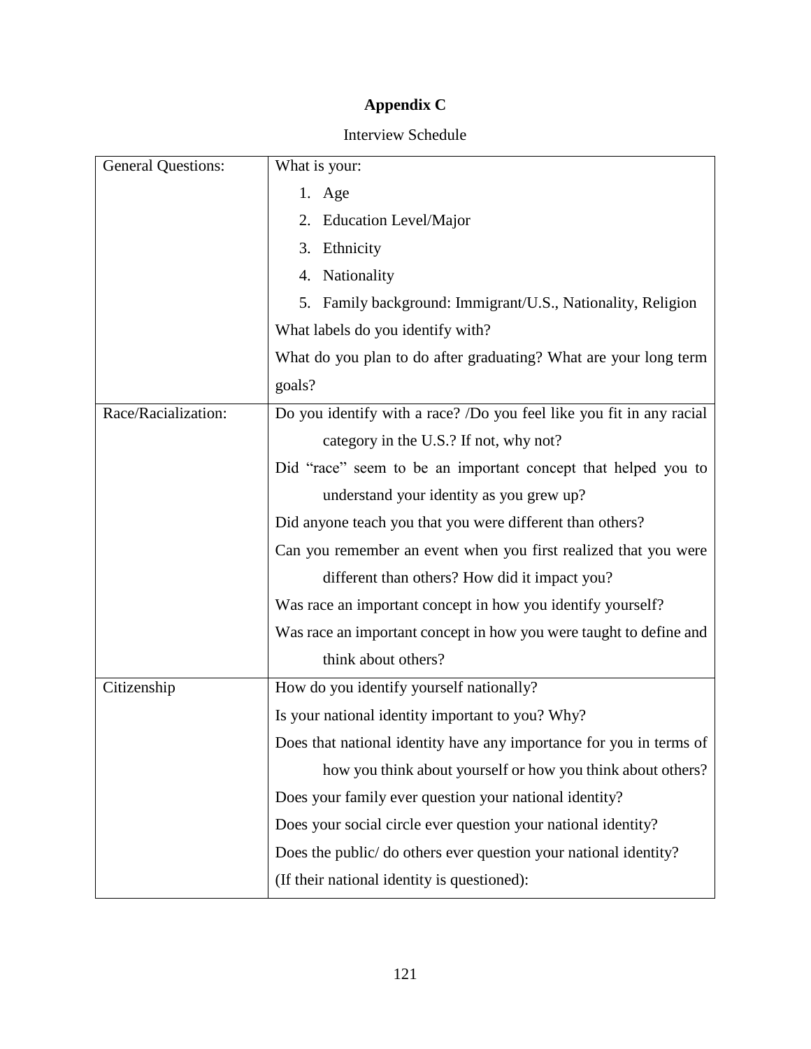# Appendix C

Interview Schedule

| | |
|---|---|
| General Questions: | What is your:<br>1. Age<br>2. Education Level/Major<br>3. Ethnicity<br>4. Nationality<br>5. Family background: Immigrant/U.S., Nationality, Religion<br>What labels do you identify with?<br>What do you plan to do after graduating? What are your long term goals? |
| Race/Racialization: | Do you identify with a race? /Do you feel like you fit in any racial category in the U.S.? If not, why not?<br>Did "race" seem to be an important concept that helped you to understand your identity as you grew up?<br>Did anyone teach you that you were different than others?<br>Can you remember an event when you first realized that you were different than others? How did it impact you?<br>Was race an important concept in how you identify yourself?<br>Was race an important concept in how you were taught to define and think about others? |
| Citizenship | How do you identify yourself nationally?<br>Is your national identity important to you? Why?<br>Does that national identity have any importance for you in terms of how you think about yourself or how you think about others?<br>Does your family ever question your national identity?<br>Does your social circle ever question your national identity?<br>Does the public/ do others ever question your national identity?<br>(If their national identity is questioned): |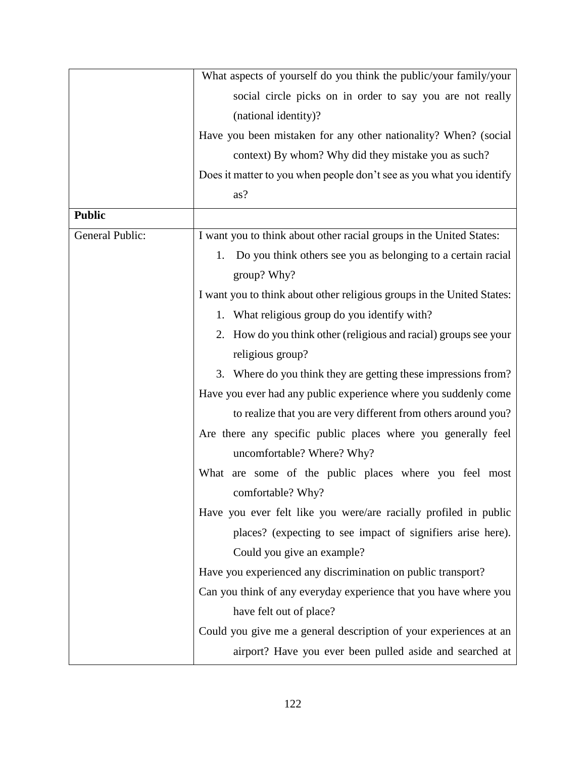| | |
|---|---|
| | What aspects of yourself do you think the public/your family/your social circle picks on in order to say you are not really (national identity)?<br>Have you been mistaken for any other nationality? When? (social context) By whom? Why did they mistake you as such?<br>Does it matter to you when people don't see as you what you identify as? |
| **Public** | |
| General Public: | I want you to think about other racial groups in the United States:<br>1. Do you think others see you as belonging to a certain racial group? Why?<br>I want you to think about other religious groups in the United States:<br>1. What religious group do you identify with?<br>2. How do you think other (religious and racial) groups see your religious group?<br>3. Where do you think they are getting these impressions from?<br>Have you ever had any public experience where you suddenly come to realize that you are very different from others around you?<br>Are there any specific public places where you generally feel uncomfortable? Where? Why?<br>What are some of the public places where you feel most comfortable? Why?<br>Have you ever felt like you were/are racially profiled in public places? (expecting to see impact of signifiers arise here). Could you give an example?<br>Have you experienced any discrimination on public transport?<br>Can you think of any everyday experience that you have where you have felt out of place?<br>Could you give me a general description of your experiences at an airport? Have you ever been pulled aside and searched at |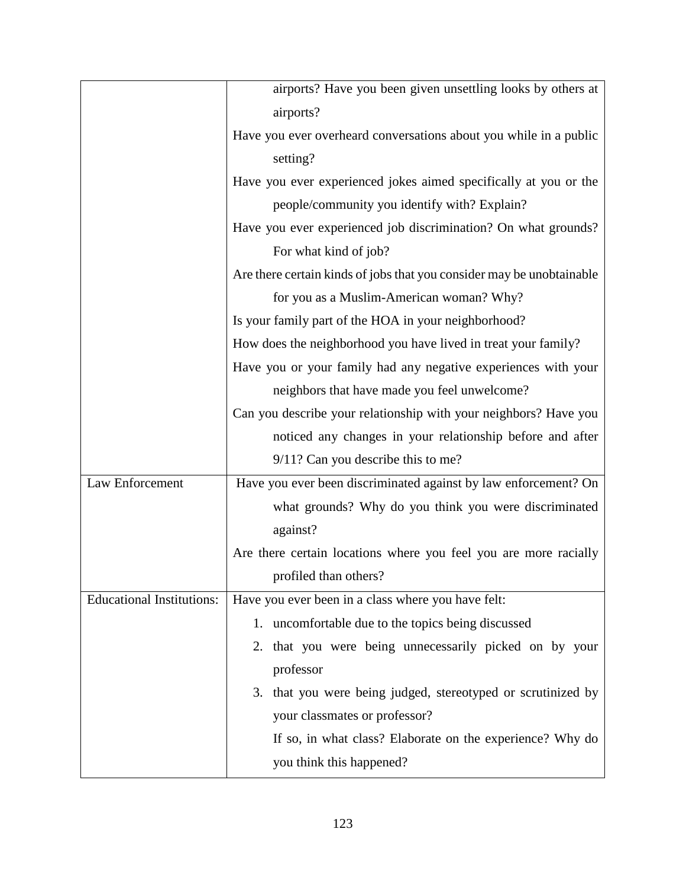| | |
|---|---|
| | airports? Have you been given unsettling looks by others at airports?<br>Have you ever overheard conversations about you while in a public setting?<br>Have you ever experienced jokes aimed specifically at you or the people/community you identify with? Explain?<br>Have you ever experienced job discrimination? On what grounds? For what kind of job?<br>Are there certain kinds of jobs that you consider may be unobtainable for you as a Muslim-American woman? Why?<br>Is your family part of the HOA in your neighborhood?<br>How does the neighborhood you have lived in treat your family?<br>Have you or your family had any negative experiences with your neighbors that have made you feel unwelcome?<br>Can you describe your relationship with your neighbors? Have you noticed any changes in your relationship before and after 9/11? Can you describe this to me? |
| Law Enforcement | Have you ever been discriminated against by law enforcement? On what grounds? Why do you think you were discriminated against?<br>Are there certain locations where you feel you are more racially profiled than others? |
| Educational Institutions: | Have you ever been in a class where you have felt:<br>1. uncomfortable due to the topics being discussed<br>2. that you were being unnecessarily picked on by your professor<br>3. that you were being judged, stereotyped or scrutinized by your classmates or professor?<br>If so, in what class? Elaborate on the experience? Why do you think this happened? |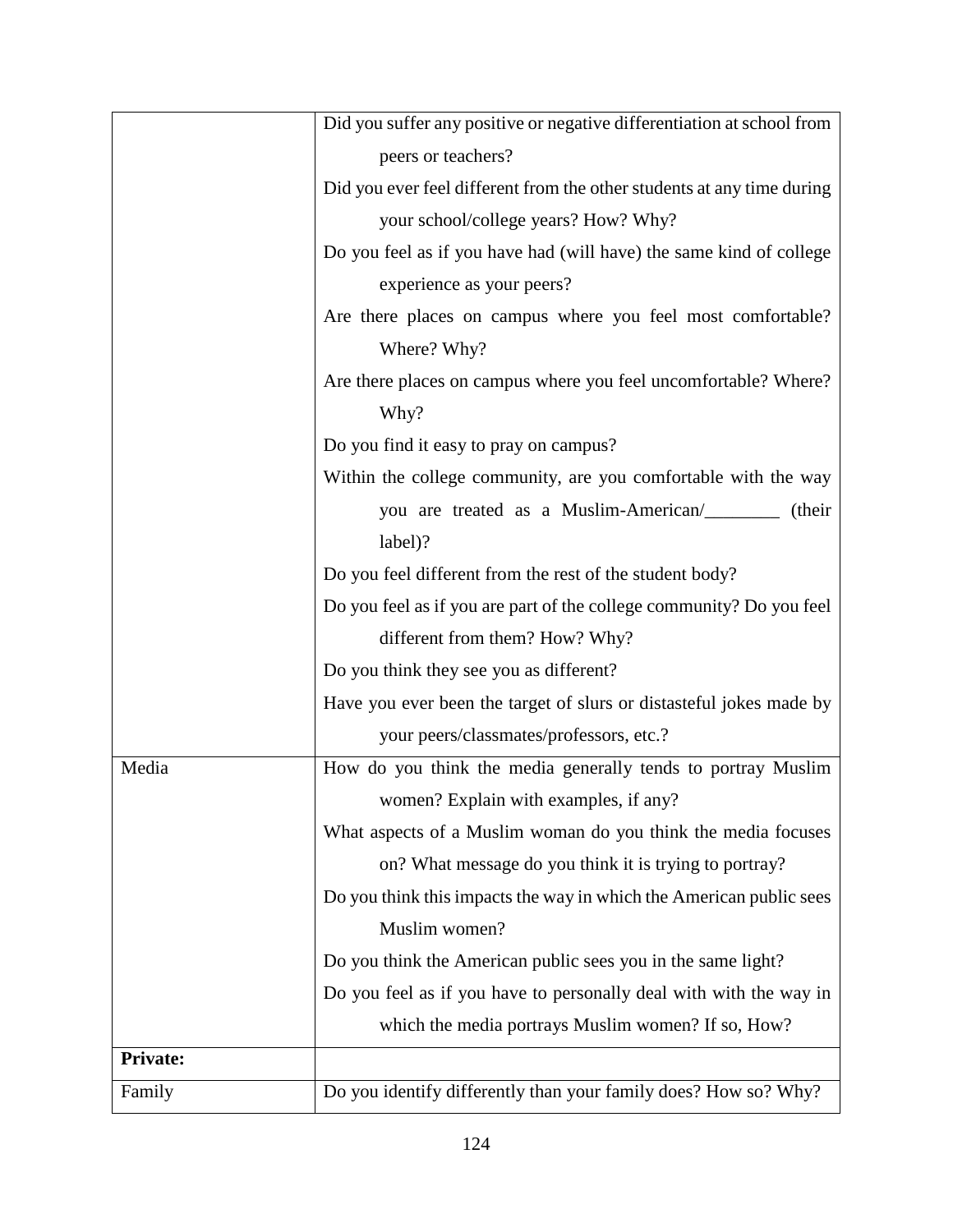| | |
|---|---|
| | Did you suffer any positive or negative differentiation at school from peers or teachers?<br>Did you ever feel different from the other students at any time during your school/college years? How? Why?<br>Do you feel as if you have had (will have) the same kind of college experience as your peers?<br>Are there places on campus where you feel most comfortable? Where? Why?<br>Are there places on campus where you feel uncomfortable? Where? Why?<br>Do you find it easy to pray on campus?<br>Within the college community, are you comfortable with the way you are treated as a Muslim-American/________ (their label)?<br>Do you feel different from the rest of the student body?<br>Do you feel as if you are part of the college community? Do you feel different from them? How? Why?<br>Do you think they see you as different?<br>Have you ever been the target of slurs or distasteful jokes made by your peers/classmates/professors, etc.? |
| Media | How do you think the media generally tends to portray Muslim women? Explain with examples, if any?<br>What aspects of a Muslim woman do you think the media focuses on? What message do you think it is trying to portray?<br>Do you think this impacts the way in which the American public sees Muslim women?<br>Do you think the American public sees you in the same light?<br>Do you feel as if you have to personally deal with with the way in which the media portrays Muslim women? If so, How? |
| **Private:** | |
| Family | Do you identify differently than your family does? How so? Why? |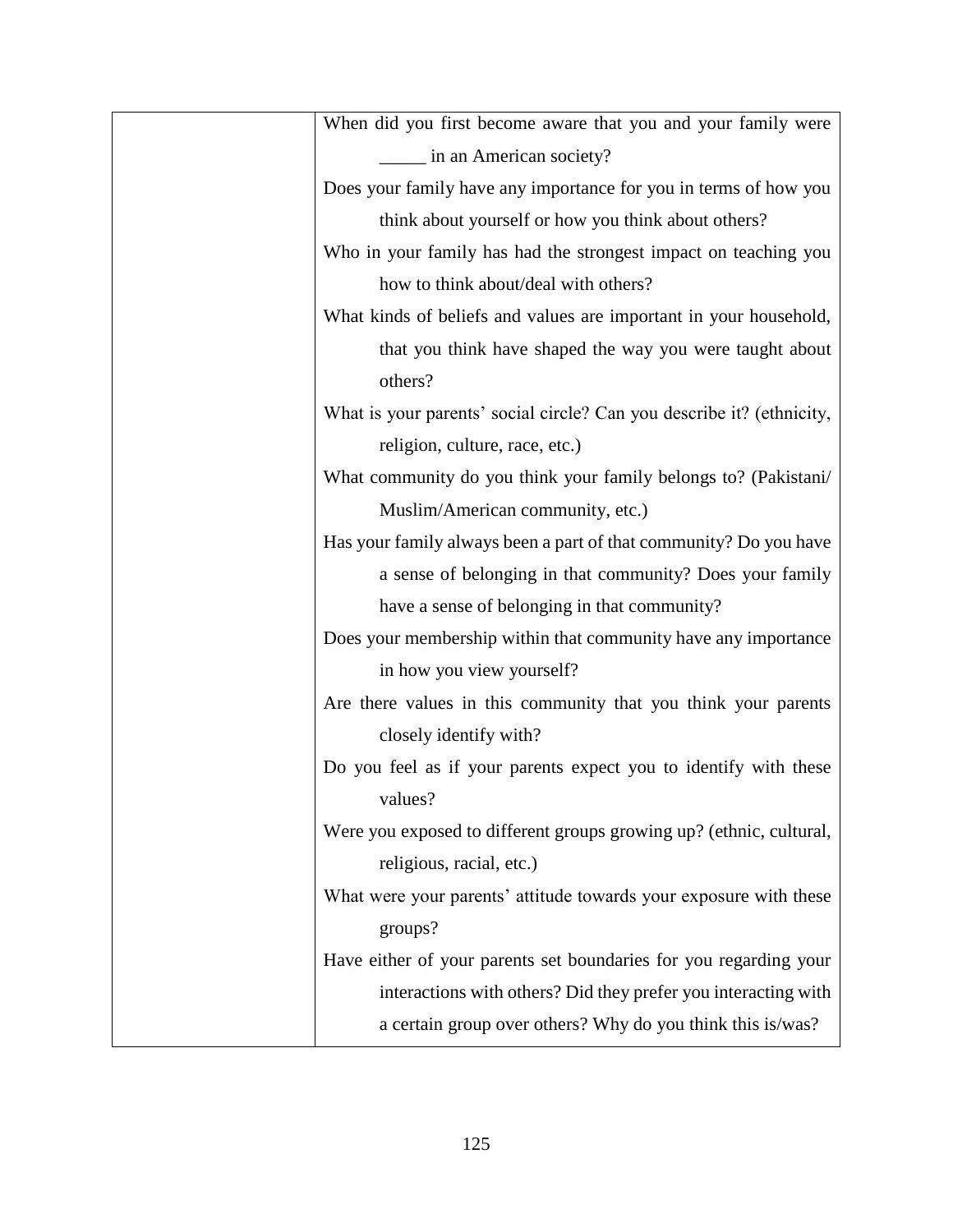| | |
|---|---|
| | When did you first become aware that you and your family were _____ in an American society?<br>Does your family have any importance for you in terms of how you think about yourself or how you think about others?<br>Who in your family has had the strongest impact on teaching you how to think about/deal with others?<br>What kinds of beliefs and values are important in your household, that you think have shaped the way you were taught about others?<br>What is your parents' social circle? Can you describe it? (ethnicity, religion, culture, race, etc.)<br>What community do you think your family belongs to? (Pakistani/ Muslim/American community, etc.)<br>Has your family always been a part of that community? Do you have a sense of belonging in that community? Does your family have a sense of belonging in that community?<br>Does your membership within that community have any importance in how you view yourself?<br>Are there values in this community that you think your parents closely identify with?<br>Do you feel as if your parents expect you to identify with these values?<br>Were you exposed to different groups growing up? (ethnic, cultural, religious, racial, etc.)<br>What were your parents' attitude towards your exposure with these groups?<br>Have either of your parents set boundaries for you regarding your interactions with others? Did they prefer you interacting with a certain group over others? Why do you think this is/was? |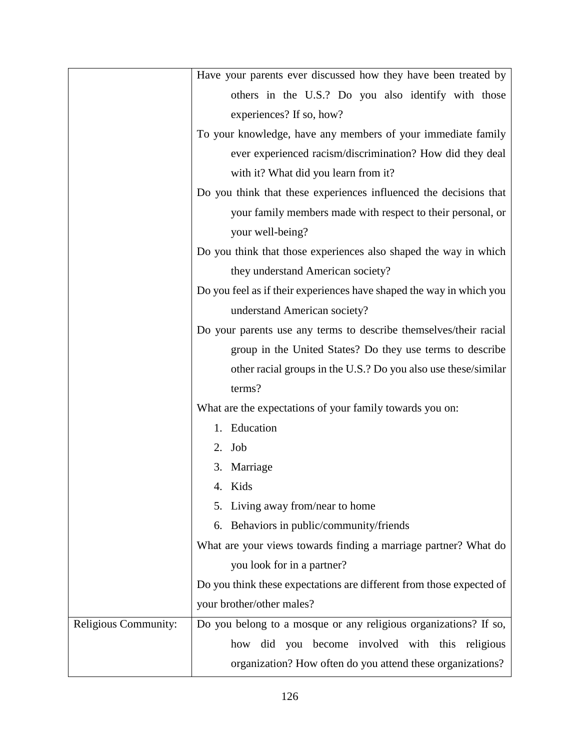| | |
|---|---|
| | Have your parents ever discussed how they have been treated by others in the U.S.? Do you also identify with those experiences? If so, how?<br>To your knowledge, have any members of your immediate family ever experienced racism/discrimination? How did they deal with it? What did you learn from it?<br>Do you think that these experiences influenced the decisions that your family members made with respect to their personal, or your well-being?<br>Do you think that those experiences also shaped the way in which they understand American society?<br>Do you feel as if their experiences have shaped the way in which you understand American society?<br>Do your parents use any terms to describe themselves/their racial group in the United States? Do they use terms to describe other racial groups in the U.S.? Do you also use these/similar terms?<br>What are the expectations of your family towards you on:<br>1. Education<br>2. Job<br>3. Marriage<br>4. Kids<br>5. Living away from/near to home<br>6. Behaviors in public/community/friends<br>What are your views towards finding a marriage partner? What do you look for in a partner?<br>Do you think these expectations are different from those expected of your brother/other males? |
| Religious Community: | Do you belong to a mosque or any religious organizations? If so, how did you become involved with this religious organization? How often do you attend these organizations? |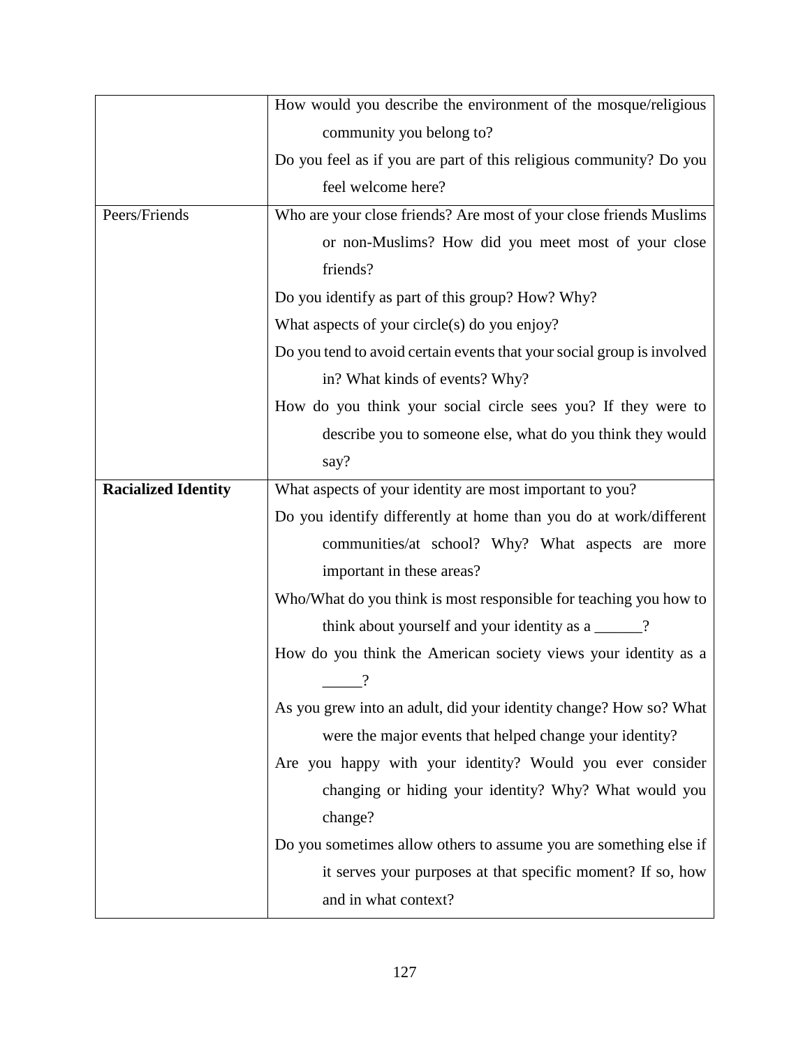| | |
|---|---|
| | How would you describe the environment of the mosque/religious community you belong to?<br>Do you feel as if you are part of this religious community? Do you feel welcome here? |
| Peers/Friends | Who are your close friends? Are most of your close friends Muslims or non-Muslims? How did you meet most of your close friends?<br>Do you identify as part of this group? How? Why?<br>What aspects of your circle(s) do you enjoy?<br>Do you tend to avoid certain events that your social group is involved in? What kinds of events? Why?<br>How do you think your social circle sees you? If they were to describe you to someone else, what do you think they would say? |
| **Racialized Identity** | What aspects of your identity are most important to you?<br>Do you identify differently at home than you do at work/different communities/at school? Why? What aspects are more important in these areas?<br>Who/What do you think is most responsible for teaching you how to think about yourself and your identity as a ______?<br>How do you think the American society views your identity as a _____?<br>As you grew into an adult, did your identity change? How so? What were the major events that helped change your identity?<br>Are you happy with your identity? Would you ever consider changing or hiding your identity? Why? What would you change?<br>Do you sometimes allow others to assume you are something else if it serves your purposes at that specific moment? If so, how and in what context? |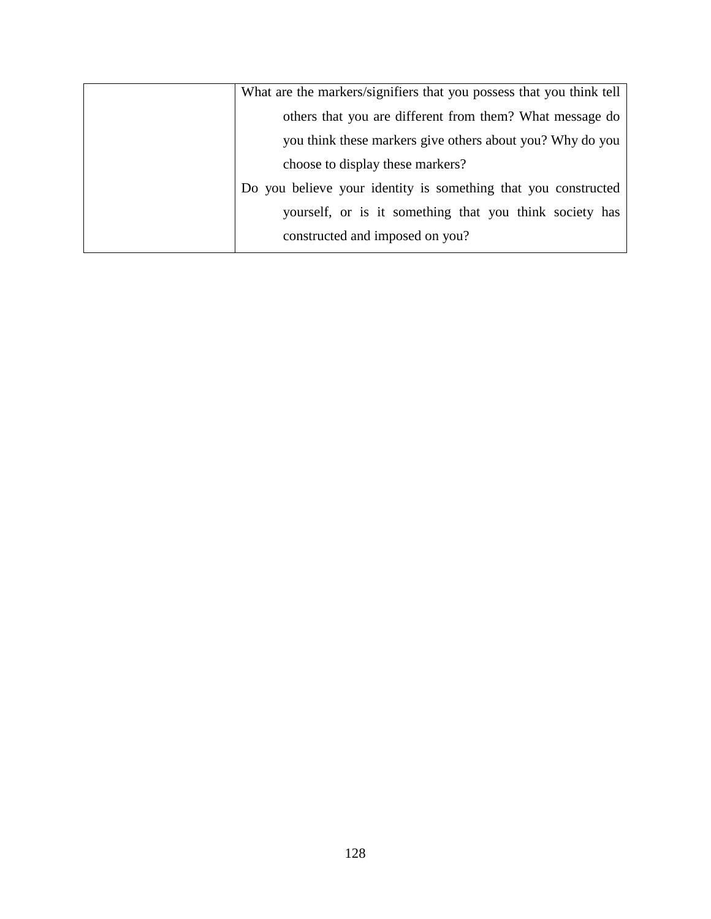| | |
|---|---|
| | What are the markers/signifiers that you possess that you think tell others that you are different from them? What message do you think these markers give others about you? Why do you choose to display these markers?<br>Do you believe your identity is something that you constructed yourself, or is it something that you think society has constructed and imposed on you? |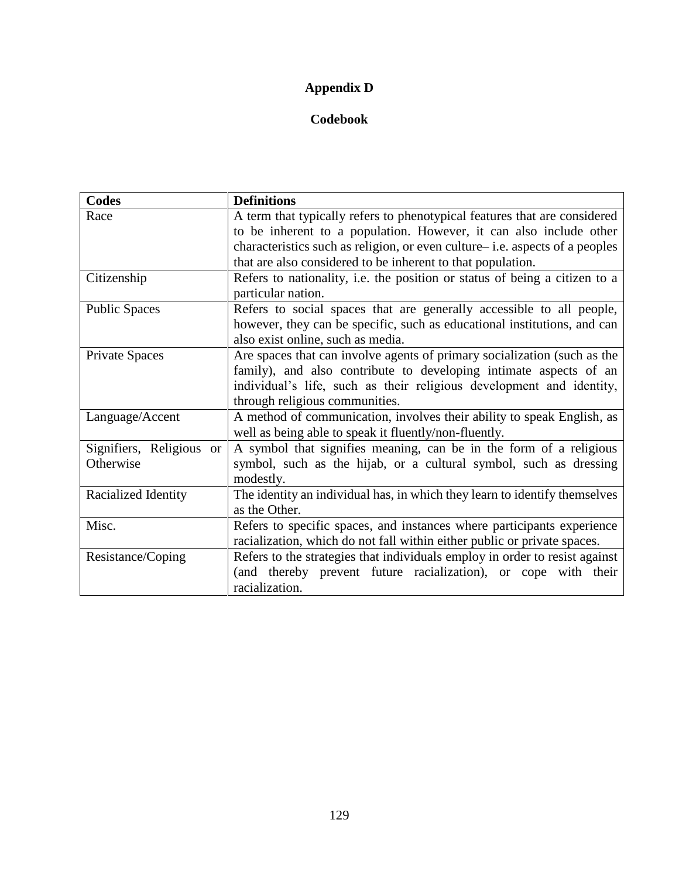# Appendix D

## Codebook

| Codes | Definitions |
|---|---|
| Race | A term that typically refers to phenotypical features that are considered to be inherent to a population. However, it can also include other characteristics such as religion, or even culture– i.e. aspects of a peoples that are also considered to be inherent to that population. |
| Citizenship | Refers to nationality, i.e. the position or status of being a citizen to a particular nation. |
| Public Spaces | Refers to social spaces that are generally accessible to all people, however, they can be specific, such as educational institutions, and can also exist online, such as media. |
| Private Spaces | Are spaces that can involve agents of primary socialization (such as the family), and also contribute to developing intimate aspects of an individual's life, such as their religious development and identity, through religious communities. |
| Language/Accent | A method of communication, involves their ability to speak English, as well as being able to speak it fluently/non-fluently. |
| Signifiers, Religious or Otherwise | A symbol that signifies meaning, can be in the form of a religious symbol, such as the hijab, or a cultural symbol, such as dressing modestly. |
| Racialized Identity | The identity an individual has, in which they learn to identify themselves as the Other. |
| Misc. | Refers to specific spaces, and instances where participants experience racialization, which do not fall within either public or private spaces. |
| Resistance/Coping | Refers to the strategies that individuals employ in order to resist against (and thereby prevent future racialization), or cope with their racialization. |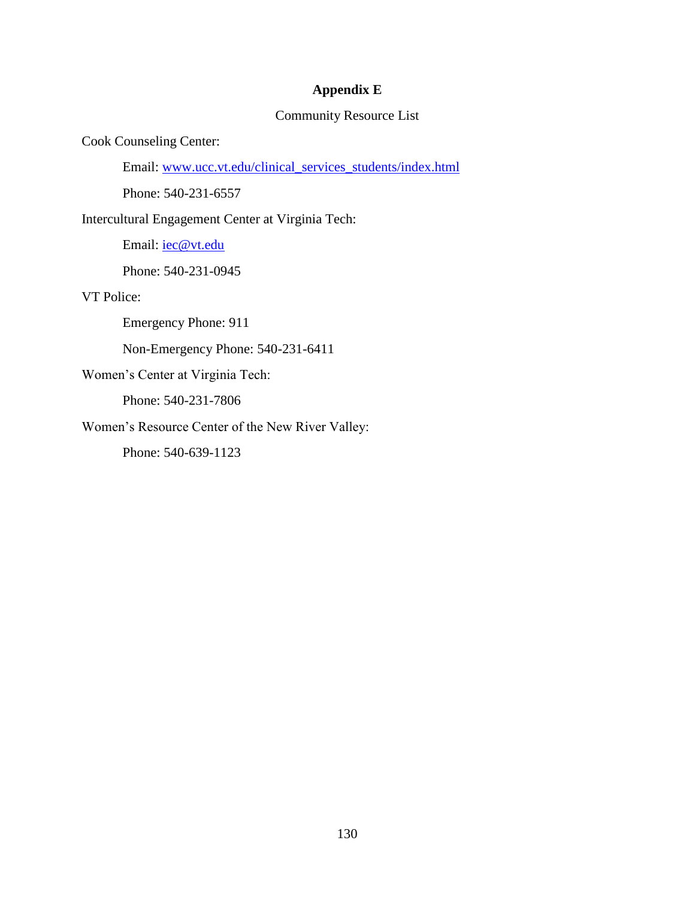# Appendix E

Community Resource List

Cook Counseling Center:

Email: www.ucc.vt.edu/clinical_services_students/index.html

Phone: 540-231-6557

Intercultural Engagement Center at Virginia Tech:

Email: iec@vt.edu

Phone: 540-231-0945

VT Police:

Emergency Phone: 911

Non-Emergency Phone: 540-231-6411

Women's Center at Virginia Tech:

Phone: 540-231-7806

Women's Resource Center of the New River Valley:

Phone: 540-639-1123